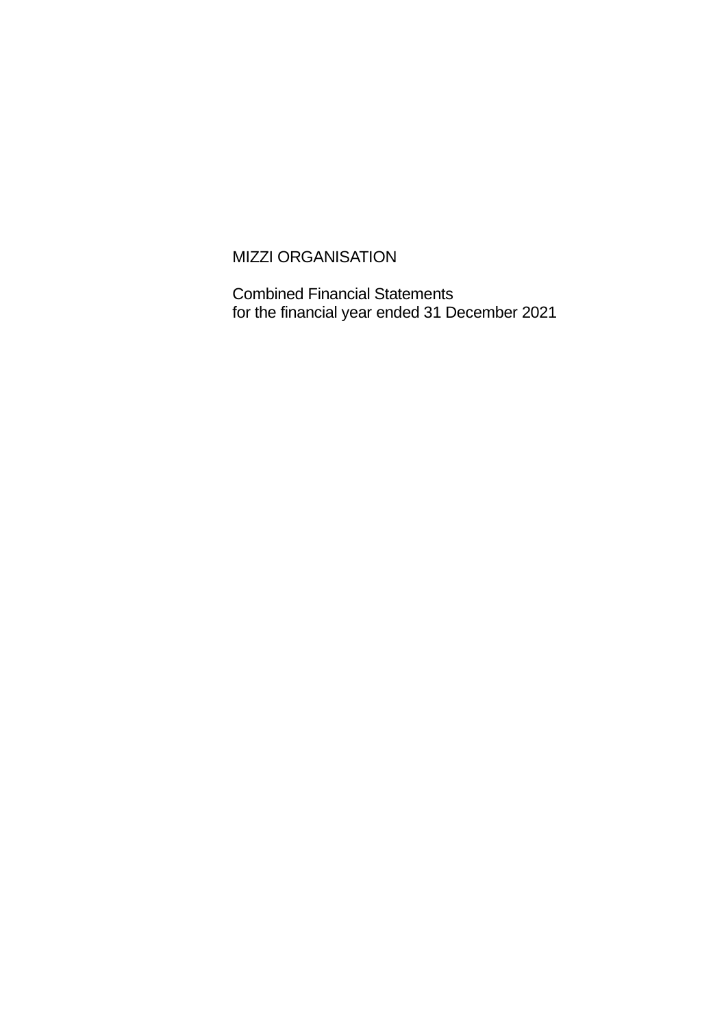# MIZZI ORGANISATION

Combined Financial Statements
for the financial year ended 31 December 2021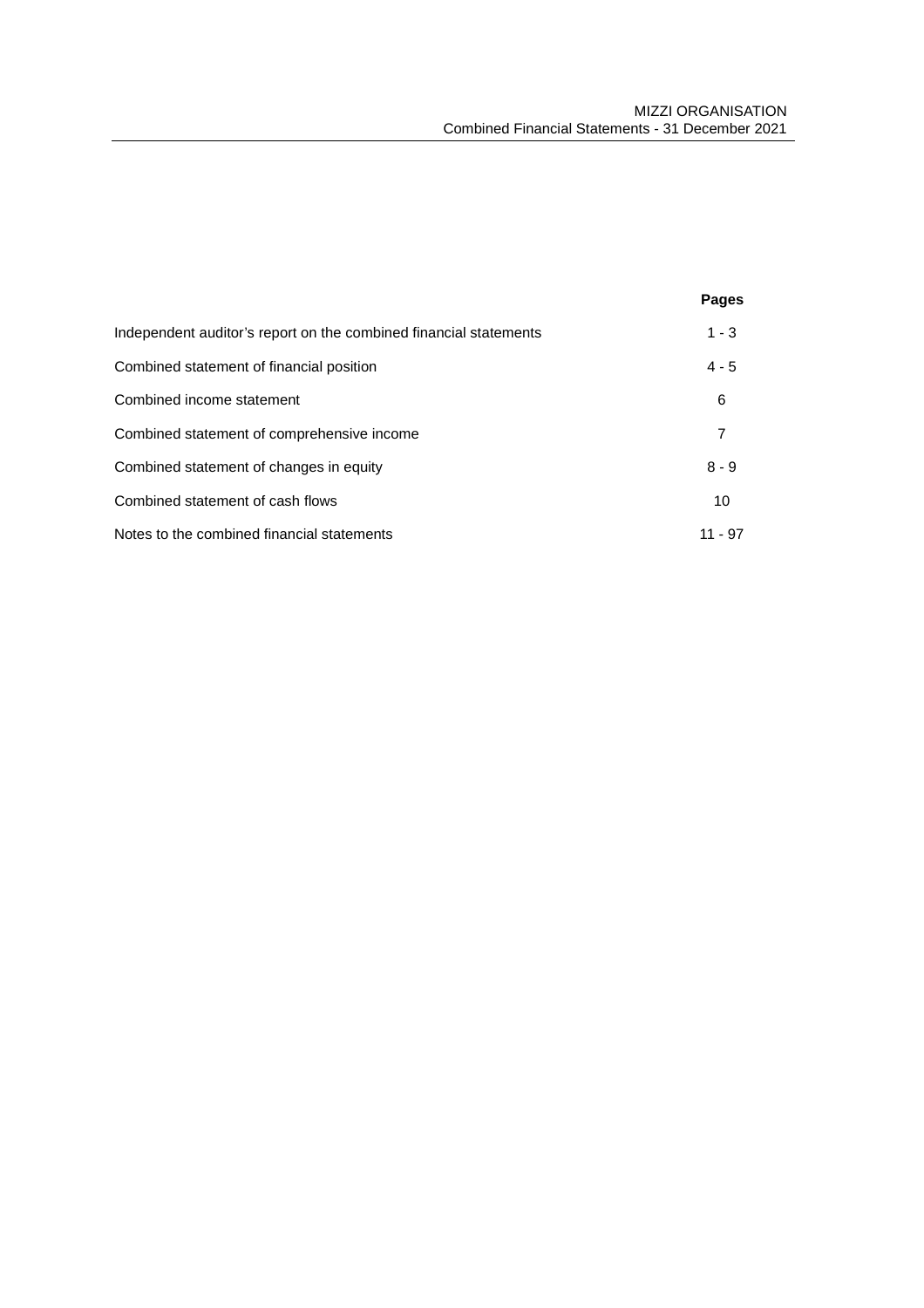| | Pages |
|---|---|
| Independent auditor's report on the combined financial statements | 1 - 3 |
| Combined statement of financial position | 4 - 5 |
| Combined income statement | 6 |
| Combined statement of comprehensive income | 7 |
| Combined statement of changes in equity | 8 - 9 |
| Combined statement of cash flows | 10 |
| Notes to the combined financial statements | 11 - 97 |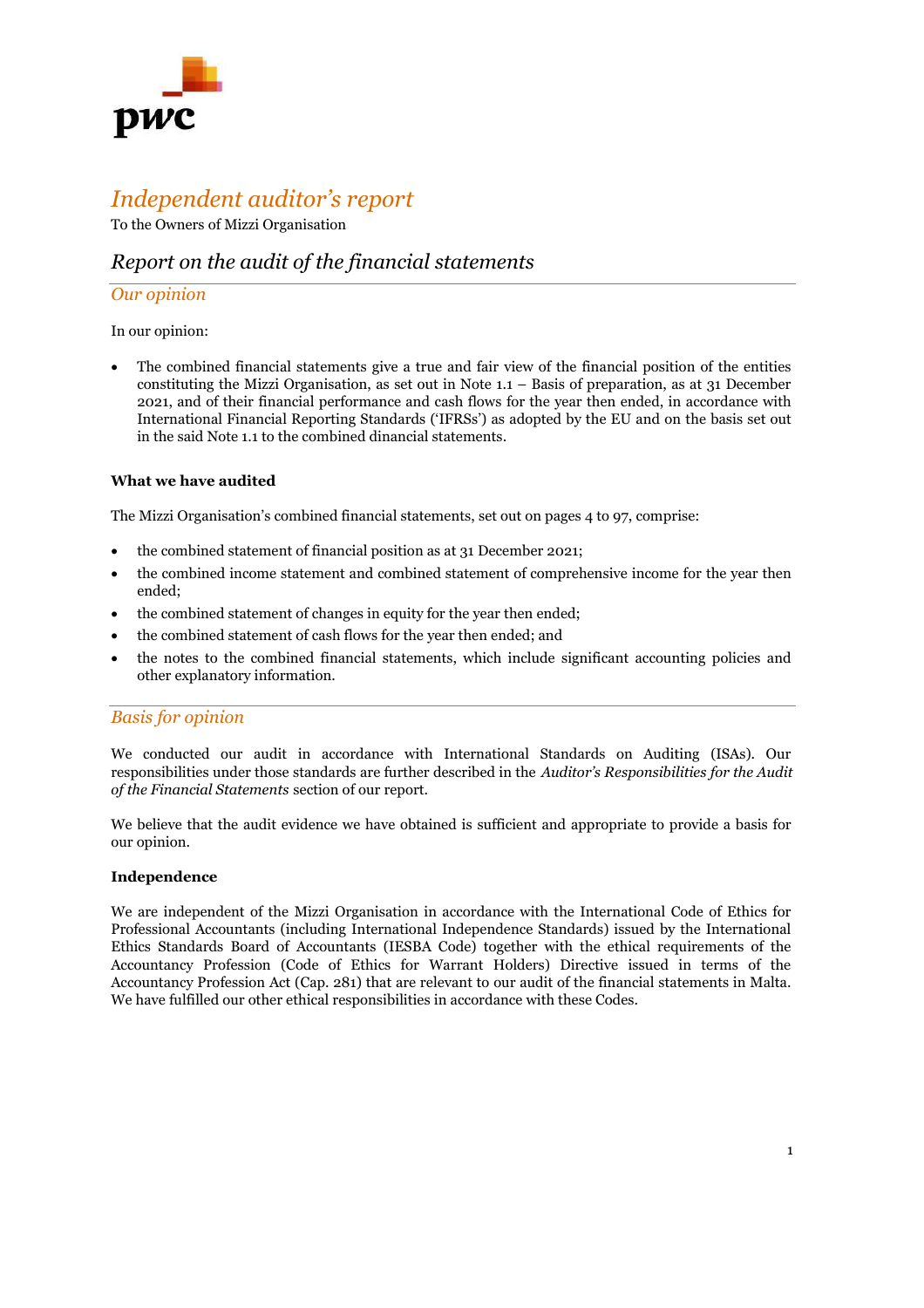# *Independent auditor's report*

To the Owners of Mizzi Organisation

## *Report on the audit of the financial statements*

### *Our opinion*

In our opinion:

- The combined financial statements give a true and fair view of the financial position of the entities constituting the Mizzi Organisation, as set out in Note 1.1 – Basis of preparation, as at 31 December 2021, and of their financial performance and cash flows for the year then ended, in accordance with International Financial Reporting Standards ('IFRSs') as adopted by the EU and on the basis set out in the said Note 1.1 to the combined dinancial statements.

**What we have audited**

The Mizzi Organisation's combined financial statements, set out on pages 4 to 97, comprise:

- the combined statement of financial position as at 31 December 2021;
- the combined income statement and combined statement of comprehensive income for the year then ended;
- the combined statement of changes in equity for the year then ended;
- the combined statement of cash flows for the year then ended; and
- the notes to the combined financial statements, which include significant accounting policies and other explanatory information.

### *Basis for opinion*

We conducted our audit in accordance with International Standards on Auditing (ISAs). Our responsibilities under those standards are further described in the *Auditor's Responsibilities for the Audit of the Financial Statements* section of our report.

We believe that the audit evidence we have obtained is sufficient and appropriate to provide a basis for our opinion.

**Independence**

We are independent of the Mizzi Organisation in accordance with the International Code of Ethics for Professional Accountants (including International Independence Standards) issued by the International Ethics Standards Board of Accountants (IESBA Code) together with the ethical requirements of the Accountancy Profession (Code of Ethics for Warrant Holders) Directive issued in terms of the Accountancy Profession Act (Cap. 281) that are relevant to our audit of the financial statements in Malta. We have fulfilled our other ethical responsibilities in accordance with these Codes.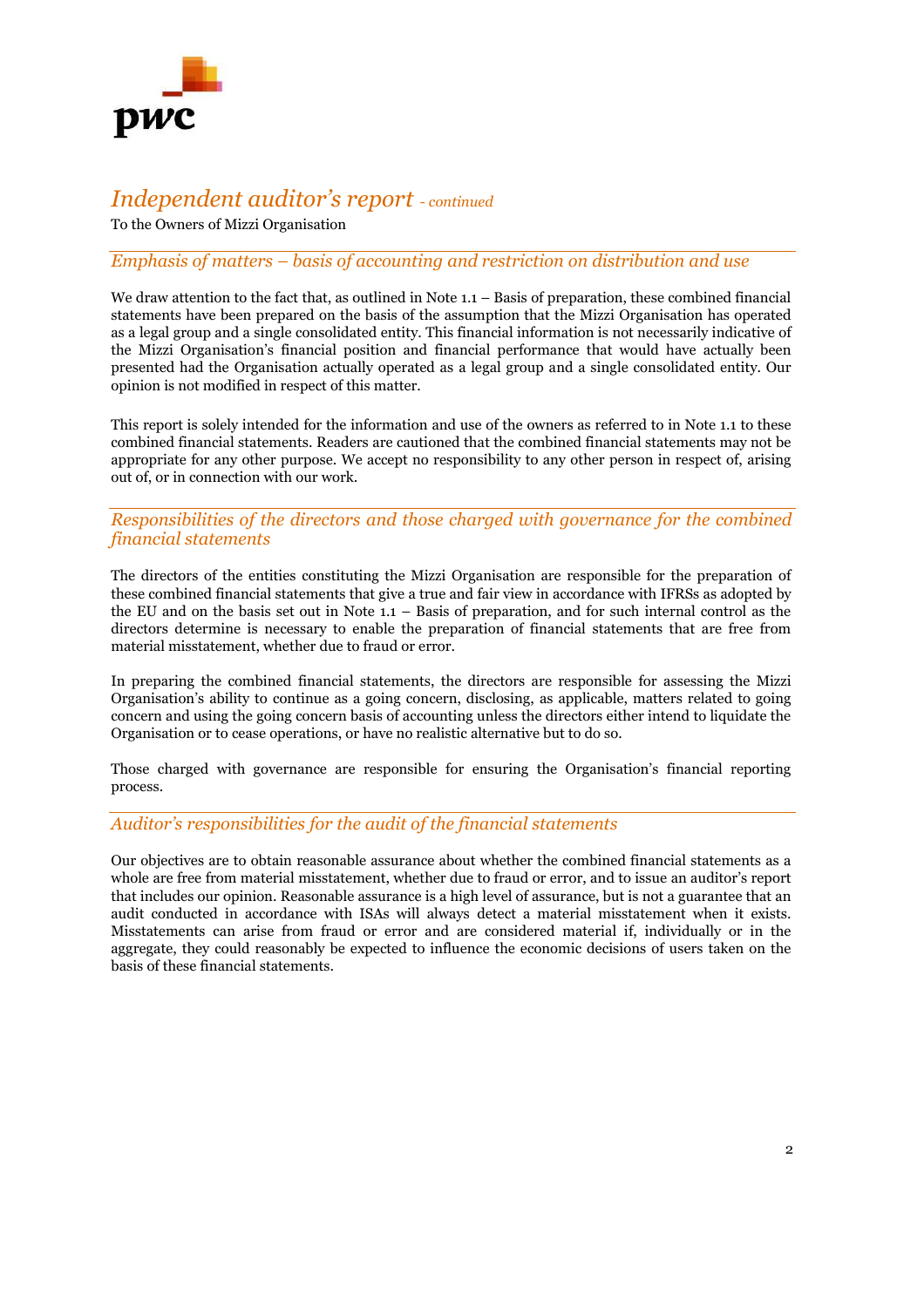# *Independent auditor's report - continued*

To the Owners of Mizzi Organisation

## *Emphasis of matters – basis of accounting and restriction on distribution and use*

We draw attention to the fact that, as outlined in Note 1.1 – Basis of preparation, these combined financial statements have been prepared on the basis of the assumption that the Mizzi Organisation has operated as a legal group and a single consolidated entity. This financial information is not necessarily indicative of the Mizzi Organisation's financial position and financial performance that would have actually been presented had the Organisation actually operated as a legal group and a single consolidated entity. Our opinion is not modified in respect of this matter.

This report is solely intended for the information and use of the owners as referred to in Note 1.1 to these combined financial statements. Readers are cautioned that the combined financial statements may not be appropriate for any other purpose. We accept no responsibility to any other person in respect of, arising out of, or in connection with our work.

## *Responsibilities of the directors and those charged with governance for the combined financial statements*

The directors of the entities constituting the Mizzi Organisation are responsible for the preparation of these combined financial statements that give a true and fair view in accordance with IFRSs as adopted by the EU and on the basis set out in Note 1.1 – Basis of preparation, and for such internal control as the directors determine is necessary to enable the preparation of financial statements that are free from material misstatement, whether due to fraud or error.

In preparing the combined financial statements, the directors are responsible for assessing the Mizzi Organisation's ability to continue as a going concern, disclosing, as applicable, matters related to going concern and using the going concern basis of accounting unless the directors either intend to liquidate the Organisation or to cease operations, or have no realistic alternative but to do so.

Those charged with governance are responsible for ensuring the Organisation's financial reporting process.

## *Auditor's responsibilities for the audit of the financial statements*

Our objectives are to obtain reasonable assurance about whether the combined financial statements as a whole are free from material misstatement, whether due to fraud or error, and to issue an auditor's report that includes our opinion. Reasonable assurance is a high level of assurance, but is not a guarantee that an audit conducted in accordance with ISAs will always detect a material misstatement when it exists. Misstatements can arise from fraud or error and are considered material if, individually or in the aggregate, they could reasonably be expected to influence the economic decisions of users taken on the basis of these financial statements.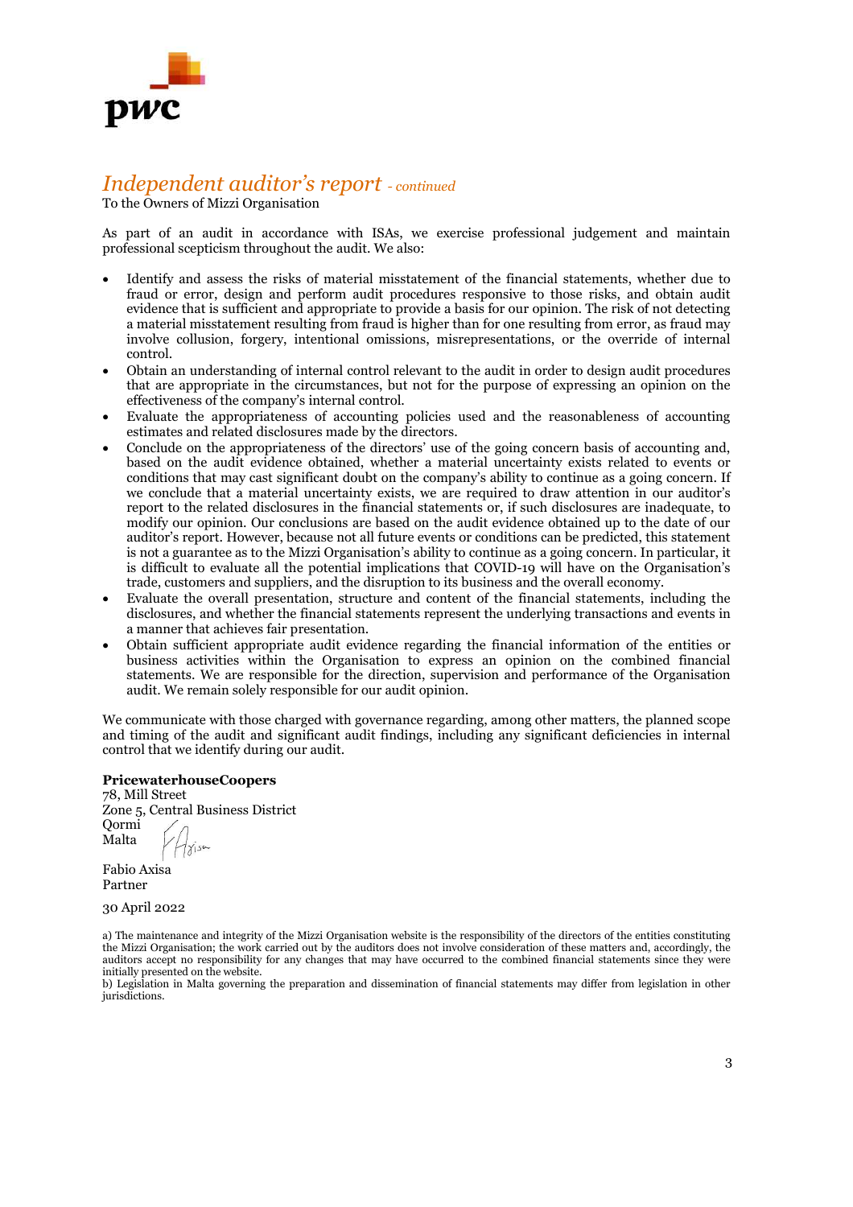# *Independent auditor's report - continued*

To the Owners of Mizzi Organisation

As part of an audit in accordance with ISAs, we exercise professional judgement and maintain professional scepticism throughout the audit. We also:

- Identify and assess the risks of material misstatement of the financial statements, whether due to fraud or error, design and perform audit procedures responsive to those risks, and obtain audit evidence that is sufficient and appropriate to provide a basis for our opinion. The risk of not detecting a material misstatement resulting from fraud is higher than for one resulting from error, as fraud may involve collusion, forgery, intentional omissions, misrepresentations, or the override of internal control.
- Obtain an understanding of internal control relevant to the audit in order to design audit procedures that are appropriate in the circumstances, but not for the purpose of expressing an opinion on the effectiveness of the company's internal control.
- Evaluate the appropriateness of accounting policies used and the reasonableness of accounting estimates and related disclosures made by the directors.
- Conclude on the appropriateness of the directors' use of the going concern basis of accounting and, based on the audit evidence obtained, whether a material uncertainty exists related to events or conditions that may cast significant doubt on the company's ability to continue as a going concern. If we conclude that a material uncertainty exists, we are required to draw attention in our auditor's report to the related disclosures in the financial statements or, if such disclosures are inadequate, to modify our opinion. Our conclusions are based on the audit evidence obtained up to the date of our auditor's report. However, because not all future events or conditions can be predicted, this statement is not a guarantee as to the Mizzi Organisation's ability to continue as a going concern. In particular, it is difficult to evaluate all the potential implications that COVID-19 will have on the Organisation's trade, customers and suppliers, and the disruption to its business and the overall economy.
- Evaluate the overall presentation, structure and content of the financial statements, including the disclosures, and whether the financial statements represent the underlying transactions and events in a manner that achieves fair presentation.
- Obtain sufficient appropriate audit evidence regarding the financial information of the entities or business activities within the Organisation to express an opinion on the combined financial statements. We are responsible for the direction, supervision and performance of the Organisation audit. We remain solely responsible for our audit opinion.

We communicate with those charged with governance regarding, among other matters, the planned scope and timing of the audit and significant audit findings, including any significant deficiencies in internal control that we identify during our audit.

**PricewaterhouseCoopers**
78, Mill Street
Zone 5, Central Business District
Qormi
Malta

Fabio Axisa
Partner

30 April 2022

a) The maintenance and integrity of the Mizzi Organisation website is the responsibility of the directors of the entities constituting the Mizzi Organisation; the work carried out by the auditors does not involve consideration of these matters and, accordingly, the auditors accept no responsibility for any changes that may have occurred to the combined financial statements since they were initially presented on the website.

b) Legislation in Malta governing the preparation and dissemination of financial statements may differ from legislation in other jurisdictions.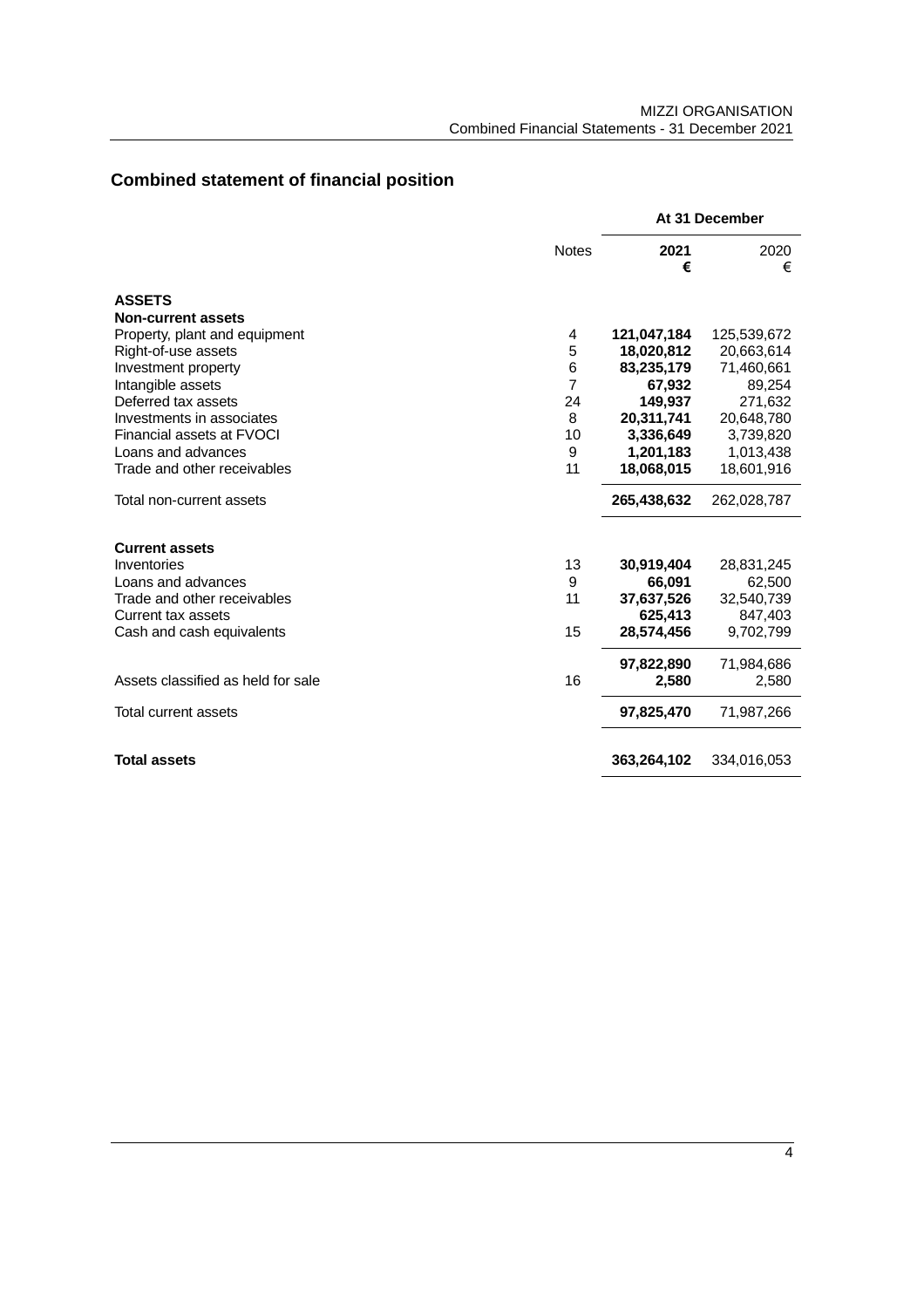## Combined statement of financial position

| | Notes | At 31 December 2021 € | 2020 € |
|---|---|---|---|
| **ASSETS** | | | |
| **Non-current assets** | | | |
| Property, plant and equipment | 4 | **121,047,184** | 125,539,672 |
| Right-of-use assets | 5 | **18,020,812** | 20,663,614 |
| Investment property | 6 | **83,235,179** | 71,460,661 |
| Intangible assets | 7 | **67,932** | 89,254 |
| Deferred tax assets | 24 | **149,937** | 271,632 |
| Investments in associates | 8 | **20,311,741** | 20,648,780 |
| Financial assets at FVOCI | 10 | **3,336,649** | 3,739,820 |
| Loans and advances | 9 | **1,201,183** | 1,013,438 |
| Trade and other receivables | 11 | **18,068,015** | 18,601,916 |
| Total non-current assets | | **265,438,632** | 262,028,787 |
| **Current assets** | | | |
| Inventories | 13 | **30,919,404** | 28,831,245 |
| Loans and advances | 9 | **66,091** | 62,500 |
| Trade and other receivables | 11 | **37,637,526** | 32,540,739 |
| Current tax assets | | **625,413** | 847,403 |
| Cash and cash equivalents | 15 | **28,574,456** | 9,702,799 |
| | | **97,822,890** | 71,984,686 |
| Assets classified as held for sale | 16 | **2,580** | 2,580 |
| Total current assets | | **97,825,470** | 71,987,266 |
| **Total assets** | | **363,264,102** | 334,016,053 |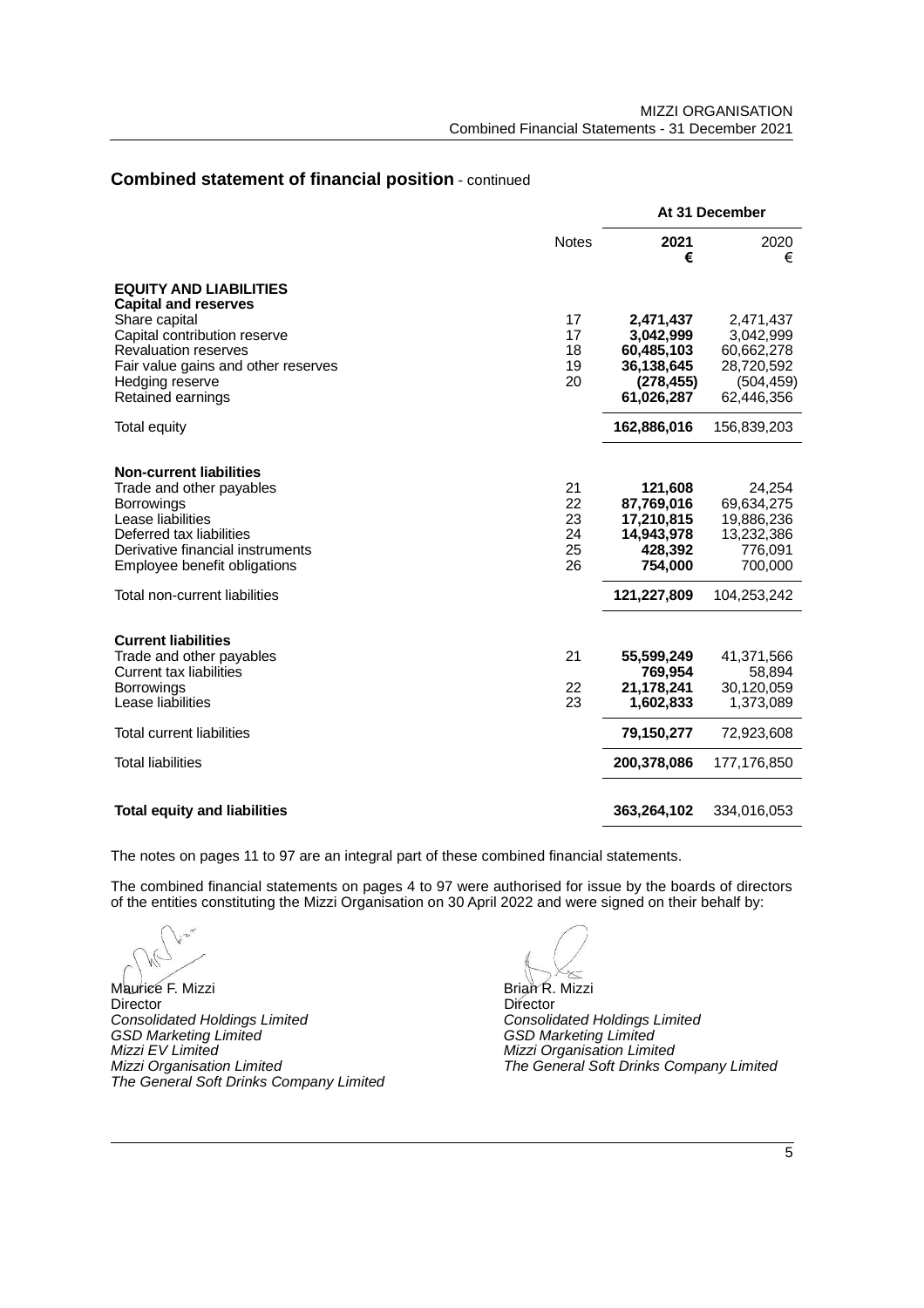## Combined statement of financial position - continued

| | Notes | At 31 December 2021 € | 2020 € |
|---|---|---|---|
| **EQUITY AND LIABILITIES** | | | |
| **Capital and reserves** | | | |
| Share capital | 17 | **2,471,437** | 2,471,437 |
| Capital contribution reserve | 17 | **3,042,999** | 3,042,999 |
| Revaluation reserves | 18 | **60,485,103** | 60,662,278 |
| Fair value gains and other reserves | 19 | **36,138,645** | 28,720,592 |
| Hedging reserve | 20 | **(278,455)** | (504,459) |
| Retained earnings | | **61,026,287** | 62,446,356 |
| Total equity | | **162,886,016** | 156,839,203 |
| **Non-current liabilities** | | | |
| Trade and other payables | 21 | **121,608** | 24,254 |
| Borrowings | 22 | **87,769,016** | 69,634,275 |
| Lease liabilities | 23 | **17,210,815** | 19,886,236 |
| Deferred tax liabilities | 24 | **14,943,978** | 13,232,386 |
| Derivative financial instruments | 25 | **428,392** | 776,091 |
| Employee benefit obligations | 26 | **754,000** | 700,000 |
| Total non-current liabilities | | **121,227,809** | 104,253,242 |
| **Current liabilities** | | | |
| Trade and other payables | 21 | **55,599,249** | 41,371,566 |
| Current tax liabilities | | **769,954** | 58,894 |
| Borrowings | 22 | **21,178,241** | 30,120,059 |
| Lease liabilities | 23 | **1,602,833** | 1,373,089 |
| Total current liabilities | | **79,150,277** | 72,923,608 |
| Total liabilities | | **200,378,086** | 177,176,850 |
| **Total equity and liabilities** | | **363,264,102** | 334,016,053 |

The notes on pages 11 to 97 are an integral part of these combined financial statements.

The combined financial statements on pages 4 to 97 were authorised for issue by the boards of directors of the entities constituting the Mizzi Organisation on 30 April 2022 and were signed on their behalf by:

Maurice F. Mizzi
Director
*Consolidated Holdings Limited*
*GSD Marketing Limited*
*Mizzi EV Limited*
*Mizzi Organisation Limited*
*The General Soft Drinks Company Limited*

Brian R. Mizzi
Director
*Consolidated Holdings Limited*
*GSD Marketing Limited*
*Mizzi Organisation Limited*
*The General Soft Drinks Company Limited*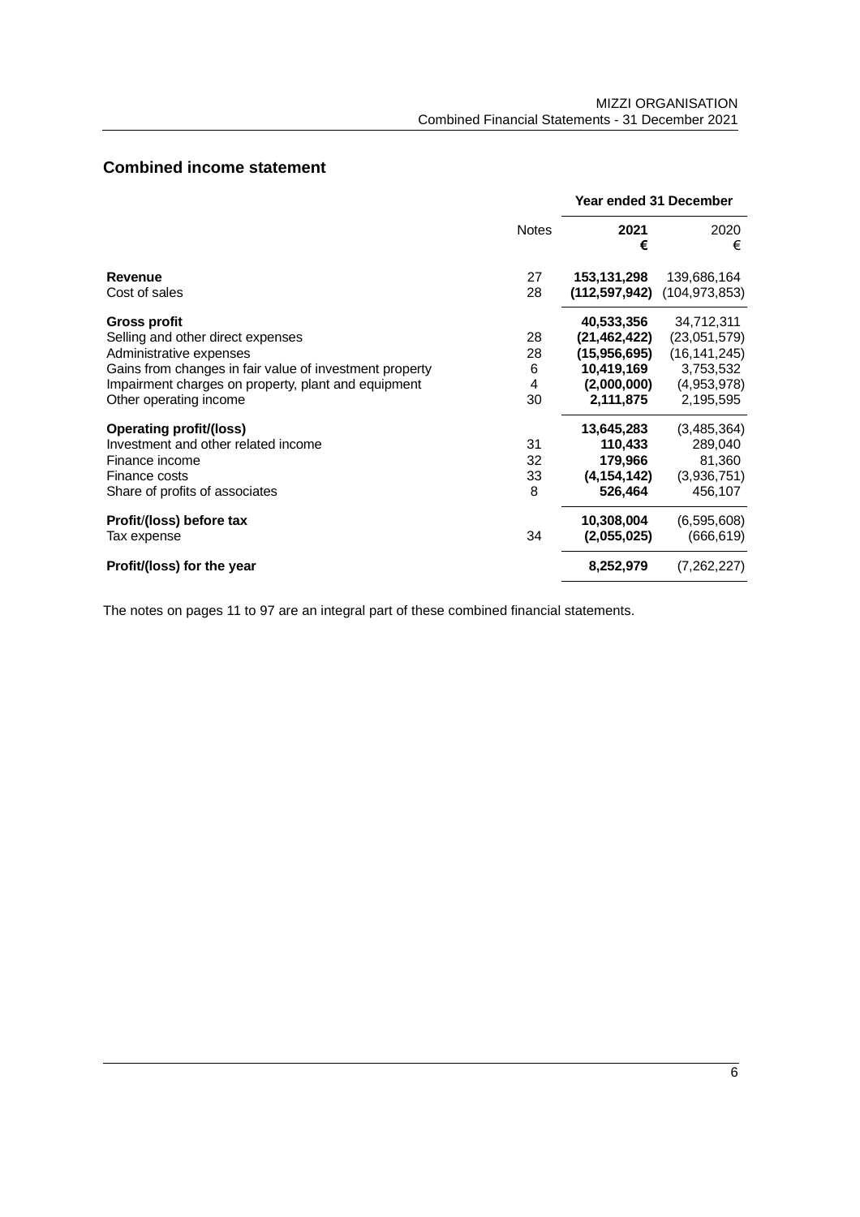## Combined income statement

| | Notes | Year ended 31 December 2021 € | 2020 € |
|---|---|---|---|
| **Revenue** | 27 | **153,131,298** | 139,686,164 |
| Cost of sales | 28 | **(112,597,942)** | (104,973,853) |
| **Gross profit** | | **40,533,356** | 34,712,311 |
| Selling and other direct expenses | 28 | **(21,462,422)** | (23,051,579) |
| Administrative expenses | 28 | **(15,956,695)** | (16,141,245) |
| Gains from changes in fair value of investment property | 6 | **10,419,169** | 3,753,532 |
| Impairment charges on property, plant and equipment | 4 | **(2,000,000)** | (4,953,978) |
| Other operating income | 30 | **2,111,875** | 2,195,595 |
| **Operating profit/(loss)** | | **13,645,283** | (3,485,364) |
| Investment and other related income | 31 | **110,433** | 289,040 |
| Finance income | 32 | **179,966** | 81,360 |
| Finance costs | 33 | **(4,154,142)** | (3,936,751) |
| Share of profits of associates | 8 | **526,464** | 456,107 |
| **Profit/(loss) before tax** | | **10,308,004** | (6,595,608) |
| Tax expense | 34 | **(2,055,025)** | (666,619) |
| **Profit/(loss) for the year** | | **8,252,979** | (7,262,227) |

The notes on pages 11 to 97 are an integral part of these combined financial statements.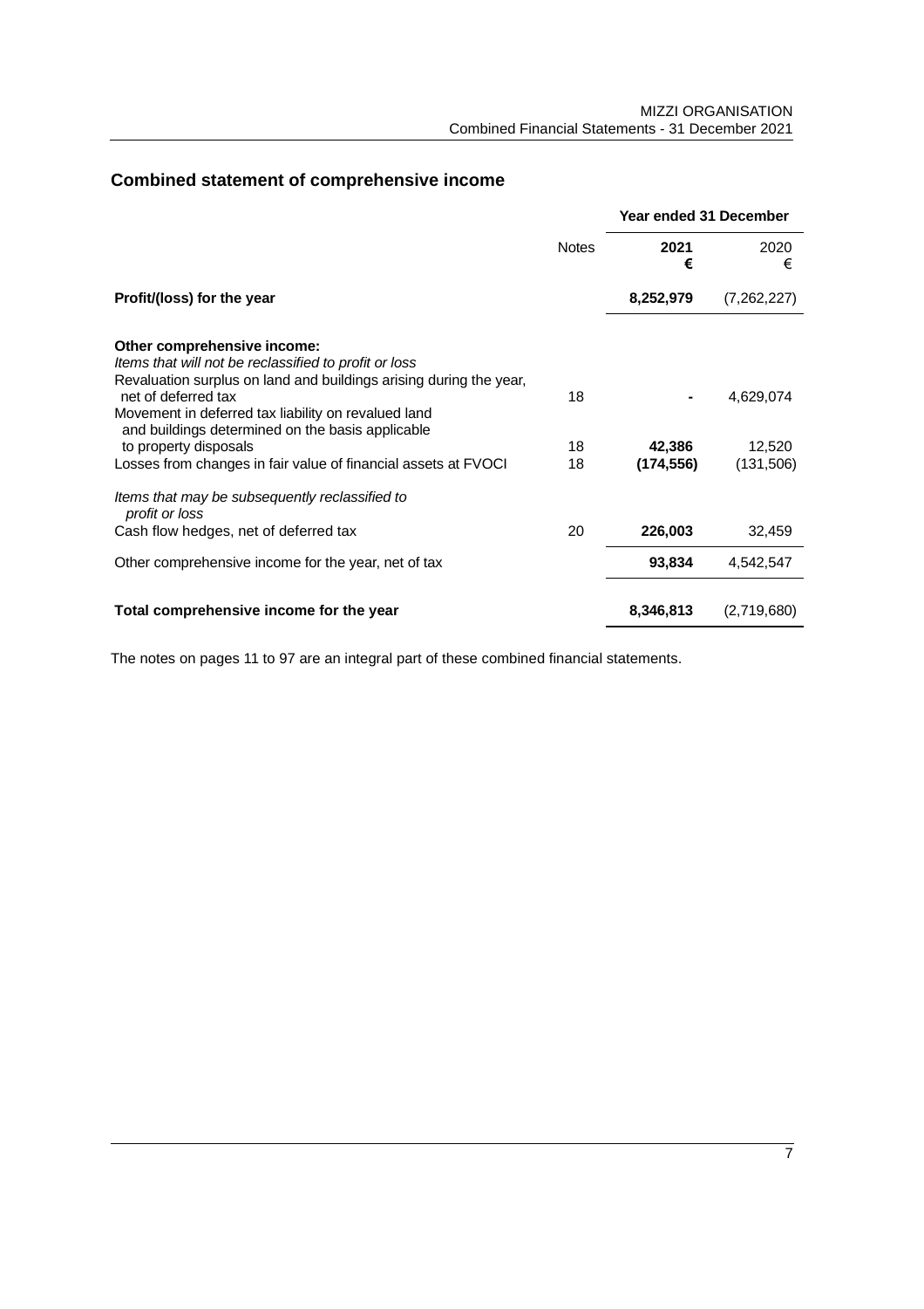## Combined statement of comprehensive income

| | Notes | Year ended 31 December | |
|---|---|---|---|
| | | **2021** | 2020 |
| | | **€** | € |
| **Profit/(loss) for the year** | | **8,252,979** | (7,262,227) |
| **Other comprehensive income:** | | | |
| *Items that will not be reclassified to profit or loss* | | | |
| Revaluation surplus on land and buildings arising during the year, net of deferred tax | 18 | **-** | 4,629,074 |
| Movement in deferred tax liability on revalued land and buildings determined on the basis applicable to property disposals | 18 | **42,386** | 12,520 |
| Losses from changes in fair value of financial assets at FVOCI | 18 | **(174,556)** | (131,506) |
| *Items that may be subsequently reclassified to profit or loss* | | | |
| Cash flow hedges, net of deferred tax | 20 | **226,003** | 32,459 |
| Other comprehensive income for the year, net of tax | | **93,834** | 4,542,547 |
| **Total comprehensive income for the year** | | **8,346,813** | (2,719,680) |

The notes on pages 11 to 97 are an integral part of these combined financial statements.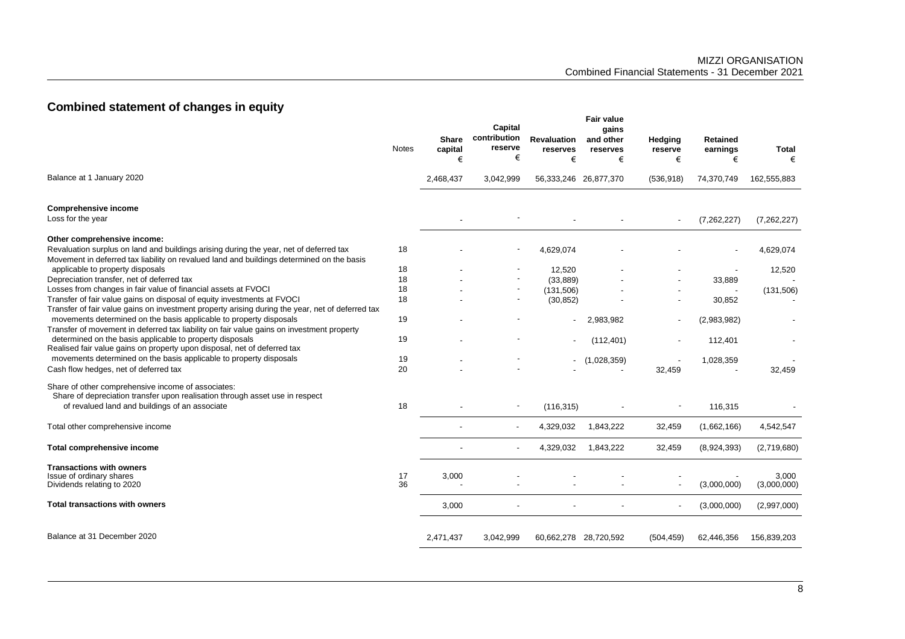## Combined statement of changes in equity

| | Notes | Share capital € | Capital contribution reserve € | Revaluation reserves € | Fair value gains and other reserves € | Hedging reserve € | Retained earnings € | Total € |
|---|---|---|---|---|---|---|---|---|
| Balance at 1 January 2020 | | 2,468,437 | 3,042,999 | 56,333,246 | 26,877,370 | (536,918) | 74,370,749 | 162,555,883 |
| **Comprehensive income** | | | | | | | | |
| Loss for the year | | - | - | - | - | - | (7,262,227) | (7,262,227) |
| **Other comprehensive income:** | | | | | | | | |
| Revaluation surplus on land and buildings arising during the year, net of deferred tax | 18 | - | - | 4,629,074 | - | - | - | 4,629,074 |
| Movement in deferred tax liability on revalued land and buildings determined on the basis applicable to property disposals | 18 | - | - | 12,520 | - | - | - | 12,520 |
| Depreciation transfer, net of deferred tax | 18 | - | - | (33,889) | - | - | 33,889 | - |
| Losses from changes in fair value of financial assets at FVOCI | 18 | - | - | (131,506) | - | - | - | (131,506) |
| Transfer of fair value gains on disposal of equity investments at FVOCI | 18 | - | - | (30,852) | - | - | 30,852 | - |
| Transfer of fair value gains on investment property arising during the year, net of deferred tax movements determined on the basis applicable to property disposals | 19 | - | - | - | 2,983,982 | - | (2,983,982) | - |
| Transfer of movement in deferred tax liability on fair value gains on investment property determined on the basis applicable to property disposals | 19 | - | - | - | (112,401) | - | 112,401 | - |
| Realised fair value gains on property upon disposal, net of deferred tax movements determined on the basis applicable to property disposals | 19 | - | - | - | (1,028,359) | - | 1,028,359 | - |
| Cash flow hedges, net of deferred tax | 20 | - | - | - | - | 32,459 | - | 32,459 |
| Share of other comprehensive income of associates: Share of depreciation transfer upon realisation through asset use in respect of revalued land and buildings of an associate | 18 | - | - | (116,315) | - | - | 116,315 | - |
| Total other comprehensive income | | - | - | 4,329,032 | 1,843,222 | 32,459 | (1,662,166) | 4,542,547 |
| **Total comprehensive income** | | - | - | 4,329,032 | 1,843,222 | 32,459 | (8,924,393) | (2,719,680) |
| **Transactions with owners** | | | | | | | | |
| Issue of ordinary shares | 17 | 3,000 | - | - | - | - | - | 3,000 |
| Dividends relating to 2020 | 36 | - | - | - | - | - | (3,000,000) | (3,000,000) |
| **Total transactions with owners** | | 3,000 | - | - | - | - | (3,000,000) | (2,997,000) |
| Balance at 31 December 2020 | | 2,471,437 | 3,042,999 | 60,662,278 | 28,720,592 | (504,459) | 62,446,356 | 156,839,203 |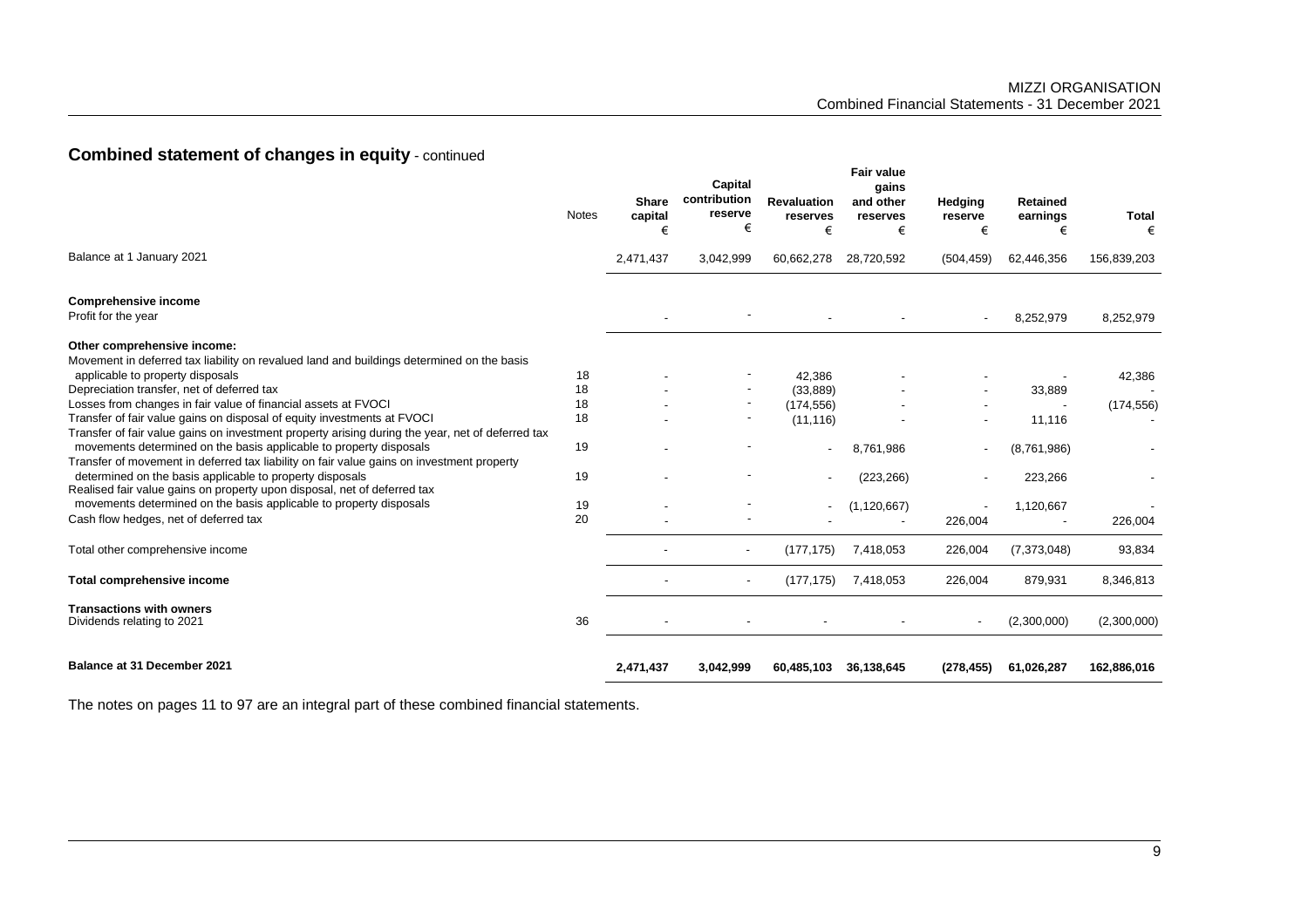## Combined statement of changes in equity - continued

| | Notes | Share capital € | Capital contribution reserve € | Revaluation reserves € | Fair value gains and other reserves € | Hedging reserve € | Retained earnings € | Total € |
|---|---|---|---|---|---|---|---|---|
| Balance at 1 January 2021 | | 2,471,437 | 3,042,999 | 60,662,278 | 28,720,592 | (504,459) | 62,446,356 | 156,839,203 |
| **Comprehensive income** | | | | | | | | |
| Profit for the year | | - | - | - | - | - | 8,252,979 | 8,252,979 |
| **Other comprehensive income:** | | | | | | | | |
| Movement in deferred tax liability on revalued land and buildings determined on the basis applicable to property disposals | 18 | - | - | 42,386 | - | - | - | 42,386 |
| Depreciation transfer, net of deferred tax | 18 | - | - | (33,889) | - | - | 33,889 | - |
| Losses from changes in fair value of financial assets at FVOCI | 18 | - | - | (174,556) | - | - | - | (174,556) |
| Transfer of fair value gains on disposal of equity investments at FVOCI | 18 | - | - | (11,116) | - | - | 11,116 | - |
| Transfer of fair value gains on investment property arising during the year, net of deferred tax movements determined on the basis applicable to property disposals | 19 | - | - | - | 8,761,986 | - | (8,761,986) | - |
| Transfer of movement in deferred tax liability on fair value gains on investment property determined on the basis applicable to property disposals | 19 | - | - | - | (223,266) | - | 223,266 | - |
| Realised fair value gains on property upon disposal, net of deferred tax movements determined on the basis applicable to property disposals | 19 | - | - | - | (1,120,667) | - | 1,120,667 | - |
| Cash flow hedges, net of deferred tax | 20 | - | - | - | - | 226,004 | - | 226,004 |
| Total other comprehensive income | | - | - | (177,175) | 7,418,053 | 226,004 | (7,373,048) | 93,834 |
| **Total comprehensive income** | | - | - | (177,175) | 7,418,053 | 226,004 | 879,931 | 8,346,813 |
| **Transactions with owners** | | | | | | | | |
| Dividends relating to 2021 | 36 | - | - | - | - | - | (2,300,000) | (2,300,000) |
| **Balance at 31 December 2021** | | **2,471,437** | **3,042,999** | **60,485,103** | **36,138,645** | **(278,455)** | **61,026,287** | **162,886,016** |

The notes on pages 11 to 97 are an integral part of these combined financial statements.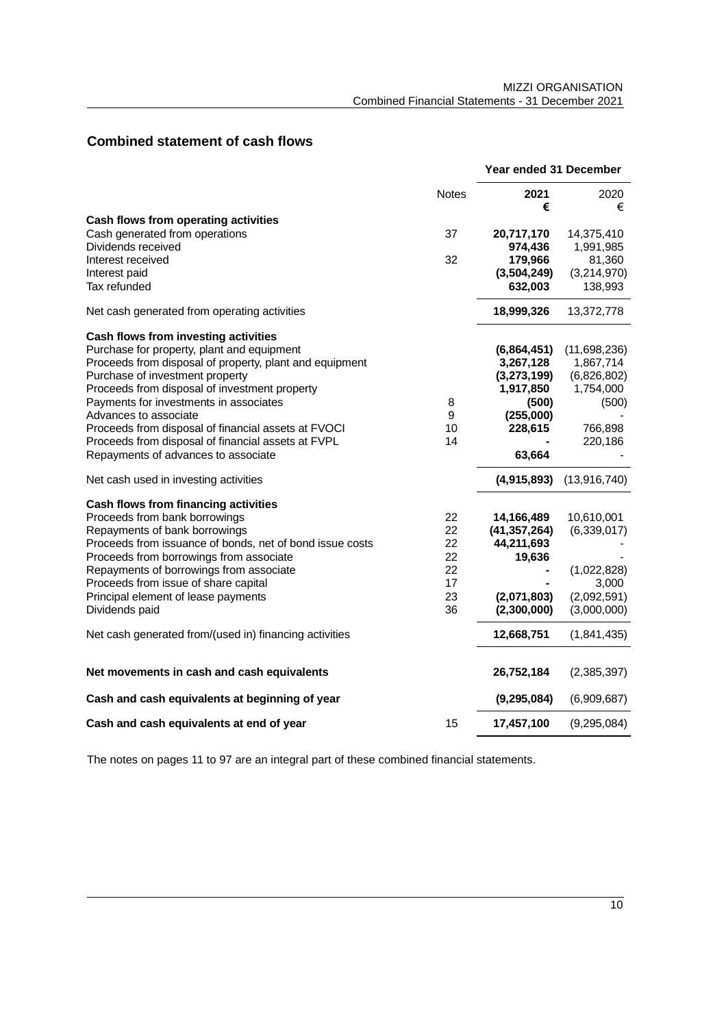## Combined statement of cash flows

| | Notes | 2021 € | 2020 € |
|---|---|---|---|
| | | **Year ended 31 December** | |
| **Cash flows from operating activities** | | | |
| Cash generated from operations | 37 | **20,717,170** | 14,375,410 |
| Dividends received | | **974,436** | 1,991,985 |
| Interest received | 32 | **179,966** | 81,360 |
| Interest paid | | **(3,504,249)** | (3,214,970) |
| Tax refunded | | **632,003** | 138,993 |
| Net cash generated from operating activities | | **18,999,326** | 13,372,778 |
| **Cash flows from investing activities** | | | |
| Purchase for property, plant and equipment | | **(6,864,451)** | (11,698,236) |
| Proceeds from disposal of property, plant and equipment | | **3,267,128** | 1,867,714 |
| Purchase of investment property | | **(3,273,199)** | (6,826,802) |
| Proceeds from disposal of investment property | | **1,917,850** | 1,754,000 |
| Payments for investments in associates | 8 | **(500)** | (500) |
| Advances to associate | 9 | **(255,000)** | - |
| Proceeds from disposal of financial assets at FVOCI | 10 | **228,615** | 766,898 |
| Proceeds from disposal of financial assets at FVPL | 14 | **-** | 220,186 |
| Repayments of advances to associate | | **63,664** | - |
| Net cash used in investing activities | | **(4,915,893)** | (13,916,740) |
| **Cash flows from financing activities** | | | |
| Proceeds from bank borrowings | 22 | **14,166,489** | 10,610,001 |
| Repayments of bank borrowings | 22 | **(41,357,264)** | (6,339,017) |
| Proceeds from issuance of bonds, net of bond issue costs | 22 | **44,211,693** | - |
| Proceeds from borrowings from associate | 22 | **19,636** | - |
| Repayments of borrowings from associate | 22 | **-** | (1,022,828) |
| Proceeds from issue of share capital | 17 | **-** | 3,000 |
| Principal element of lease payments | 23 | **(2,071,803)** | (2,092,591) |
| Dividends paid | 36 | **(2,300,000)** | (3,000,000) |
| Net cash generated from/(used in) financing activities | | **12,668,751** | (1,841,435) |
| **Net movements in cash and cash equivalents** | | **26,752,184** | (2,385,397) |
| **Cash and cash equivalents at beginning of year** | | **(9,295,084)** | (6,909,687) |
| **Cash and cash equivalents at end of year** | 15 | **17,457,100** | (9,295,084) |

The notes on pages 11 to 97 are an integral part of these combined financial statements.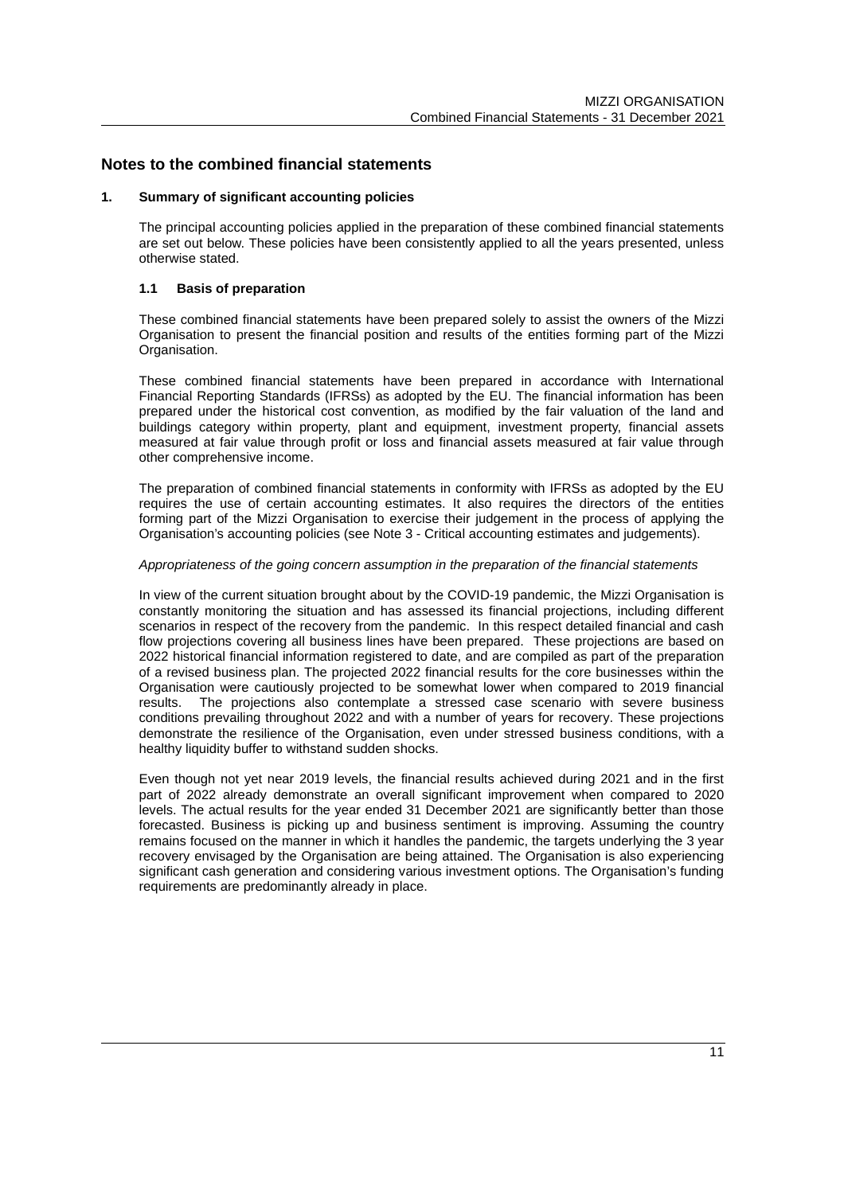## Notes to the combined financial statements

### 1. Summary of significant accounting policies

The principal accounting policies applied in the preparation of these combined financial statements are set out below. These policies have been consistently applied to all the years presented, unless otherwise stated.

#### 1.1 Basis of preparation

These combined financial statements have been prepared solely to assist the owners of the Mizzi Organisation to present the financial position and results of the entities forming part of the Mizzi Organisation.

These combined financial statements have been prepared in accordance with International Financial Reporting Standards (IFRSs) as adopted by the EU. The financial information has been prepared under the historical cost convention, as modified by the fair valuation of the land and buildings category within property, plant and equipment, investment property, financial assets measured at fair value through profit or loss and financial assets measured at fair value through other comprehensive income.

The preparation of combined financial statements in conformity with IFRSs as adopted by the EU requires the use of certain accounting estimates. It also requires the directors of the entities forming part of the Mizzi Organisation to exercise their judgement in the process of applying the Organisation's accounting policies (see Note 3 - Critical accounting estimates and judgements).

*Appropriateness of the going concern assumption in the preparation of the financial statements*

In view of the current situation brought about by the COVID-19 pandemic, the Mizzi Organisation is constantly monitoring the situation and has assessed its financial projections, including different scenarios in respect of the recovery from the pandemic. In this respect detailed financial and cash flow projections covering all business lines have been prepared. These projections are based on 2022 historical financial information registered to date, and are compiled as part of the preparation of a revised business plan. The projected 2022 financial results for the core businesses within the Organisation were cautiously projected to be somewhat lower when compared to 2019 financial results. The projections also contemplate a stressed case scenario with severe business conditions prevailing throughout 2022 and with a number of years for recovery. These projections demonstrate the resilience of the Organisation, even under stressed business conditions, with a healthy liquidity buffer to withstand sudden shocks.

Even though not yet near 2019 levels, the financial results achieved during 2021 and in the first part of 2022 already demonstrate an overall significant improvement when compared to 2020 levels. The actual results for the year ended 31 December 2021 are significantly better than those forecasted. Business is picking up and business sentiment is improving. Assuming the country remains focused on the manner in which it handles the pandemic, the targets underlying the 3 year recovery envisaged by the Organisation are being attained. The Organisation is also experiencing significant cash generation and considering various investment options. The Organisation's funding requirements are predominantly already in place.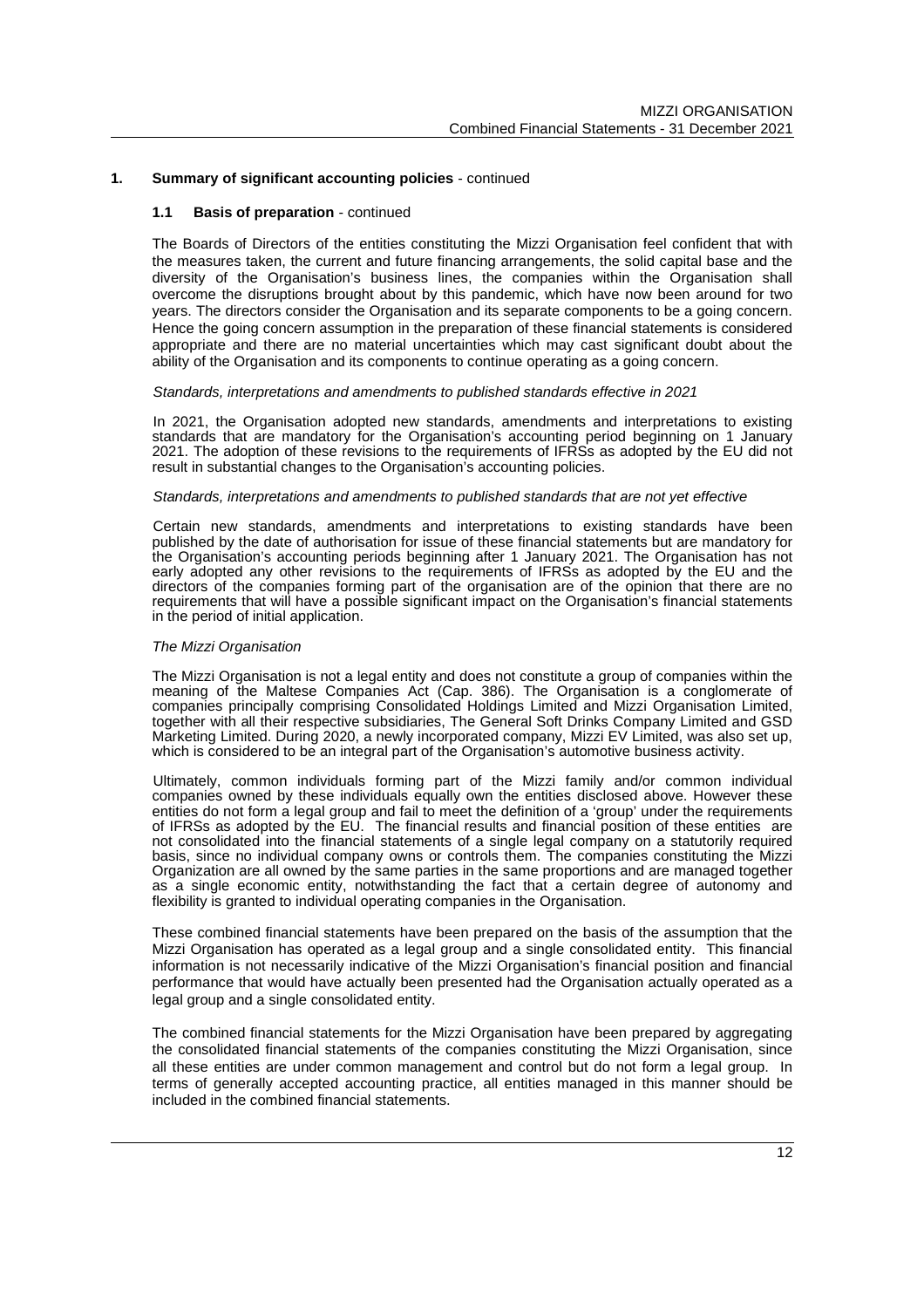## 1. Summary of significant accounting policies - continued

### 1.1 Basis of preparation - continued

The Boards of Directors of the entities constituting the Mizzi Organisation feel confident that with the measures taken, the current and future financing arrangements, the solid capital base and the diversity of the Organisation's business lines, the companies within the Organisation shall overcome the disruptions brought about by this pandemic, which have now been around for two years. The directors consider the Organisation and its separate components to be a going concern. Hence the going concern assumption in the preparation of these financial statements is considered appropriate and there are no material uncertainties which may cast significant doubt about the ability of the Organisation and its components to continue operating as a going concern.

*Standards, interpretations and amendments to published standards effective in 2021*

In 2021, the Organisation adopted new standards, amendments and interpretations to existing standards that are mandatory for the Organisation's accounting period beginning on 1 January 2021. The adoption of these revisions to the requirements of IFRSs as adopted by the EU did not result in substantial changes to the Organisation's accounting policies.

*Standards, interpretations and amendments to published standards that are not yet effective*

Certain new standards, amendments and interpretations to existing standards have been published by the date of authorisation for issue of these financial statements but are mandatory for the Organisation's accounting periods beginning after 1 January 2021. The Organisation has not early adopted any other revisions to the requirements of IFRSs as adopted by the EU and the directors of the companies forming part of the organisation are of the opinion that there are no requirements that will have a possible significant impact on the Organisation's financial statements in the period of initial application.

*The Mizzi Organisation*

The Mizzi Organisation is not a legal entity and does not constitute a group of companies within the meaning of the Maltese Companies Act (Cap. 386). The Organisation is a conglomerate of companies principally comprising Consolidated Holdings Limited and Mizzi Organisation Limited, together with all their respective subsidiaries, The General Soft Drinks Company Limited and GSD Marketing Limited. During 2020, a newly incorporated company, Mizzi EV Limited, was also set up, which is considered to be an integral part of the Organisation's automotive business activity.

Ultimately, common individuals forming part of the Mizzi family and/or common individual companies owned by these individuals equally own the entities disclosed above. However these entities do not form a legal group and fail to meet the definition of a 'group' under the requirements of IFRSs as adopted by the EU. The financial results and financial position of these entities are not consolidated into the financial statements of a single legal company on a statutorily required basis, since no individual company owns or controls them. The companies constituting the Mizzi Organization are all owned by the same parties in the same proportions and are managed together as a single economic entity, notwithstanding the fact that a certain degree of autonomy and flexibility is granted to individual operating companies in the Organisation.

These combined financial statements have been prepared on the basis of the assumption that the Mizzi Organisation has operated as a legal group and a single consolidated entity. This financial information is not necessarily indicative of the Mizzi Organisation's financial position and financial performance that would have actually been presented had the Organisation actually operated as a legal group and a single consolidated entity.

The combined financial statements for the Mizzi Organisation have been prepared by aggregating the consolidated financial statements of the companies constituting the Mizzi Organisation, since all these entities are under common management and control but do not form a legal group. In terms of generally accepted accounting practice, all entities managed in this manner should be included in the combined financial statements.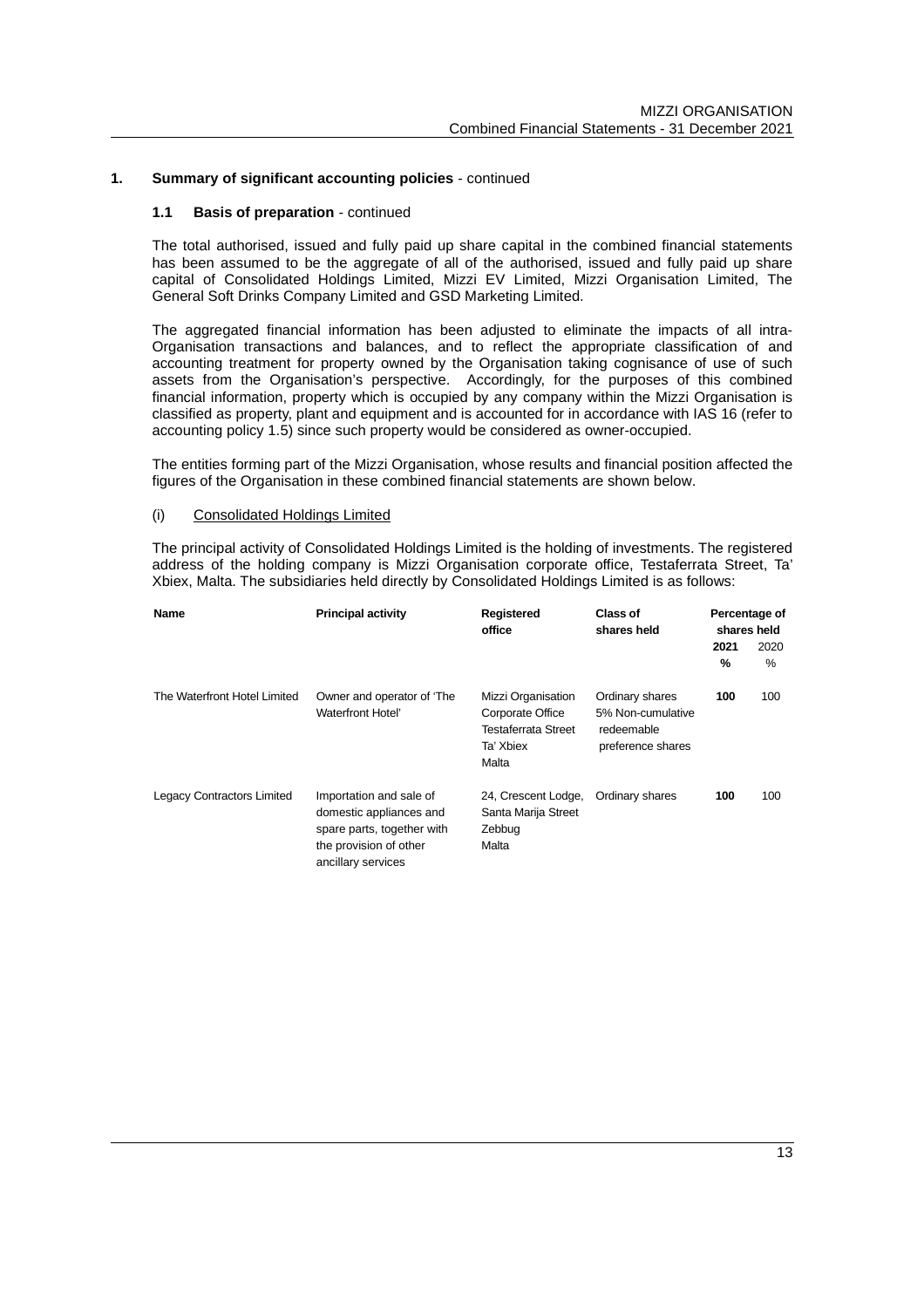## 1. Summary of significant accounting policies - continued

### 1.1 Basis of preparation - continued

The total authorised, issued and fully paid up share capital in the combined financial statements has been assumed to be the aggregate of all of the authorised, issued and fully paid up share capital of Consolidated Holdings Limited, Mizzi EV Limited, Mizzi Organisation Limited, The General Soft Drinks Company Limited and GSD Marketing Limited.

The aggregated financial information has been adjusted to eliminate the impacts of all intra-Organisation transactions and balances, and to reflect the appropriate classification of and accounting treatment for property owned by the Organisation taking cognisance of use of such assets from the Organisation's perspective. Accordingly, for the purposes of this combined financial information, property which is occupied by any company within the Mizzi Organisation is classified as property, plant and equipment and is accounted for in accordance with IAS 16 (refer to accounting policy 1.5) since such property would be considered as owner-occupied.

The entities forming part of the Mizzi Organisation, whose results and financial position affected the figures of the Organisation in these combined financial statements are shown below.

(i) Consolidated Holdings Limited

The principal activity of Consolidated Holdings Limited is the holding of investments. The registered address of the holding company is Mizzi Organisation corporate office, Testaferrata Street, Ta' Xbiex, Malta. The subsidiaries held directly by Consolidated Holdings Limited is as follows:

| Name | Principal activity | Registered office | Class of shares held | Percentage of shares held | |
|---|---|---|---|---|---|
| | | | | **2021** | 2020 |
| | | | | **%** | % |
| The Waterfront Hotel Limited | Owner and operator of 'The Waterfront Hotel' | Mizzi Organisation Corporate Office Testaferrata Street Ta' Xbiex Malta | Ordinary shares 5% Non-cumulative redeemable preference shares | **100** | 100 |
| Legacy Contractors Limited | Importation and sale of domestic appliances and spare parts, together with the provision of other ancillary services | 24, Crescent Lodge, Santa Marija Street Zebbug Malta | Ordinary shares | **100** | 100 |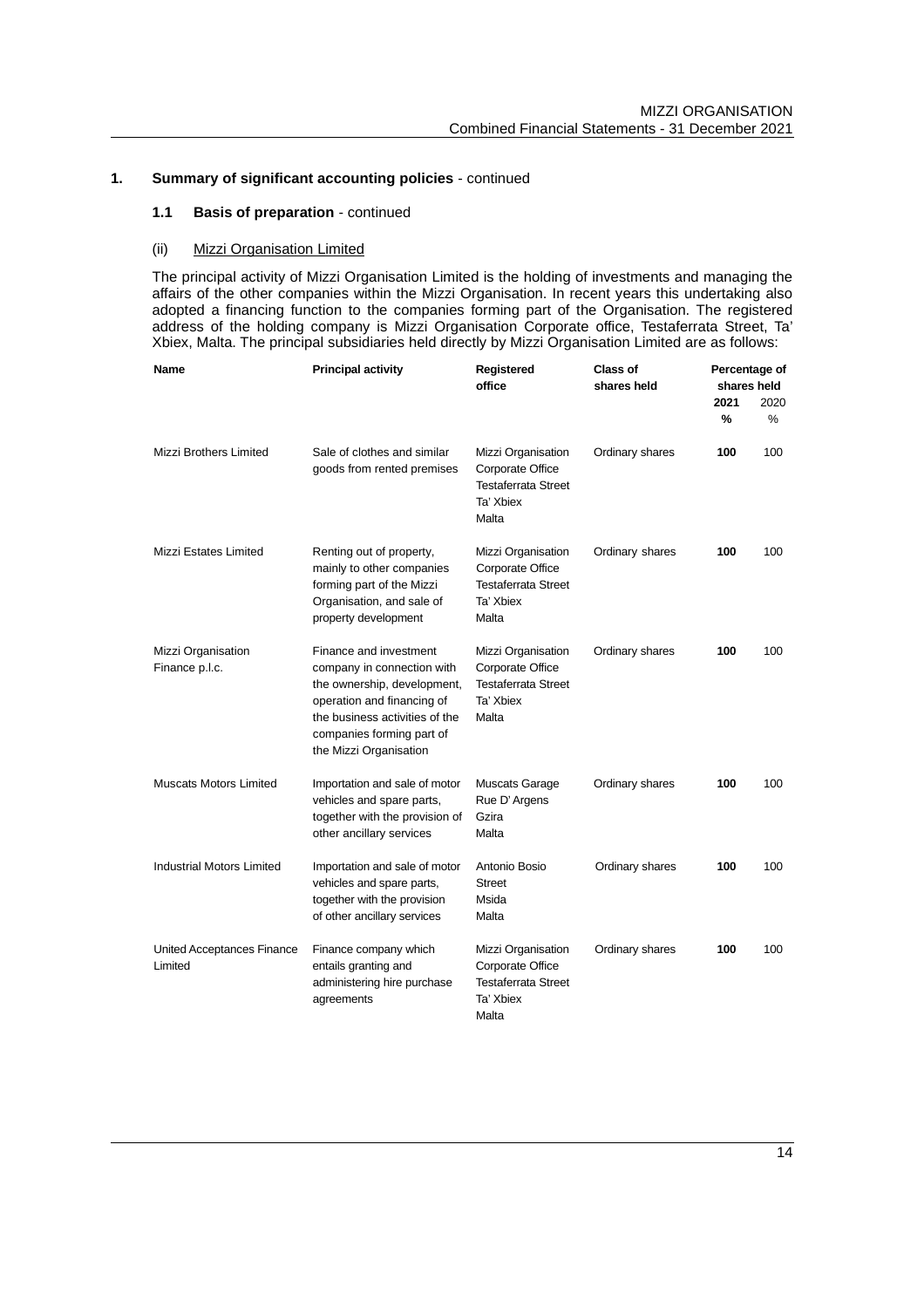## 1. Summary of significant accounting policies - continued

### 1.1 Basis of preparation - continued

(ii) Mizzi Organisation Limited

The principal activity of Mizzi Organisation Limited is the holding of investments and managing the affairs of the other companies within the Mizzi Organisation. In recent years this undertaking also adopted a financing function to the companies forming part of the Organisation. The registered address of the holding company is Mizzi Organisation Corporate office, Testaferrata Street, Ta' Xbiex, Malta. The principal subsidiaries held directly by Mizzi Organisation Limited are as follows:

| Name | Principal activity | Registered office | Class of shares held | Percentage of shares held 2021 % | 2020 % |
|---|---|---|---|---|---|
| Mizzi Brothers Limited | Sale of clothes and similar goods from rented premises | Mizzi Organisation Corporate Office Testaferrata Street Ta' Xbiex Malta | Ordinary shares | **100** | 100 |
| Mizzi Estates Limited | Renting out of property, mainly to other companies forming part of the Mizzi Organisation, and sale of property development | Mizzi Organisation Corporate Office Testaferrata Street Ta' Xbiex Malta | Ordinary shares | **100** | 100 |
| Mizzi Organisation Finance p.l.c. | Finance and investment company in connection with the ownership, development, operation and financing of the business activities of the companies forming part of the Mizzi Organisation | Mizzi Organisation Corporate Office Testaferrata Street Ta' Xbiex Malta | Ordinary shares | **100** | 100 |
| Muscats Motors Limited | Importation and sale of motor vehicles and spare parts, together with the provision of other ancillary services | Muscats Garage Rue D' Argens Gzira Malta | Ordinary shares | **100** | 100 |
| Industrial Motors Limited | Importation and sale of motor vehicles and spare parts, together with the provision of other ancillary services | Antonio Bosio Street Msida Malta | Ordinary shares | **100** | 100 |
| United Acceptances Finance Limited | Finance company which entails granting and administering hire purchase agreements | Mizzi Organisation Corporate Office Testaferrata Street Ta' Xbiex Malta | Ordinary shares | **100** | 100 |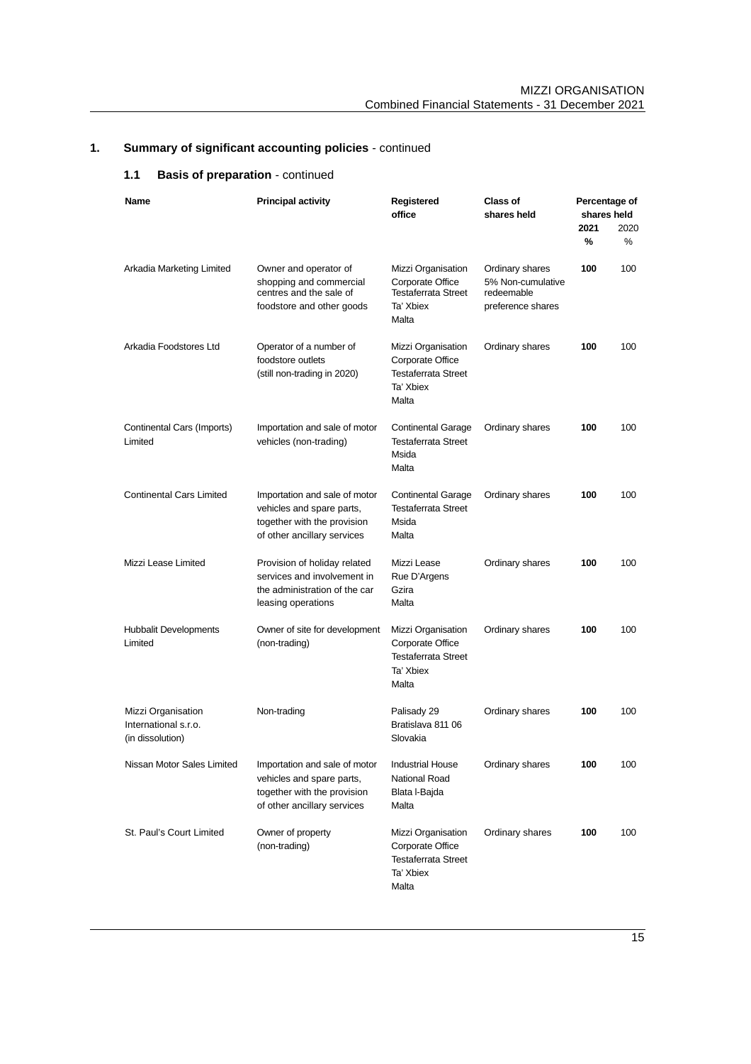## 1. Summary of significant accounting policies - continued

### 1.1 Basis of preparation - continued

| Name | Principal activity | Registered office | Class of shares held | Percentage of shares held | |
|---|---|---|---|---|---|
| | | | | **2021** | 2020 |
| | | | | **%** | % |
| Arkadia Marketing Limited | Owner and operator of shopping and commercial centres and the sale of foodstore and other goods | Mizzi Organisation Corporate Office Testaferrata Street Ta' Xbiex Malta | Ordinary shares 5% Non-cumulative redeemable preference shares | **100** | 100 |
| Arkadia Foodstores Ltd | Operator of a number of foodstore outlets (still non-trading in 2020) | Mizzi Organisation Corporate Office Testaferrata Street Ta' Xbiex Malta | Ordinary shares | **100** | 100 |
| Continental Cars (Imports) Limited | Importation and sale of motor vehicles (non-trading) | Continental Garage Testaferrata Street Msida Malta | Ordinary shares | **100** | 100 |
| Continental Cars Limited | Importation and sale of motor vehicles and spare parts, together with the provision of other ancillary services | Continental Garage Testaferrata Street Msida Malta | Ordinary shares | **100** | 100 |
| Mizzi Lease Limited | Provision of holiday related services and involvement in the administration of the car leasing operations | Mizzi Lease Rue D'Argens Gzira Malta | Ordinary shares | **100** | 100 |
| Hubbalit Developments Limited | Owner of site for development (non-trading) | Mizzi Organisation Corporate Office Testaferrata Street Ta' Xbiex Malta | Ordinary shares | **100** | 100 |
| Mizzi Organisation International s.r.o. (in dissolution) | Non-trading | Palisady 29 Bratislava 811 06 Slovakia | Ordinary shares | **100** | 100 |
| Nissan Motor Sales Limited | Importation and sale of motor vehicles and spare parts, together with the provision of other ancillary services | Industrial House National Road Blata l-Bajda Malta | Ordinary shares | **100** | 100 |
| St. Paul's Court Limited | Owner of property (non-trading) | Mizzi Organisation Corporate Office Testaferrata Street Ta' Xbiex Malta | Ordinary shares | **100** | 100 |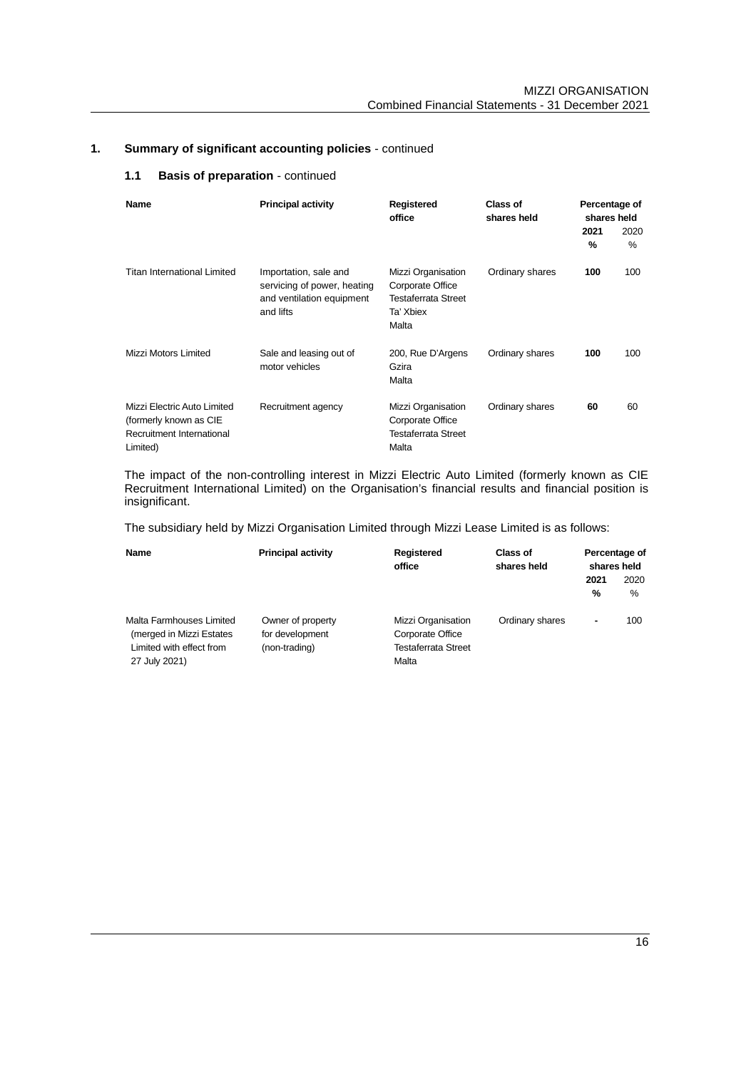## 1. Summary of significant accounting policies - continued

### 1.1 Basis of preparation - continued

| Name | Principal activity | Registered office | Class of shares held | Percentage of shares held | |
|---|---|---|---|---|---|
| | | | | **2021** | 2020 |
| | | | | **%** | % |
| Titan International Limited | Importation, sale and servicing of power, heating and ventilation equipment and lifts | Mizzi Organisation Corporate Office Testaferrata Street Ta' Xbiex Malta | Ordinary shares | **100** | 100 |
| Mizzi Motors Limited | Sale and leasing out of motor vehicles | 200, Rue D'Argens Gzira Malta | Ordinary shares | **100** | 100 |
| Mizzi Electric Auto Limited (formerly known as CIE Recruitment International Limited) | Recruitment agency | Mizzi Organisation Corporate Office Testaferrata Street Malta | Ordinary shares | **60** | 60 |

The impact of the non-controlling interest in Mizzi Electric Auto Limited (formerly known as CIE Recruitment International Limited) on the Organisation's financial results and financial position is insignificant.

The subsidiary held by Mizzi Organisation Limited through Mizzi Lease Limited is as follows:

| Name | Principal activity | Registered office | Class of shares held | Percentage of shares held | |
|---|---|---|---|---|---|
| | | | | **2021** | 2020 |
| | | | | **%** | % |
| Malta Farmhouses Limited (merged in Mizzi Estates Limited with effect from 27 July 2021) | Owner of property for development (non-trading) | Mizzi Organisation Corporate Office Testaferrata Street Malta | Ordinary shares | **-** | 100 |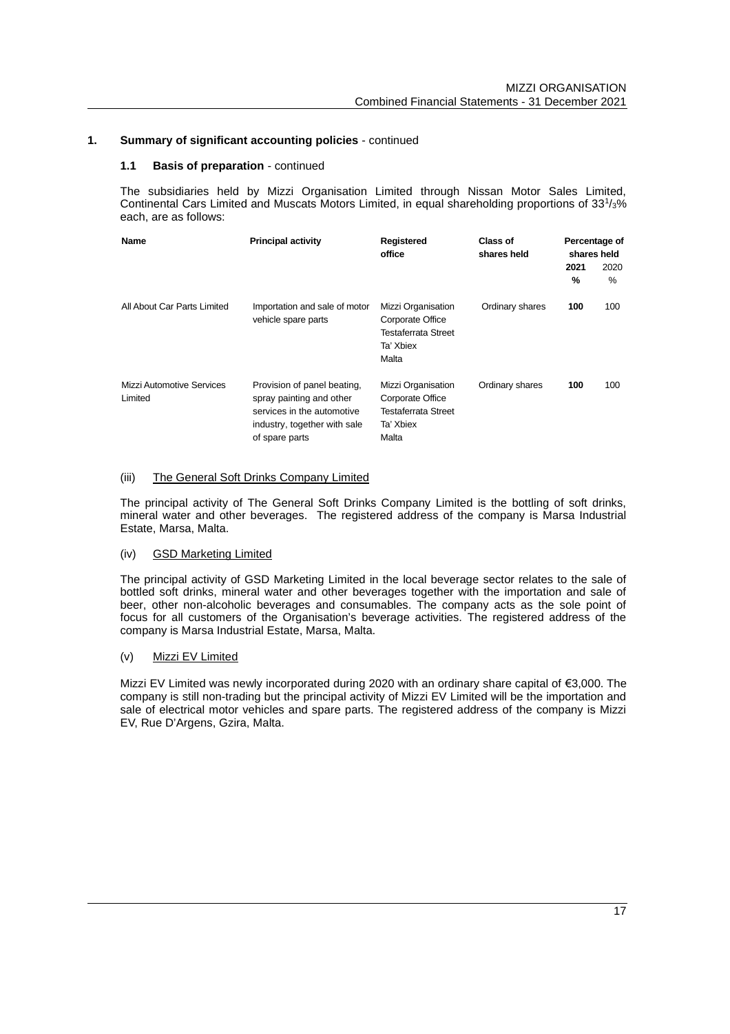## 1. Summary of significant accounting policies - continued

### 1.1 Basis of preparation - continued

The subsidiaries held by Mizzi Organisation Limited through Nissan Motor Sales Limited, Continental Cars Limited and Muscats Motors Limited, in equal shareholding proportions of $33^1/_3$% each, are as follows:

| Name | Principal activity | Registered office | Class of shares held | Percentage of shares held | |
|---|---|---|---|---|---|
| | | | | **2021** | 2020 |
| | | | | **%** | % |
| All About Car Parts Limited | Importation and sale of motor vehicle spare parts | Mizzi Organisation Corporate Office Testaferrata Street Ta' Xbiex Malta | Ordinary shares | **100** | 100 |
| Mizzi Automotive Services Limited | Provision of panel beating, spray painting and other services in the automotive industry, together with sale of spare parts | Mizzi Organisation Corporate Office Testaferrata Street Ta' Xbiex Malta | Ordinary shares | **100** | 100 |

(iii) The General Soft Drinks Company Limited

The principal activity of The General Soft Drinks Company Limited is the bottling of soft drinks, mineral water and other beverages. The registered address of the company is Marsa Industrial Estate, Marsa, Malta.

(iv) GSD Marketing Limited

The principal activity of GSD Marketing Limited in the local beverage sector relates to the sale of bottled soft drinks, mineral water and other beverages together with the importation and sale of beer, other non-alcoholic beverages and consumables. The company acts as the sole point of focus for all customers of the Organisation's beverage activities. The registered address of the company is Marsa Industrial Estate, Marsa, Malta.

(v) Mizzi EV Limited

Mizzi EV Limited was newly incorporated during 2020 with an ordinary share capital of €3,000. The company is still non-trading but the principal activity of Mizzi EV Limited will be the importation and sale of electrical motor vehicles and spare parts. The registered address of the company is Mizzi EV, Rue D'Argens, Gzira, Malta.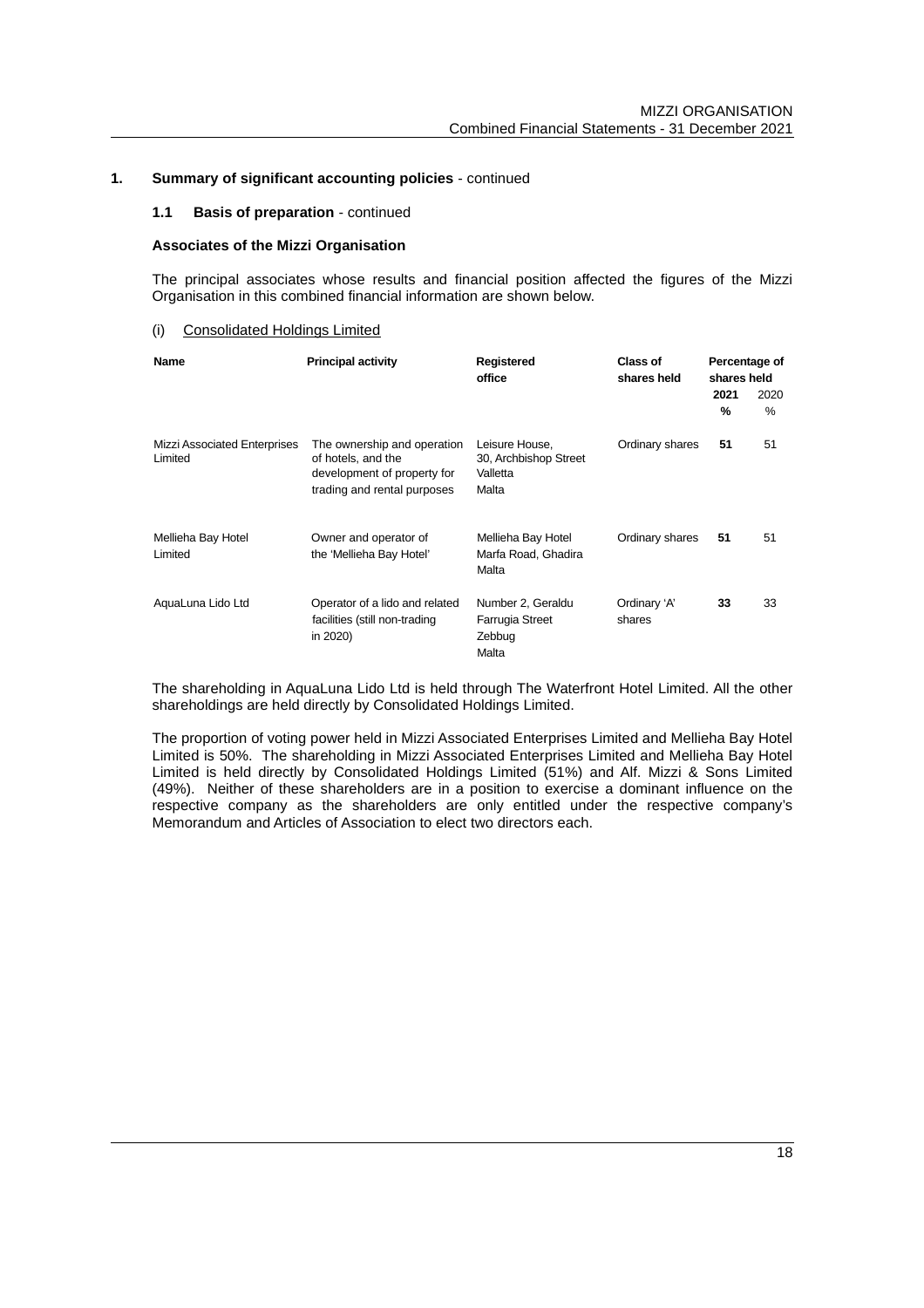## 1. Summary of significant accounting policies - continued

### 1.1 Basis of preparation - continued

**Associates of the Mizzi Organisation**

The principal associates whose results and financial position affected the figures of the Mizzi Organisation in this combined financial information are shown below.

(i) Consolidated Holdings Limited

| Name | Principal activity | Registered office | Class of shares held | Percentage of shares held | |
|---|---|---|---|---|---|
| | | | | **2021** | 2020 |
| | | | | **%** | % |
| Mizzi Associated Enterprises Limited | The ownership and operation of hotels, and the development of property for trading and rental purposes | Leisure House, 30, Archbishop Street Valletta Malta | Ordinary shares | **51** | 51 |
| Mellieha Bay Hotel Limited | Owner and operator of the 'Mellieha Bay Hotel' | Mellieha Bay Hotel Marfa Road, Ghadira Malta | Ordinary shares | **51** | 51 |
| AquaLuna Lido Ltd | Operator of a lido and related facilities (still non-trading in 2020) | Number 2, Geraldu Farrugia Street Zebbug Malta | Ordinary 'A' shares | **33** | 33 |

The shareholding in AquaLuna Lido Ltd is held through The Waterfront Hotel Limited. All the other shareholdings are held directly by Consolidated Holdings Limited.

The proportion of voting power held in Mizzi Associated Enterprises Limited and Mellieha Bay Hotel Limited is 50%. The shareholding in Mizzi Associated Enterprises Limited and Mellieha Bay Hotel Limited is held directly by Consolidated Holdings Limited (51%) and Alf. Mizzi & Sons Limited (49%). Neither of these shareholders are in a position to exercise a dominant influence on the respective company as the shareholders are only entitled under the respective company's Memorandum and Articles of Association to elect two directors each.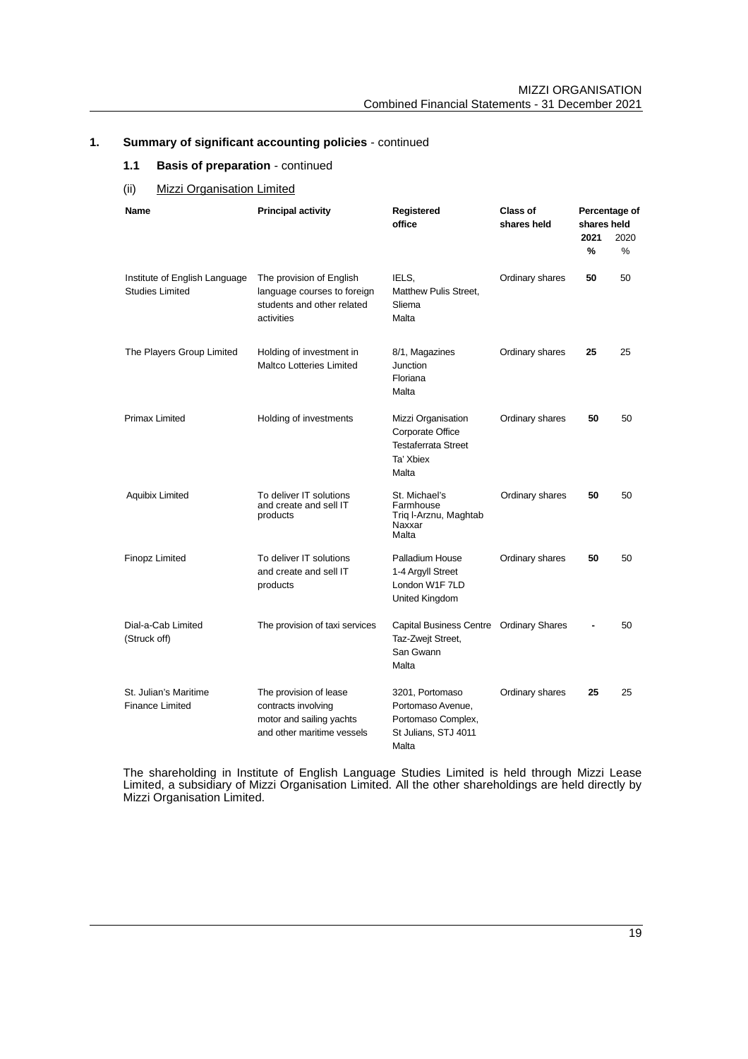## 1. Summary of significant accounting policies - continued

### 1.1 Basis of preparation - continued

(ii) Mizzi Organisation Limited

| Name | Principal activity | Registered office | Class of shares held | Percentage of shares held | |
|---|---|---|---|---|---|
| | | | | **2021** | 2020 |
| | | | | **%** | % |
| Institute of English Language Studies Limited | The provision of English language courses to foreign students and other related activities | IELS, Matthew Pulis Street, Sliema Malta | Ordinary shares | **50** | 50 |
| The Players Group Limited | Holding of investment in Maltco Lotteries Limited | 8/1, Magazines Junction Floriana Malta | Ordinary shares | **25** | 25 |
| Primax Limited | Holding of investments | Mizzi Organisation Corporate Office Testaferrata Street Ta' Xbiex Malta | Ordinary shares | **50** | 50 |
| Aquibix Limited | To deliver IT solutions and create and sell IT products | St. Michael's Farmhouse Triq l-Arznu, Maghtab Naxxar Malta | Ordinary shares | **50** | 50 |
| Finopz Limited | To deliver IT solutions and create and sell IT products | Palladium House 1-4 Argyll Street London W1F 7LD United Kingdom | Ordinary shares | **50** | 50 |
| Dial-a-Cab Limited (Struck off) | The provision of taxi services | Capital Business Centre Taz-Zwejt Street, San Gwann Malta | Ordinary Shares | **-** | 50 |
| St. Julian's Maritime Finance Limited | The provision of lease contracts involving motor and sailing yachts and other maritime vessels | 3201, Portomaso Portomaso Avenue, Portomaso Complex, St Julians, STJ 4011 Malta | Ordinary shares | **25** | 25 |

The shareholding in Institute of English Language Studies Limited is held through Mizzi Lease Limited, a subsidiary of Mizzi Organisation Limited. All the other shareholdings are held directly by Mizzi Organisation Limited.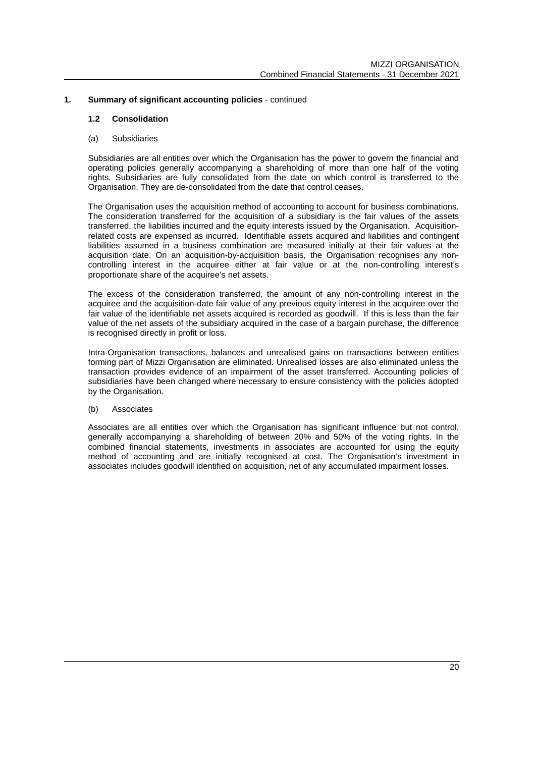## 1. Summary of significant accounting policies - continued

### 1.2 Consolidation

(a) Subsidiaries

Subsidiaries are all entities over which the Organisation has the power to govern the financial and operating policies generally accompanying a shareholding of more than one half of the voting rights. Subsidiaries are fully consolidated from the date on which control is transferred to the Organisation. They are de-consolidated from the date that control ceases.

The Organisation uses the acquisition method of accounting to account for business combinations. The consideration transferred for the acquisition of a subsidiary is the fair values of the assets transferred, the liabilities incurred and the equity interests issued by the Organisation. Acquisition-related costs are expensed as incurred. Identifiable assets acquired and liabilities and contingent liabilities assumed in a business combination are measured initially at their fair values at the acquisition date. On an acquisition-by-acquisition basis, the Organisation recognises any non-controlling interest in the acquiree either at fair value or at the non-controlling interest's proportionate share of the acquiree's net assets.

The excess of the consideration transferred, the amount of any non-controlling interest in the acquiree and the acquisition-date fair value of any previous equity interest in the acquiree over the fair value of the identifiable net assets acquired is recorded as goodwill. If this is less than the fair value of the net assets of the subsidiary acquired in the case of a bargain purchase, the difference is recognised directly in profit or loss.

Intra-Organisation transactions, balances and unrealised gains on transactions between entities forming part of Mizzi Organisation are eliminated. Unrealised losses are also eliminated unless the transaction provides evidence of an impairment of the asset transferred. Accounting policies of subsidiaries have been changed where necessary to ensure consistency with the policies adopted by the Organisation.

(b) Associates

Associates are all entities over which the Organisation has significant influence but not control, generally accompanying a shareholding of between 20% and 50% of the voting rights. In the combined financial statements, investments in associates are accounted for using the equity method of accounting and are initially recognised at cost. The Organisation's investment in associates includes goodwill identified on acquisition, net of any accumulated impairment losses.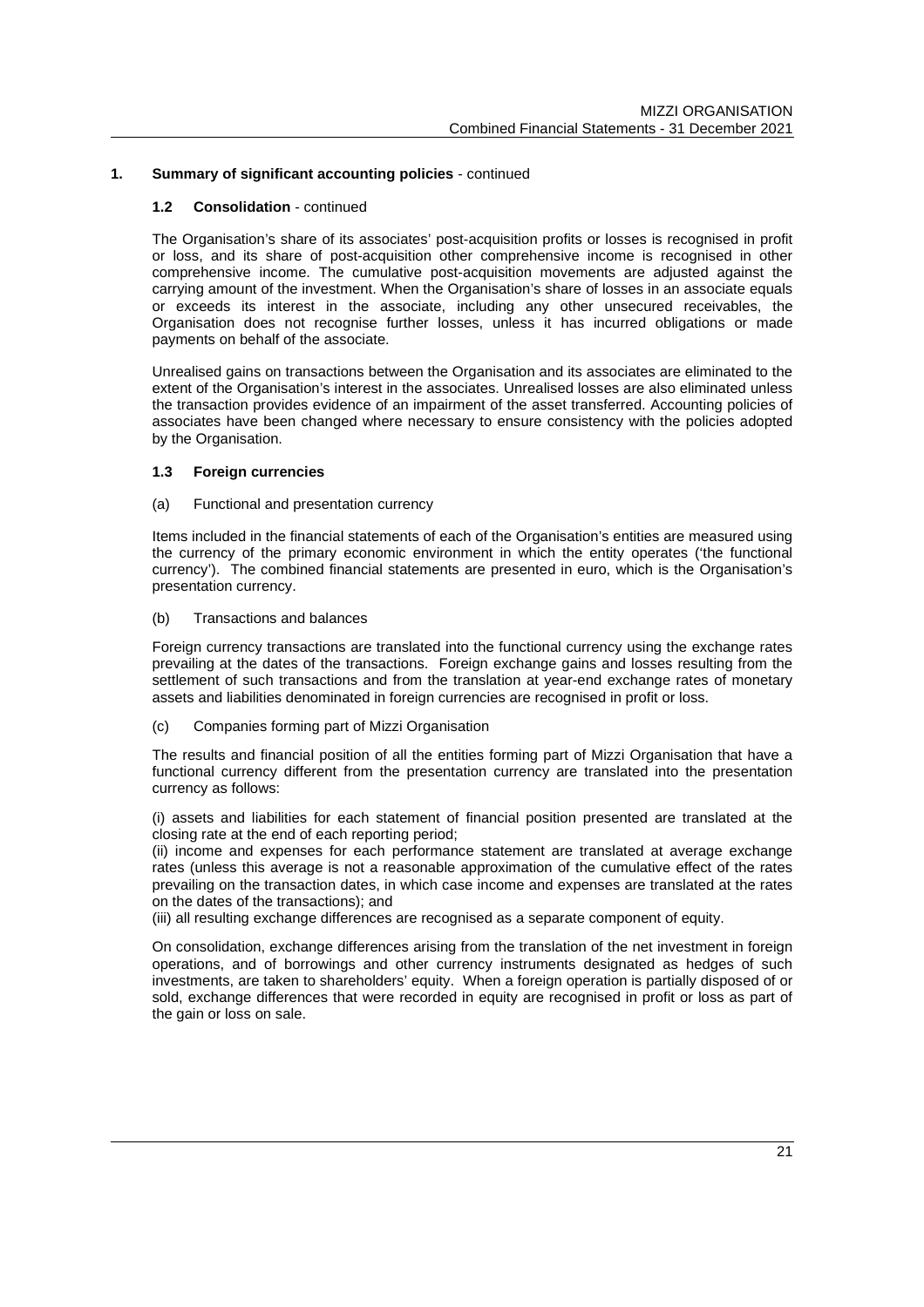## 1. Summary of significant accounting policies - continued

### 1.2 Consolidation - continued

The Organisation's share of its associates' post-acquisition profits or losses is recognised in profit or loss, and its share of post-acquisition other comprehensive income is recognised in other comprehensive income. The cumulative post-acquisition movements are adjusted against the carrying amount of the investment. When the Organisation's share of losses in an associate equals or exceeds its interest in the associate, including any other unsecured receivables, the Organisation does not recognise further losses, unless it has incurred obligations or made payments on behalf of the associate.

Unrealised gains on transactions between the Organisation and its associates are eliminated to the extent of the Organisation's interest in the associates. Unrealised losses are also eliminated unless the transaction provides evidence of an impairment of the asset transferred. Accounting policies of associates have been changed where necessary to ensure consistency with the policies adopted by the Organisation.

### 1.3 Foreign currencies

(a) Functional and presentation currency

Items included in the financial statements of each of the Organisation's entities are measured using the currency of the primary economic environment in which the entity operates ('the functional currency'). The combined financial statements are presented in euro, which is the Organisation's presentation currency.

(b) Transactions and balances

Foreign currency transactions are translated into the functional currency using the exchange rates prevailing at the dates of the transactions. Foreign exchange gains and losses resulting from the settlement of such transactions and from the translation at year-end exchange rates of monetary assets and liabilities denominated in foreign currencies are recognised in profit or loss.

(c) Companies forming part of Mizzi Organisation

The results and financial position of all the entities forming part of Mizzi Organisation that have a functional currency different from the presentation currency are translated into the presentation currency as follows:

(i) assets and liabilities for each statement of financial position presented are translated at the closing rate at the end of each reporting period;
(ii) income and expenses for each performance statement are translated at average exchange rates (unless this average is not a reasonable approximation of the cumulative effect of the rates prevailing on the transaction dates, in which case income and expenses are translated at the rates on the dates of the transactions); and
(iii) all resulting exchange differences are recognised as a separate component of equity.

On consolidation, exchange differences arising from the translation of the net investment in foreign operations, and of borrowings and other currency instruments designated as hedges of such investments, are taken to shareholders' equity. When a foreign operation is partially disposed of or sold, exchange differences that were recorded in equity are recognised in profit or loss as part of the gain or loss on sale.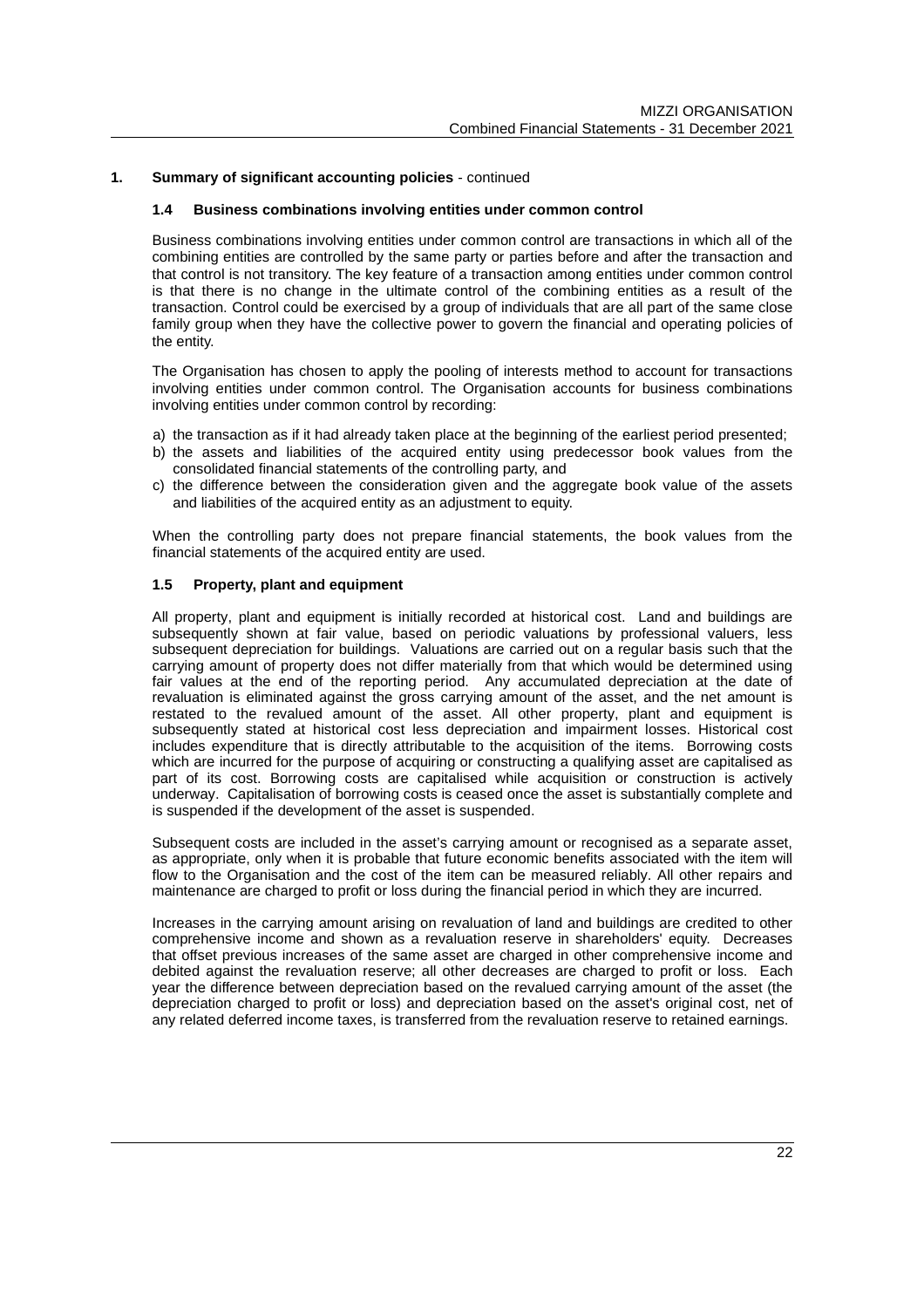## 1. Summary of significant accounting policies - continued

### 1.4 Business combinations involving entities under common control

Business combinations involving entities under common control are transactions in which all of the combining entities are controlled by the same party or parties before and after the transaction and that control is not transitory. The key feature of a transaction among entities under common control is that there is no change in the ultimate control of the combining entities as a result of the transaction. Control could be exercised by a group of individuals that are all part of the same close family group when they have the collective power to govern the financial and operating policies of the entity.

The Organisation has chosen to apply the pooling of interests method to account for transactions involving entities under common control. The Organisation accounts for business combinations involving entities under common control by recording:

a) the transaction as if it had already taken place at the beginning of the earliest period presented;
b) the assets and liabilities of the acquired entity using predecessor book values from the consolidated financial statements of the controlling party, and
c) the difference between the consideration given and the aggregate book value of the assets and liabilities of the acquired entity as an adjustment to equity.

When the controlling party does not prepare financial statements, the book values from the financial statements of the acquired entity are used.

### 1.5 Property, plant and equipment

All property, plant and equipment is initially recorded at historical cost. Land and buildings are subsequently shown at fair value, based on periodic valuations by professional valuers, less subsequent depreciation for buildings. Valuations are carried out on a regular basis such that the carrying amount of property does not differ materially from that which would be determined using fair values at the end of the reporting period. Any accumulated depreciation at the date of revaluation is eliminated against the gross carrying amount of the asset, and the net amount is restated to the revalued amount of the asset. All other property, plant and equipment is subsequently stated at historical cost less depreciation and impairment losses. Historical cost includes expenditure that is directly attributable to the acquisition of the items. Borrowing costs which are incurred for the purpose of acquiring or constructing a qualifying asset are capitalised as part of its cost. Borrowing costs are capitalised while acquisition or construction is actively underway. Capitalisation of borrowing costs is ceased once the asset is substantially complete and is suspended if the development of the asset is suspended.

Subsequent costs are included in the asset's carrying amount or recognised as a separate asset, as appropriate, only when it is probable that future economic benefits associated with the item will flow to the Organisation and the cost of the item can be measured reliably. All other repairs and maintenance are charged to profit or loss during the financial period in which they are incurred.

Increases in the carrying amount arising on revaluation of land and buildings are credited to other comprehensive income and shown as a revaluation reserve in shareholders' equity. Decreases that offset previous increases of the same asset are charged in other comprehensive income and debited against the revaluation reserve; all other decreases are charged to profit or loss. Each year the difference between depreciation based on the revalued carrying amount of the asset (the depreciation charged to profit or loss) and depreciation based on the asset's original cost, net of any related deferred income taxes, is transferred from the revaluation reserve to retained earnings.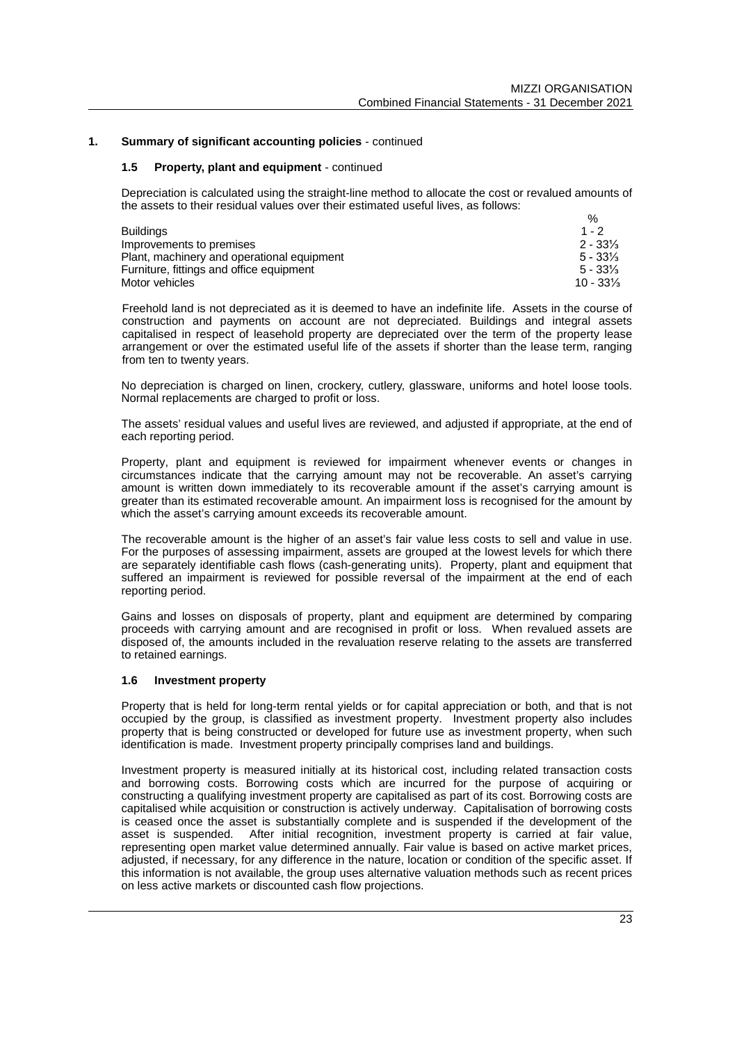## 1. Summary of significant accounting policies - continued

### 1.5 Property, plant and equipment - continued

Depreciation is calculated using the straight-line method to allocate the cost or revalued amounts of the assets to their residual values over their estimated useful lives, as follows:

| | % |
|---|---|
| Buildings | 1 - 2 |
| Improvements to premises | 2 - 33⅓ |
| Plant, machinery and operational equipment | 5 - 33⅓ |
| Furniture, fittings and office equipment | 5 - 33⅓ |
| Motor vehicles | 10 - 33⅓ |

Freehold land is not depreciated as it is deemed to have an indefinite life. Assets in the course of construction and payments on account are not depreciated. Buildings and integral assets capitalised in respect of leasehold property are depreciated over the term of the property lease arrangement or over the estimated useful life of the assets if shorter than the lease term, ranging from ten to twenty years.

No depreciation is charged on linen, crockery, cutlery, glassware, uniforms and hotel loose tools. Normal replacements are charged to profit or loss.

The assets' residual values and useful lives are reviewed, and adjusted if appropriate, at the end of each reporting period.

Property, plant and equipment is reviewed for impairment whenever events or changes in circumstances indicate that the carrying amount may not be recoverable. An asset's carrying amount is written down immediately to its recoverable amount if the asset's carrying amount is greater than its estimated recoverable amount. An impairment loss is recognised for the amount by which the asset's carrying amount exceeds its recoverable amount.

The recoverable amount is the higher of an asset's fair value less costs to sell and value in use. For the purposes of assessing impairment, assets are grouped at the lowest levels for which there are separately identifiable cash flows (cash-generating units). Property, plant and equipment that suffered an impairment is reviewed for possible reversal of the impairment at the end of each reporting period.

Gains and losses on disposals of property, plant and equipment are determined by comparing proceeds with carrying amount and are recognised in profit or loss. When revalued assets are disposed of, the amounts included in the revaluation reserve relating to the assets are transferred to retained earnings.

### 1.6 Investment property

Property that is held for long-term rental yields or for capital appreciation or both, and that is not occupied by the group, is classified as investment property. Investment property also includes property that is being constructed or developed for future use as investment property, when such identification is made. Investment property principally comprises land and buildings.

Investment property is measured initially at its historical cost, including related transaction costs and borrowing costs. Borrowing costs which are incurred for the purpose of acquiring or constructing a qualifying investment property are capitalised as part of its cost. Borrowing costs are capitalised while acquisition or construction is actively underway. Capitalisation of borrowing costs is ceased once the asset is substantially complete and is suspended if the development of the asset is suspended. After initial recognition, investment property is carried at fair value, representing open market value determined annually. Fair value is based on active market prices, adjusted, if necessary, for any difference in the nature, location or condition of the specific asset. If this information is not available, the group uses alternative valuation methods such as recent prices on less active markets or discounted cash flow projections.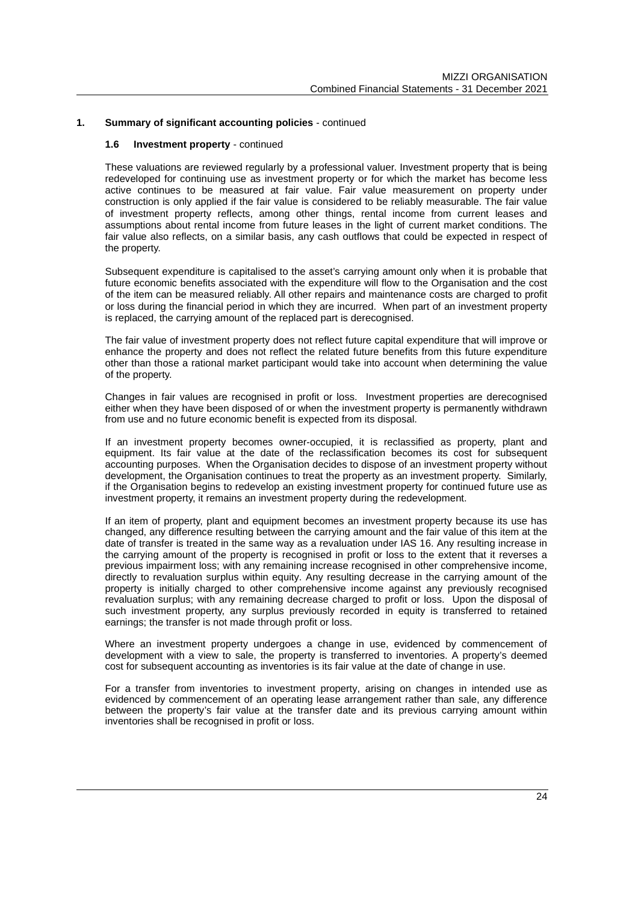## 1. Summary of significant accounting policies - continued

### 1.6 Investment property - continued

These valuations are reviewed regularly by a professional valuer. Investment property that is being redeveloped for continuing use as investment property or for which the market has become less active continues to be measured at fair value. Fair value measurement on property under construction is only applied if the fair value is considered to be reliably measurable. The fair value of investment property reflects, among other things, rental income from current leases and assumptions about rental income from future leases in the light of current market conditions. The fair value also reflects, on a similar basis, any cash outflows that could be expected in respect of the property.

Subsequent expenditure is capitalised to the asset's carrying amount only when it is probable that future economic benefits associated with the expenditure will flow to the Organisation and the cost of the item can be measured reliably. All other repairs and maintenance costs are charged to profit or loss during the financial period in which they are incurred. When part of an investment property is replaced, the carrying amount of the replaced part is derecognised.

The fair value of investment property does not reflect future capital expenditure that will improve or enhance the property and does not reflect the related future benefits from this future expenditure other than those a rational market participant would take into account when determining the value of the property.

Changes in fair values are recognised in profit or loss. Investment properties are derecognised either when they have been disposed of or when the investment property is permanently withdrawn from use and no future economic benefit is expected from its disposal.

If an investment property becomes owner-occupied, it is reclassified as property, plant and equipment. Its fair value at the date of the reclassification becomes its cost for subsequent accounting purposes. When the Organisation decides to dispose of an investment property without development, the Organisation continues to treat the property as an investment property. Similarly, if the Organisation begins to redevelop an existing investment property for continued future use as investment property, it remains an investment property during the redevelopment.

If an item of property, plant and equipment becomes an investment property because its use has changed, any difference resulting between the carrying amount and the fair value of this item at the date of transfer is treated in the same way as a revaluation under IAS 16. Any resulting increase in the carrying amount of the property is recognised in profit or loss to the extent that it reverses a previous impairment loss; with any remaining increase recognised in other comprehensive income, directly to revaluation surplus within equity. Any resulting decrease in the carrying amount of the property is initially charged to other comprehensive income against any previously recognised revaluation surplus; with any remaining decrease charged to profit or loss. Upon the disposal of such investment property, any surplus previously recorded in equity is transferred to retained earnings; the transfer is not made through profit or loss.

Where an investment property undergoes a change in use, evidenced by commencement of development with a view to sale, the property is transferred to inventories. A property's deemed cost for subsequent accounting as inventories is its fair value at the date of change in use.

For a transfer from inventories to investment property, arising on changes in intended use as evidenced by commencement of an operating lease arrangement rather than sale, any difference between the property's fair value at the transfer date and its previous carrying amount within inventories shall be recognised in profit or loss.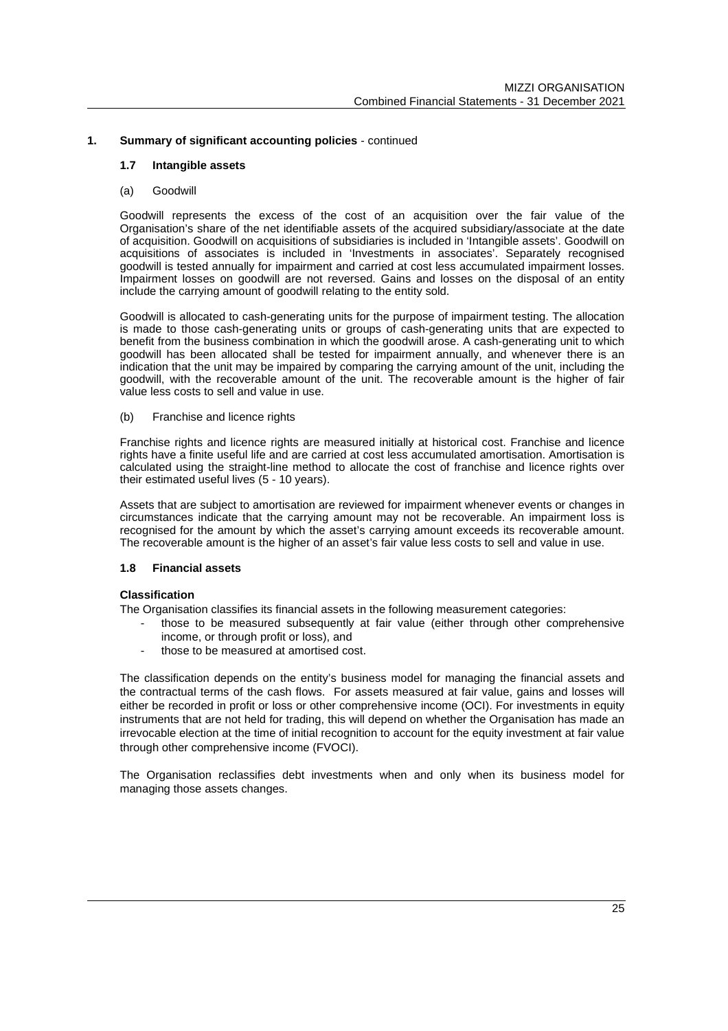## 1. Summary of significant accounting policies - continued

### 1.7 Intangible assets

(a) Goodwill

Goodwill represents the excess of the cost of an acquisition over the fair value of the Organisation's share of the net identifiable assets of the acquired subsidiary/associate at the date of acquisition. Goodwill on acquisitions of subsidiaries is included in 'Intangible assets'. Goodwill on acquisitions of associates is included in 'Investments in associates'. Separately recognised goodwill is tested annually for impairment and carried at cost less accumulated impairment losses. Impairment losses on goodwill are not reversed. Gains and losses on the disposal of an entity include the carrying amount of goodwill relating to the entity sold.

Goodwill is allocated to cash-generating units for the purpose of impairment testing. The allocation is made to those cash-generating units or groups of cash-generating units that are expected to benefit from the business combination in which the goodwill arose. A cash-generating unit to which goodwill has been allocated shall be tested for impairment annually, and whenever there is an indication that the unit may be impaired by comparing the carrying amount of the unit, including the goodwill, with the recoverable amount of the unit. The recoverable amount is the higher of fair value less costs to sell and value in use.

(b) Franchise and licence rights

Franchise rights and licence rights are measured initially at historical cost. Franchise and licence rights have a finite useful life and are carried at cost less accumulated amortisation. Amortisation is calculated using the straight-line method to allocate the cost of franchise and licence rights over their estimated useful lives (5 - 10 years).

Assets that are subject to amortisation are reviewed for impairment whenever events or changes in circumstances indicate that the carrying amount may not be recoverable. An impairment loss is recognised for the amount by which the asset's carrying amount exceeds its recoverable amount. The recoverable amount is the higher of an asset's fair value less costs to sell and value in use.

### 1.8 Financial assets

**Classification**

The Organisation classifies its financial assets in the following measurement categories:

- those to be measured subsequently at fair value (either through other comprehensive income, or through profit or loss), and
- those to be measured at amortised cost.

The classification depends on the entity's business model for managing the financial assets and the contractual terms of the cash flows. For assets measured at fair value, gains and losses will either be recorded in profit or loss or other comprehensive income (OCI). For investments in equity instruments that are not held for trading, this will depend on whether the Organisation has made an irrevocable election at the time of initial recognition to account for the equity investment at fair value through other comprehensive income (FVOCI).

The Organisation reclassifies debt investments when and only when its business model for managing those assets changes.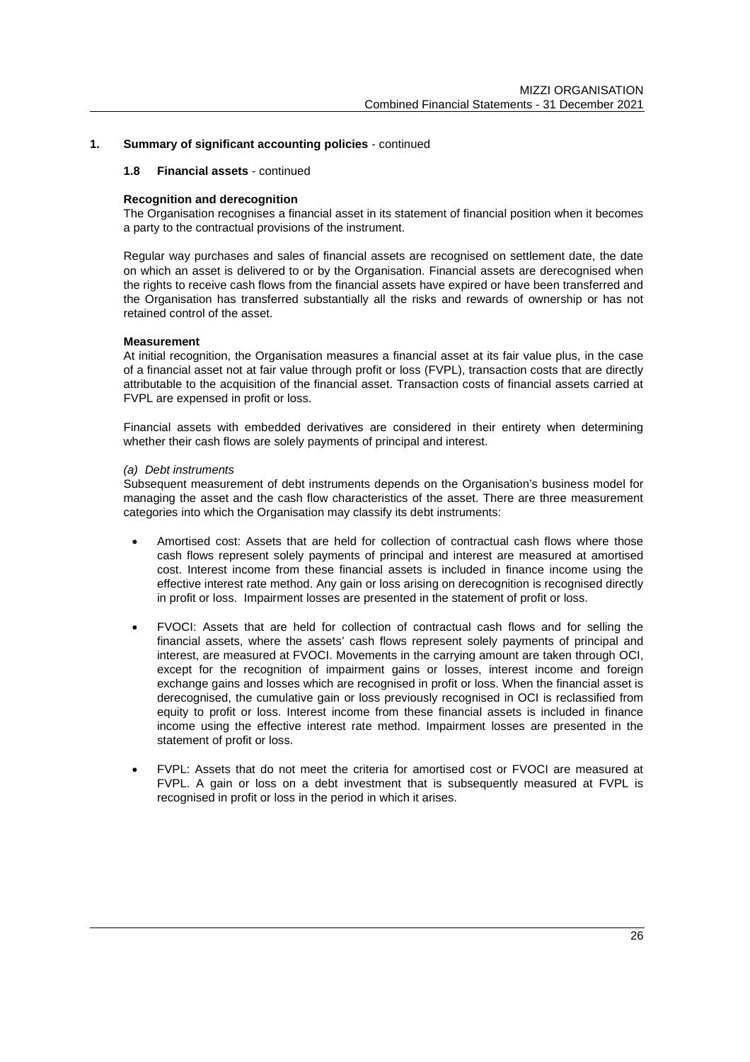## 1. Summary of significant accounting policies - continued

### 1.8 Financial assets - continued

**Recognition and derecognition**

The Organisation recognises a financial asset in its statement of financial position when it becomes a party to the contractual provisions of the instrument.

Regular way purchases and sales of financial assets are recognised on settlement date, the date on which an asset is delivered to or by the Organisation. Financial assets are derecognised when the rights to receive cash flows from the financial assets have expired or have been transferred and the Organisation has transferred substantially all the risks and rewards of ownership or has not retained control of the asset.

**Measurement**

At initial recognition, the Organisation measures a financial asset at its fair value plus, in the case of a financial asset not at fair value through profit or loss (FVPL), transaction costs that are directly attributable to the acquisition of the financial asset. Transaction costs of financial assets carried at FVPL are expensed in profit or loss.

Financial assets with embedded derivatives are considered in their entirety when determining whether their cash flows are solely payments of principal and interest.

*(a) Debt instruments*

Subsequent measurement of debt instruments depends on the Organisation's business model for managing the asset and the cash flow characteristics of the asset. There are three measurement categories into which the Organisation may classify its debt instruments:

- Amortised cost: Assets that are held for collection of contractual cash flows where those cash flows represent solely payments of principal and interest are measured at amortised cost. Interest income from these financial assets is included in finance income using the effective interest rate method. Any gain or loss arising on derecognition is recognised directly in profit or loss. Impairment losses are presented in the statement of profit or loss.

- FVOCI: Assets that are held for collection of contractual cash flows and for selling the financial assets, where the assets' cash flows represent solely payments of principal and interest, are measured at FVOCI. Movements in the carrying amount are taken through OCI, except for the recognition of impairment gains or losses, interest income and foreign exchange gains and losses which are recognised in profit or loss. When the financial asset is derecognised, the cumulative gain or loss previously recognised in OCI is reclassified from equity to profit or loss. Interest income from these financial assets is included in finance income using the effective interest rate method. Impairment losses are presented in the statement of profit or loss.

- FVPL: Assets that do not meet the criteria for amortised cost or FVOCI are measured at FVPL. A gain or loss on a debt investment that is subsequently measured at FVPL is recognised in profit or loss in the period in which it arises.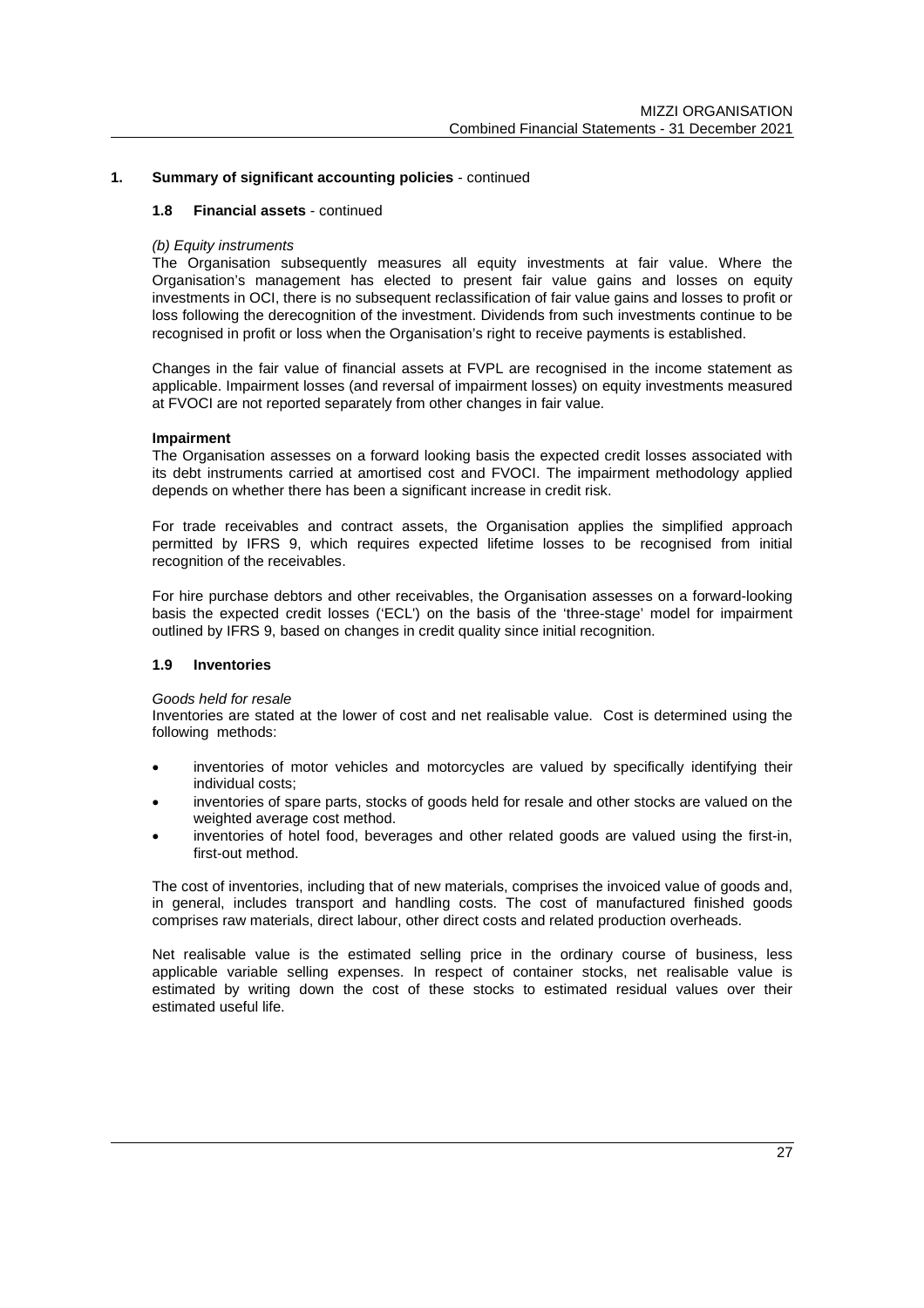## 1. Summary of significant accounting policies - continued

### 1.8 Financial assets - continued

*(b) Equity instruments*

The Organisation subsequently measures all equity investments at fair value. Where the Organisation's management has elected to present fair value gains and losses on equity investments in OCI, there is no subsequent reclassification of fair value gains and losses to profit or loss following the derecognition of the investment. Dividends from such investments continue to be recognised in profit or loss when the Organisation's right to receive payments is established.

Changes in the fair value of financial assets at FVPL are recognised in the income statement as applicable. Impairment losses (and reversal of impairment losses) on equity investments measured at FVOCI are not reported separately from other changes in fair value.

**Impairment**

The Organisation assesses on a forward looking basis the expected credit losses associated with its debt instruments carried at amortised cost and FVOCI. The impairment methodology applied depends on whether there has been a significant increase in credit risk.

For trade receivables and contract assets, the Organisation applies the simplified approach permitted by IFRS 9, which requires expected lifetime losses to be recognised from initial recognition of the receivables.

For hire purchase debtors and other receivables, the Organisation assesses on a forward-looking basis the expected credit losses ('ECL') on the basis of the 'three-stage' model for impairment outlined by IFRS 9, based on changes in credit quality since initial recognition.

### 1.9 Inventories

*Goods held for resale*

Inventories are stated at the lower of cost and net realisable value. Cost is determined using the following methods:

- inventories of motor vehicles and motorcycles are valued by specifically identifying their individual costs;
- inventories of spare parts, stocks of goods held for resale and other stocks are valued on the weighted average cost method.
- inventories of hotel food, beverages and other related goods are valued using the first-in, first-out method.

The cost of inventories, including that of new materials, comprises the invoiced value of goods and, in general, includes transport and handling costs. The cost of manufactured finished goods comprises raw materials, direct labour, other direct costs and related production overheads.

Net realisable value is the estimated selling price in the ordinary course of business, less applicable variable selling expenses. In respect of container stocks, net realisable value is estimated by writing down the cost of these stocks to estimated residual values over their estimated useful life.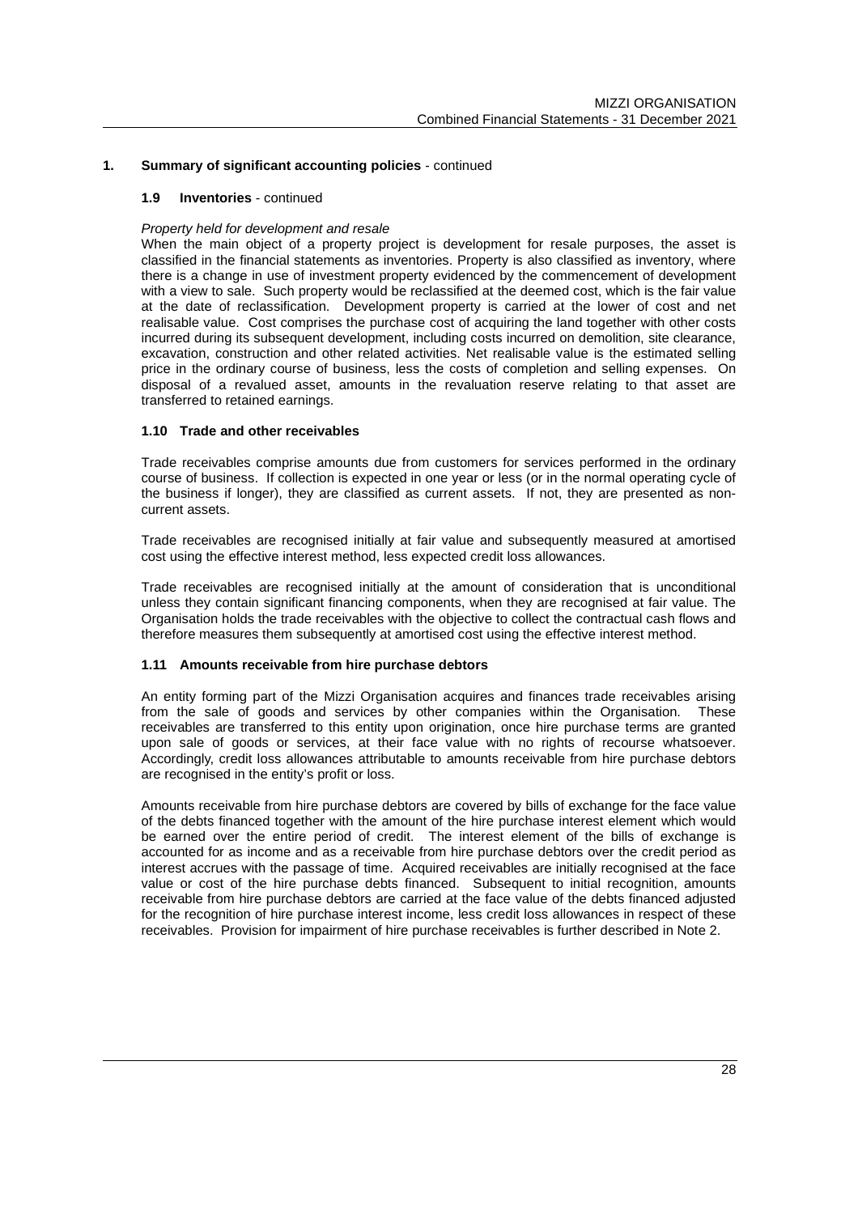## 1. Summary of significant accounting policies - continued

### 1.9 Inventories - continued

*Property held for development and resale*

When the main object of a property project is development for resale purposes, the asset is classified in the financial statements as inventories. Property is also classified as inventory, where there is a change in use of investment property evidenced by the commencement of development with a view to sale. Such property would be reclassified at the deemed cost, which is the fair value at the date of reclassification. Development property is carried at the lower of cost and net realisable value. Cost comprises the purchase cost of acquiring the land together with other costs incurred during its subsequent development, including costs incurred on demolition, site clearance, excavation, construction and other related activities. Net realisable value is the estimated selling price in the ordinary course of business, less the costs of completion and selling expenses. On disposal of a revalued asset, amounts in the revaluation reserve relating to that asset are transferred to retained earnings.

### 1.10 Trade and other receivables

Trade receivables comprise amounts due from customers for services performed in the ordinary course of business. If collection is expected in one year or less (or in the normal operating cycle of the business if longer), they are classified as current assets. If not, they are presented as non-current assets.

Trade receivables are recognised initially at fair value and subsequently measured at amortised cost using the effective interest method, less expected credit loss allowances.

Trade receivables are recognised initially at the amount of consideration that is unconditional unless they contain significant financing components, when they are recognised at fair value. The Organisation holds the trade receivables with the objective to collect the contractual cash flows and therefore measures them subsequently at amortised cost using the effective interest method.

### 1.11 Amounts receivable from hire purchase debtors

An entity forming part of the Mizzi Organisation acquires and finances trade receivables arising from the sale of goods and services by other companies within the Organisation. These receivables are transferred to this entity upon origination, once hire purchase terms are granted upon sale of goods or services, at their face value with no rights of recourse whatsoever. Accordingly, credit loss allowances attributable to amounts receivable from hire purchase debtors are recognised in the entity's profit or loss.

Amounts receivable from hire purchase debtors are covered by bills of exchange for the face value of the debts financed together with the amount of the hire purchase interest element which would be earned over the entire period of credit. The interest element of the bills of exchange is accounted for as income and as a receivable from hire purchase debtors over the credit period as interest accrues with the passage of time. Acquired receivables are initially recognised at the face value or cost of the hire purchase debts financed. Subsequent to initial recognition, amounts receivable from hire purchase debtors are carried at the face value of the debts financed adjusted for the recognition of hire purchase interest income, less credit loss allowances in respect of these receivables. Provision for impairment of hire purchase receivables is further described in Note 2.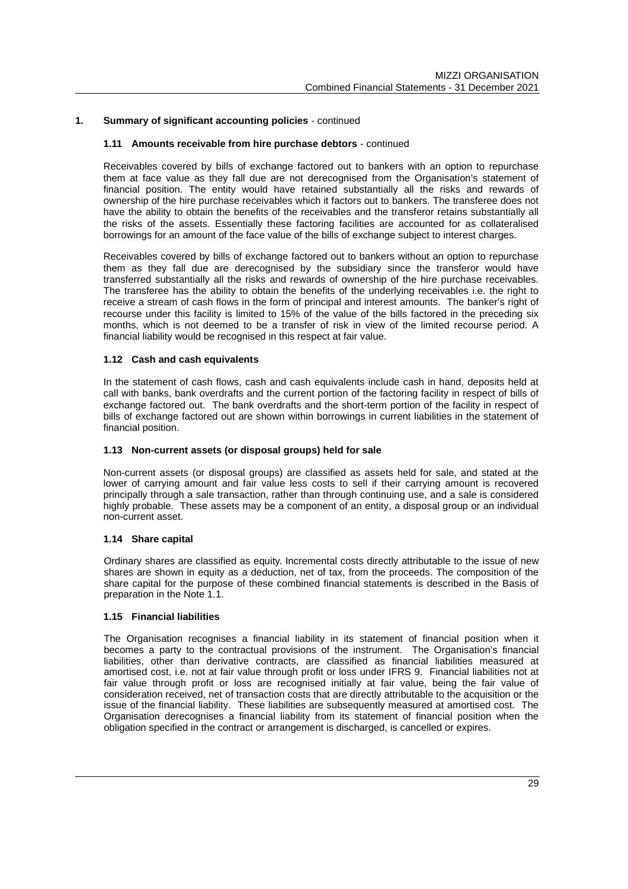## 1. Summary of significant accounting policies - continued

### 1.11 Amounts receivable from hire purchase debtors - continued

Receivables covered by bills of exchange factored out to bankers with an option to repurchase them at face value as they fall due are not derecognised from the Organisation's statement of financial position. The entity would have retained substantially all the risks and rewards of ownership of the hire purchase receivables which it factors out to bankers. The transferee does not have the ability to obtain the benefits of the receivables and the transferor retains substantially all the risks of the assets. Essentially these factoring facilities are accounted for as collateralised borrowings for an amount of the face value of the bills of exchange subject to interest charges.

Receivables covered by bills of exchange factored out to bankers without an option to repurchase them as they fall due are derecognised by the subsidiary since the transferor would have transferred substantially all the risks and rewards of ownership of the hire purchase receivables. The transferee has the ability to obtain the benefits of the underlying receivables i.e. the right to receive a stream of cash flows in the form of principal and interest amounts. The banker's right of recourse under this facility is limited to 15% of the value of the bills factored in the preceding six months, which is not deemed to be a transfer of risk in view of the limited recourse period. A financial liability would be recognised in this respect at fair value.

### 1.12 Cash and cash equivalents

In the statement of cash flows, cash and cash equivalents include cash in hand, deposits held at call with banks, bank overdrafts and the current portion of the factoring facility in respect of bills of exchange factored out. The bank overdrafts and the short-term portion of the facility in respect of bills of exchange factored out are shown within borrowings in current liabilities in the statement of financial position.

### 1.13 Non-current assets (or disposal groups) held for sale

Non-current assets (or disposal groups) are classified as assets held for sale, and stated at the lower of carrying amount and fair value less costs to sell if their carrying amount is recovered principally through a sale transaction, rather than through continuing use, and a sale is considered highly probable. These assets may be a component of an entity, a disposal group or an individual non-current asset.

### 1.14 Share capital

Ordinary shares are classified as equity. Incremental costs directly attributable to the issue of new shares are shown in equity as a deduction, net of tax, from the proceeds. The composition of the share capital for the purpose of these combined financial statements is described in the Basis of preparation in the Note 1.1.

### 1.15 Financial liabilities

The Organisation recognises a financial liability in its statement of financial position when it becomes a party to the contractual provisions of the instrument. The Organisation's financial liabilities, other than derivative contracts, are classified as financial liabilities measured at amortised cost, i.e. not at fair value through profit or loss under IFRS 9. Financial liabilities not at fair value through profit or loss are recognised initially at fair value, being the fair value of consideration received, net of transaction costs that are directly attributable to the acquisition or the issue of the financial liability. These liabilities are subsequently measured at amortised cost. The Organisation derecognises a financial liability from its statement of financial position when the obligation specified in the contract or arrangement is discharged, is cancelled or expires.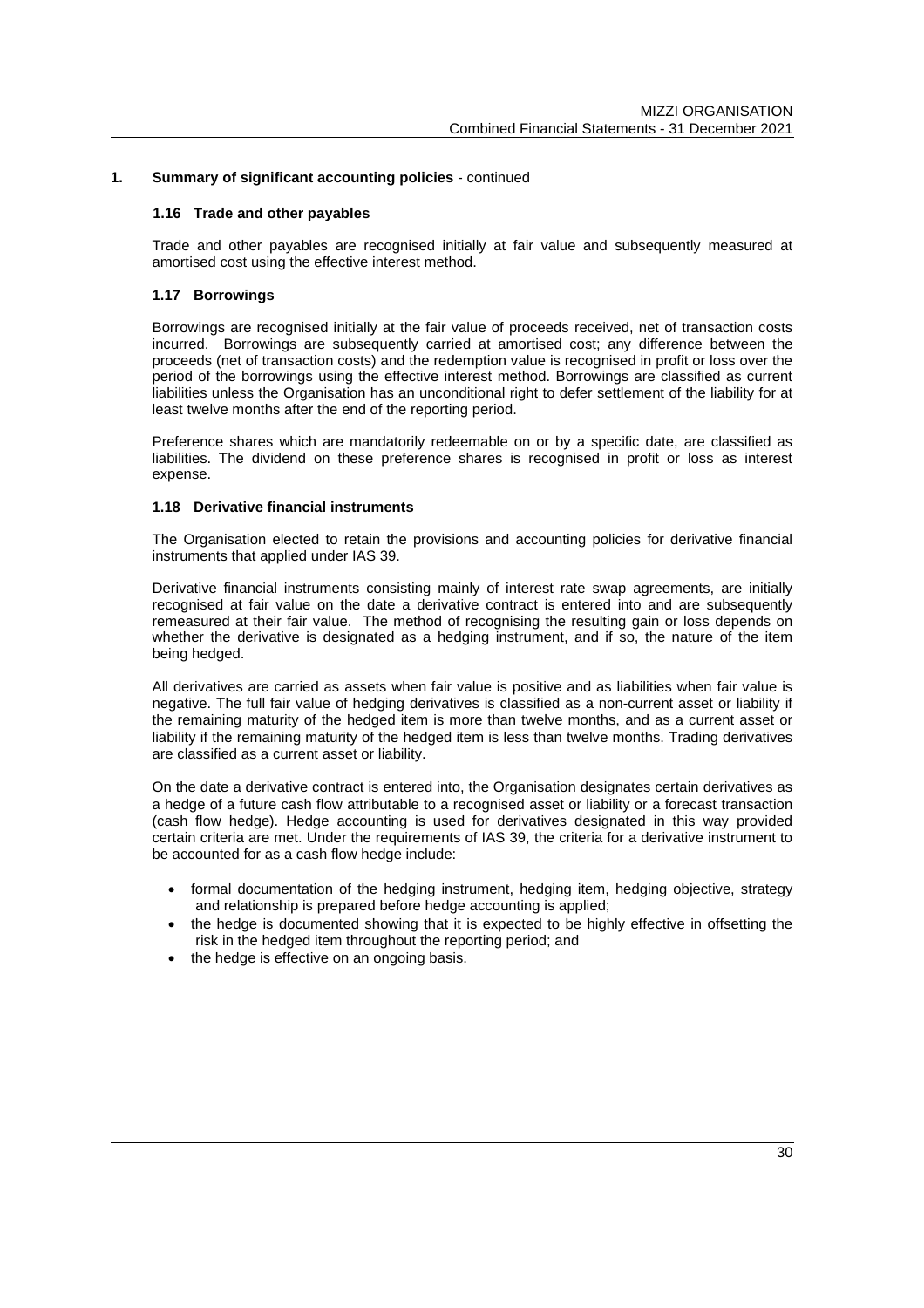## 1. Summary of significant accounting policies - continued

### 1.16 Trade and other payables

Trade and other payables are recognised initially at fair value and subsequently measured at amortised cost using the effective interest method.

### 1.17 Borrowings

Borrowings are recognised initially at the fair value of proceeds received, net of transaction costs incurred. Borrowings are subsequently carried at amortised cost; any difference between the proceeds (net of transaction costs) and the redemption value is recognised in profit or loss over the period of the borrowings using the effective interest method. Borrowings are classified as current liabilities unless the Organisation has an unconditional right to defer settlement of the liability for at least twelve months after the end of the reporting period.

Preference shares which are mandatorily redeemable on or by a specific date, are classified as liabilities. The dividend on these preference shares is recognised in profit or loss as interest expense.

### 1.18 Derivative financial instruments

The Organisation elected to retain the provisions and accounting policies for derivative financial instruments that applied under IAS 39.

Derivative financial instruments consisting mainly of interest rate swap agreements, are initially recognised at fair value on the date a derivative contract is entered into and are subsequently remeasured at their fair value. The method of recognising the resulting gain or loss depends on whether the derivative is designated as a hedging instrument, and if so, the nature of the item being hedged.

All derivatives are carried as assets when fair value is positive and as liabilities when fair value is negative. The full fair value of hedging derivatives is classified as a non-current asset or liability if the remaining maturity of the hedged item is more than twelve months, and as a current asset or liability if the remaining maturity of the hedged item is less than twelve months. Trading derivatives are classified as a current asset or liability.

On the date a derivative contract is entered into, the Organisation designates certain derivatives as a hedge of a future cash flow attributable to a recognised asset or liability or a forecast transaction (cash flow hedge). Hedge accounting is used for derivatives designated in this way provided certain criteria are met. Under the requirements of IAS 39, the criteria for a derivative instrument to be accounted for as a cash flow hedge include:

- formal documentation of the hedging instrument, hedging item, hedging objective, strategy and relationship is prepared before hedge accounting is applied;
- the hedge is documented showing that it is expected to be highly effective in offsetting the risk in the hedged item throughout the reporting period; and
- the hedge is effective on an ongoing basis.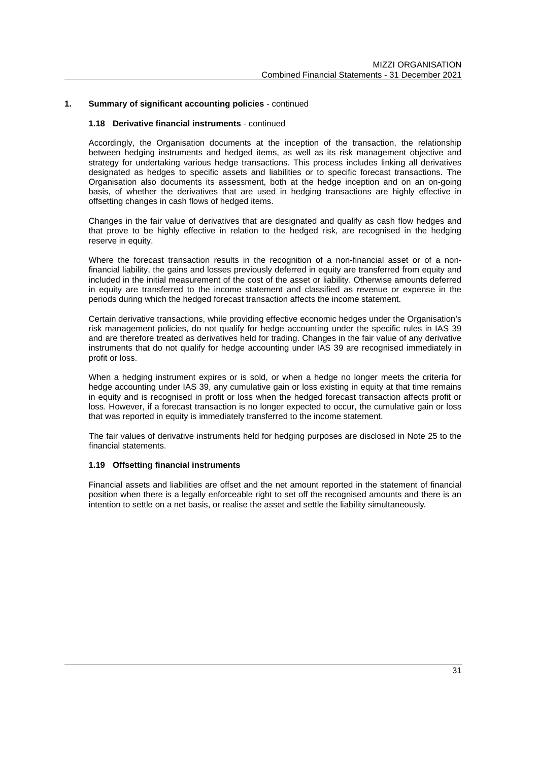## 1. Summary of significant accounting policies - continued

### 1.18 Derivative financial instruments - continued

Accordingly, the Organisation documents at the inception of the transaction, the relationship between hedging instruments and hedged items, as well as its risk management objective and strategy for undertaking various hedge transactions. This process includes linking all derivatives designated as hedges to specific assets and liabilities or to specific forecast transactions. The Organisation also documents its assessment, both at the hedge inception and on an on-going basis, of whether the derivatives that are used in hedging transactions are highly effective in offsetting changes in cash flows of hedged items.

Changes in the fair value of derivatives that are designated and qualify as cash flow hedges and that prove to be highly effective in relation to the hedged risk, are recognised in the hedging reserve in equity.

Where the forecast transaction results in the recognition of a non-financial asset or of a non-financial liability, the gains and losses previously deferred in equity are transferred from equity and included in the initial measurement of the cost of the asset or liability. Otherwise amounts deferred in equity are transferred to the income statement and classified as revenue or expense in the periods during which the hedged forecast transaction affects the income statement.

Certain derivative transactions, while providing effective economic hedges under the Organisation's risk management policies, do not qualify for hedge accounting under the specific rules in IAS 39 and are therefore treated as derivatives held for trading. Changes in the fair value of any derivative instruments that do not qualify for hedge accounting under IAS 39 are recognised immediately in profit or loss.

When a hedging instrument expires or is sold, or when a hedge no longer meets the criteria for hedge accounting under IAS 39, any cumulative gain or loss existing in equity at that time remains in equity and is recognised in profit or loss when the hedged forecast transaction affects profit or loss. However, if a forecast transaction is no longer expected to occur, the cumulative gain or loss that was reported in equity is immediately transferred to the income statement.

The fair values of derivative instruments held for hedging purposes are disclosed in Note 25 to the financial statements.

### 1.19 Offsetting financial instruments

Financial assets and liabilities are offset and the net amount reported in the statement of financial position when there is a legally enforceable right to set off the recognised amounts and there is an intention to settle on a net basis, or realise the asset and settle the liability simultaneously.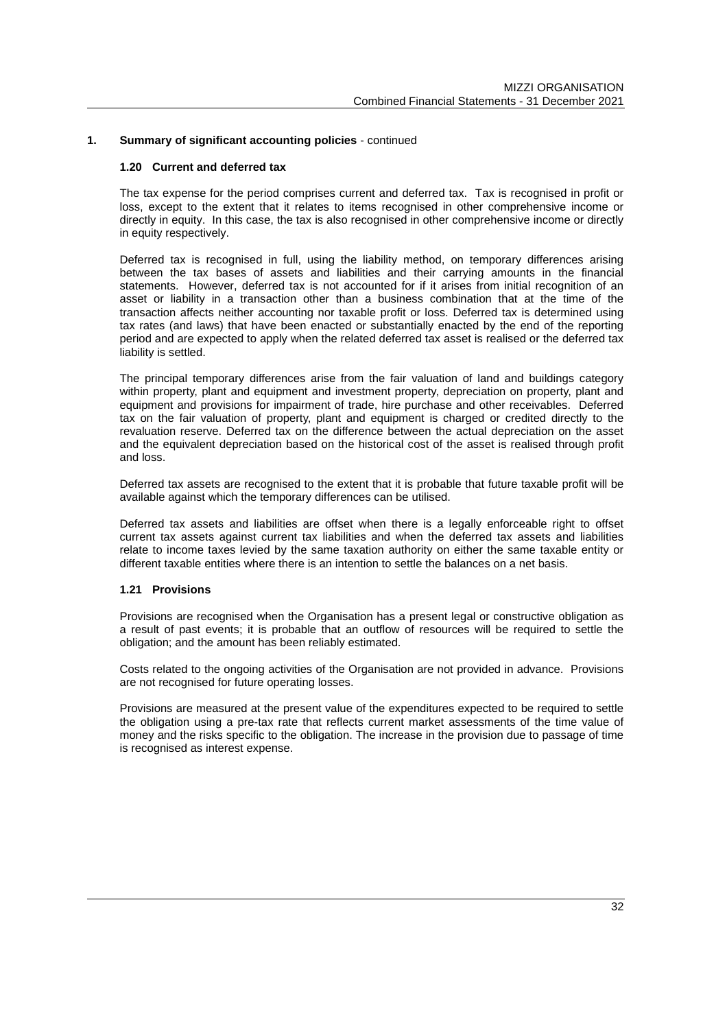## 1. Summary of significant accounting policies - continued

### 1.20 Current and deferred tax

The tax expense for the period comprises current and deferred tax. Tax is recognised in profit or loss, except to the extent that it relates to items recognised in other comprehensive income or directly in equity. In this case, the tax is also recognised in other comprehensive income or directly in equity respectively.

Deferred tax is recognised in full, using the liability method, on temporary differences arising between the tax bases of assets and liabilities and their carrying amounts in the financial statements. However, deferred tax is not accounted for if it arises from initial recognition of an asset or liability in a transaction other than a business combination that at the time of the transaction affects neither accounting nor taxable profit or loss. Deferred tax is determined using tax rates (and laws) that have been enacted or substantially enacted by the end of the reporting period and are expected to apply when the related deferred tax asset is realised or the deferred tax liability is settled.

The principal temporary differences arise from the fair valuation of land and buildings category within property, plant and equipment and investment property, depreciation on property, plant and equipment and provisions for impairment of trade, hire purchase and other receivables. Deferred tax on the fair valuation of property, plant and equipment is charged or credited directly to the revaluation reserve. Deferred tax on the difference between the actual depreciation on the asset and the equivalent depreciation based on the historical cost of the asset is realised through profit and loss.

Deferred tax assets are recognised to the extent that it is probable that future taxable profit will be available against which the temporary differences can be utilised.

Deferred tax assets and liabilities are offset when there is a legally enforceable right to offset current tax assets against current tax liabilities and when the deferred tax assets and liabilities relate to income taxes levied by the same taxation authority on either the same taxable entity or different taxable entities where there is an intention to settle the balances on a net basis.

### 1.21 Provisions

Provisions are recognised when the Organisation has a present legal or constructive obligation as a result of past events; it is probable that an outflow of resources will be required to settle the obligation; and the amount has been reliably estimated.

Costs related to the ongoing activities of the Organisation are not provided in advance. Provisions are not recognised for future operating losses.

Provisions are measured at the present value of the expenditures expected to be required to settle the obligation using a pre-tax rate that reflects current market assessments of the time value of money and the risks specific to the obligation. The increase in the provision due to passage of time is recognised as interest expense.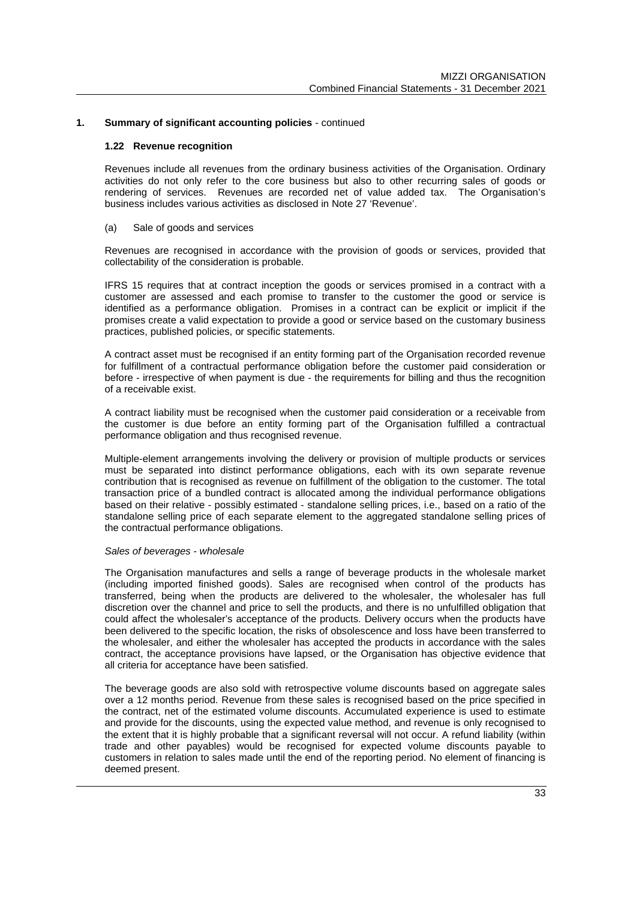## 1. Summary of significant accounting policies - continued

### 1.22 Revenue recognition

Revenues include all revenues from the ordinary business activities of the Organisation. Ordinary activities do not only refer to the core business but also to other recurring sales of goods or rendering of services. Revenues are recorded net of value added tax. The Organisation's business includes various activities as disclosed in Note 27 'Revenue'.

(a) Sale of goods and services

Revenues are recognised in accordance with the provision of goods or services, provided that collectability of the consideration is probable.

IFRS 15 requires that at contract inception the goods or services promised in a contract with a customer are assessed and each promise to transfer to the customer the good or service is identified as a performance obligation. Promises in a contract can be explicit or implicit if the promises create a valid expectation to provide a good or service based on the customary business practices, published policies, or specific statements.

A contract asset must be recognised if an entity forming part of the Organisation recorded revenue for fulfillment of a contractual performance obligation before the customer paid consideration or before - irrespective of when payment is due - the requirements for billing and thus the recognition of a receivable exist.

A contract liability must be recognised when the customer paid consideration or a receivable from the customer is due before an entity forming part of the Organisation fulfilled a contractual performance obligation and thus recognised revenue.

Multiple-element arrangements involving the delivery or provision of multiple products or services must be separated into distinct performance obligations, each with its own separate revenue contribution that is recognised as revenue on fulfillment of the obligation to the customer. The total transaction price of a bundled contract is allocated among the individual performance obligations based on their relative - possibly estimated - standalone selling prices, i.e., based on a ratio of the standalone selling price of each separate element to the aggregated standalone selling prices of the contractual performance obligations.

*Sales of beverages - wholesale*

The Organisation manufactures and sells a range of beverage products in the wholesale market (including imported finished goods). Sales are recognised when control of the products has transferred, being when the products are delivered to the wholesaler, the wholesaler has full discretion over the channel and price to sell the products, and there is no unfulfilled obligation that could affect the wholesaler's acceptance of the products. Delivery occurs when the products have been delivered to the specific location, the risks of obsolescence and loss have been transferred to the wholesaler, and either the wholesaler has accepted the products in accordance with the sales contract, the acceptance provisions have lapsed, or the Organisation has objective evidence that all criteria for acceptance have been satisfied.

The beverage goods are also sold with retrospective volume discounts based on aggregate sales over a 12 months period. Revenue from these sales is recognised based on the price specified in the contract, net of the estimated volume discounts. Accumulated experience is used to estimate and provide for the discounts, using the expected value method, and revenue is only recognised to the extent that it is highly probable that a significant reversal will not occur. A refund liability (within trade and other payables) would be recognised for expected volume discounts payable to customers in relation to sales made until the end of the reporting period. No element of financing is deemed present.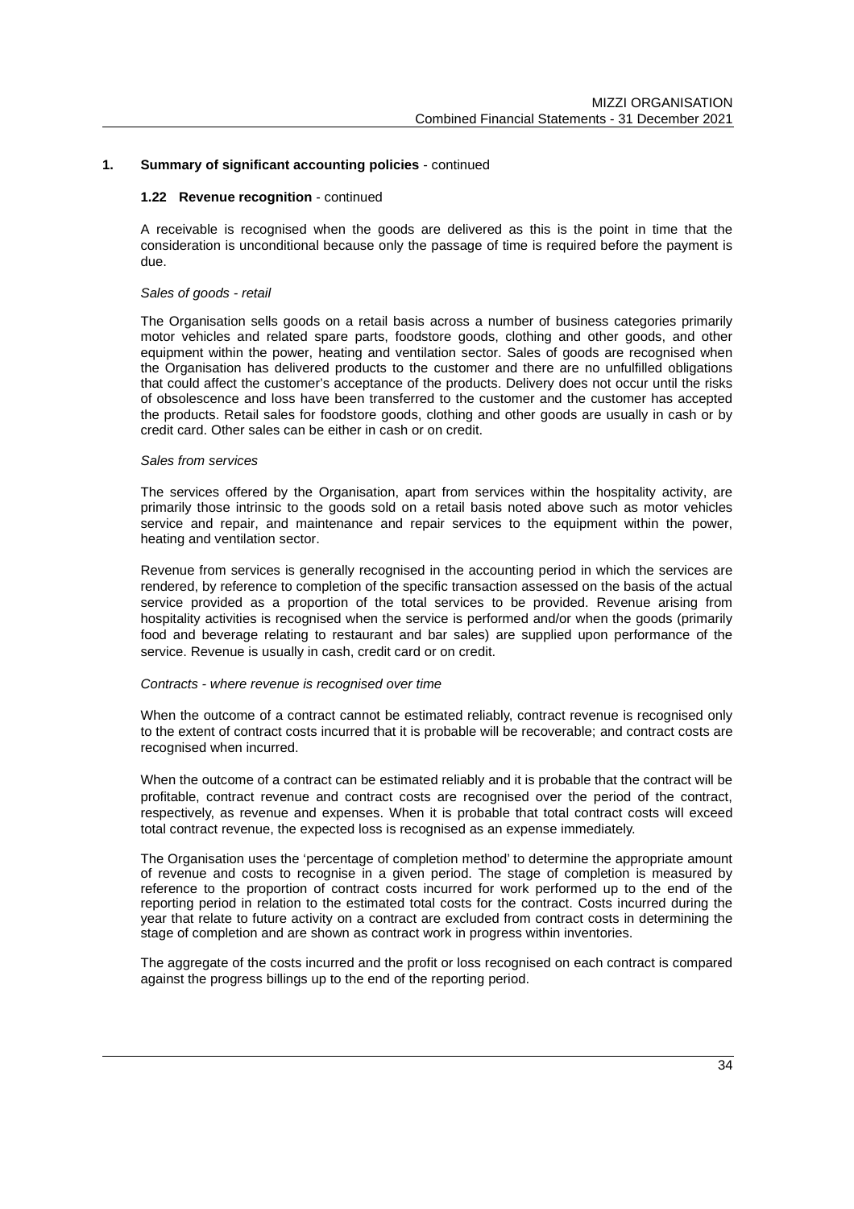## 1. Summary of significant accounting policies - continued

### 1.22 Revenue recognition - continued

A receivable is recognised when the goods are delivered as this is the point in time that the consideration is unconditional because only the passage of time is required before the payment is due.

*Sales of goods - retail*

The Organisation sells goods on a retail basis across a number of business categories primarily motor vehicles and related spare parts, foodstore goods, clothing and other goods, and other equipment within the power, heating and ventilation sector. Sales of goods are recognised when the Organisation has delivered products to the customer and there are no unfulfilled obligations that could affect the customer's acceptance of the products. Delivery does not occur until the risks of obsolescence and loss have been transferred to the customer and the customer has accepted the products. Retail sales for foodstore goods, clothing and other goods are usually in cash or by credit card. Other sales can be either in cash or on credit.

*Sales from services*

The services offered by the Organisation, apart from services within the hospitality activity, are primarily those intrinsic to the goods sold on a retail basis noted above such as motor vehicles service and repair, and maintenance and repair services to the equipment within the power, heating and ventilation sector.

Revenue from services is generally recognised in the accounting period in which the services are rendered, by reference to completion of the specific transaction assessed on the basis of the actual service provided as a proportion of the total services to be provided. Revenue arising from hospitality activities is recognised when the service is performed and/or when the goods (primarily food and beverage relating to restaurant and bar sales) are supplied upon performance of the service. Revenue is usually in cash, credit card or on credit.

*Contracts - where revenue is recognised over time*

When the outcome of a contract cannot be estimated reliably, contract revenue is recognised only to the extent of contract costs incurred that it is probable will be recoverable; and contract costs are recognised when incurred.

When the outcome of a contract can be estimated reliably and it is probable that the contract will be profitable, contract revenue and contract costs are recognised over the period of the contract, respectively, as revenue and expenses. When it is probable that total contract costs will exceed total contract revenue, the expected loss is recognised as an expense immediately.

The Organisation uses the 'percentage of completion method' to determine the appropriate amount of revenue and costs to recognise in a given period. The stage of completion is measured by reference to the proportion of contract costs incurred for work performed up to the end of the reporting period in relation to the estimated total costs for the contract. Costs incurred during the year that relate to future activity on a contract are excluded from contract costs in determining the stage of completion and are shown as contract work in progress within inventories.

The aggregate of the costs incurred and the profit or loss recognised on each contract is compared against the progress billings up to the end of the reporting period.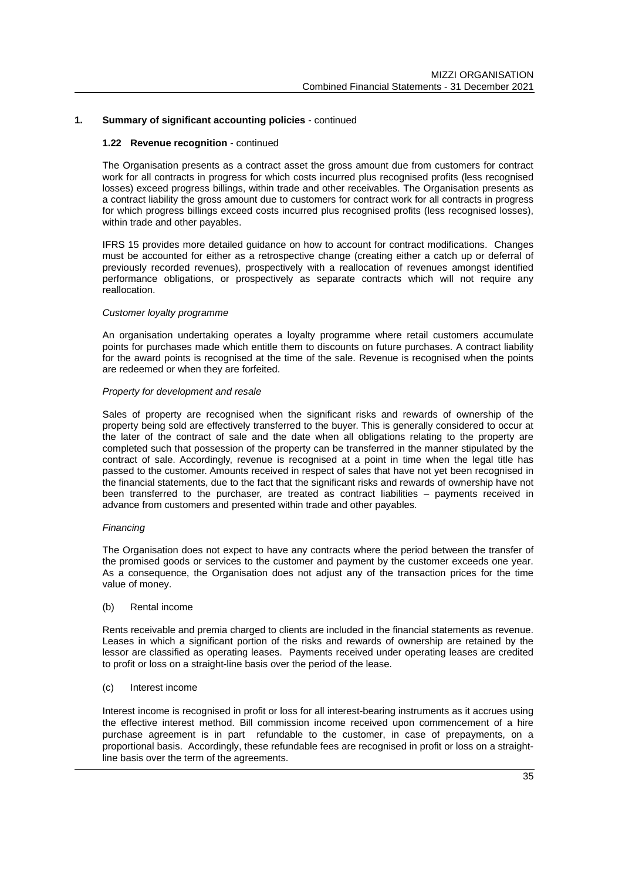## 1. Summary of significant accounting policies - continued

### 1.22 Revenue recognition - continued

The Organisation presents as a contract asset the gross amount due from customers for contract work for all contracts in progress for which costs incurred plus recognised profits (less recognised losses) exceed progress billings, within trade and other receivables. The Organisation presents as a contract liability the gross amount due to customers for contract work for all contracts in progress for which progress billings exceed costs incurred plus recognised profits (less recognised losses), within trade and other payables.

IFRS 15 provides more detailed guidance on how to account for contract modifications. Changes must be accounted for either as a retrospective change (creating either a catch up or deferral of previously recorded revenues), prospectively with a reallocation of revenues amongst identified performance obligations, or prospectively as separate contracts which will not require any reallocation.

*Customer loyalty programme*

An organisation undertaking operates a loyalty programme where retail customers accumulate points for purchases made which entitle them to discounts on future purchases. A contract liability for the award points is recognised at the time of the sale. Revenue is recognised when the points are redeemed or when they are forfeited.

*Property for development and resale*

Sales of property are recognised when the significant risks and rewards of ownership of the property being sold are effectively transferred to the buyer. This is generally considered to occur at the later of the contract of sale and the date when all obligations relating to the property are completed such that possession of the property can be transferred in the manner stipulated by the contract of sale. Accordingly, revenue is recognised at a point in time when the legal title has passed to the customer. Amounts received in respect of sales that have not yet been recognised in the financial statements, due to the fact that the significant risks and rewards of ownership have not been transferred to the purchaser, are treated as contract liabilities – payments received in advance from customers and presented within trade and other payables.

*Financing*

The Organisation does not expect to have any contracts where the period between the transfer of the promised goods or services to the customer and payment by the customer exceeds one year. As a consequence, the Organisation does not adjust any of the transaction prices for the time value of money.

(b) Rental income

Rents receivable and premia charged to clients are included in the financial statements as revenue. Leases in which a significant portion of the risks and rewards of ownership are retained by the lessor are classified as operating leases. Payments received under operating leases are credited to profit or loss on a straight-line basis over the period of the lease.

(c) Interest income

Interest income is recognised in profit or loss for all interest-bearing instruments as it accrues using the effective interest method. Bill commission income received upon commencement of a hire purchase agreement is in part refundable to the customer, in case of prepayments, on a proportional basis. Accordingly, these refundable fees are recognised in profit or loss on a straight-line basis over the term of the agreements.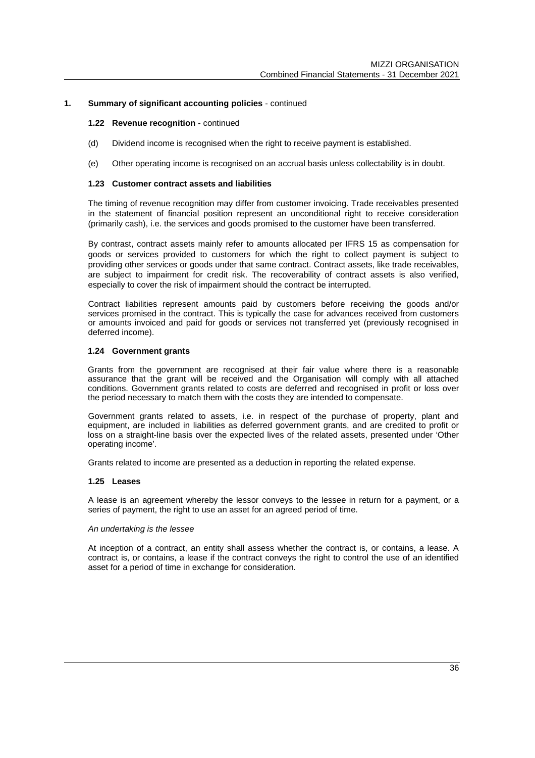## 1. Summary of significant accounting policies - continued

### 1.22 Revenue recognition - continued

(d) Dividend income is recognised when the right to receive payment is established.

(e) Other operating income is recognised on an accrual basis unless collectability is in doubt.

### 1.23 Customer contract assets and liabilities

The timing of revenue recognition may differ from customer invoicing. Trade receivables presented in the statement of financial position represent an unconditional right to receive consideration (primarily cash), i.e. the services and goods promised to the customer have been transferred.

By contrast, contract assets mainly refer to amounts allocated per IFRS 15 as compensation for goods or services provided to customers for which the right to collect payment is subject to providing other services or goods under that same contract. Contract assets, like trade receivables, are subject to impairment for credit risk. The recoverability of contract assets is also verified, especially to cover the risk of impairment should the contract be interrupted.

Contract liabilities represent amounts paid by customers before receiving the goods and/or services promised in the contract. This is typically the case for advances received from customers or amounts invoiced and paid for goods or services not transferred yet (previously recognised in deferred income).

### 1.24 Government grants

Grants from the government are recognised at their fair value where there is a reasonable assurance that the grant will be received and the Organisation will comply with all attached conditions. Government grants related to costs are deferred and recognised in profit or loss over the period necessary to match them with the costs they are intended to compensate.

Government grants related to assets, i.e. in respect of the purchase of property, plant and equipment, are included in liabilities as deferred government grants, and are credited to profit or loss on a straight-line basis over the expected lives of the related assets, presented under 'Other operating income'.

Grants related to income are presented as a deduction in reporting the related expense.

### 1.25 Leases

A lease is an agreement whereby the lessor conveys to the lessee in return for a payment, or a series of payment, the right to use an asset for an agreed period of time.

*An undertaking is the lessee*

At inception of a contract, an entity shall assess whether the contract is, or contains, a lease. A contract is, or contains, a lease if the contract conveys the right to control the use of an identified asset for a period of time in exchange for consideration.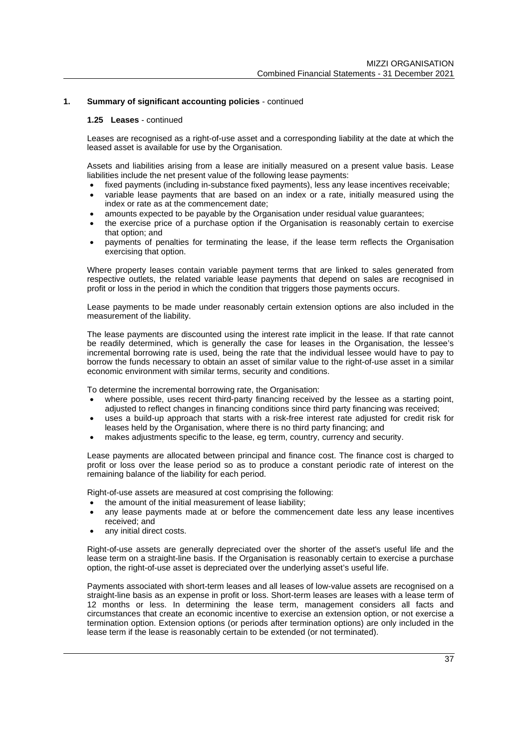## 1. Summary of significant accounting policies - continued

### 1.25 Leases - continued

Leases are recognised as a right-of-use asset and a corresponding liability at the date at which the leased asset is available for use by the Organisation.

Assets and liabilities arising from a lease are initially measured on a present value basis. Lease liabilities include the net present value of the following lease payments:

- fixed payments (including in-substance fixed payments), less any lease incentives receivable;
- variable lease payments that are based on an index or a rate, initially measured using the index or rate as at the commencement date;
- amounts expected to be payable by the Organisation under residual value guarantees;
- the exercise price of a purchase option if the Organisation is reasonably certain to exercise that option; and
- payments of penalties for terminating the lease, if the lease term reflects the Organisation exercising that option.

Where property leases contain variable payment terms that are linked to sales generated from respective outlets, the related variable lease payments that depend on sales are recognised in profit or loss in the period in which the condition that triggers those payments occurs.

Lease payments to be made under reasonably certain extension options are also included in the measurement of the liability.

The lease payments are discounted using the interest rate implicit in the lease. If that rate cannot be readily determined, which is generally the case for leases in the Organisation, the lessee's incremental borrowing rate is used, being the rate that the individual lessee would have to pay to borrow the funds necessary to obtain an asset of similar value to the right-of-use asset in a similar economic environment with similar terms, security and conditions.

To determine the incremental borrowing rate, the Organisation:

- where possible, uses recent third-party financing received by the lessee as a starting point, adjusted to reflect changes in financing conditions since third party financing was received;
- uses a build-up approach that starts with a risk-free interest rate adjusted for credit risk for leases held by the Organisation, where there is no third party financing; and
- makes adjustments specific to the lease, eg term, country, currency and security.

Lease payments are allocated between principal and finance cost. The finance cost is charged to profit or loss over the lease period so as to produce a constant periodic rate of interest on the remaining balance of the liability for each period.

Right-of-use assets are measured at cost comprising the following:

- the amount of the initial measurement of lease liability;
- any lease payments made at or before the commencement date less any lease incentives received; and
- any initial direct costs.

Right-of-use assets are generally depreciated over the shorter of the asset's useful life and the lease term on a straight-line basis. If the Organisation is reasonably certain to exercise a purchase option, the right-of-use asset is depreciated over the underlying asset's useful life.

Payments associated with short-term leases and all leases of low-value assets are recognised on a straight-line basis as an expense in profit or loss. Short-term leases are leases with a lease term of 12 months or less. In determining the lease term, management considers all facts and circumstances that create an economic incentive to exercise an extension option, or not exercise a termination option. Extension options (or periods after termination options) are only included in the lease term if the lease is reasonably certain to be extended (or not terminated).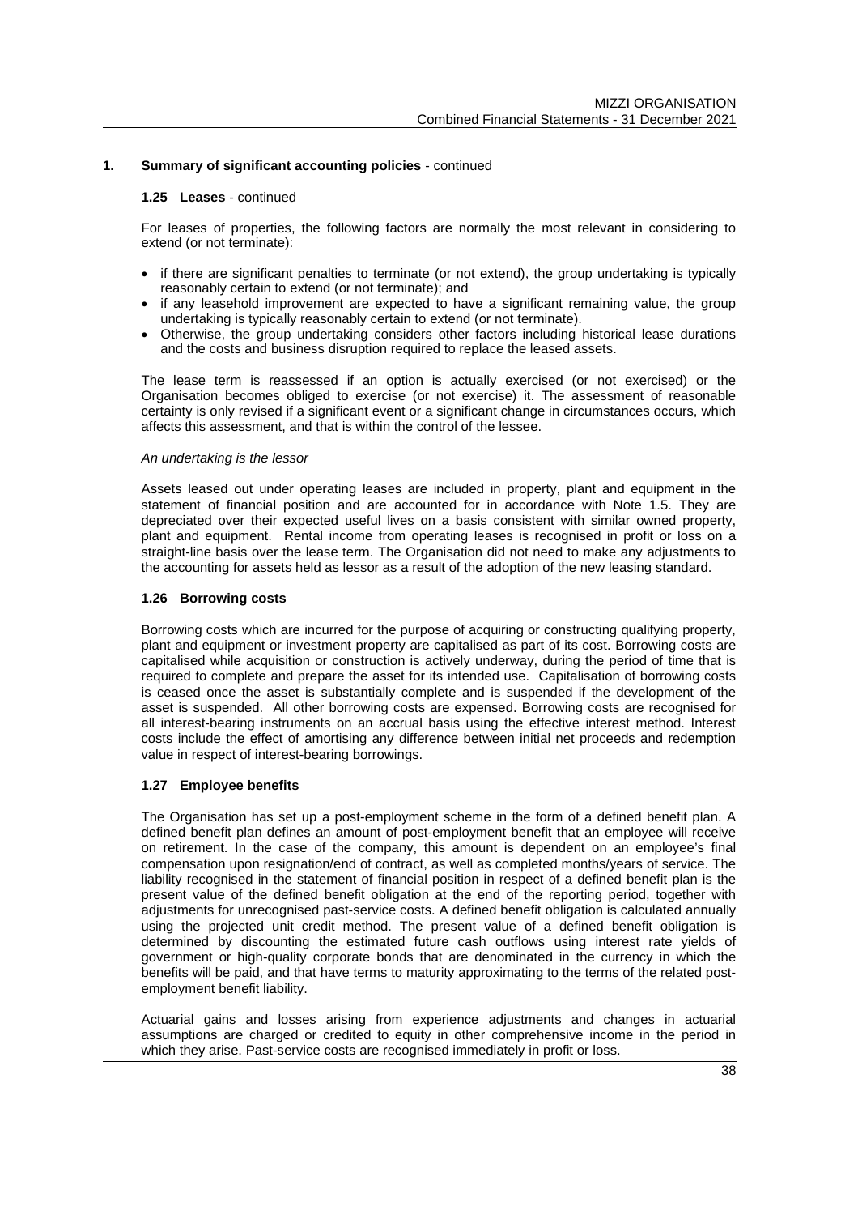## 1. Summary of significant accounting policies - continued

### 1.25 Leases - continued

For leases of properties, the following factors are normally the most relevant in considering to extend (or not terminate):

- if there are significant penalties to terminate (or not extend), the group undertaking is typically reasonably certain to extend (or not terminate); and
- if any leasehold improvement are expected to have a significant remaining value, the group undertaking is typically reasonably certain to extend (or not terminate).
- Otherwise, the group undertaking considers other factors including historical lease durations and the costs and business disruption required to replace the leased assets.

The lease term is reassessed if an option is actually exercised (or not exercised) or the Organisation becomes obliged to exercise (or not exercise) it. The assessment of reasonable certainty is only revised if a significant event or a significant change in circumstances occurs, which affects this assessment, and that is within the control of the lessee.

*An undertaking is the lessor*

Assets leased out under operating leases are included in property, plant and equipment in the statement of financial position and are accounted for in accordance with Note 1.5. They are depreciated over their expected useful lives on a basis consistent with similar owned property, plant and equipment. Rental income from operating leases is recognised in profit or loss on a straight-line basis over the lease term. The Organisation did not need to make any adjustments to the accounting for assets held as lessor as a result of the adoption of the new leasing standard.

### 1.26 Borrowing costs

Borrowing costs which are incurred for the purpose of acquiring or constructing qualifying property, plant and equipment or investment property are capitalised as part of its cost. Borrowing costs are capitalised while acquisition or construction is actively underway, during the period of time that is required to complete and prepare the asset for its intended use. Capitalisation of borrowing costs is ceased once the asset is substantially complete and is suspended if the development of the asset is suspended. All other borrowing costs are expensed. Borrowing costs are recognised for all interest-bearing instruments on an accrual basis using the effective interest method. Interest costs include the effect of amortising any difference between initial net proceeds and redemption value in respect of interest-bearing borrowings.

### 1.27 Employee benefits

The Organisation has set up a post-employment scheme in the form of a defined benefit plan. A defined benefit plan defines an amount of post-employment benefit that an employee will receive on retirement. In the case of the company, this amount is dependent on an employee's final compensation upon resignation/end of contract, as well as completed months/years of service. The liability recognised in the statement of financial position in respect of a defined benefit plan is the present value of the defined benefit obligation at the end of the reporting period, together with adjustments for unrecognised past-service costs. A defined benefit obligation is calculated annually using the projected unit credit method. The present value of a defined benefit obligation is determined by discounting the estimated future cash outflows using interest rate yields of government or high-quality corporate bonds that are denominated in the currency in which the benefits will be paid, and that have terms to maturity approximating to the terms of the related post-employment benefit liability.

Actuarial gains and losses arising from experience adjustments and changes in actuarial assumptions are charged or credited to equity in other comprehensive income in the period in which they arise. Past-service costs are recognised immediately in profit or loss.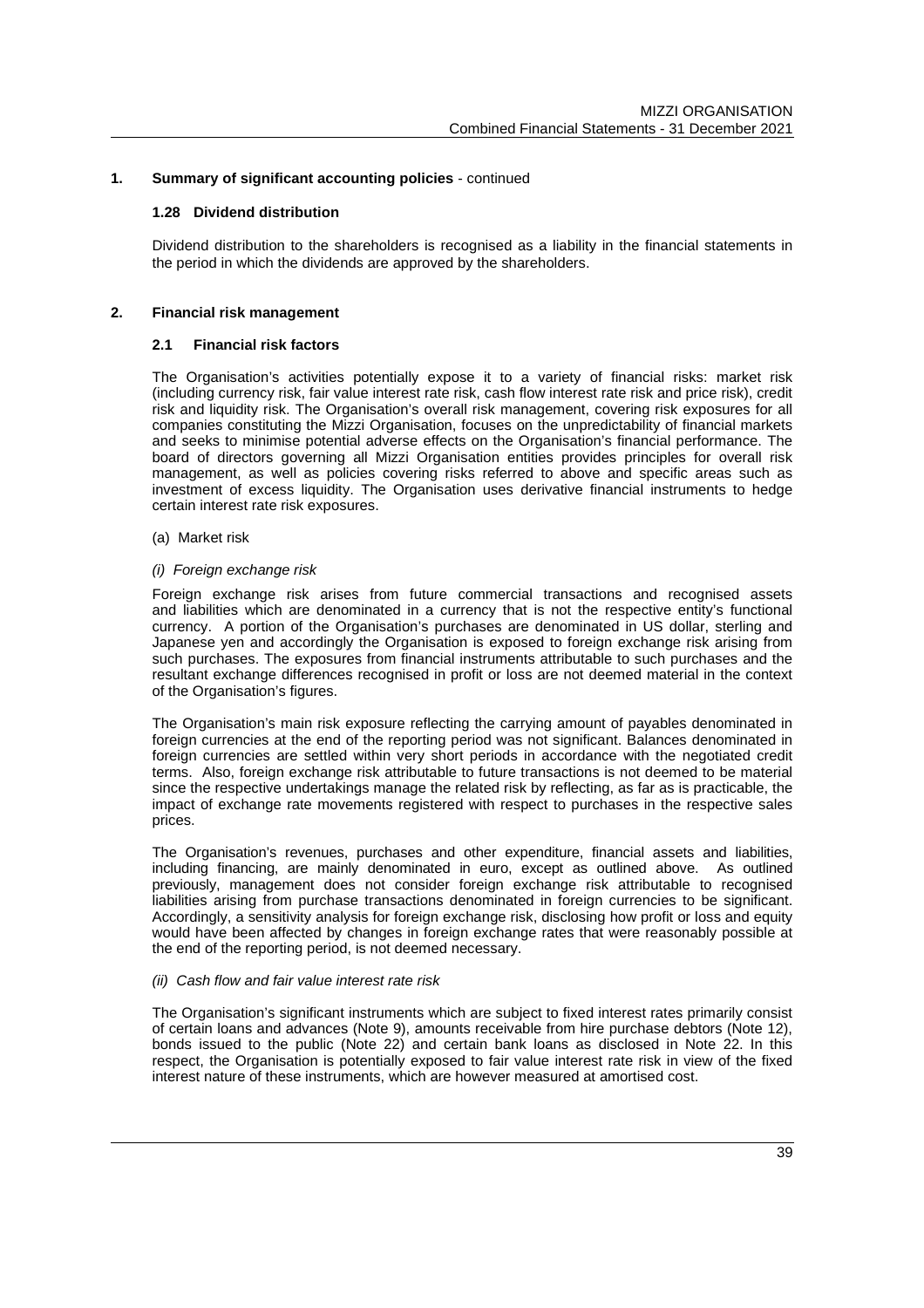## 1. Summary of significant accounting policies - continued

### 1.28 Dividend distribution

Dividend distribution to the shareholders is recognised as a liability in the financial statements in the period in which the dividends are approved by the shareholders.

## 2. Financial risk management

### 2.1 Financial risk factors

The Organisation's activities potentially expose it to a variety of financial risks: market risk (including currency risk, fair value interest rate risk, cash flow interest rate risk and price risk), credit risk and liquidity risk. The Organisation's overall risk management, covering risk exposures for all companies constituting the Mizzi Organisation, focuses on the unpredictability of financial markets and seeks to minimise potential adverse effects on the Organisation's financial performance. The board of directors governing all Mizzi Organisation entities provides principles for overall risk management, as well as policies covering risks referred to above and specific areas such as investment of excess liquidity. The Organisation uses derivative financial instruments to hedge certain interest rate risk exposures.

(a) Market risk

*(i) Foreign exchange risk*

Foreign exchange risk arises from future commercial transactions and recognised assets and liabilities which are denominated in a currency that is not the respective entity's functional currency. A portion of the Organisation's purchases are denominated in US dollar, sterling and Japanese yen and accordingly the Organisation is exposed to foreign exchange risk arising from such purchases. The exposures from financial instruments attributable to such purchases and the resultant exchange differences recognised in profit or loss are not deemed material in the context of the Organisation's figures.

The Organisation's main risk exposure reflecting the carrying amount of payables denominated in foreign currencies at the end of the reporting period was not significant. Balances denominated in foreign currencies are settled within very short periods in accordance with the negotiated credit terms. Also, foreign exchange risk attributable to future transactions is not deemed to be material since the respective undertakings manage the related risk by reflecting, as far as is practicable, the impact of exchange rate movements registered with respect to purchases in the respective sales prices.

The Organisation's revenues, purchases and other expenditure, financial assets and liabilities, including financing, are mainly denominated in euro, except as outlined above. As outlined previously, management does not consider foreign exchange risk attributable to recognised liabilities arising from purchase transactions denominated in foreign currencies to be significant. Accordingly, a sensitivity analysis for foreign exchange risk, disclosing how profit or loss and equity would have been affected by changes in foreign exchange rates that were reasonably possible at the end of the reporting period, is not deemed necessary.

*(ii) Cash flow and fair value interest rate risk*

The Organisation's significant instruments which are subject to fixed interest rates primarily consist of certain loans and advances (Note 9), amounts receivable from hire purchase debtors (Note 12), bonds issued to the public (Note 22) and certain bank loans as disclosed in Note 22. In this respect, the Organisation is potentially exposed to fair value interest rate risk in view of the fixed interest nature of these instruments, which are however measured at amortised cost.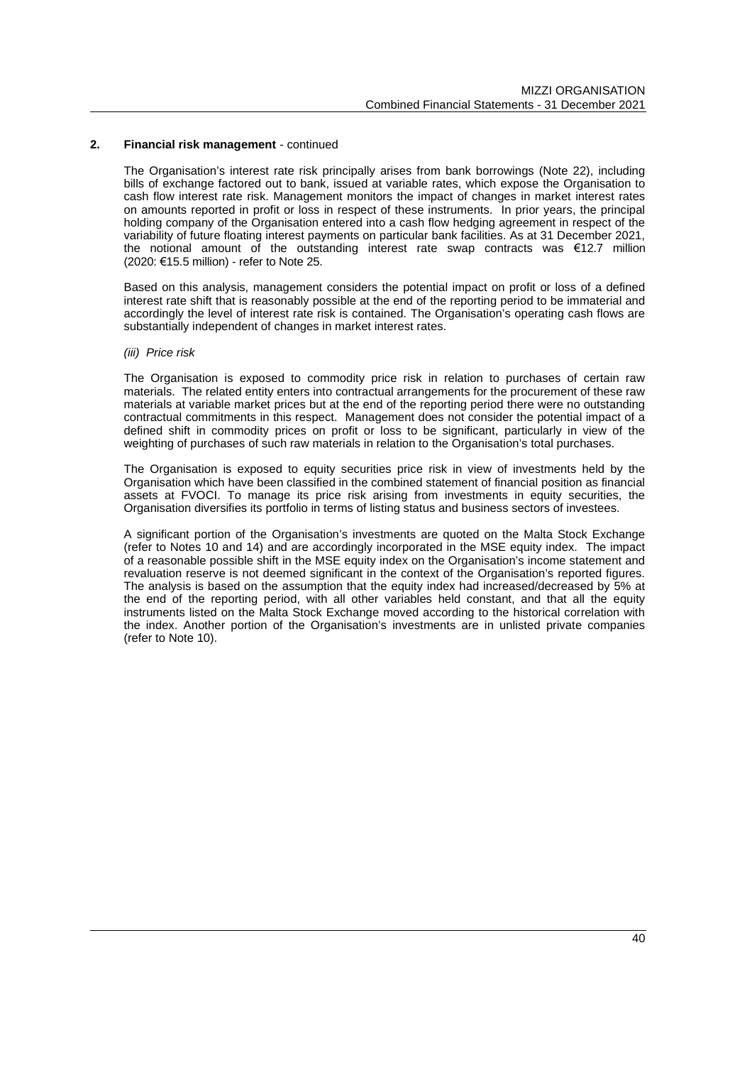## 2. Financial risk management - continued

The Organisation's interest rate risk principally arises from bank borrowings (Note 22), including bills of exchange factored out to bank, issued at variable rates, which expose the Organisation to cash flow interest rate risk. Management monitors the impact of changes in market interest rates on amounts reported in profit or loss in respect of these instruments. In prior years, the principal holding company of the Organisation entered into a cash flow hedging agreement in respect of the variability of future floating interest payments on particular bank facilities. As at 31 December 2021, the notional amount of the outstanding interest rate swap contracts was €12.7 million (2020: €15.5 million) - refer to Note 25.

Based on this analysis, management considers the potential impact on profit or loss of a defined interest rate shift that is reasonably possible at the end of the reporting period to be immaterial and accordingly the level of interest rate risk is contained. The Organisation's operating cash flows are substantially independent of changes in market interest rates.

*(iii) Price risk*

The Organisation is exposed to commodity price risk in relation to purchases of certain raw materials. The related entity enters into contractual arrangements for the procurement of these raw materials at variable market prices but at the end of the reporting period there were no outstanding contractual commitments in this respect. Management does not consider the potential impact of a defined shift in commodity prices on profit or loss to be significant, particularly in view of the weighting of purchases of such raw materials in relation to the Organisation's total purchases.

The Organisation is exposed to equity securities price risk in view of investments held by the Organisation which have been classified in the combined statement of financial position as financial assets at FVOCI. To manage its price risk arising from investments in equity securities, the Organisation diversifies its portfolio in terms of listing status and business sectors of investees.

A significant portion of the Organisation's investments are quoted on the Malta Stock Exchange (refer to Notes 10 and 14) and are accordingly incorporated in the MSE equity index. The impact of a reasonable possible shift in the MSE equity index on the Organisation's income statement and revaluation reserve is not deemed significant in the context of the Organisation's reported figures. The analysis is based on the assumption that the equity index had increased/decreased by 5% at the end of the reporting period, with all other variables held constant, and that all the equity instruments listed on the Malta Stock Exchange moved according to the historical correlation with the index. Another portion of the Organisation's investments are in unlisted private companies (refer to Note 10).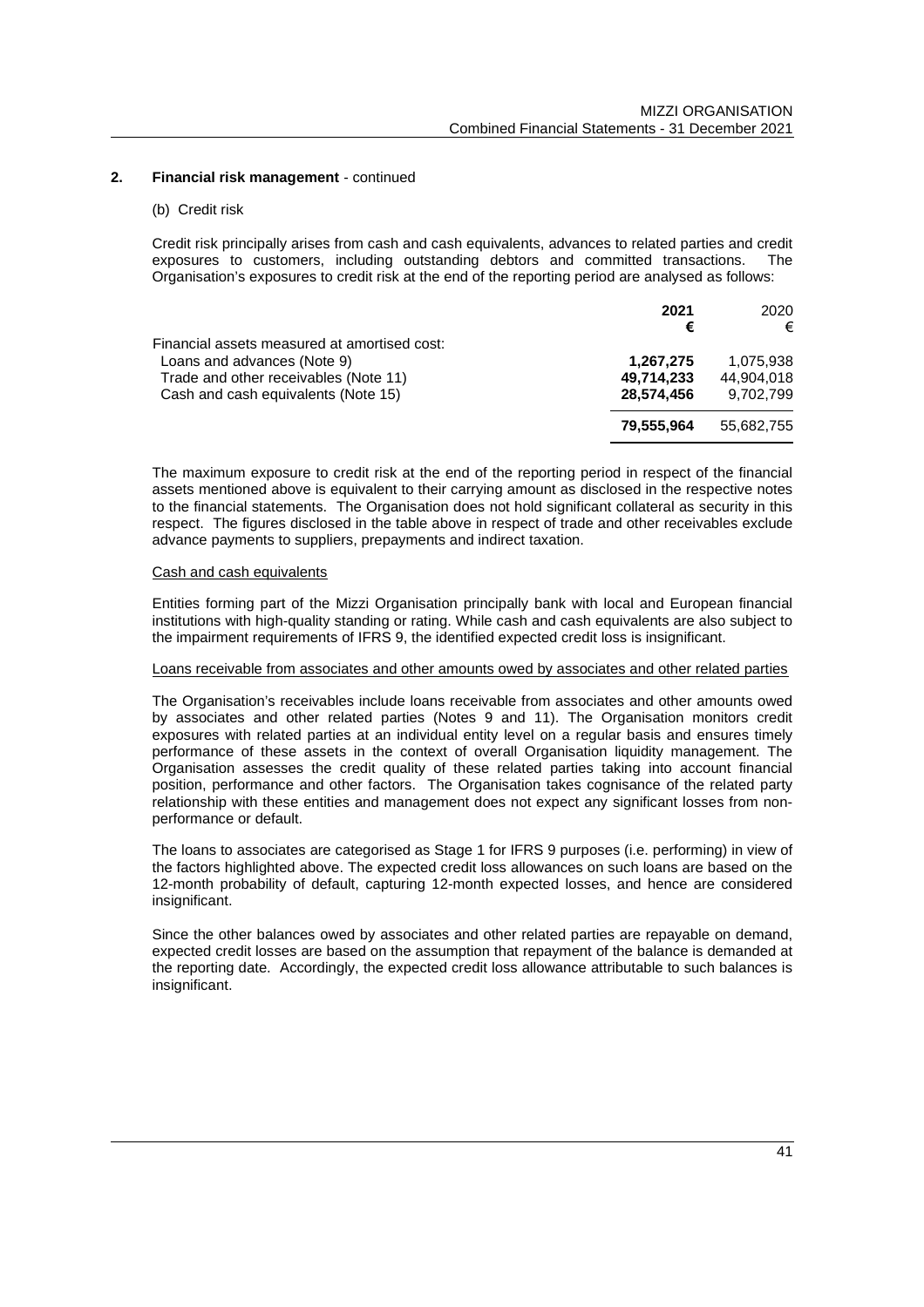## 2. Financial risk management - continued

### (b) Credit risk

Credit risk principally arises from cash and cash equivalents, advances to related parties and credit exposures to customers, including outstanding debtors and committed transactions. The Organisation's exposures to credit risk at the end of the reporting period are analysed as follows:

| | **2021** | 2020 |
|---|---|---|
| | **€** | € |
| Financial assets measured at amortised cost: | | |
| Loans and advances (Note 9) | **1,267,275** | 1,075,938 |
| Trade and other receivables (Note 11) | **49,714,233** | 44,904,018 |
| Cash and cash equivalents (Note 15) | **28,574,456** | 9,702,799 |
| | **79,555,964** | 55,682,755 |

The maximum exposure to credit risk at the end of the reporting period in respect of the financial assets mentioned above is equivalent to their carrying amount as disclosed in the respective notes to the financial statements. The Organisation does not hold significant collateral as security in this respect. The figures disclosed in the table above in respect of trade and other receivables exclude advance payments to suppliers, prepayments and indirect taxation.

Cash and cash equivalents

Entities forming part of the Mizzi Organisation principally bank with local and European financial institutions with high-quality standing or rating. While cash and cash equivalents are also subject to the impairment requirements of IFRS 9, the identified expected credit loss is insignificant.

Loans receivable from associates and other amounts owed by associates and other related parties

The Organisation's receivables include loans receivable from associates and other amounts owed by associates and other related parties (Notes 9 and 11). The Organisation monitors credit exposures with related parties at an individual entity level on a regular basis and ensures timely performance of these assets in the context of overall Organisation liquidity management. The Organisation assesses the credit quality of these related parties taking into account financial position, performance and other factors. The Organisation takes cognisance of the related party relationship with these entities and management does not expect any significant losses from non-performance or default.

The loans to associates are categorised as Stage 1 for IFRS 9 purposes (i.e. performing) in view of the factors highlighted above. The expected credit loss allowances on such loans are based on the 12-month probability of default, capturing 12-month expected losses, and hence are considered insignificant.

Since the other balances owed by associates and other related parties are repayable on demand, expected credit losses are based on the assumption that repayment of the balance is demanded at the reporting date. Accordingly, the expected credit loss allowance attributable to such balances is insignificant.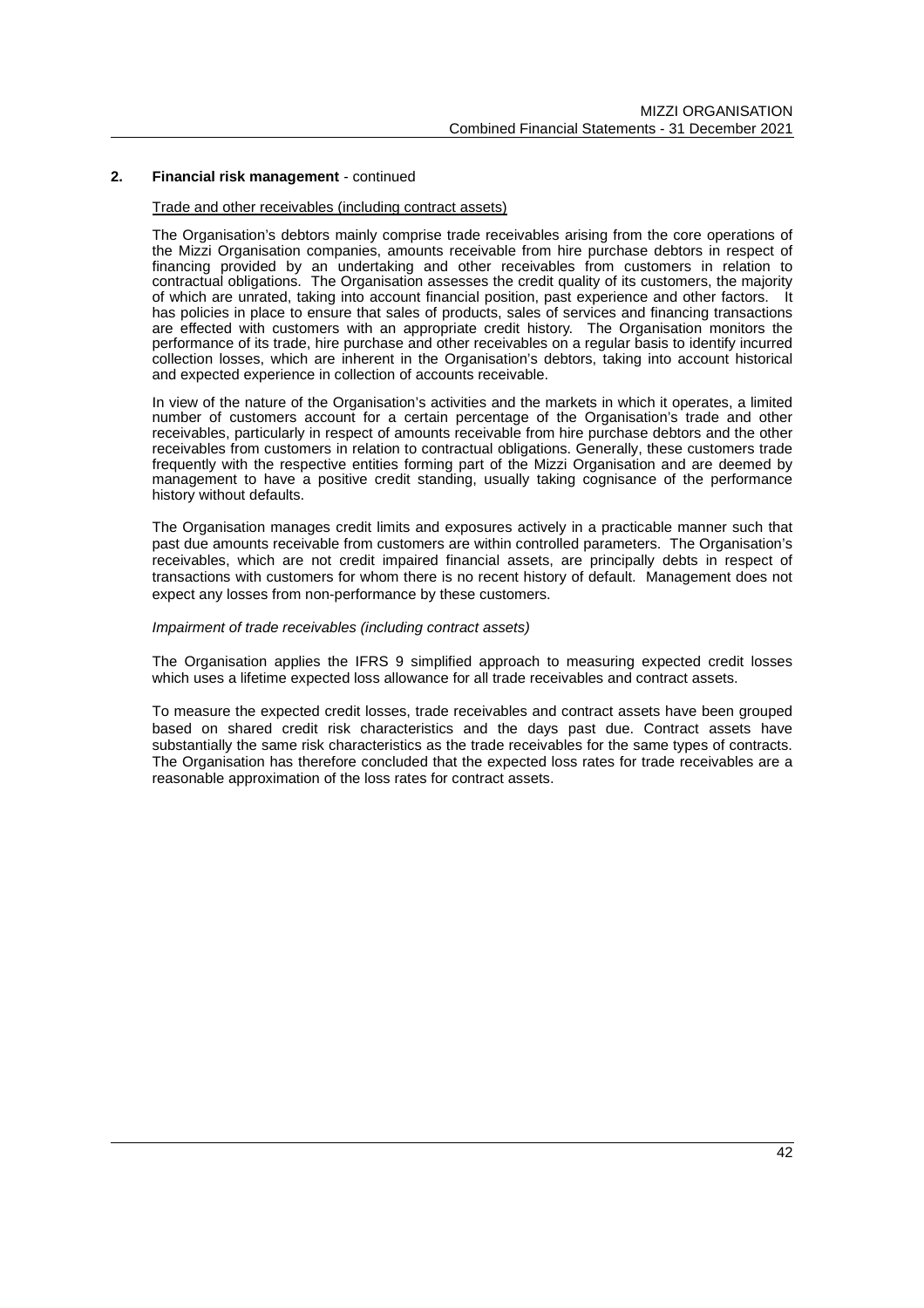## 2. Financial risk management - continued

Trade and other receivables (including contract assets)

The Organisation's debtors mainly comprise trade receivables arising from the core operations of the Mizzi Organisation companies, amounts receivable from hire purchase debtors in respect of financing provided by an undertaking and other receivables from customers in relation to contractual obligations. The Organisation assesses the credit quality of its customers, the majority of which are unrated, taking into account financial position, past experience and other factors. It has policies in place to ensure that sales of products, sales of services and financing transactions are effected with customers with an appropriate credit history. The Organisation monitors the performance of its trade, hire purchase and other receivables on a regular basis to identify incurred collection losses, which are inherent in the Organisation's debtors, taking into account historical and expected experience in collection of accounts receivable.

In view of the nature of the Organisation's activities and the markets in which it operates, a limited number of customers account for a certain percentage of the Organisation's trade and other receivables, particularly in respect of amounts receivable from hire purchase debtors and the other receivables from customers in relation to contractual obligations. Generally, these customers trade frequently with the respective entities forming part of the Mizzi Organisation and are deemed by management to have a positive credit standing, usually taking cognisance of the performance history without defaults.

The Organisation manages credit limits and exposures actively in a practicable manner such that past due amounts receivable from customers are within controlled parameters. The Organisation's receivables, which are not credit impaired financial assets, are principally debts in respect of transactions with customers for whom there is no recent history of default. Management does not expect any losses from non-performance by these customers.

*Impairment of trade receivables (including contract assets)*

The Organisation applies the IFRS 9 simplified approach to measuring expected credit losses which uses a lifetime expected loss allowance for all trade receivables and contract assets.

To measure the expected credit losses, trade receivables and contract assets have been grouped based on shared credit risk characteristics and the days past due. Contract assets have substantially the same risk characteristics as the trade receivables for the same types of contracts. The Organisation has therefore concluded that the expected loss rates for trade receivables are a reasonable approximation of the loss rates for contract assets.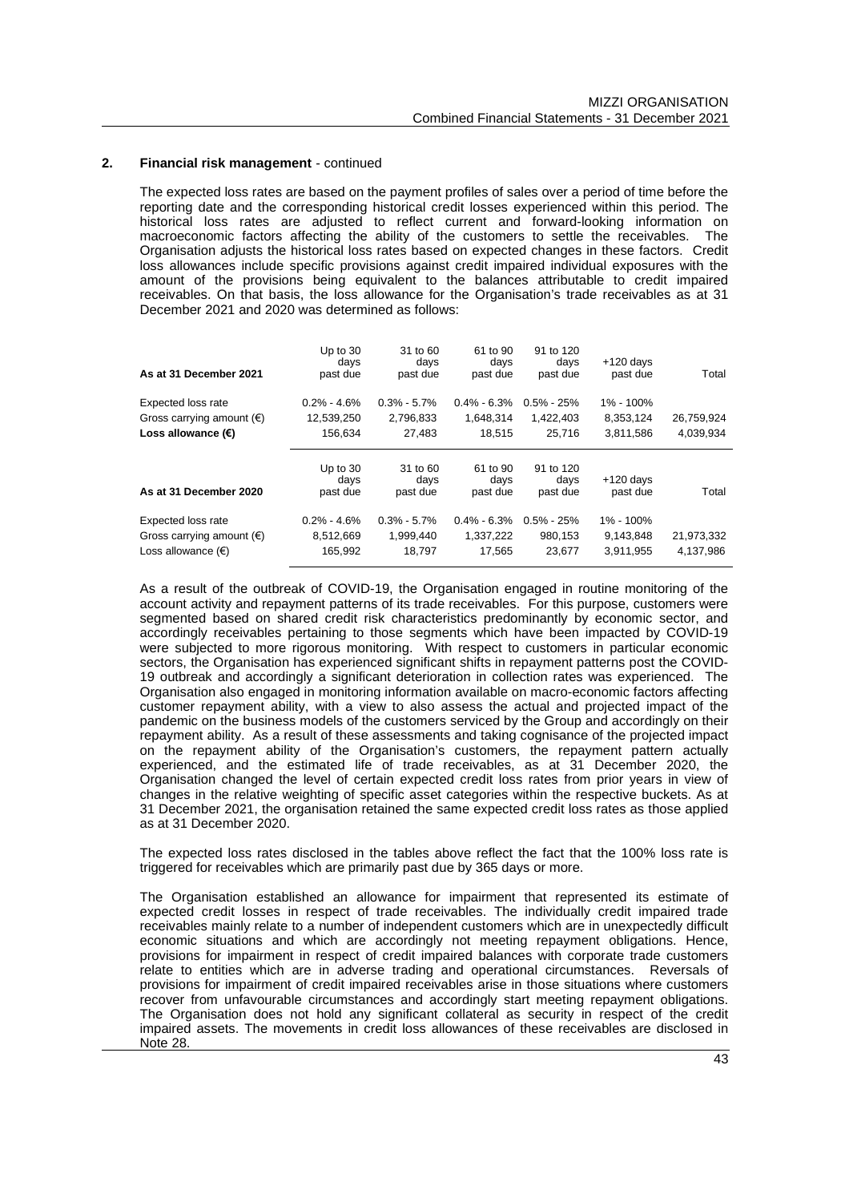## 2. Financial risk management - continued

The expected loss rates are based on the payment profiles of sales over a period of time before the reporting date and the corresponding historical credit losses experienced within this period. The historical loss rates are adjusted to reflect current and forward-looking information on macroeconomic factors affecting the ability of the customers to settle the receivables. The Organisation adjusts the historical loss rates based on expected changes in these factors. Credit loss allowances include specific provisions against credit impaired individual exposures with the amount of the provisions being equivalent to the balances attributable to credit impaired receivables. On that basis, the loss allowance for the Organisation's trade receivables as at 31 December 2021 and 2020 was determined as follows:

| As at 31 December 2021 | Up to 30 days past due | 31 to 60 days past due | 61 to 90 days past due | 91 to 120 days past due | +120 days past due | Total |
|---|---|---|---|---|---|---|
| Expected loss rate | 0.2% - 4.6% | 0.3% - 5.7% | 0.4% - 6.3% | 0.5% - 25% | 1% - 100% | |
| Gross carrying amount (€) | 12,539,250 | 2,796,833 | 1,648,314 | 1,422,403 | 8,353,124 | 26,759,924 |
| **Loss allowance (€)** | 156,634 | 27,483 | 18,515 | 25,716 | 3,811,586 | 4,039,934 |

| As at 31 December 2020 | Up to 30 days past due | 31 to 60 days past due | 61 to 90 days past due | 91 to 120 days past due | +120 days past due | Total |
|---|---|---|---|---|---|---|
| Expected loss rate | 0.2% - 4.6% | 0.3% - 5.7% | 0.4% - 6.3% | 0.5% - 25% | 1% - 100% | |
| Gross carrying amount (€) | 8,512,669 | 1,999,440 | 1,337,222 | 980,153 | 9,143,848 | 21,973,332 |
| Loss allowance (€) | 165,992 | 18,797 | 17,565 | 23,677 | 3,911,955 | 4,137,986 |

As a result of the outbreak of COVID-19, the Organisation engaged in routine monitoring of the account activity and repayment patterns of its trade receivables. For this purpose, customers were segmented based on shared credit risk characteristics predominantly by economic sector, and accordingly receivables pertaining to those segments which have been impacted by COVID-19 were subjected to more rigorous monitoring. With respect to customers in particular economic sectors, the Organisation has experienced significant shifts in repayment patterns post the COVID-19 outbreak and accordingly a significant deterioration in collection rates was experienced. The Organisation also engaged in monitoring information available on macro-economic factors affecting customer repayment ability, with a view to also assess the actual and projected impact of the pandemic on the business models of the customers serviced by the Group and accordingly on their repayment ability. As a result of these assessments and taking cognisance of the projected impact on the repayment ability of the Organisation's customers, the repayment pattern actually experienced, and the estimated life of trade receivables, as at 31 December 2020, the Organisation changed the level of certain expected credit loss rates from prior years in view of changes in the relative weighting of specific asset categories within the respective buckets. As at 31 December 2021, the organisation retained the same expected credit loss rates as those applied as at 31 December 2020.

The expected loss rates disclosed in the tables above reflect the fact that the 100% loss rate is triggered for receivables which are primarily past due by 365 days or more.

The Organisation established an allowance for impairment that represented its estimate of expected credit losses in respect of trade receivables. The individually credit impaired trade receivables mainly relate to a number of independent customers which are in unexpectedly difficult economic situations and which are accordingly not meeting repayment obligations. Hence, provisions for impairment in respect of credit impaired balances with corporate trade customers relate to entities which are in adverse trading and operational circumstances. Reversals of provisions for impairment of credit impaired receivables arise in those situations where customers recover from unfavourable circumstances and accordingly start meeting repayment obligations. The Organisation does not hold any significant collateral as security in respect of the credit impaired assets. The movements in credit loss allowances of these receivables are disclosed in Note 28.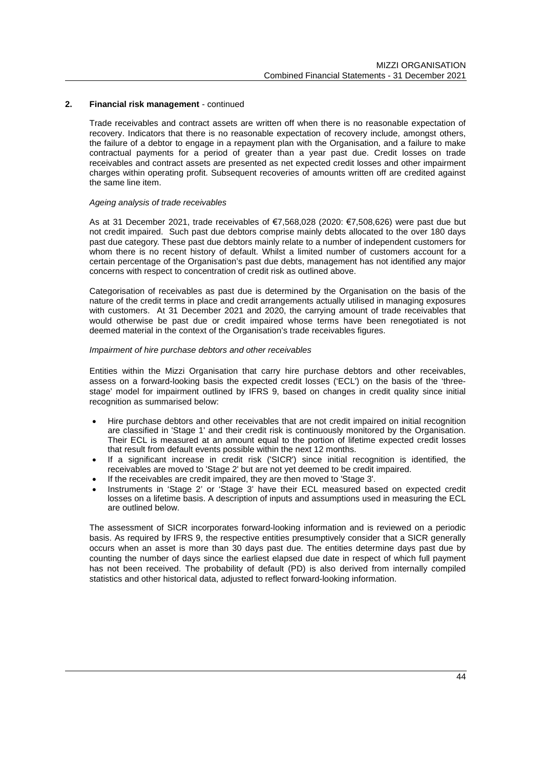## 2. Financial risk management - continued

Trade receivables and contract assets are written off when there is no reasonable expectation of recovery. Indicators that there is no reasonable expectation of recovery include, amongst others, the failure of a debtor to engage in a repayment plan with the Organisation, and a failure to make contractual payments for a period of greater than a year past due. Credit losses on trade receivables and contract assets are presented as net expected credit losses and other impairment charges within operating profit. Subsequent recoveries of amounts written off are credited against the same line item.

*Ageing analysis of trade receivables*

As at 31 December 2021, trade receivables of €7,568,028 (2020: €7,508,626) were past due but not credit impaired. Such past due debtors comprise mainly debts allocated to the over 180 days past due category. These past due debtors mainly relate to a number of independent customers for whom there is no recent history of default. Whilst a limited number of customers account for a certain percentage of the Organisation's past due debts, management has not identified any major concerns with respect to concentration of credit risk as outlined above.

Categorisation of receivables as past due is determined by the Organisation on the basis of the nature of the credit terms in place and credit arrangements actually utilised in managing exposures with customers. At 31 December 2021 and 2020, the carrying amount of trade receivables that would otherwise be past due or credit impaired whose terms have been renegotiated is not deemed material in the context of the Organisation's trade receivables figures.

*Impairment of hire purchase debtors and other receivables*

Entities within the Mizzi Organisation that carry hire purchase debtors and other receivables, assess on a forward-looking basis the expected credit losses ('ECL') on the basis of the 'three-stage' model for impairment outlined by IFRS 9, based on changes in credit quality since initial recognition as summarised below:

- Hire purchase debtors and other receivables that are not credit impaired on initial recognition are classified in 'Stage 1' and their credit risk is continuously monitored by the Organisation. Their ECL is measured at an amount equal to the portion of lifetime expected credit losses that result from default events possible within the next 12 months.
- If a significant increase in credit risk ('SICR') since initial recognition is identified, the receivables are moved to 'Stage 2' but are not yet deemed to be credit impaired.
- If the receivables are credit impaired, they are then moved to 'Stage 3'.
- Instruments in 'Stage 2' or 'Stage 3' have their ECL measured based on expected credit losses on a lifetime basis. A description of inputs and assumptions used in measuring the ECL are outlined below.

The assessment of SICR incorporates forward-looking information and is reviewed on a periodic basis. As required by IFRS 9, the respective entities presumptively consider that a SICR generally occurs when an asset is more than 30 days past due. The entities determine days past due by counting the number of days since the earliest elapsed due date in respect of which full payment has not been received. The probability of default (PD) is also derived from internally compiled statistics and other historical data, adjusted to reflect forward-looking information.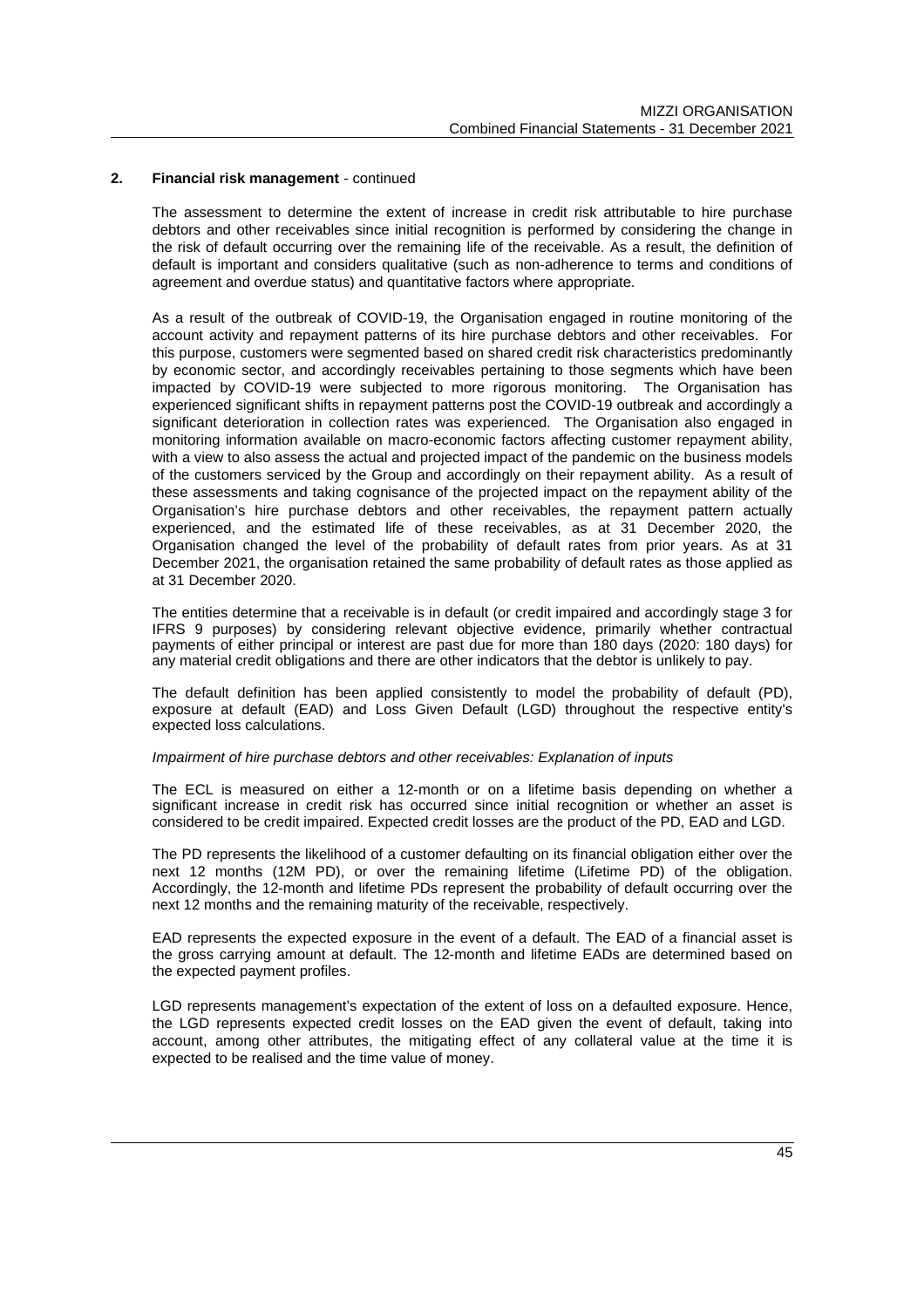## 2. Financial risk management - continued

The assessment to determine the extent of increase in credit risk attributable to hire purchase debtors and other receivables since initial recognition is performed by considering the change in the risk of default occurring over the remaining life of the receivable. As a result, the definition of default is important and considers qualitative (such as non-adherence to terms and conditions of agreement and overdue status) and quantitative factors where appropriate.

As a result of the outbreak of COVID-19, the Organisation engaged in routine monitoring of the account activity and repayment patterns of its hire purchase debtors and other receivables. For this purpose, customers were segmented based on shared credit risk characteristics predominantly by economic sector, and accordingly receivables pertaining to those segments which have been impacted by COVID-19 were subjected to more rigorous monitoring. The Organisation has experienced significant shifts in repayment patterns post the COVID-19 outbreak and accordingly a significant deterioration in collection rates was experienced. The Organisation also engaged in monitoring information available on macro-economic factors affecting customer repayment ability, with a view to also assess the actual and projected impact of the pandemic on the business models of the customers serviced by the Group and accordingly on their repayment ability. As a result of these assessments and taking cognisance of the projected impact on the repayment ability of the Organisation's hire purchase debtors and other receivables, the repayment pattern actually experienced, and the estimated life of these receivables, as at 31 December 2020, the Organisation changed the level of the probability of default rates from prior years. As at 31 December 2021, the organisation retained the same probability of default rates as those applied as at 31 December 2020.

The entities determine that a receivable is in default (or credit impaired and accordingly stage 3 for IFRS 9 purposes) by considering relevant objective evidence, primarily whether contractual payments of either principal or interest are past due for more than 180 days (2020: 180 days) for any material credit obligations and there are other indicators that the debtor is unlikely to pay.

The default definition has been applied consistently to model the probability of default (PD), exposure at default (EAD) and Loss Given Default (LGD) throughout the respective entity's expected loss calculations.

*Impairment of hire purchase debtors and other receivables: Explanation of inputs*

The ECL is measured on either a 12-month or on a lifetime basis depending on whether a significant increase in credit risk has occurred since initial recognition or whether an asset is considered to be credit impaired. Expected credit losses are the product of the PD, EAD and LGD.

The PD represents the likelihood of a customer defaulting on its financial obligation either over the next 12 months (12M PD), or over the remaining lifetime (Lifetime PD) of the obligation. Accordingly, the 12-month and lifetime PDs represent the probability of default occurring over the next 12 months and the remaining maturity of the receivable, respectively.

EAD represents the expected exposure in the event of a default. The EAD of a financial asset is the gross carrying amount at default. The 12-month and lifetime EADs are determined based on the expected payment profiles.

LGD represents management's expectation of the extent of loss on a defaulted exposure. Hence, the LGD represents expected credit losses on the EAD given the event of default, taking into account, among other attributes, the mitigating effect of any collateral value at the time it is expected to be realised and the time value of money.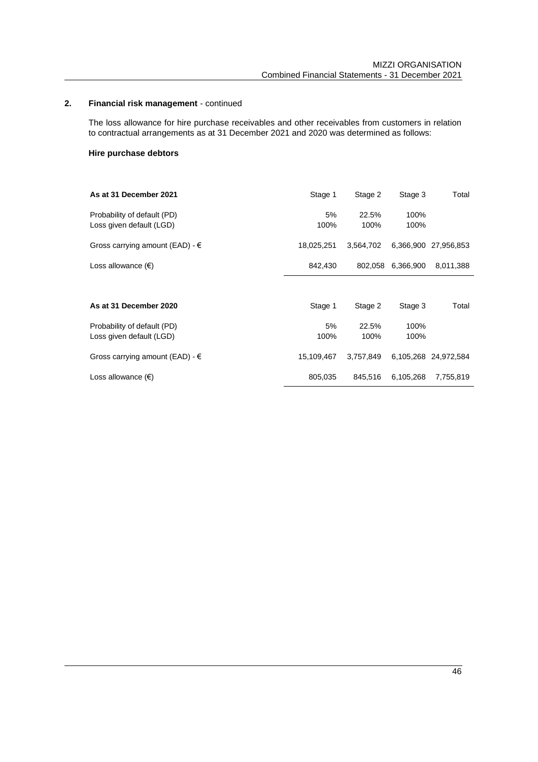## 2. Financial risk management - continued

The loss allowance for hire purchase receivables and other receivables from customers in relation to contractual arrangements as at 31 December 2021 and 2020 was determined as follows:

### Hire purchase debtors

| As at 31 December 2021 | Stage 1 | Stage 2 | Stage 3 | Total |
|---|---|---|---|---|
| Probability of default (PD) | 5% | 22.5% | 100% | |
| Loss given default (LGD) | 100% | 100% | 100% | |
| Gross carrying amount (EAD) - € | 18,025,251 | 3,564,702 | 6,366,900 | 27,956,853 |
| Loss allowance (€) | 842,430 | 802,058 | 6,366,900 | 8,011,388 |

| As at 31 December 2020 | Stage 1 | Stage 2 | Stage 3 | Total |
|---|---|---|---|---|
| Probability of default (PD) | 5% | 22.5% | 100% | |
| Loss given default (LGD) | 100% | 100% | 100% | |
| Gross carrying amount (EAD) - € | 15,109,467 | 3,757,849 | 6,105,268 | 24,972,584 |
| Loss allowance (€) | 805,035 | 845,516 | 6,105,268 | 7,755,819 |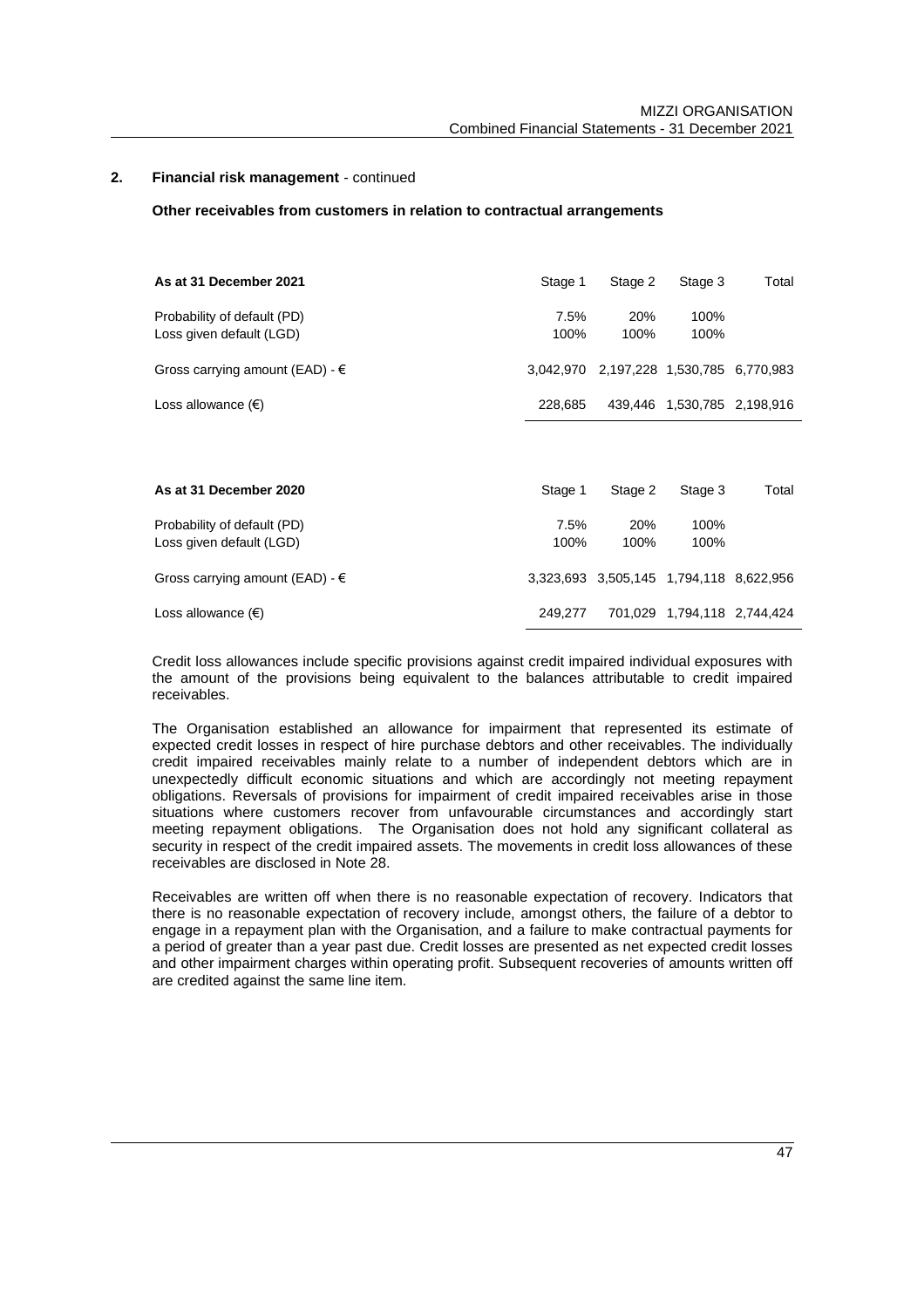## 2. Financial risk management - continued

**Other receivables from customers in relation to contractual arrangements**

| **As at 31 December 2021** | Stage 1 | Stage 2 | Stage 3 | Total |
|---|---|---|---|---|
| Probability of default (PD) | 7.5% | 20% | 100% | |
| Loss given default (LGD) | 100% | 100% | 100% | |
| Gross carrying amount (EAD) - € | 3,042,970 | 2,197,228 | 1,530,785 | 6,770,983 |
| Loss allowance (€) | 228,685 | 439,446 | 1,530,785 | 2,198,916 |

| **As at 31 December 2020** | Stage 1 | Stage 2 | Stage 3 | Total |
|---|---|---|---|---|
| Probability of default (PD) | 7.5% | 20% | 100% | |
| Loss given default (LGD) | 100% | 100% | 100% | |
| Gross carrying amount (EAD) - € | 3,323,693 | 3,505,145 | 1,794,118 | 8,622,956 |
| Loss allowance (€) | 249,277 | 701,029 | 1,794,118 | 2,744,424 |

Credit loss allowances include specific provisions against credit impaired individual exposures with the amount of the provisions being equivalent to the balances attributable to credit impaired receivables.

The Organisation established an allowance for impairment that represented its estimate of expected credit losses in respect of hire purchase debtors and other receivables. The individually credit impaired receivables mainly relate to a number of independent debtors which are in unexpectedly difficult economic situations and which are accordingly not meeting repayment obligations. Reversals of provisions for impairment of credit impaired receivables arise in those situations where customers recover from unfavourable circumstances and accordingly start meeting repayment obligations. The Organisation does not hold any significant collateral as security in respect of the credit impaired assets. The movements in credit loss allowances of these receivables are disclosed in Note 28.

Receivables are written off when there is no reasonable expectation of recovery. Indicators that there is no reasonable expectation of recovery include, amongst others, the failure of a debtor to engage in a repayment plan with the Organisation, and a failure to make contractual payments for a period of greater than a year past due. Credit losses are presented as net expected credit losses and other impairment charges within operating profit. Subsequent recoveries of amounts written off are credited against the same line item.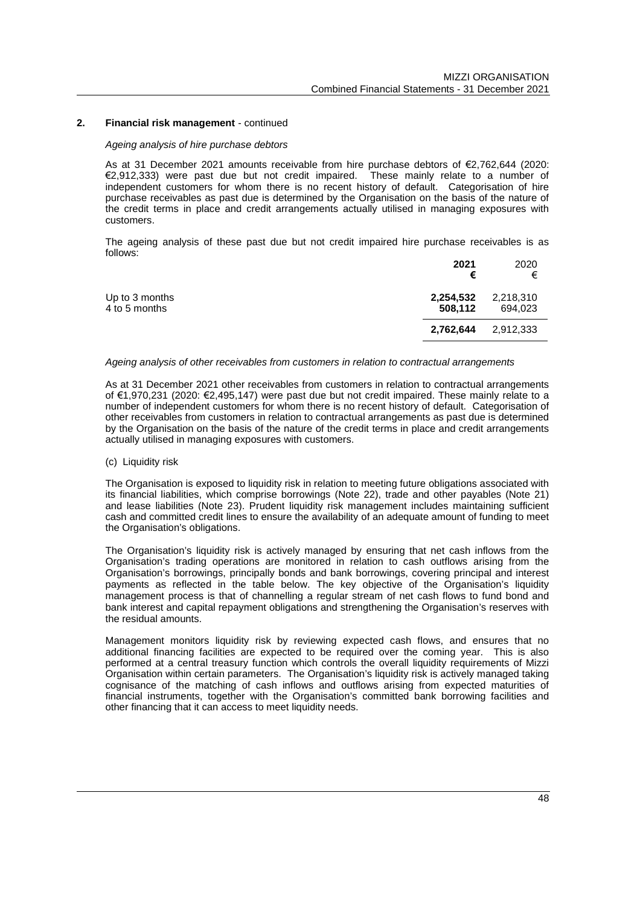## 2. Financial risk management - continued

*Ageing analysis of hire purchase debtors*

As at 31 December 2021 amounts receivable from hire purchase debtors of €2,762,644 (2020: €2,912,333) were past due but not credit impaired. These mainly relate to a number of independent customers for whom there is no recent history of default. Categorisation of hire purchase receivables as past due is determined by the Organisation on the basis of the nature of the credit terms in place and credit arrangements actually utilised in managing exposures with customers.

The ageing analysis of these past due but not credit impaired hire purchase receivables is as follows:

| | **2021** | 2020 |
|---|---|---|
| | **€** | € |
| Up to 3 months | **2,254,532** | 2,218,310 |
| 4 to 5 months | **508,112** | 694,023 |
| | **2,762,644** | 2,912,333 |

*Ageing analysis of other receivables from customers in relation to contractual arrangements*

As at 31 December 2021 other receivables from customers in relation to contractual arrangements of €1,970,231 (2020: €2,495,147) were past due but not credit impaired. These mainly relate to a number of independent customers for whom there is no recent history of default. Categorisation of other receivables from customers in relation to contractual arrangements as past due is determined by the Organisation on the basis of the nature of the credit terms in place and credit arrangements actually utilised in managing exposures with customers.

(c) Liquidity risk

The Organisation is exposed to liquidity risk in relation to meeting future obligations associated with its financial liabilities, which comprise borrowings (Note 22), trade and other payables (Note 21) and lease liabilities (Note 23). Prudent liquidity risk management includes maintaining sufficient cash and committed credit lines to ensure the availability of an adequate amount of funding to meet the Organisation's obligations.

The Organisation's liquidity risk is actively managed by ensuring that net cash inflows from the Organisation's trading operations are monitored in relation to cash outflows arising from the Organisation's borrowings, principally bonds and bank borrowings, covering principal and interest payments as reflected in the table below. The key objective of the Organisation's liquidity management process is that of channelling a regular stream of net cash flows to fund bond and bank interest and capital repayment obligations and strengthening the Organisation's reserves with the residual amounts.

Management monitors liquidity risk by reviewing expected cash flows, and ensures that no additional financing facilities are expected to be required over the coming year. This is also performed at a central treasury function which controls the overall liquidity requirements of Mizzi Organisation within certain parameters. The Organisation's liquidity risk is actively managed taking cognisance of the matching of cash inflows and outflows arising from expected maturities of financial instruments, together with the Organisation's committed bank borrowing facilities and other financing that it can access to meet liquidity needs.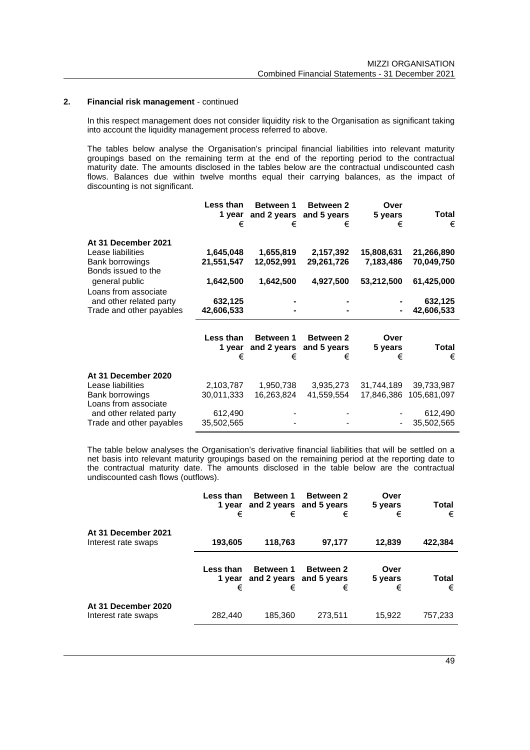## 2. Financial risk management - continued

In this respect management does not consider liquidity risk to the Organisation as significant taking into account the liquidity management process referred to above.

The tables below analyse the Organisation's principal financial liabilities into relevant maturity groupings based on the remaining term at the end of the reporting period to the contractual maturity date. The amounts disclosed in the tables below are the contractual undiscounted cash flows. Balances due within twelve months equal their carrying balances, as the impact of discounting is not significant.

| | Less than 1 year € | Between 1 and 2 years € | Between 2 and 5 years € | Over 5 years € | Total € |
|---|---|---|---|---|---|
| **At 31 December 2021** | | | | | |
| Lease liabilities | **1,645,048** | **1,655,819** | **2,157,392** | **15,808,631** | **21,266,890** |
| Bank borrowings | **21,551,547** | **12,052,991** | **29,261,726** | **7,183,486** | **70,049,750** |
| Bonds issued to the general public | **1,642,500** | **1,642,500** | **4,927,500** | **53,212,500** | **61,425,000** |
| Loans from associate and other related party | **632,125** | **-** | **-** | **-** | **632,125** |
| Trade and other payables | **42,606,533** | **-** | **-** | **-** | **42,606,533** |

| | Less than 1 year € | Between 1 and 2 years € | Between 2 and 5 years € | Over 5 years € | Total € |
|---|---|---|---|---|---|
| **At 31 December 2020** | | | | | |
| Lease liabilities | 2,103,787 | 1,950,738 | 3,935,273 | 31,744,189 | 39,733,987 |
| Bank borrowings | 30,011,333 | 16,263,824 | 41,559,554 | 17,846,386 | 105,681,097 |
| Loans from associate and other related party | 612,490 | - | - | - | 612,490 |
| Trade and other payables | 35,502,565 | - | - | - | 35,502,565 |

The table below analyses the Organisation's derivative financial liabilities that will be settled on a net basis into relevant maturity groupings based on the remaining period at the reporting date to the contractual maturity date. The amounts disclosed in the table below are the contractual undiscounted cash flows (outflows).

| | Less than 1 year € | Between 1 and 2 years € | Between 2 and 5 years € | Over 5 years € | Total € |
|---|---|---|---|---|---|
| **At 31 December 2021** | | | | | |
| Interest rate swaps | **193,605** | **118,763** | **97,177** | **12,839** | **422,384** |

| | Less than 1 year € | Between 1 and 2 years € | Between 2 and 5 years € | Over 5 years € | Total € |
|---|---|---|---|---|---|
| **At 31 December 2020** | | | | | |
| Interest rate swaps | 282,440 | 185,360 | 273,511 | 15,922 | 757,233 |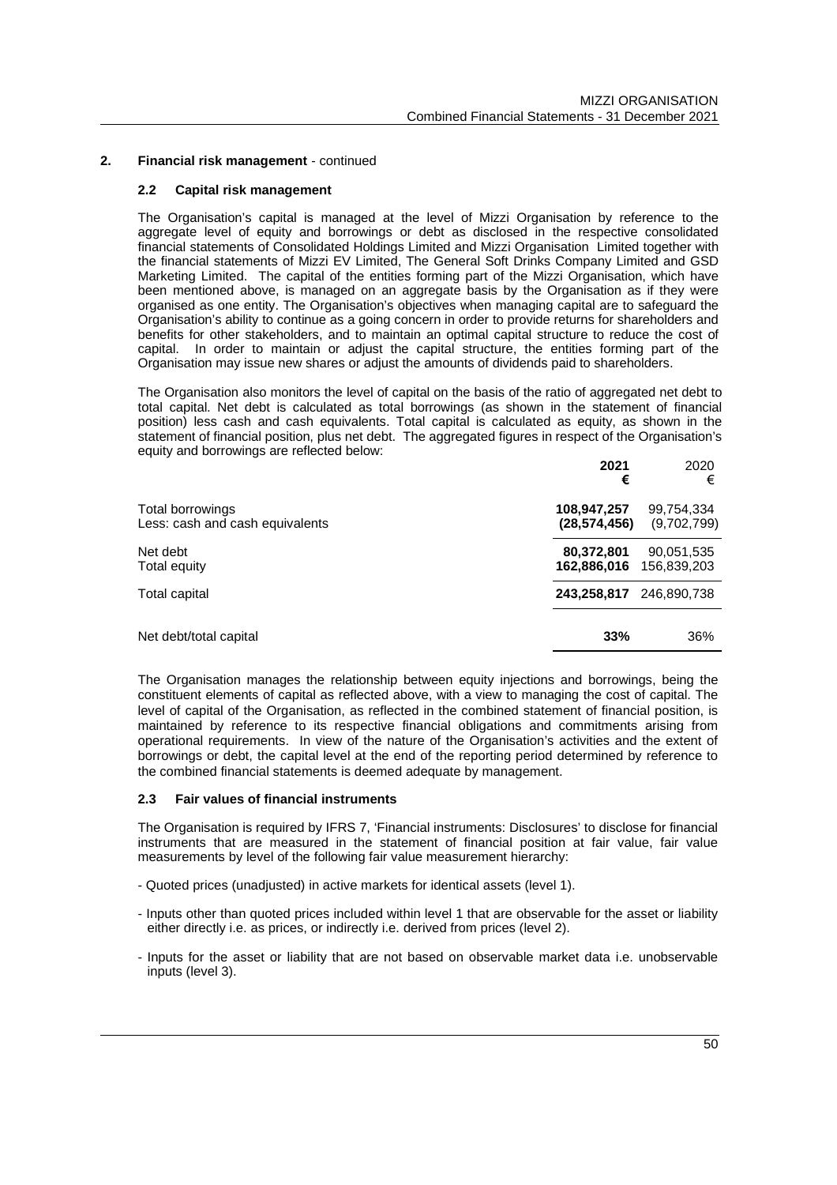## 2. Financial risk management - continued

### 2.2 Capital risk management

The Organisation's capital is managed at the level of Mizzi Organisation by reference to the aggregate level of equity and borrowings or debt as disclosed in the respective consolidated financial statements of Consolidated Holdings Limited and Mizzi Organisation Limited together with the financial statements of Mizzi EV Limited, The General Soft Drinks Company Limited and GSD Marketing Limited. The capital of the entities forming part of the Mizzi Organisation, which have been mentioned above, is managed on an aggregate basis by the Organisation as if they were organised as one entity. The Organisation's objectives when managing capital are to safeguard the Organisation's ability to continue as a going concern in order to provide returns for shareholders and benefits for other stakeholders, and to maintain an optimal capital structure to reduce the cost of capital. In order to maintain or adjust the capital structure, the entities forming part of the Organisation may issue new shares or adjust the amounts of dividends paid to shareholders.

The Organisation also monitors the level of capital on the basis of the ratio of aggregated net debt to total capital. Net debt is calculated as total borrowings (as shown in the statement of financial position) less cash and cash equivalents. Total capital is calculated as equity, as shown in the statement of financial position, plus net debt. The aggregated figures in respect of the Organisation's equity and borrowings are reflected below:

| | **2021** **€** | 2020 € |
|---|---|---|
| Total borrowings | **108,947,257** | 99,754,334 |
| Less: cash and cash equivalents | **(28,574,456)** | (9,702,799) |
| Net debt | **80,372,801** | 90,051,535 |
| Total equity | **162,886,016** | 156,839,203 |
| Total capital | **243,258,817** | 246,890,738 |
| Net debt/total capital | **33%** | 36% |

The Organisation manages the relationship between equity injections and borrowings, being the constituent elements of capital as reflected above, with a view to managing the cost of capital. The level of capital of the Organisation, as reflected in the combined statement of financial position, is maintained by reference to its respective financial obligations and commitments arising from operational requirements. In view of the nature of the Organisation's activities and the extent of borrowings or debt, the capital level at the end of the reporting period determined by reference to the combined financial statements is deemed adequate by management.

### 2.3 Fair values of financial instruments

The Organisation is required by IFRS 7, 'Financial instruments: Disclosures' to disclose for financial instruments that are measured in the statement of financial position at fair value, fair value measurements by level of the following fair value measurement hierarchy:

- Quoted prices (unadjusted) in active markets for identical assets (level 1).
- Inputs other than quoted prices included within level 1 that are observable for the asset or liability either directly i.e. as prices, or indirectly i.e. derived from prices (level 2).
- Inputs for the asset or liability that are not based on observable market data i.e. unobservable inputs (level 3).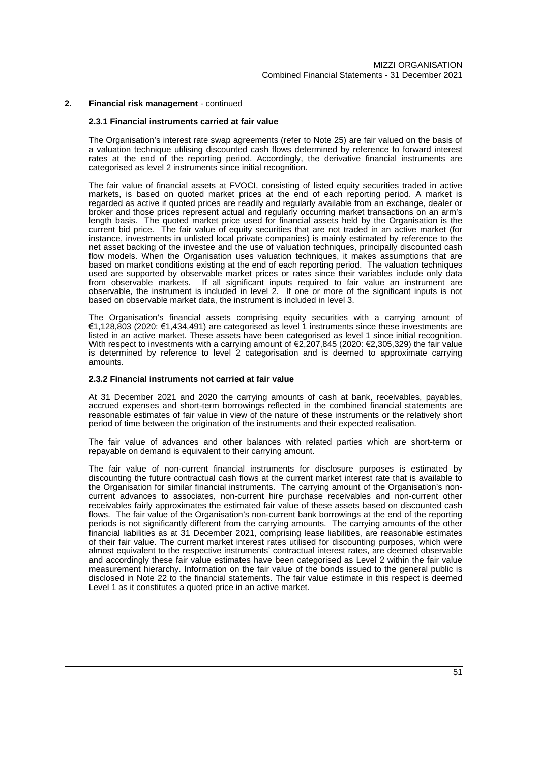## 2. Financial risk management - continued

### 2.3.1 Financial instruments carried at fair value

The Organisation's interest rate swap agreements (refer to Note 25) are fair valued on the basis of a valuation technique utilising discounted cash flows determined by reference to forward interest rates at the end of the reporting period. Accordingly, the derivative financial instruments are categorised as level 2 instruments since initial recognition.

The fair value of financial assets at FVOCI, consisting of listed equity securities traded in active markets, is based on quoted market prices at the end of each reporting period. A market is regarded as active if quoted prices are readily and regularly available from an exchange, dealer or broker and those prices represent actual and regularly occurring market transactions on an arm's length basis. The quoted market price used for financial assets held by the Organisation is the current bid price. The fair value of equity securities that are not traded in an active market (for instance, investments in unlisted local private companies) is mainly estimated by reference to the net asset backing of the investee and the use of valuation techniques, principally discounted cash flow models. When the Organisation uses valuation techniques, it makes assumptions that are based on market conditions existing at the end of each reporting period. The valuation techniques used are supported by observable market prices or rates since their variables include only data from observable markets. If all significant inputs required to fair value an instrument are observable, the instrument is included in level 2. If one or more of the significant inputs is not based on observable market data, the instrument is included in level 3.

The Organisation's financial assets comprising equity securities with a carrying amount of €1,128,803 (2020: €1,434,491) are categorised as level 1 instruments since these investments are listed in an active market. These assets have been categorised as level 1 since initial recognition. With respect to investments with a carrying amount of €2,207,845 (2020: €2,305,329) the fair value is determined by reference to level 2 categorisation and is deemed to approximate carrying amounts.

### 2.3.2 Financial instruments not carried at fair value

At 31 December 2021 and 2020 the carrying amounts of cash at bank, receivables, payables, accrued expenses and short-term borrowings reflected in the combined financial statements are reasonable estimates of fair value in view of the nature of these instruments or the relatively short period of time between the origination of the instruments and their expected realisation.

The fair value of advances and other balances with related parties which are short-term or repayable on demand is equivalent to their carrying amount.

The fair value of non-current financial instruments for disclosure purposes is estimated by discounting the future contractual cash flows at the current market interest rate that is available to the Organisation for similar financial instruments. The carrying amount of the Organisation's non-current advances to associates, non-current hire purchase receivables and non-current other receivables fairly approximates the estimated fair value of these assets based on discounted cash flows. The fair value of the Organisation's non-current bank borrowings at the end of the reporting periods is not significantly different from the carrying amounts. The carrying amounts of the other financial liabilities as at 31 December 2021, comprising lease liabilities, are reasonable estimates of their fair value. The current market interest rates utilised for discounting purposes, which were almost equivalent to the respective instruments' contractual interest rates, are deemed observable and accordingly these fair value estimates have been categorised as Level 2 within the fair value measurement hierarchy. Information on the fair value of the bonds issued to the general public is disclosed in Note 22 to the financial statements. The fair value estimate in this respect is deemed Level 1 as it constitutes a quoted price in an active market.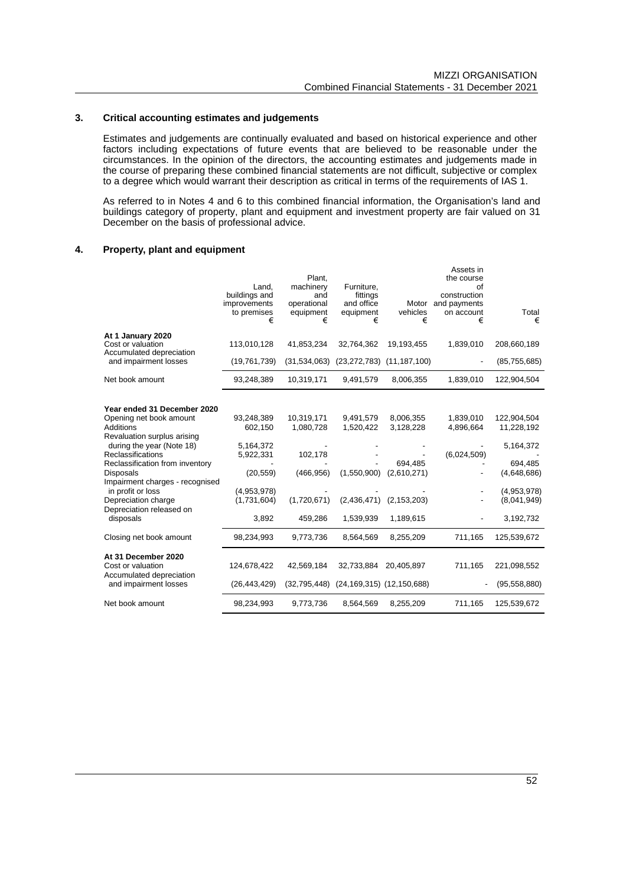## 3. Critical accounting estimates and judgements

Estimates and judgements are continually evaluated and based on historical experience and other factors including expectations of future events that are believed to be reasonable under the circumstances. In the opinion of the directors, the accounting estimates and judgements made in the course of preparing these combined financial statements are not difficult, subjective or complex to a degree which would warrant their description as critical in terms of the requirements of IAS 1.

As referred to in Notes 4 and 6 to this combined financial information, the Organisation's land and buildings category of property, plant and equipment and investment property are fair valued on 31 December on the basis of professional advice.

## 4. Property, plant and equipment

| | Land, buildings and improvements to premises € | Plant, machinery and operational equipment € | Furniture, fittings and office equipment € | Motor vehicles € | Assets in the course of construction and payments on account € | Total € |
|---|---|---|---|---|---|---|
| **At 1 January 2020** | | | | | | |
| Cost or valuation | 113,010,128 | 41,853,234 | 32,764,362 | 19,193,455 | 1,839,010 | 208,660,189 |
| Accumulated depreciation and impairment losses | (19,761,739) | (31,534,063) | (23,272,783) | (11,187,100) | - | (85,755,685) |
| Net book amount | 93,248,389 | 10,319,171 | 9,491,579 | 8,006,355 | 1,839,010 | 122,904,504 |
| | | | | | | |
| **Year ended 31 December 2020** | | | | | | |
| Opening net book amount | 93,248,389 | 10,319,171 | 9,491,579 | 8,006,355 | 1,839,010 | 122,904,504 |
| Additions | 602,150 | 1,080,728 | 1,520,422 | 3,128,228 | 4,896,664 | 11,228,192 |
| Revaluation surplus arising during the year (Note 18) | 5,164,372 | - | - | - | - | 5,164,372 |
| Reclassifications | 5,922,331 | 102,178 | - | - | (6,024,509) | - |
| Reclassification from inventory | - | - | - | 694,485 | - | 694,485 |
| Disposals | (20,559) | (466,956) | (1,550,900) | (2,610,271) | - | (4,648,686) |
| Impairment charges - recognised in profit or loss | (4,953,978) | - | - | - | - | (4,953,978) |
| Depreciation charge | (1,731,604) | (1,720,671) | (2,436,471) | (2,153,203) | - | (8,041,949) |
| Depreciation released on disposals | 3,892 | 459,286 | 1,539,939 | 1,189,615 | - | 3,192,732 |
| Closing net book amount | 98,234,993 | 9,773,736 | 8,564,569 | 8,255,209 | 711,165 | 125,539,672 |
| | | | | | | |
| **At 31 December 2020** | | | | | | |
| Cost or valuation | 124,678,422 | 42,569,184 | 32,733,884 | 20,405,897 | 711,165 | 221,098,552 |
| Accumulated depreciation and impairment losses | (26,443,429) | (32,795,448) | (24,169,315) | (12,150,688) | - | (95,558,880) |
| Net book amount | 98,234,993 | 9,773,736 | 8,564,569 | 8,255,209 | 711,165 | 125,539,672 |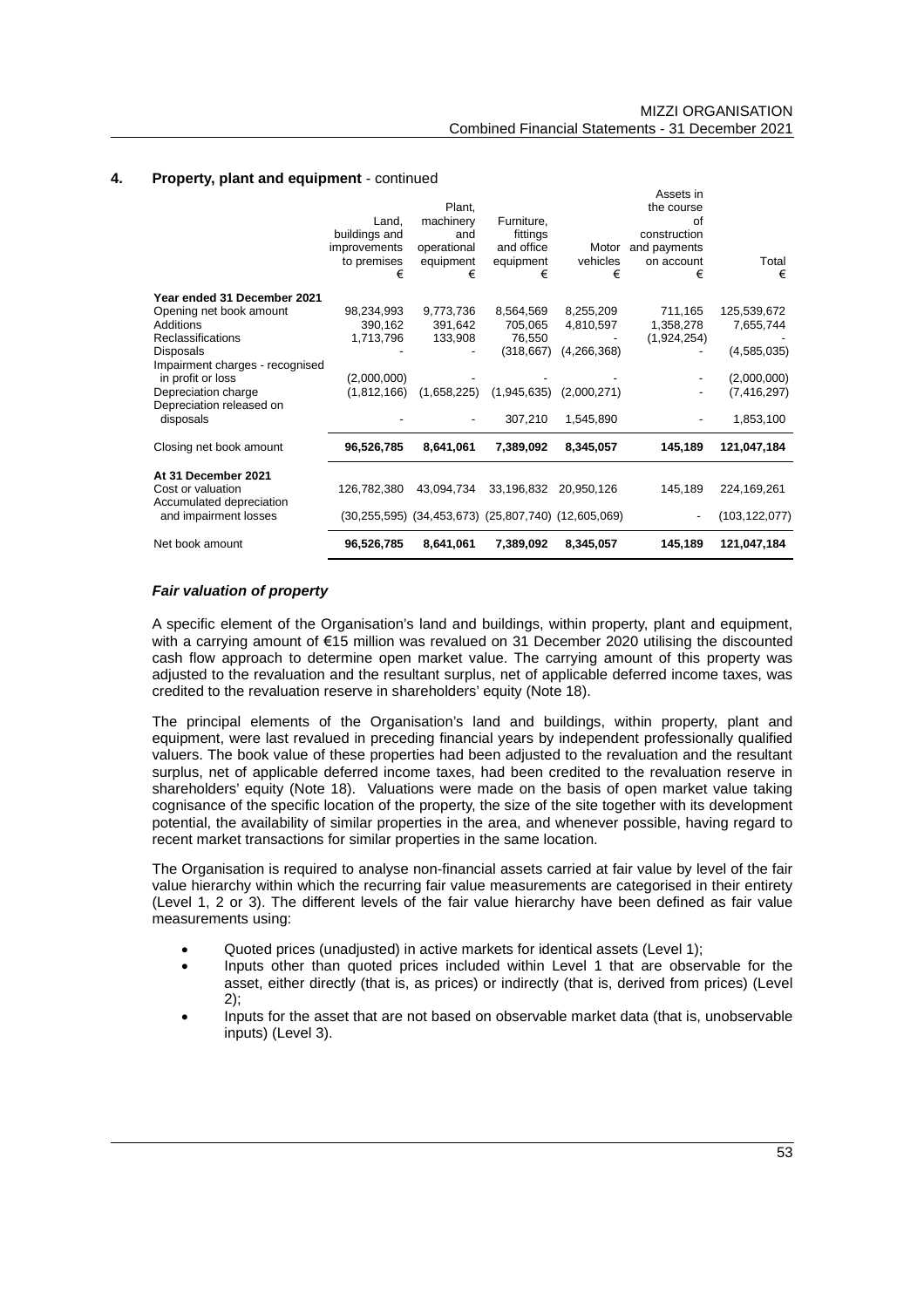## 4. Property, plant and equipment - continued

| | Land, buildings and improvements to premises € | Plant, machinery and operational equipment € | Furniture, fittings and office equipment € | Motor vehicles € | Assets in the course of construction and payments on account € | Total € |
|---|---|---|---|---|---|---|
| **Year ended 31 December 2021** | | | | | | |
| Opening net book amount | 98,234,993 | 9,773,736 | 8,564,569 | 8,255,209 | 711,165 | 125,539,672 |
| Additions | 390,162 | 391,642 | 705,065 | 4,810,597 | 1,358,278 | 7,655,744 |
| Reclassifications | 1,713,796 | 133,908 | 76,550 | - | (1,924,254) | - |
| Disposals | - | - | (318,667) | (4,266,368) | - | (4,585,035) |
| Impairment charges - recognised in profit or loss | (2,000,000) | - | - | - | - | (2,000,000) |
| Depreciation charge | (1,812,166) | (1,658,225) | (1,945,635) | (2,000,271) | - | (7,416,297) |
| Depreciation released on disposals | - | - | 307,210 | 1,545,890 | - | 1,853,100 |
| Closing net book amount | **96,526,785** | **8,641,061** | **7,389,092** | **8,345,057** | **145,189** | **121,047,184** |
| **At 31 December 2021** | | | | | | |
| Cost or valuation | 126,782,380 | 43,094,734 | 33,196,832 | 20,950,126 | 145,189 | 224,169,261 |
| Accumulated depreciation and impairment losses | (30,255,595) | (34,453,673) | (25,807,740) | (12,605,069) | - | (103,122,077) |
| Net book amount | **96,526,785** | **8,641,061** | **7,389,092** | **8,345,057** | **145,189** | **121,047,184** |

### *Fair valuation of property*

A specific element of the Organisation's land and buildings, within property, plant and equipment, with a carrying amount of €15 million was revalued on 31 December 2020 utilising the discounted cash flow approach to determine open market value. The carrying amount of this property was adjusted to the revaluation and the resultant surplus, net of applicable deferred income taxes, was credited to the revaluation reserve in shareholders' equity (Note 18).

The principal elements of the Organisation's land and buildings, within property, plant and equipment, were last revalued in preceding financial years by independent professionally qualified valuers. The book value of these properties had been adjusted to the revaluation and the resultant surplus, net of applicable deferred income taxes, had been credited to the revaluation reserve in shareholders' equity (Note 18). Valuations were made on the basis of open market value taking cognisance of the specific location of the property, the size of the site together with its development potential, the availability of similar properties in the area, and whenever possible, having regard to recent market transactions for similar properties in the same location.

The Organisation is required to analyse non-financial assets carried at fair value by level of the fair value hierarchy within which the recurring fair value measurements are categorised in their entirety (Level 1, 2 or 3). The different levels of the fair value hierarchy have been defined as fair value measurements using:

- Quoted prices (unadjusted) in active markets for identical assets (Level 1);
- Inputs other than quoted prices included within Level 1 that are observable for the asset, either directly (that is, as prices) or indirectly (that is, derived from prices) (Level 2);
- Inputs for the asset that are not based on observable market data (that is, unobservable inputs) (Level 3).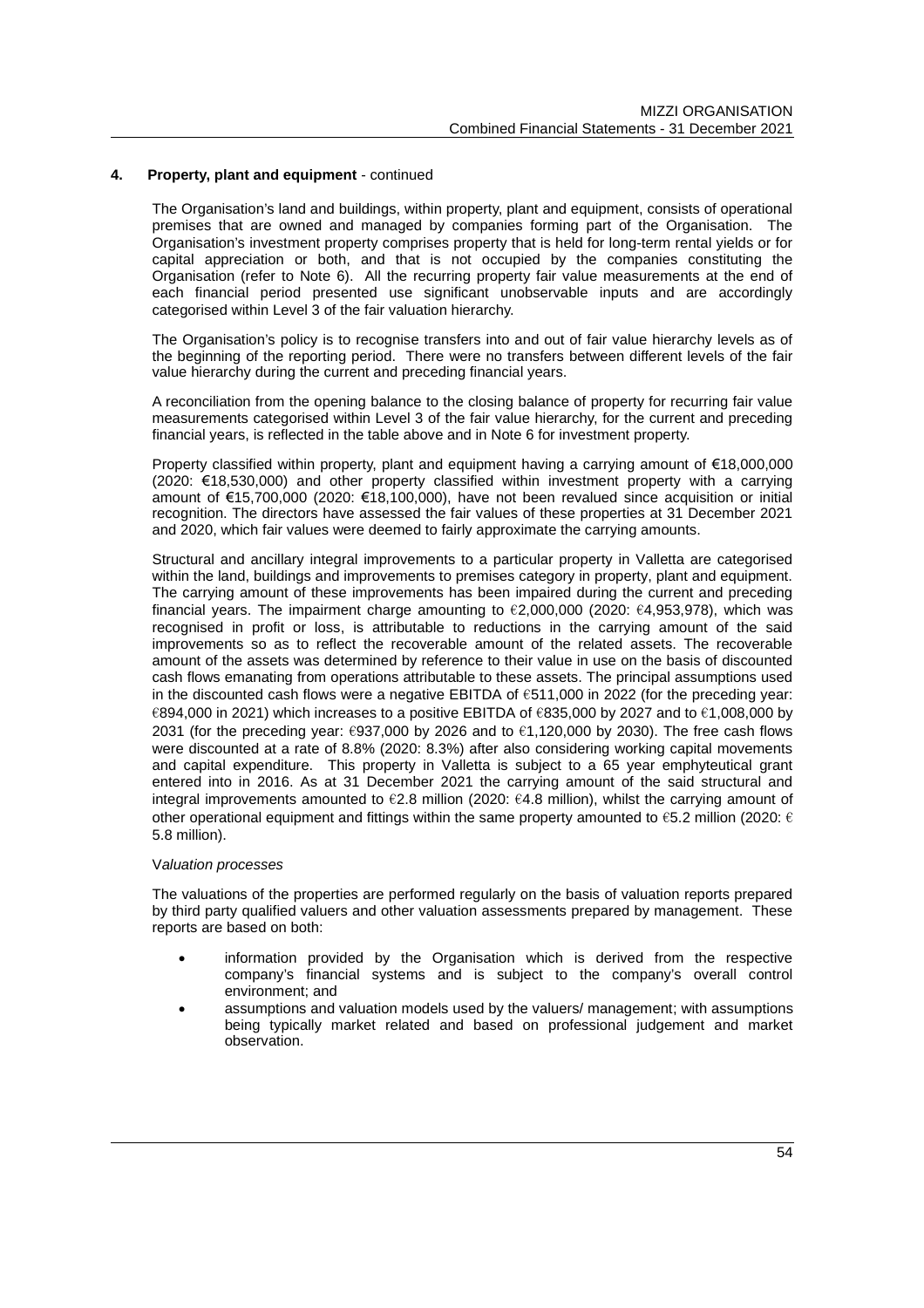## 4. Property, plant and equipment - continued

The Organisation's land and buildings, within property, plant and equipment, consists of operational premises that are owned and managed by companies forming part of the Organisation. The Organisation's investment property comprises property that is held for long-term rental yields or for capital appreciation or both, and that is not occupied by the companies constituting the Organisation (refer to Note 6). All the recurring property fair value measurements at the end of each financial period presented use significant unobservable inputs and are accordingly categorised within Level 3 of the fair valuation hierarchy.

The Organisation's policy is to recognise transfers into and out of fair value hierarchy levels as of the beginning of the reporting period. There were no transfers between different levels of the fair value hierarchy during the current and preceding financial years.

A reconciliation from the opening balance to the closing balance of property for recurring fair value measurements categorised within Level 3 of the fair value hierarchy, for the current and preceding financial years, is reflected in the table above and in Note 6 for investment property.

Property classified within property, plant and equipment having a carrying amount of €18,000,000 (2020: €18,530,000) and other property classified within investment property with a carrying amount of €15,700,000 (2020: €18,100,000), have not been revalued since acquisition or initial recognition. The directors have assessed the fair values of these properties at 31 December 2021 and 2020, which fair values were deemed to fairly approximate the carrying amounts.

Structural and ancillary integral improvements to a particular property in Valletta are categorised within the land, buildings and improvements to premises category in property, plant and equipment. The carrying amount of these improvements has been impaired during the current and preceding financial years. The impairment charge amounting to €2,000,000 (2020: €4,953,978), which was recognised in profit or loss, is attributable to reductions in the carrying amount of the said improvements so as to reflect the recoverable amount of the related assets. The recoverable amount of the assets was determined by reference to their value in use on the basis of discounted cash flows emanating from operations attributable to these assets. The principal assumptions used in the discounted cash flows were a negative EBITDA of €511,000 in 2022 (for the preceding year: €894,000 in 2021) which increases to a positive EBITDA of €835,000 by 2027 and to €1,008,000 by 2031 (for the preceding year: €937,000 by 2026 and to €1,120,000 by 2030). The free cash flows were discounted at a rate of 8.8% (2020: 8.3%) after also considering working capital movements and capital expenditure. This property in Valletta is subject to a 65 year emphyteutical grant entered into in 2016. As at 31 December 2021 the carrying amount of the said structural and integral improvements amounted to €2.8 million (2020: €4.8 million), whilst the carrying amount of other operational equipment and fittings within the same property amounted to €5.2 million (2020: € 5.8 million).

*Valuation processes*

The valuations of the properties are performed regularly on the basis of valuation reports prepared by third party qualified valuers and other valuation assessments prepared by management. These reports are based on both:

- information provided by the Organisation which is derived from the respective company's financial systems and is subject to the company's overall control environment; and
- assumptions and valuation models used by the valuers/ management; with assumptions being typically market related and based on professional judgement and market observation.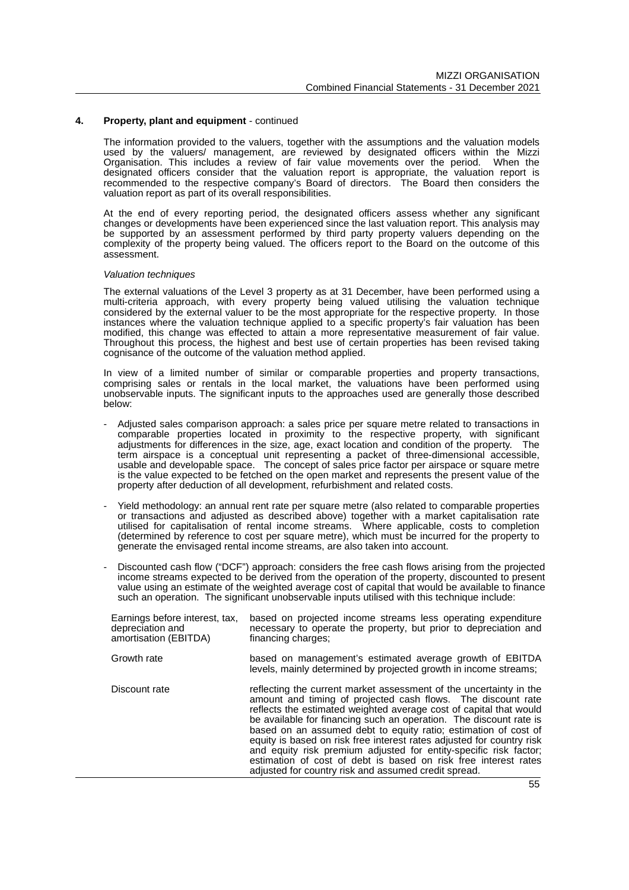## 4. Property, plant and equipment - continued

The information provided to the valuers, together with the assumptions and the valuation models used by the valuers/ management, are reviewed by designated officers within the Mizzi Organisation. This includes a review of fair value movements over the period. When the designated officers consider that the valuation report is appropriate, the valuation report is recommended to the respective company's Board of directors. The Board then considers the valuation report as part of its overall responsibilities.

At the end of every reporting period, the designated officers assess whether any significant changes or developments have been experienced since the last valuation report. This analysis may be supported by an assessment performed by third party property valuers depending on the complexity of the property being valued. The officers report to the Board on the outcome of this assessment.

*Valuation techniques*

The external valuations of the Level 3 property as at 31 December, have been performed using a multi-criteria approach, with every property being valued utilising the valuation technique considered by the external valuer to be the most appropriate for the respective property. In those instances where the valuation technique applied to a specific property's fair valuation has been modified, this change was effected to attain a more representative measurement of fair value. Throughout this process, the highest and best use of certain properties has been revised taking cognisance of the outcome of the valuation method applied.

In view of a limited number of similar or comparable properties and property transactions, comprising sales or rentals in the local market, the valuations have been performed using unobservable inputs. The significant inputs to the approaches used are generally those described below:

- Adjusted sales comparison approach: a sales price per square metre related to transactions in comparable properties located in proximity to the respective property, with significant adjustments for differences in the size, age, exact location and condition of the property. The term airspace is a conceptual unit representing a packet of three-dimensional accessible, usable and developable space. The concept of sales price factor per airspace or square metre is the value expected to be fetched on the open market and represents the present value of the property after deduction of all development, refurbishment and related costs.

- Yield methodology: an annual rent rate per square metre (also related to comparable properties or transactions and adjusted as described above) together with a market capitalisation rate utilised for capitalisation of rental income streams. Where applicable, costs to completion (determined by reference to cost per square metre), which must be incurred for the property to generate the envisaged rental income streams, are also taken into account.

- Discounted cash flow ("DCF") approach: considers the free cash flows arising from the projected income streams expected to be derived from the operation of the property, discounted to present value using an estimate of the weighted average cost of capital that would be available to finance such an operation. The significant unobservable inputs utilised with this technique include:

| | |
|---|---|
| Earnings before interest, tax, depreciation and amortisation (EBITDA) | based on projected income streams less operating expenditure necessary to operate the property, but prior to depreciation and financing charges; |
| Growth rate | based on management's estimated average growth of EBITDA levels, mainly determined by projected growth in income streams; |
| Discount rate | reflecting the current market assessment of the uncertainty in the amount and timing of projected cash flows. The discount rate reflects the estimated weighted average cost of capital that would be available for financing such an operation. The discount rate is based on an assumed debt to equity ratio; estimation of cost of equity is based on risk free interest rates adjusted for country risk and equity risk premium adjusted for entity-specific risk factor; estimation of cost of debt is based on risk free interest rates adjusted for country risk and assumed credit spread. |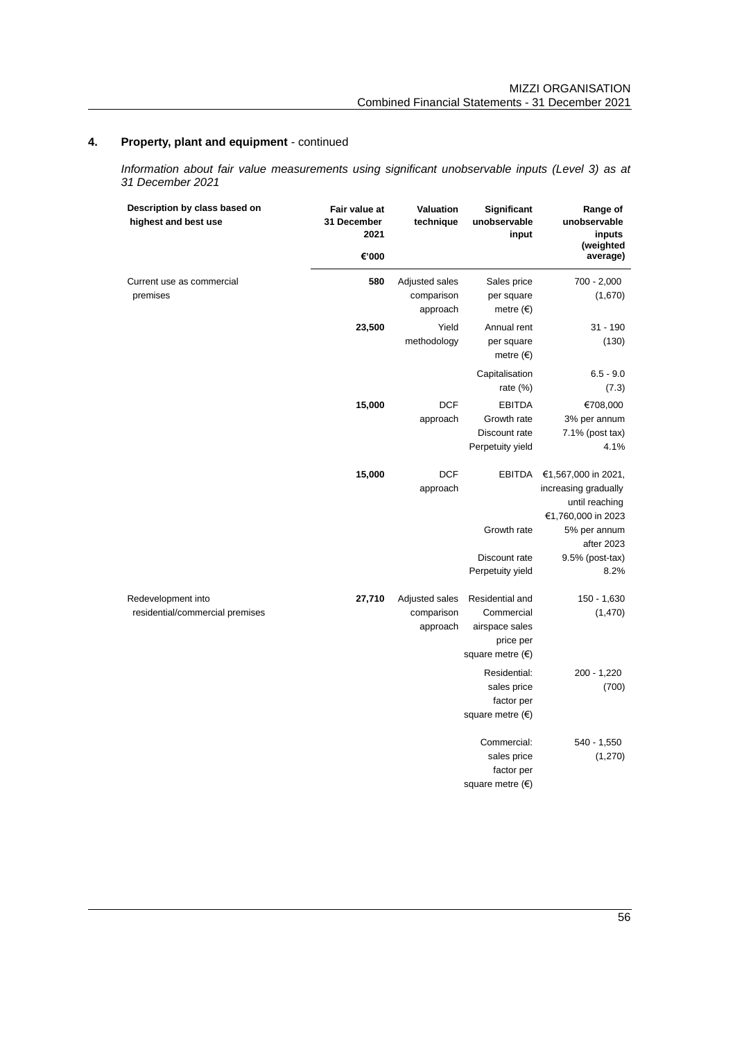## 4. Property, plant and equipment - continued

*Information about fair value measurements using significant unobservable inputs (Level 3) as at 31 December 2021*

| Description by class based on highest and best use | Fair value at 31 December 2021 €'000 | Valuation technique | Significant unobservable input | Range of unobservable inputs (weighted average) |
|---|---|---|---|---|
| Current use as commercial premises | 580 | Adjusted sales comparison approach | Sales price per square metre (€) | 700 - 2,000 (1,670) |
| | 23,500 | Yield methodology | Annual rent per square metre (€) | 31 - 190 (130) |
| | | | Capitalisation rate (%) | 6.5 - 9.0 (7.3) |
| | 15,000 | DCF approach | EBITDA Growth rate Discount rate Perpetuity yield | €708,000 3% per annum 7.1% (post tax) 4.1% |
| | 15,000 | DCF approach | EBITDA | €1,567,000 in 2021, increasing gradually until reaching €1,760,000 in 2023 |
| | | | Growth rate | 5% per annum after 2023 |
| | | | Discount rate Perpetuity yield | 9.5% (post-tax) 8.2% |
| Redevelopment into residential/commercial premises | 27,710 | Adjusted sales comparison approach | Residential and Commercial airspace sales price per square metre (€) | 150 - 1,630 (1,470) |
| | | | Residential: sales price factor per square metre (€) | 200 - 1,220 (700) |
| | | | Commercial: sales price factor per square metre (€) | 540 - 1,550 (1,270) |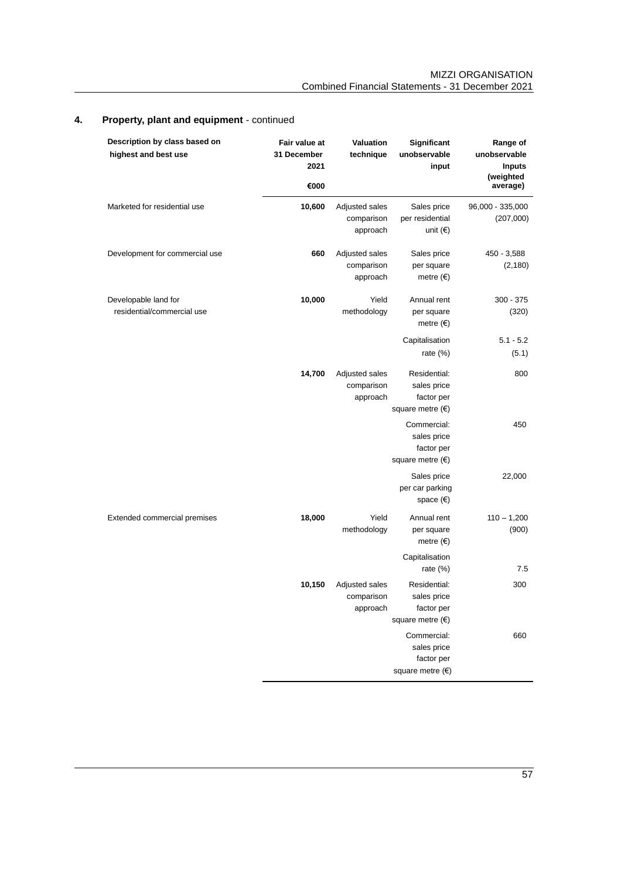## 4. Property, plant and equipment - continued

| Description by class based on highest and best use | Fair value at 31 December 2021 €000 | Valuation technique | Significant unobservable input | Range of unobservable Inputs (weighted average) |
|---|---|---|---|---|
| Marketed for residential use | **10,600** | Adjusted sales comparison approach | Sales price per residential unit (€) | 96,000 - 335,000 (207,000) |
| Development for commercial use | **660** | Adjusted sales comparison approach | Sales price per square metre (€) | 450 - 3,588 (2,180) |
| Developable land for residential/commercial use | **10,000** | Yield methodology | Annual rent per square metre (€) | 300 - 375 (320) |
| | | | Capitalisation rate (%) | 5.1 - 5.2 (5.1) |
| | **14,700** | Adjusted sales comparison approach | Residential: sales price factor per square metre (€) | 800 |
| | | | Commercial: sales price factor per square metre (€) | 450 |
| | | | Sales price per car parking space (€) | 22,000 |
| Extended commercial premises | **18,000** | Yield methodology | Annual rent per square metre (€) | 110 – 1,200 (900) |
| | | | Capitalisation rate (%) | 7.5 |
| | **10,150** | Adjusted sales comparison approach | Residential: sales price factor per square metre (€) | 300 |
| | | | Commercial: sales price factor per square metre (€) | 660 |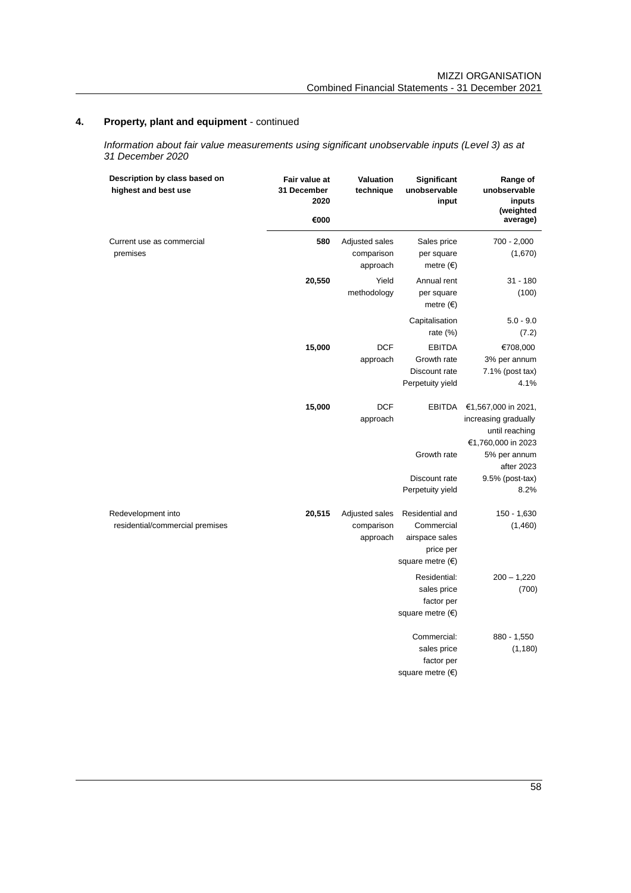## 4. Property, plant and equipment - continued

*Information about fair value measurements using significant unobservable inputs (Level 3) as at 31 December 2020*

| Description by class based on highest and best use | Fair value at 31 December 2020 €000 | Valuation technique | Significant unobservable input | Range of unobservable inputs (weighted average) |
|---|---|---|---|---|
| Current use as commercial premises | 580 | Adjusted sales comparison approach | Sales price per square metre (€) | 700 - 2,000 (1,670) |
| | 20,550 | Yield methodology | Annual rent per square metre (€) | 31 - 180 (100) |
| | | | Capitalisation rate (%) | 5.0 - 9.0 (7.2) |
| | 15,000 | DCF approach | EBITDA | €708,000 |
| | | | Growth rate | 3% per annum |
| | | | Discount rate | 7.1% (post tax) |
| | | | Perpetuity yield | 4.1% |
| | 15,000 | DCF approach | EBITDA | €1,567,000 in 2021, increasing gradually until reaching €1,760,000 in 2023 |
| | | | Growth rate | 5% per annum after 2023 |
| | | | Discount rate | 9.5% (post-tax) |
| | | | Perpetuity yield | 8.2% |
| Redevelopment into residential/commercial premises | 20,515 | Adjusted sales comparison approach | Residential and Commercial airspace sales price per square metre (€) | 150 - 1,630 (1,460) |
| | | | Residential: sales price factor per square metre (€) | 200 – 1,220 (700) |
| | | | Commercial: sales price factor per square metre (€) | 880 - 1,550 (1,180) |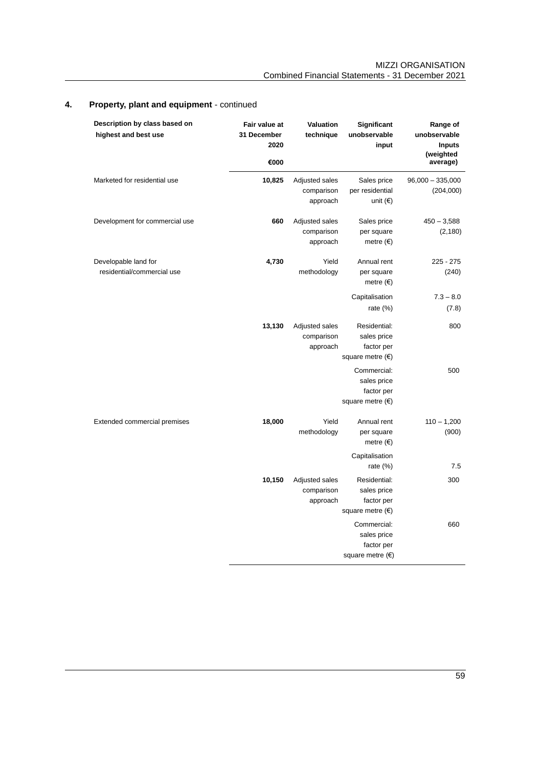## 4. Property, plant and equipment - continued

| Description by class based on highest and best use | Fair value at 31 December 2020 €000 | Valuation technique | Significant unobservable input | Range of unobservable Inputs (weighted average) |
|---|---|---|---|---|
| Marketed for residential use | **10,825** | Adjusted sales comparison approach | Sales price per residential unit (€) | 96,000 – 335,000 (204,000) |
| Development for commercial use | **660** | Adjusted sales comparison approach | Sales price per square metre (€) | 450 – 3,588 (2,180) |
| Developable land for residential/commercial use | **4,730** | Yield methodology | Annual rent per square metre (€) | 225 - 275 (240) |
| | | | Capitalisation rate (%) | 7.3 – 8.0 (7.8) |
| | **13,130** | Adjusted sales comparison approach | Residential: sales price factor per square metre (€) | 800 |
| | | | Commercial: sales price factor per square metre (€) | 500 |
| Extended commercial premises | **18,000** | Yield methodology | Annual rent per square metre (€) | 110 – 1,200 (900) |
| | | | Capitalisation rate (%) | 7.5 |
| | **10,150** | Adjusted sales comparison approach | Residential: sales price factor per square metre (€) | 300 |
| | | | Commercial: sales price factor per square metre (€) | 660 |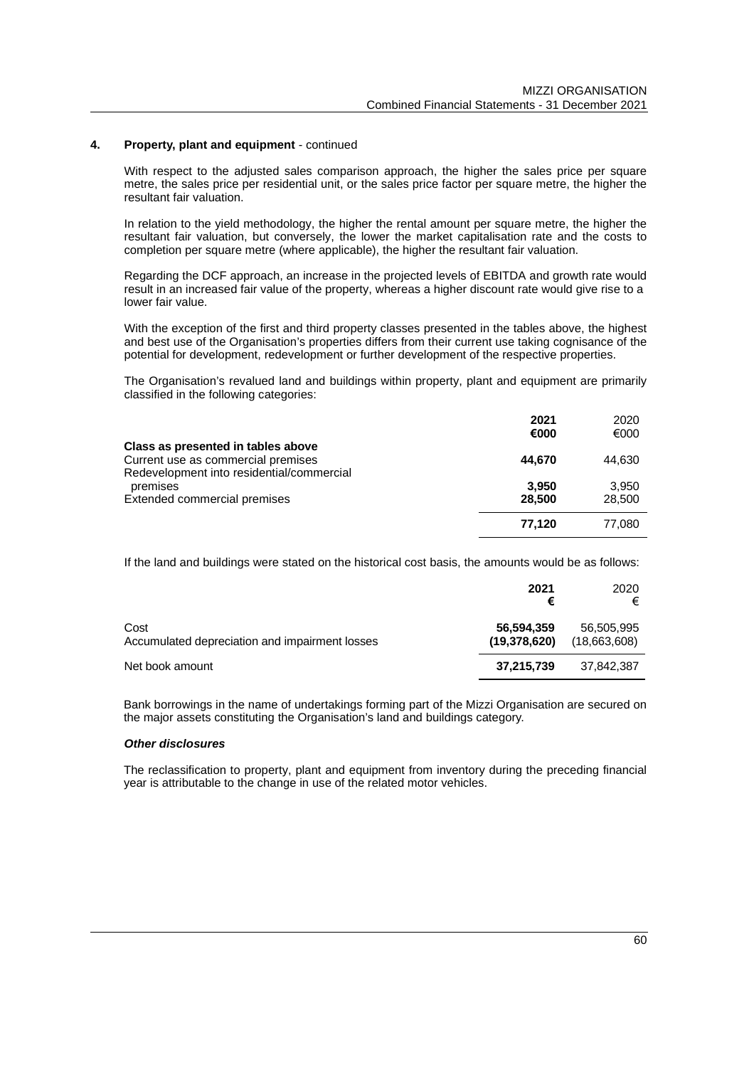**4. Property, plant and equipment** - continued

With respect to the adjusted sales comparison approach, the higher the sales price per square metre, the sales price per residential unit, or the sales price factor per square metre, the higher the resultant fair valuation.

In relation to the yield methodology, the higher the rental amount per square metre, the higher the resultant fair valuation, but conversely, the lower the market capitalisation rate and the costs to completion per square metre (where applicable), the higher the resultant fair valuation.

Regarding the DCF approach, an increase in the projected levels of EBITDA and growth rate would result in an increased fair value of the property, whereas a higher discount rate would give rise to a lower fair value.

With the exception of the first and third property classes presented in the tables above, the highest and best use of the Organisation's properties differs from their current use taking cognisance of the potential for development, redevelopment or further development of the respective properties.

The Organisation's revalued land and buildings within property, plant and equipment are primarily classified in the following categories:

| | **2021** | 2020 |
|---|---|---|
| | **€000** | €000 |
| **Class as presented in tables above** | | |
| Current use as commercial premises | **44,670** | 44,630 |
| Redevelopment into residential/commercial premises | **3,950** | 3,950 |
| Extended commercial premises | **28,500** | 28,500 |
| | **77,120** | 77,080 |

If the land and buildings were stated on the historical cost basis, the amounts would be as follows:

| | **2021** | 2020 |
|---|---|---|
| | **€** | € |
| Cost | **56,594,359** | 56,505,995 |
| Accumulated depreciation and impairment losses | **(19,378,620)** | (18,663,608) |
| Net book amount | **37,215,739** | 37,842,387 |

Bank borrowings in the name of undertakings forming part of the Mizzi Organisation are secured on the major assets constituting the Organisation's land and buildings category.

***Other disclosures***

The reclassification to property, plant and equipment from inventory during the preceding financial year is attributable to the change in use of the related motor vehicles.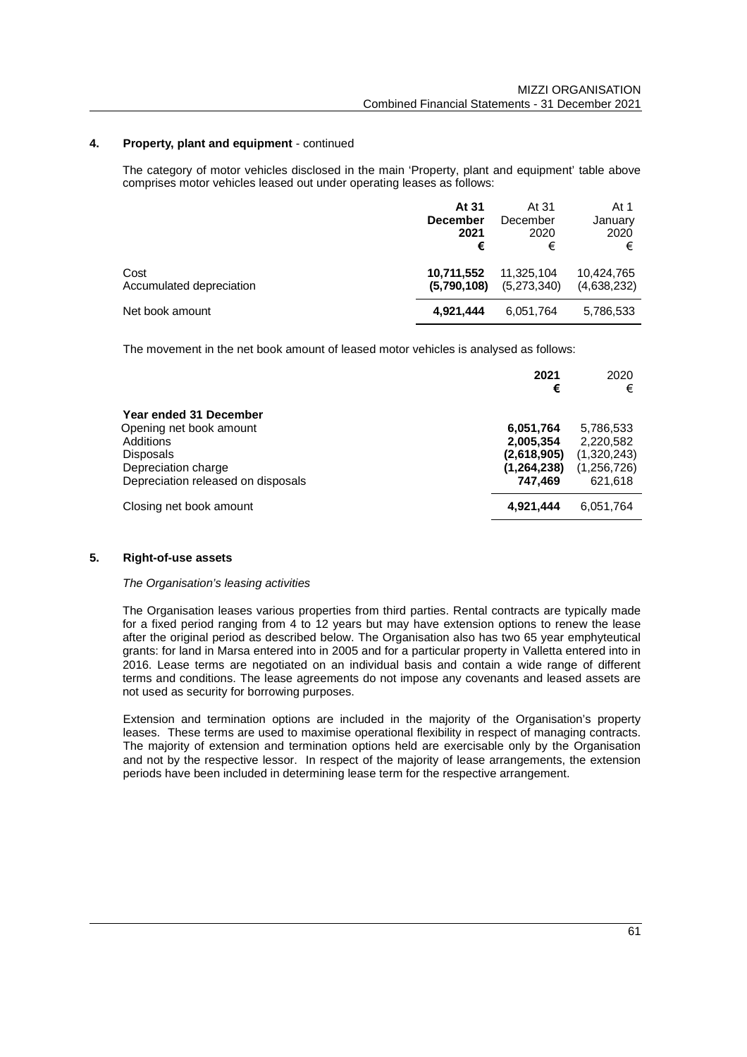## 4. Property, plant and equipment - continued

The category of motor vehicles disclosed in the main 'Property, plant and equipment' table above comprises motor vehicles leased out under operating leases as follows:

| | **At 31 December 2021 €** | At 31 December 2020 € | At 1 January 2020 € |
|---|---|---|---|
| Cost | **10,711,552** | 11,325,104 | 10,424,765 |
| Accumulated depreciation | **(5,790,108)** | (5,273,340) | (4,638,232) |
| Net book amount | **4,921,444** | 6,051,764 | 5,786,533 |

The movement in the net book amount of leased motor vehicles is analysed as follows:

| | **2021 €** | 2020 € |
|---|---|---|
| **Year ended 31 December** | | |
| Opening net book amount | **6,051,764** | 5,786,533 |
| Additions | **2,005,354** | 2,220,582 |
| Disposals | **(2,618,905)** | (1,320,243) |
| Depreciation charge | **(1,264,238)** | (1,256,726) |
| Depreciation released on disposals | **747,469** | 621,618 |
| Closing net book amount | **4,921,444** | 6,051,764 |

## 5. Right-of-use assets

*The Organisation's leasing activities*

The Organisation leases various properties from third parties. Rental contracts are typically made for a fixed period ranging from 4 to 12 years but may have extension options to renew the lease after the original period as described below. The Organisation also has two 65 year emphyteutical grants: for land in Marsa entered into in 2005 and for a particular property in Valletta entered into in 2016. Lease terms are negotiated on an individual basis and contain a wide range of different terms and conditions. The lease agreements do not impose any covenants and leased assets are not used as security for borrowing purposes.

Extension and termination options are included in the majority of the Organisation's property leases. These terms are used to maximise operational flexibility in respect of managing contracts. The majority of extension and termination options held are exercisable only by the Organisation and not by the respective lessor. In respect of the majority of lease arrangements, the extension periods have been included in determining lease term for the respective arrangement.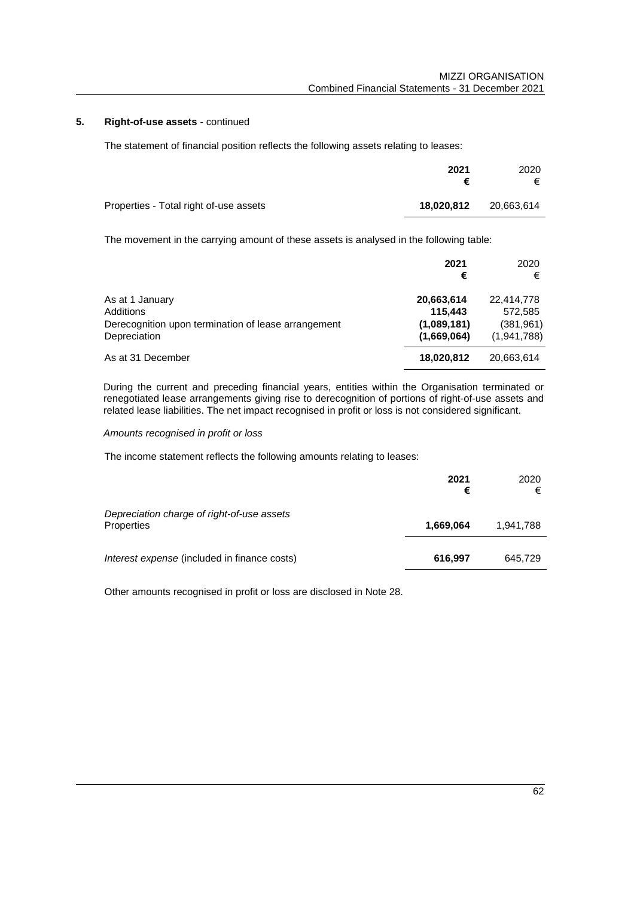## 5. Right-of-use assets - continued

The statement of financial position reflects the following assets relating to leases:

| | **2021** | 2020 |
|---|---|---|
| | **€** | € |
| Properties - Total right of-use assets | **18,020,812** | 20,663,614 |

The movement in the carrying amount of these assets is analysed in the following table:

| | **2021** | 2020 |
|---|---|---|
| | **€** | € |
| As at 1 January | **20,663,614** | 22,414,778 |
| Additions | **115,443** | 572,585 |
| Derecognition upon termination of lease arrangement | **(1,089,181)** | (381,961) |
| Depreciation | **(1,669,064)** | (1,941,788) |
| As at 31 December | **18,020,812** | 20,663,614 |

During the current and preceding financial years, entities within the Organisation terminated or renegotiated lease arrangements giving rise to derecognition of portions of right-of-use assets and related lease liabilities. The net impact recognised in profit or loss is not considered significant.

*Amounts recognised in profit or loss*

The income statement reflects the following amounts relating to leases:

| | **2021** | 2020 |
|---|---|---|
| | **€** | € |
| *Depreciation charge of right-of-use assets* | | |
| Properties | **1,669,064** | 1,941,788 |
| *Interest expense* (included in finance costs) | **616,997** | 645,729 |

Other amounts recognised in profit or loss are disclosed in Note 28.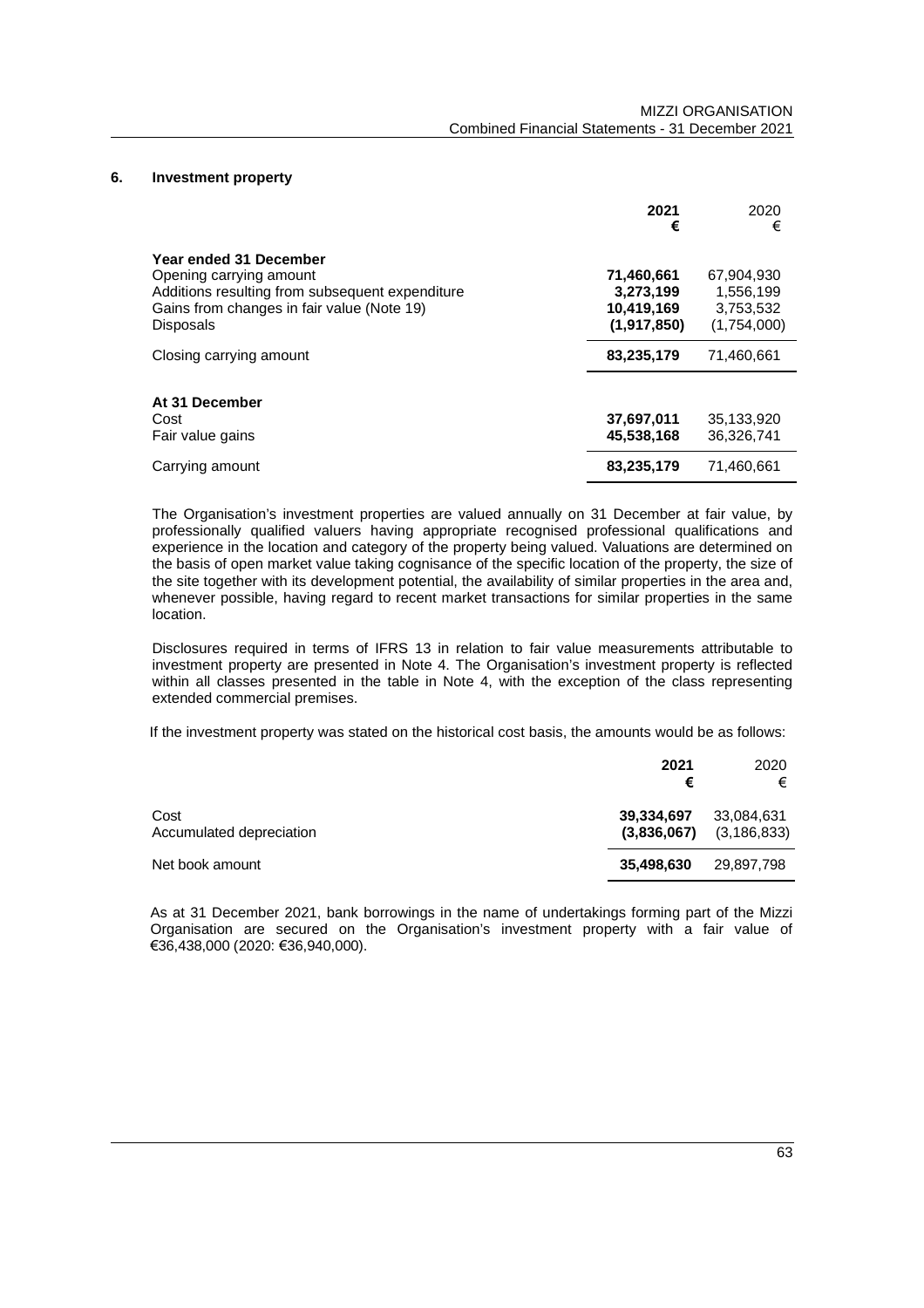## 6. Investment property

| | 2021 € | 2020 € |
|---|---|---|
| **Year ended 31 December** | | |
| Opening carrying amount | **71,460,661** | 67,904,930 |
| Additions resulting from subsequent expenditure | **3,273,199** | 1,556,199 |
| Gains from changes in fair value (Note 19) | **10,419,169** | 3,753,532 |
| Disposals | **(1,917,850)** | (1,754,000) |
| Closing carrying amount | **83,235,179** | 71,460,661 |
| | | |
| **At 31 December** | | |
| Cost | **37,697,011** | 35,133,920 |
| Fair value gains | **45,538,168** | 36,326,741 |
| Carrying amount | **83,235,179** | 71,460,661 |

The Organisation's investment properties are valued annually on 31 December at fair value, by professionally qualified valuers having appropriate recognised professional qualifications and experience in the location and category of the property being valued. Valuations are determined on the basis of open market value taking cognisance of the specific location of the property, the size of the site together with its development potential, the availability of similar properties in the area and, whenever possible, having regard to recent market transactions for similar properties in the same location.

Disclosures required in terms of IFRS 13 in relation to fair value measurements attributable to investment property are presented in Note 4. The Organisation's investment property is reflected within all classes presented in the table in Note 4, with the exception of the class representing extended commercial premises.

If the investment property was stated on the historical cost basis, the amounts would be as follows:

| | 2021 € | 2020 € |
|---|---|---|
| Cost | **39,334,697** | 33,084,631 |
| Accumulated depreciation | **(3,836,067)** | (3,186,833) |
| Net book amount | **35,498,630** | 29,897,798 |

As at 31 December 2021, bank borrowings in the name of undertakings forming part of the Mizzi Organisation are secured on the Organisation's investment property with a fair value of €36,438,000 (2020: €36,940,000).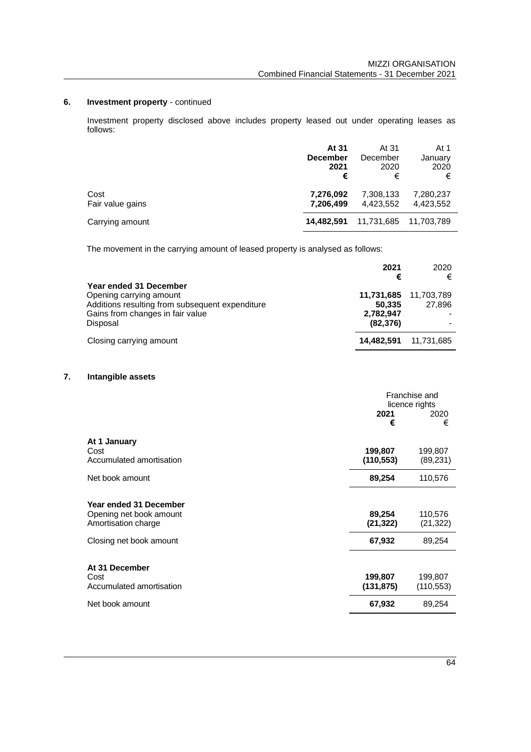## 6. Investment property - continued

Investment property disclosed above includes property leased out under operating leases as follows:

| | **At 31 December 2021 €** | At 31 December 2020 € | At 1 January 2020 € |
|---|---|---|---|
| Cost | **7,276,092** | 7,308,133 | 7,280,237 |
| Fair value gains | **7,206,499** | 4,423,552 | 4,423,552 |
| Carrying amount | **14,482,591** | 11,731,685 | 11,703,789 |

The movement in the carrying amount of leased property is analysed as follows:

| | **2021 €** | 2020 € |
|---|---|---|
| **Year ended 31 December** | | |
| Opening carrying amount | **11,731,685** | 11,703,789 |
| Additions resulting from subsequent expenditure | **50,335** | 27,896 |
| Gains from changes in fair value | **2,782,947** | - |
| Disposal | **(82,376)** | - |
| Closing carrying amount | **14,482,591** | 11,731,685 |

## 7. Intangible assets

| | Franchise and licence rights | |
|---|---|---|
| | **2021 €** | 2020 € |
| **At 1 January** | | |
| Cost | **199,807** | 199,807 |
| Accumulated amortisation | **(110,553)** | (89,231) |
| Net book amount | **89,254** | 110,576 |
| **Year ended 31 December** | | |
| Opening net book amount | **89,254** | 110,576 |
| Amortisation charge | **(21,322)** | (21,322) |
| Closing net book amount | **67,932** | 89,254 |
| **At 31 December** | | |
| Cost | **199,807** | 199,807 |
| Accumulated amortisation | **(131,875)** | (110,553) |
| Net book amount | **67,932** | 89,254 |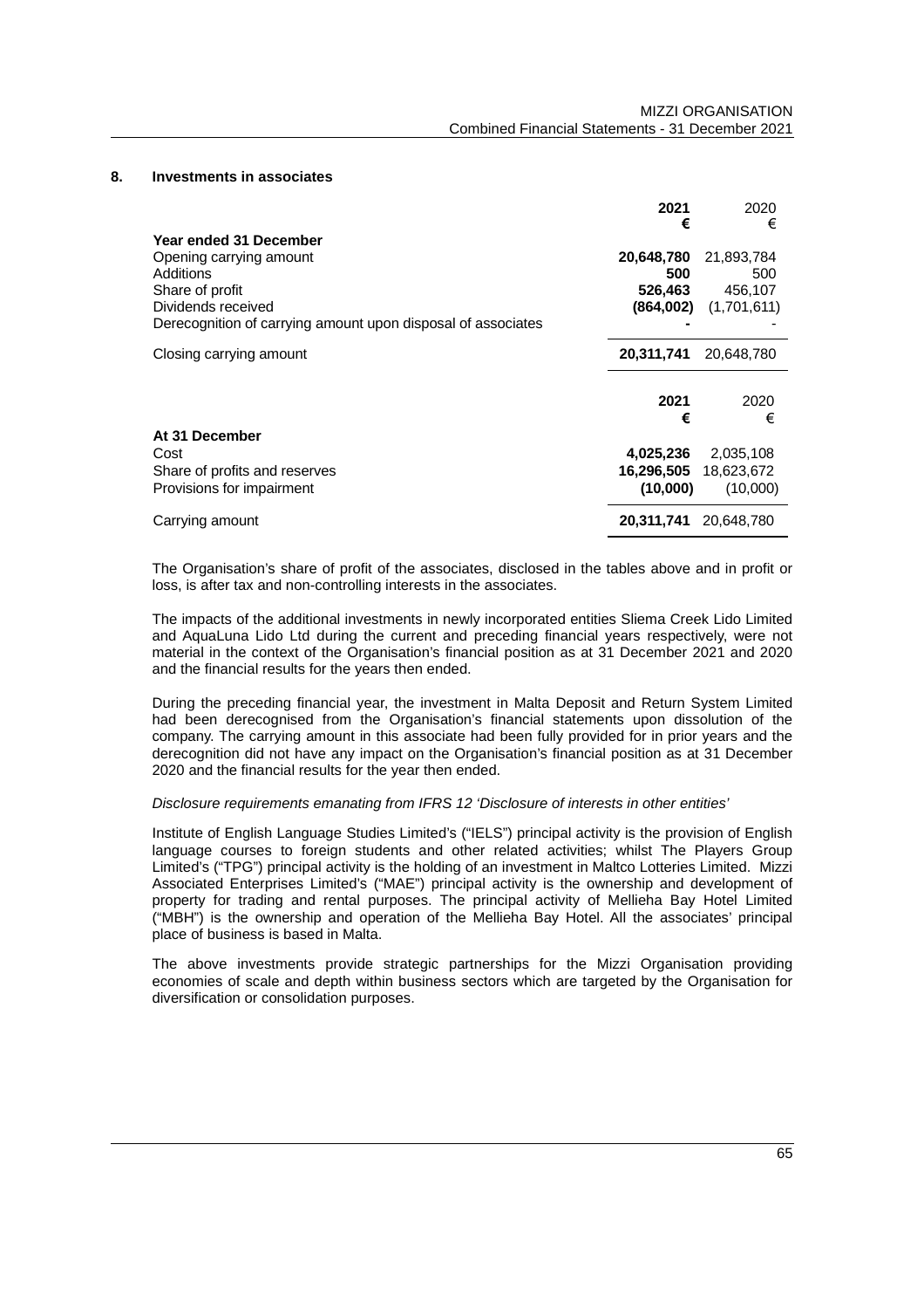## 8. Investments in associates

| | 2021 € | 2020 € |
|---|---|---|
| **Year ended 31 December** | | |
| Opening carrying amount | **20,648,780** | 21,893,784 |
| Additions | **500** | 500 |
| Share of profit | **526,463** | 456,107 |
| Dividends received | **(864,002)** | (1,701,611) |
| Derecognition of carrying amount upon disposal of associates | **-** | - |
| Closing carrying amount | **20,311,741** | 20,648,780 |

| | 2021 € | 2020 € |
|---|---|---|
| **At 31 December** | | |
| Cost | **4,025,236** | 2,035,108 |
| Share of profits and reserves | **16,296,505** | 18,623,672 |
| Provisions for impairment | **(10,000)** | (10,000) |
| Carrying amount | **20,311,741** | 20,648,780 |

The Organisation's share of profit of the associates, disclosed in the tables above and in profit or loss, is after tax and non-controlling interests in the associates.

The impacts of the additional investments in newly incorporated entities Sliema Creek Lido Limited and AquaLuna Lido Ltd during the current and preceding financial years respectively, were not material in the context of the Organisation's financial position as at 31 December 2021 and 2020 and the financial results for the years then ended.

During the preceding financial year, the investment in Malta Deposit and Return System Limited had been derecognised from the Organisation's financial statements upon dissolution of the company. The carrying amount in this associate had been fully provided for in prior years and the derecognition did not have any impact on the Organisation's financial position as at 31 December 2020 and the financial results for the year then ended.

*Disclosure requirements emanating from IFRS 12 'Disclosure of interests in other entities'*

Institute of English Language Studies Limited's ("IELS") principal activity is the provision of English language courses to foreign students and other related activities; whilst The Players Group Limited's ("TPG") principal activity is the holding of an investment in Maltco Lotteries Limited. Mizzi Associated Enterprises Limited's ("MAE") principal activity is the ownership and development of property for trading and rental purposes. The principal activity of Mellieha Bay Hotel Limited ("MBH") is the ownership and operation of the Mellieha Bay Hotel. All the associates' principal place of business is based in Malta.

The above investments provide strategic partnerships for the Mizzi Organisation providing economies of scale and depth within business sectors which are targeted by the Organisation for diversification or consolidation purposes.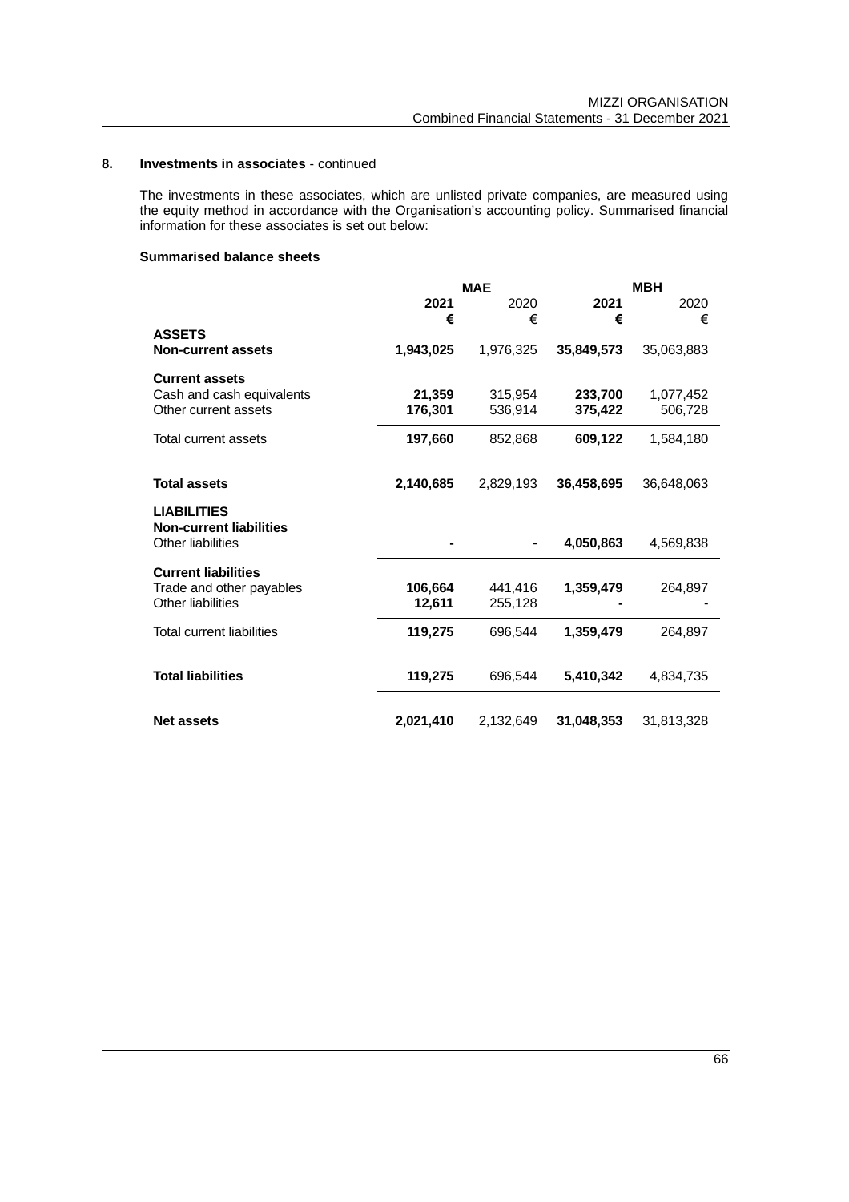## 8. Investments in associates - continued

The investments in these associates, which are unlisted private companies, are measured using the equity method in accordance with the Organisation's accounting policy. Summarised financial information for these associates is set out below:

### Summarised balance sheets

| | MAE | | MBH | |
|---|---|---|---|---|
| | **2021** | 2020 | **2021** | 2020 |
| | **€** | € | **€** | € |
| **ASSETS** | | | | |
| **Non-current assets** | **1,943,025** | 1,976,325 | **35,849,573** | 35,063,883 |
| **Current assets** | | | | |
| Cash and cash equivalents | **21,359** | 315,954 | **233,700** | 1,077,452 |
| Other current assets | **176,301** | 536,914 | **375,422** | 506,728 |
| Total current assets | **197,660** | 852,868 | **609,122** | 1,584,180 |
| **Total assets** | **2,140,685** | 2,829,193 | **36,458,695** | 36,648,063 |
| **LIABILITIES** | | | | |
| **Non-current liabilities** | | | | |
| Other liabilities | **-** | - | **4,050,863** | 4,569,838 |
| **Current liabilities** | | | | |
| Trade and other payables | **106,664** | 441,416 | **1,359,479** | 264,897 |
| Other liabilities | **12,611** | 255,128 | **-** | - |
| Total current liabilities | **119,275** | 696,544 | **1,359,479** | 264,897 |
| **Total liabilities** | **119,275** | 696,544 | **5,410,342** | 4,834,735 |
| **Net assets** | **2,021,410** | 2,132,649 | **31,048,353** | 31,813,328 |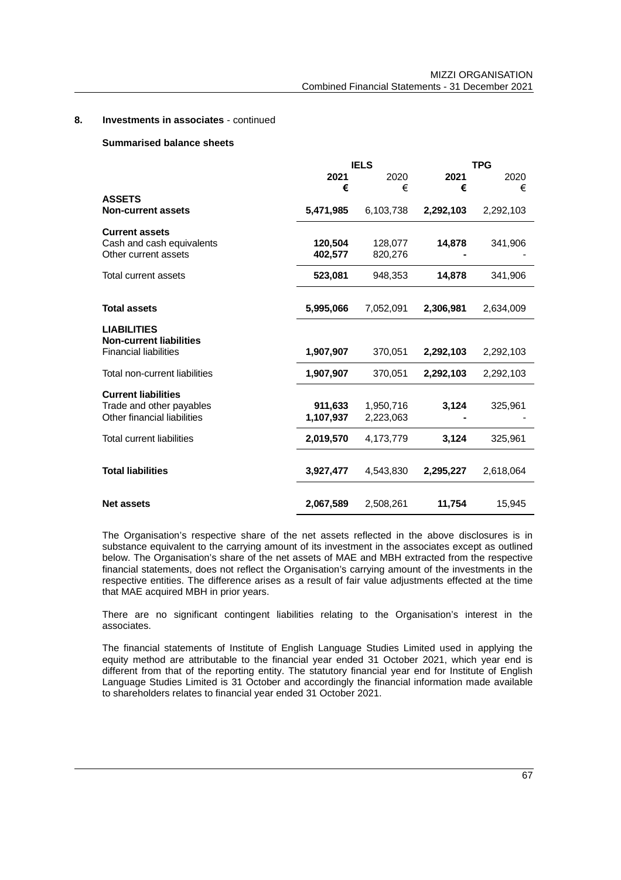## 8. Investments in associates - continued

### Summarised balance sheets

| | IELS | | TPG | |
|---|---|---|---|---|
| | **2021** | 2020 | **2021** | 2020 |
| | **€** | € | **€** | € |
| **ASSETS** | | | | |
| **Non-current assets** | **5,471,985** | 6,103,738 | **2,292,103** | 2,292,103 |
| **Current assets** | | | | |
| Cash and cash equivalents | **120,504** | 128,077 | **14,878** | 341,906 |
| Other current assets | **402,577** | 820,276 | **-** | - |
| Total current assets | **523,081** | 948,353 | **14,878** | 341,906 |
| **Total assets** | **5,995,066** | 7,052,091 | **2,306,981** | 2,634,009 |
| **LIABILITIES** | | | | |
| **Non-current liabilities** | | | | |
| Financial liabilities | **1,907,907** | 370,051 | **2,292,103** | 2,292,103 |
| Total non-current liabilities | **1,907,907** | 370,051 | **2,292,103** | 2,292,103 |
| **Current liabilities** | | | | |
| Trade and other payables | **911,633** | 1,950,716 | **3,124** | 325,961 |
| Other financial liabilities | **1,107,937** | 2,223,063 | **-** | - |
| Total current liabilities | **2,019,570** | 4,173,779 | **3,124** | 325,961 |
| **Total liabilities** | **3,927,477** | 4,543,830 | **2,295,227** | 2,618,064 |
| **Net assets** | **2,067,589** | 2,508,261 | **11,754** | 15,945 |

The Organisation's respective share of the net assets reflected in the above disclosures is in substance equivalent to the carrying amount of its investment in the associates except as outlined below. The Organisation's share of the net assets of MAE and MBH extracted from the respective financial statements, does not reflect the Organisation's carrying amount of the investments in the respective entities. The difference arises as a result of fair value adjustments effected at the time that MAE acquired MBH in prior years.

There are no significant contingent liabilities relating to the Organisation's interest in the associates.

The financial statements of Institute of English Language Studies Limited used in applying the equity method are attributable to the financial year ended 31 October 2021, which year end is different from that of the reporting entity. The statutory financial year end for Institute of English Language Studies Limited is 31 October and accordingly the financial information made available to shareholders relates to financial year ended 31 October 2021.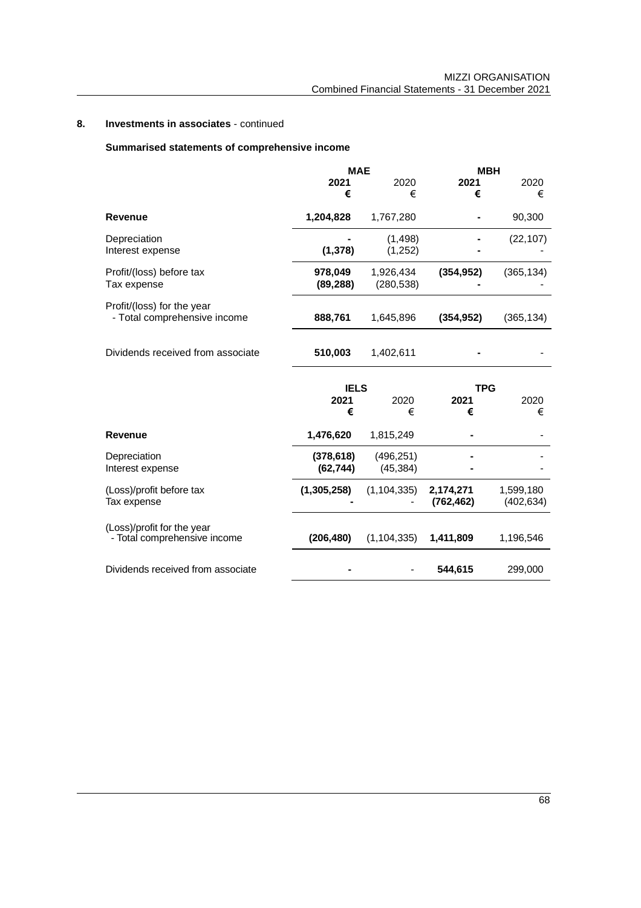## 8. Investments in associates - continued

### Summarised statements of comprehensive income

| | MAE | | MBH | |
|---|---|---|---|---|
| | **2021** | 2020 | **2021** | 2020 |
| | **€** | € | **€** | € |
| **Revenue** | **1,204,828** | 1,767,280 | **-** | 90,300 |
| Depreciation | **-** | (1,498) | **-** | (22,107) |
| Interest expense | **(1,378)** | (1,252) | **-** | - |
| Profit/(loss) before tax | **978,049** | 1,926,434 | **(354,952)** | (365,134) |
| Tax expense | **(89,288)** | (280,538) | **-** | - |
| Profit/(loss) for the year - Total comprehensive income | **888,761** | 1,645,896 | **(354,952)** | (365,134) |
| Dividends received from associate | **510,003** | 1,402,611 | **-** | - |

| | IELS | | TPG | |
|---|---|---|---|---|
| | **2021** | 2020 | **2021** | 2020 |
| | **€** | € | **€** | € |
| **Revenue** | **1,476,620** | 1,815,249 | **-** | - |
| Depreciation | **(378,618)** | (496,251) | **-** | - |
| Interest expense | **(62,744)** | (45,384) | **-** | - |
| (Loss)/profit before tax | **(1,305,258)** | (1,104,335) | **2,174,271** | 1,599,180 |
| Tax expense | **-** | - | **(762,462)** | (402,634) |
| (Loss)/profit for the year - Total comprehensive income | **(206,480)** | (1,104,335) | **1,411,809** | 1,196,546 |
| Dividends received from associate | **-** | - | **544,615** | 299,000 |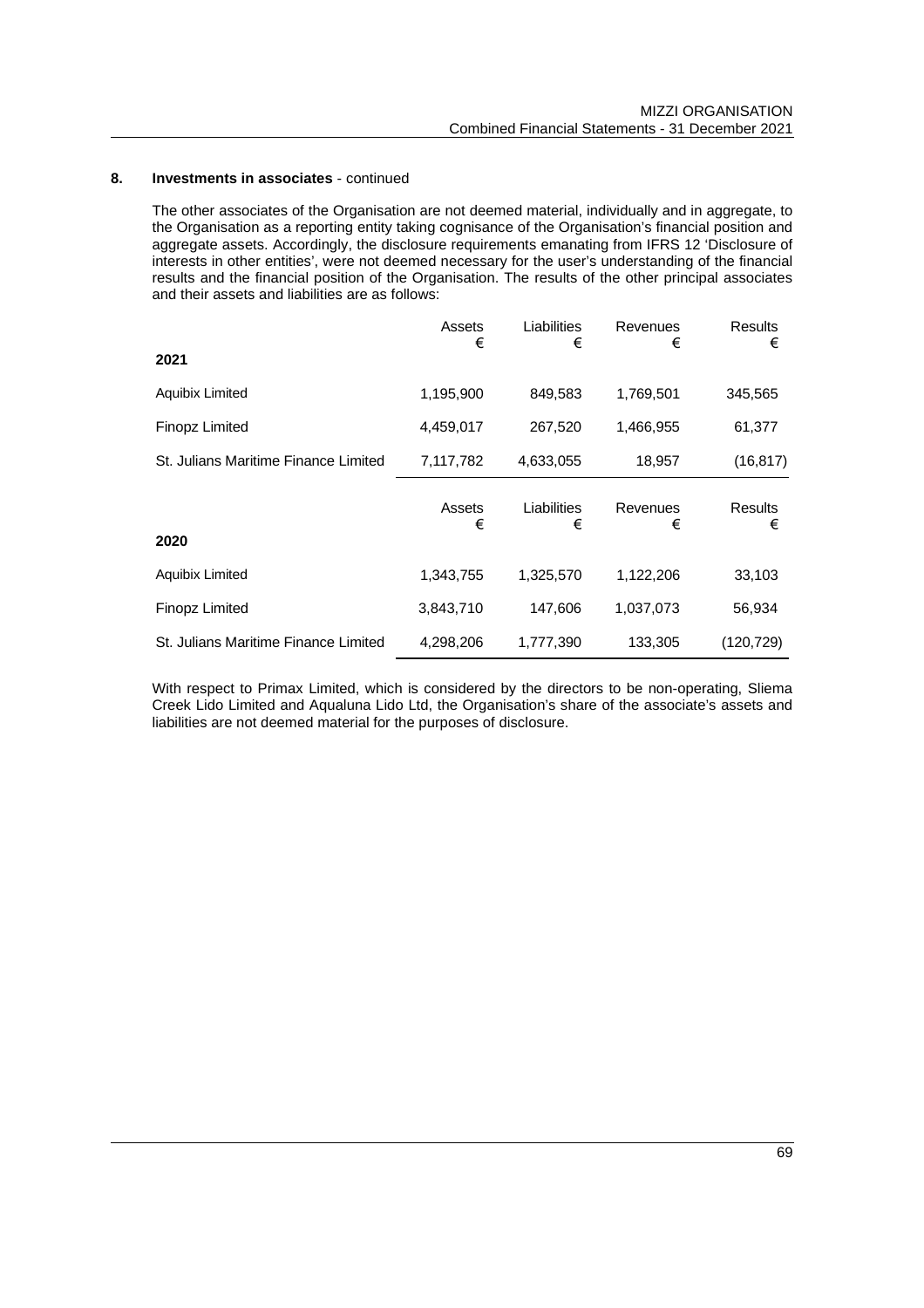## 8. Investments in associates - continued

The other associates of the Organisation are not deemed material, individually and in aggregate, to the Organisation as a reporting entity taking cognisance of the Organisation's financial position and aggregate assets. Accordingly, the disclosure requirements emanating from IFRS 12 'Disclosure of interests in other entities', were not deemed necessary for the user's understanding of the financial results and the financial position of the Organisation. The results of the other principal associates and their assets and liabilities are as follows:

| | Assets<br>€ | Liabilities<br>€ | Revenues<br>€ | Results<br>€ |
|---|---|---|---|---|
| **2021** | | | | |
| Aquibix Limited | 1,195,900 | 849,583 | 1,769,501 | 345,565 |
| Finopz Limited | 4,459,017 | 267,520 | 1,466,955 | 61,377 |
| St. Julians Maritime Finance Limited | 7,117,782 | 4,633,055 | 18,957 | (16,817) |

| | Assets<br>€ | Liabilities<br>€ | Revenues<br>€ | Results<br>€ |
|---|---|---|---|---|
| **2020** | | | | |
| Aquibix Limited | 1,343,755 | 1,325,570 | 1,122,206 | 33,103 |
| Finopz Limited | 3,843,710 | 147,606 | 1,037,073 | 56,934 |
| St. Julians Maritime Finance Limited | 4,298,206 | 1,777,390 | 133,305 | (120,729) |

With respect to Primax Limited, which is considered by the directors to be non-operating, Sliema Creek Lido Limited and Aqualuna Lido Ltd, the Organisation's share of the associate's assets and liabilities are not deemed material for the purposes of disclosure.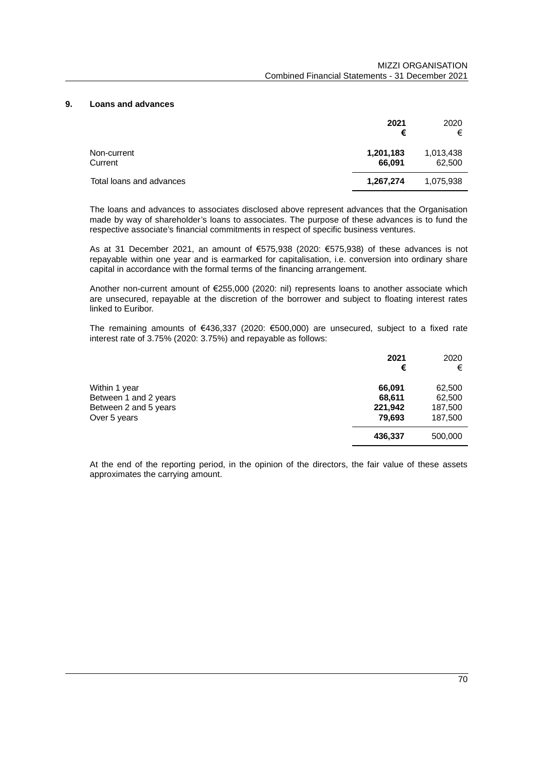## 9. Loans and advances

| | **2021** | 2020 |
|---|---|---|
| | **€** | € |
| Non-current | **1,201,183** | 1,013,438 |
| Current | **66,091** | 62,500 |
| Total loans and advances | **1,267,274** | 1,075,938 |

The loans and advances to associates disclosed above represent advances that the Organisation made by way of shareholder's loans to associates. The purpose of these advances is to fund the respective associate's financial commitments in respect of specific business ventures.

As at 31 December 2021, an amount of €575,938 (2020: €575,938) of these advances is not repayable within one year and is earmarked for capitalisation, i.e. conversion into ordinary share capital in accordance with the formal terms of the financing arrangement.

Another non-current amount of €255,000 (2020: nil) represents loans to another associate which are unsecured, repayable at the discretion of the borrower and subject to floating interest rates linked to Euribor.

The remaining amounts of €436,337 (2020: €500,000) are unsecured, subject to a fixed rate interest rate of 3.75% (2020: 3.75%) and repayable as follows:

| | **2021** | 2020 |
|---|---|---|
| | **€** | € |
| Within 1 year | **66,091** | 62,500 |
| Between 1 and 2 years | **68,611** | 62,500 |
| Between 2 and 5 years | **221,942** | 187,500 |
| Over 5 years | **79,693** | 187,500 |
| | **436,337** | 500,000 |

At the end of the reporting period, in the opinion of the directors, the fair value of these assets approximates the carrying amount.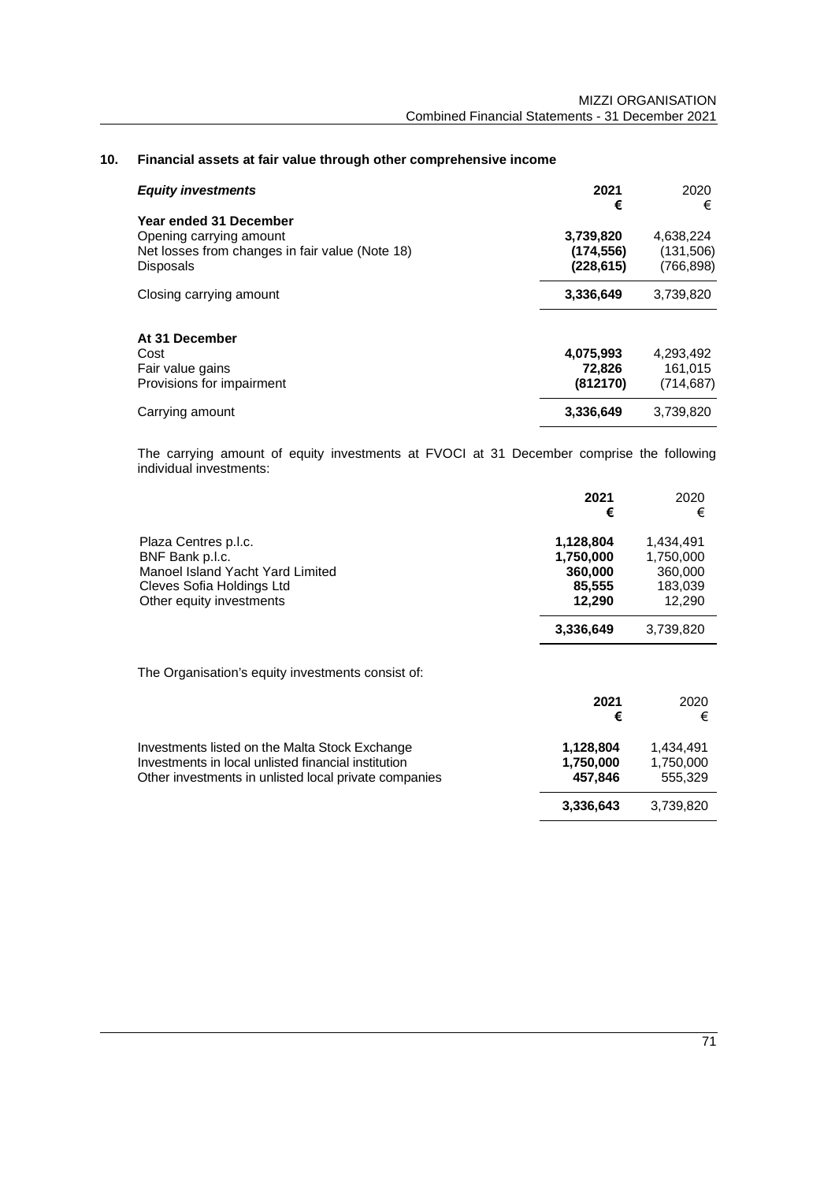## 10. Financial assets at fair value through other comprehensive income

| *Equity investments* | 2021<br>€ | 2020<br>€ |
|---|---|---|
| **Year ended 31 December** | | |
| Opening carrying amount | **3,739,820** | 4,638,224 |
| Net losses from changes in fair value (Note 18) | **(174,556)** | (131,506) |
| Disposals | **(228,615)** | (766,898) |
| Closing carrying amount | **3,336,649** | 3,739,820 |
| | | |
| **At 31 December** | | |
| Cost | **4,075,993** | 4,293,492 |
| Fair value gains | **72,826** | 161,015 |
| Provisions for impairment | **(812170)** | (714,687) |
| Carrying amount | **3,336,649** | 3,739,820 |

The carrying amount of equity investments at FVOCI at 31 December comprise the following individual investments:

| | 2021<br>€ | 2020<br>€ |
|---|---|---|
| Plaza Centres p.l.c. | **1,128,804** | 1,434,491 |
| BNF Bank p.l.c. | **1,750,000** | 1,750,000 |
| Manoel Island Yacht Yard Limited | **360,000** | 360,000 |
| Cleves Sofia Holdings Ltd | **85,555** | 183,039 |
| Other equity investments | **12,290** | 12,290 |
| | **3,336,649** | 3,739,820 |

The Organisation's equity investments consist of:

| | 2021<br>€ | 2020<br>€ |
|---|---|---|
| Investments listed on the Malta Stock Exchange | **1,128,804** | 1,434,491 |
| Investments in local unlisted financial institution | **1,750,000** | 1,750,000 |
| Other investments in unlisted local private companies | **457,846** | 555,329 |
| | **3,336,643** | 3,739,820 |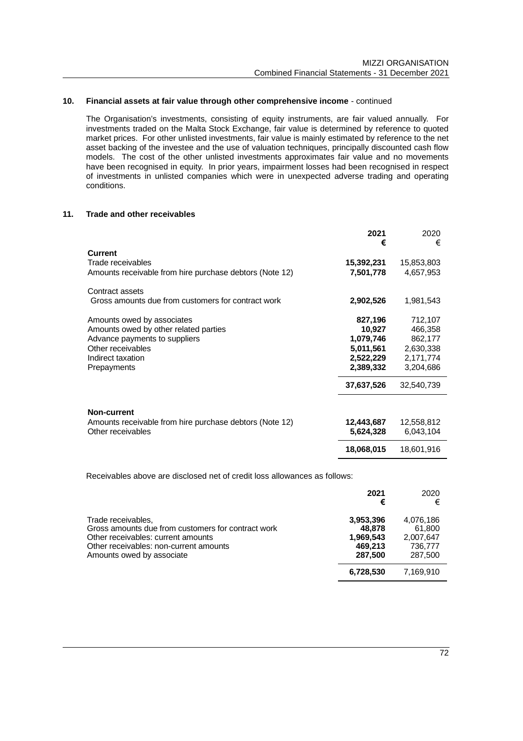## 10. Financial assets at fair value through other comprehensive income - continued

The Organisation's investments, consisting of equity instruments, are fair valued annually. For investments traded on the Malta Stock Exchange, fair value is determined by reference to quoted market prices. For other unlisted investments, fair value is mainly estimated by reference to the net asset backing of the investee and the use of valuation techniques, principally discounted cash flow models. The cost of the other unlisted investments approximates fair value and no movements have been recognised in equity. In prior years, impairment losses had been recognised in respect of investments in unlisted companies which were in unexpected adverse trading and operating conditions.

## 11. Trade and other receivables

| | **2021** **€** | 2020 € |
|---|---|---|
| **Current** | | |
| Trade receivables | **15,392,231** | 15,853,803 |
| Amounts receivable from hire purchase debtors (Note 12) | **7,501,778** | 4,657,953 |
| Contract assets | | |
| Gross amounts due from customers for contract work | **2,902,526** | 1,981,543 |
| Amounts owed by associates | **827,196** | 712,107 |
| Amounts owed by other related parties | **10,927** | 466,358 |
| Advance payments to suppliers | **1,079,746** | 862,177 |
| Other receivables | **5,011,561** | 2,630,338 |
| Indirect taxation | **2,522,229** | 2,171,774 |
| Prepayments | **2,389,332** | 3,204,686 |
| | **37,637,526** | 32,540,739 |
| **Non-current** | | |
| Amounts receivable from hire purchase debtors (Note 12) | **12,443,687** | 12,558,812 |
| Other receivables | **5,624,328** | 6,043,104 |
| | **18,068,015** | 18,601,916 |

Receivables above are disclosed net of credit loss allowances as follows:

| | **2021** **€** | 2020 € |
|---|---|---|
| Trade receivables, | **3,953,396** | 4,076,186 |
| Gross amounts due from customers for contract work | **48,878** | 61,800 |
| Other receivables: current amounts | **1,969,543** | 2,007,647 |
| Other receivables: non-current amounts | **469,213** | 736,777 |
| Amounts owed by associate | **287,500** | 287,500 |
| | **6,728,530** | 7,169,910 |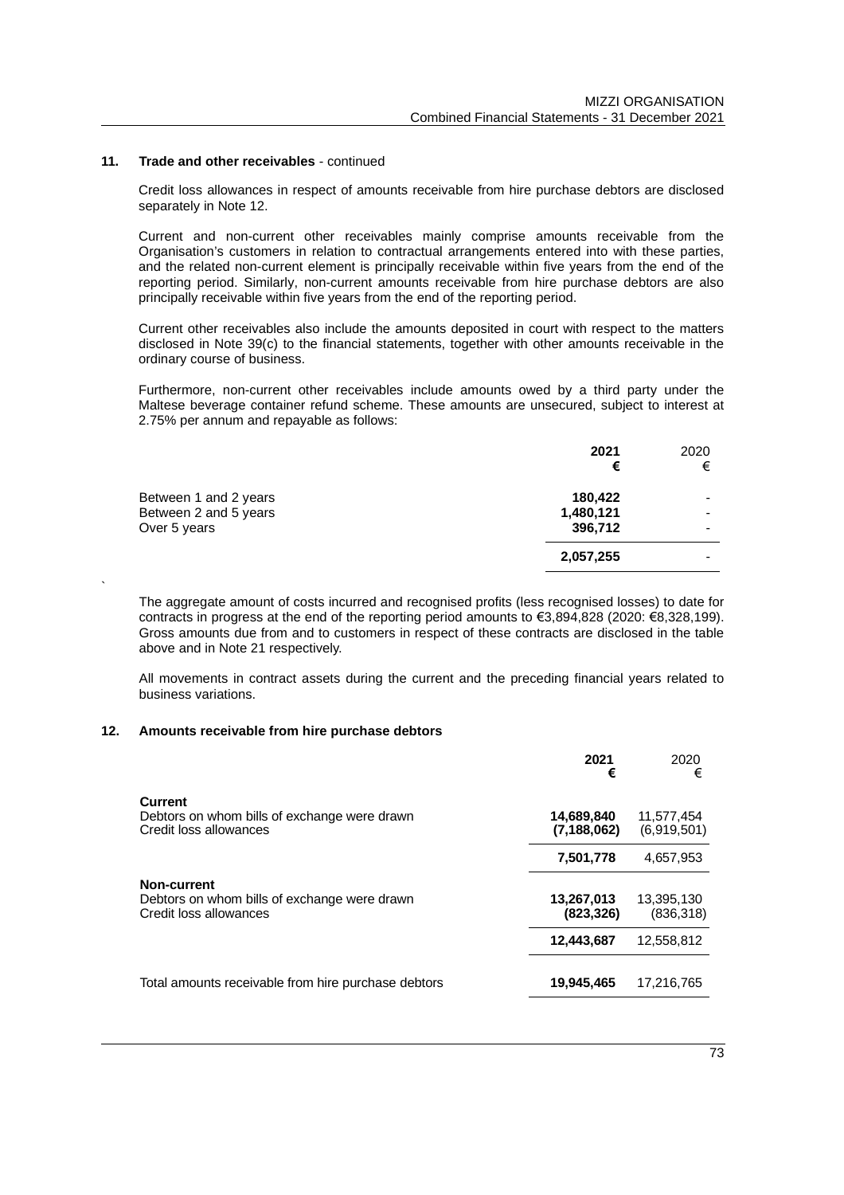## 11. Trade and other receivables - continued

Credit loss allowances in respect of amounts receivable from hire purchase debtors are disclosed separately in Note 12.

Current and non-current other receivables mainly comprise amounts receivable from the Organisation's customers in relation to contractual arrangements entered into with these parties, and the related non-current element is principally receivable within five years from the end of the reporting period. Similarly, non-current amounts receivable from hire purchase debtors are also principally receivable within five years from the end of the reporting period.

Current other receivables also include the amounts deposited in court with respect to the matters disclosed in Note 39(c) to the financial statements, together with other amounts receivable in the ordinary course of business.

Furthermore, non-current other receivables include amounts owed by a third party under the Maltese beverage container refund scheme. These amounts are unsecured, subject to interest at 2.75% per annum and repayable as follows:

| | **2021** **€** | 2020 € |
|---|---|---|
| Between 1 and 2 years | **180,422** | - |
| Between 2 and 5 years | **1,480,121** | - |
| Over 5 years | **396,712** | - |
| | **2,057,255** | - |

The aggregate amount of costs incurred and recognised profits (less recognised losses) to date for contracts in progress at the end of the reporting period amounts to €3,894,828 (2020: €8,328,199). Gross amounts due from and to customers in respect of these contracts are disclosed in the table above and in Note 21 respectively.

All movements in contract assets during the current and the preceding financial years related to business variations.

## 12. Amounts receivable from hire purchase debtors

| | **2021** **€** | 2020 € |
|---|---|---|
| **Current** | | |
| Debtors on whom bills of exchange were drawn | **14,689,840** | 11,577,454 |
| Credit loss allowances | **(7,188,062)** | (6,919,501) |
| | **7,501,778** | 4,657,953 |
| **Non-current** | | |
| Debtors on whom bills of exchange were drawn | **13,267,013** | 13,395,130 |
| Credit loss allowances | **(823,326)** | (836,318) |
| | **12,443,687** | 12,558,812 |
| Total amounts receivable from hire purchase debtors | **19,945,465** | 17,216,765 |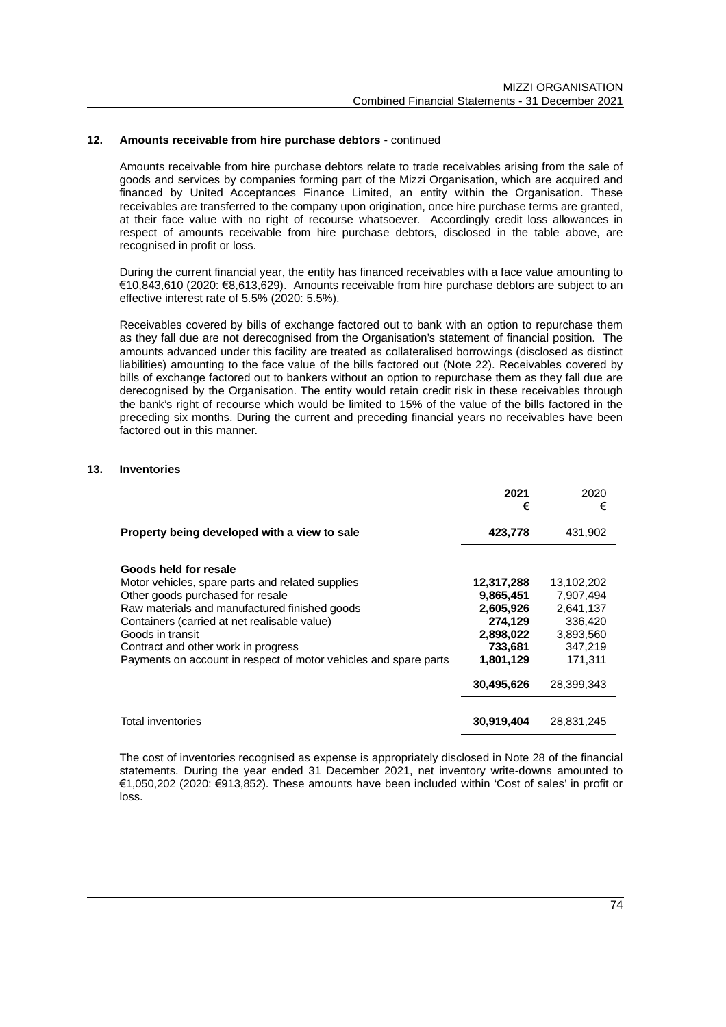## 12. Amounts receivable from hire purchase debtors - continued

Amounts receivable from hire purchase debtors relate to trade receivables arising from the sale of goods and services by companies forming part of the Mizzi Organisation, which are acquired and financed by United Acceptances Finance Limited, an entity within the Organisation. These receivables are transferred to the company upon origination, once hire purchase terms are granted, at their face value with no right of recourse whatsoever. Accordingly credit loss allowances in respect of amounts receivable from hire purchase debtors, disclosed in the table above, are recognised in profit or loss.

During the current financial year, the entity has financed receivables with a face value amounting to €10,843,610 (2020: €8,613,629). Amounts receivable from hire purchase debtors are subject to an effective interest rate of 5.5% (2020: 5.5%).

Receivables covered by bills of exchange factored out to bank with an option to repurchase them as they fall due are not derecognised from the Organisation's statement of financial position. The amounts advanced under this facility are treated as collateralised borrowings (disclosed as distinct liabilities) amounting to the face value of the bills factored out (Note 22). Receivables covered by bills of exchange factored out to bankers without an option to repurchase them as they fall due are derecognised by the Organisation. The entity would retain credit risk in these receivables through the bank's right of recourse which would be limited to 15% of the value of the bills factored in the preceding six months. During the current and preceding financial years no receivables have been factored out in this manner.

## 13. Inventories

| | 2021<br>€ | 2020<br>€ |
|---|---|---|
| **Property being developed with a view to sale** | **423,778** | 431,902 |
| **Goods held for resale** | | |
| Motor vehicles, spare parts and related supplies | **12,317,288** | 13,102,202 |
| Other goods purchased for resale | **9,865,451** | 7,907,494 |
| Raw materials and manufactured finished goods | **2,605,926** | 2,641,137 |
| Containers (carried at net realisable value) | **274,129** | 336,420 |
| Goods in transit | **2,898,022** | 3,893,560 |
| Contract and other work in progress | **733,681** | 347,219 |
| Payments on account in respect of motor vehicles and spare parts | **1,801,129** | 171,311 |
| | **30,495,626** | 28,399,343 |
| Total inventories | **30,919,404** | 28,831,245 |

The cost of inventories recognised as expense is appropriately disclosed in Note 28 of the financial statements. During the year ended 31 December 2021, net inventory write-downs amounted to €1,050,202 (2020: €913,852). These amounts have been included within 'Cost of sales' in profit or loss.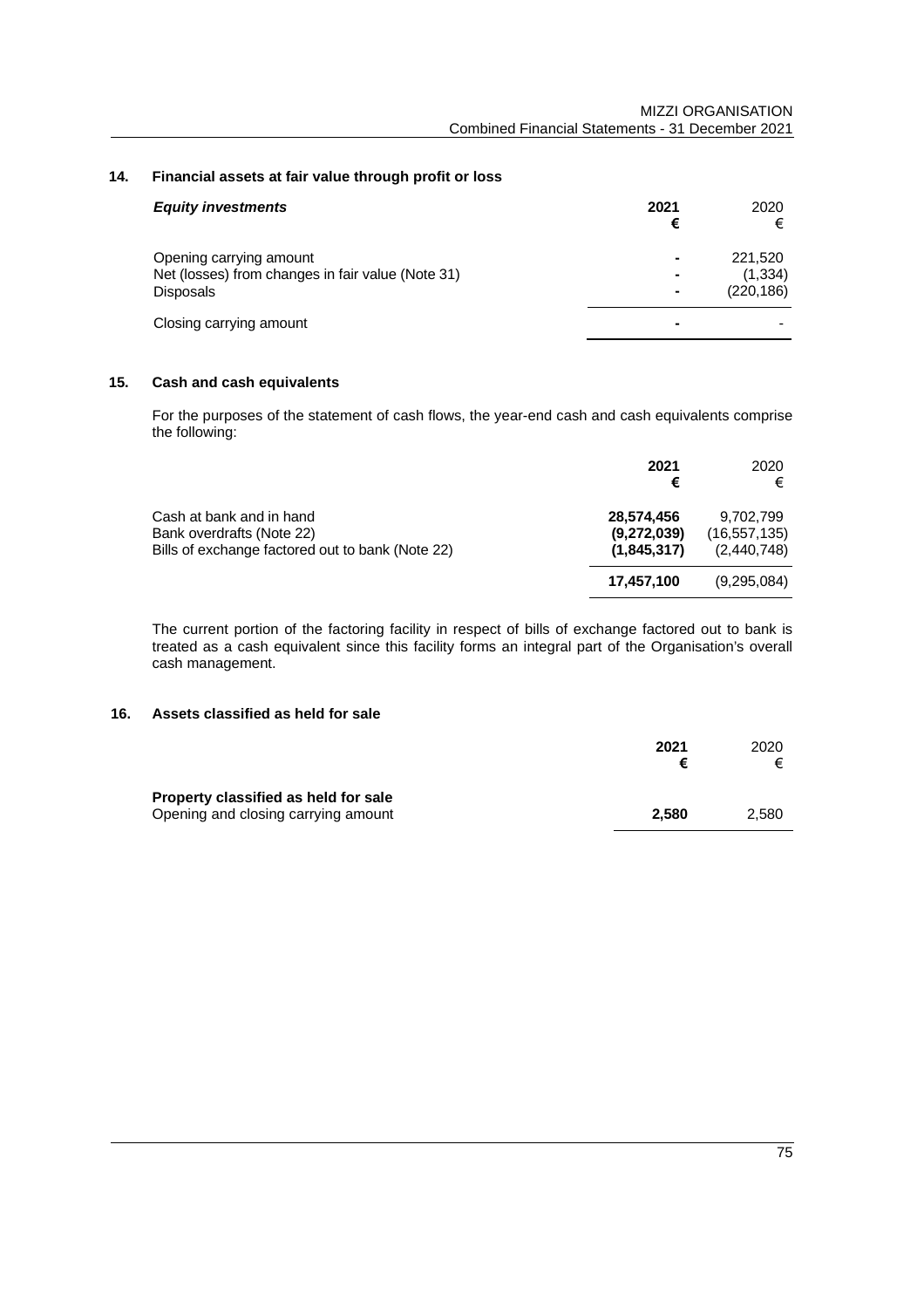## 14. Financial assets at fair value through profit or loss

| ***Equity investments*** | **2021** **€** | 2020 € |
|---|---|---|
| Opening carrying amount | **-** | 221,520 |
| Net (losses) from changes in fair value (Note 31) | **-** | (1,334) |
| Disposals | **-** | (220,186) |
| Closing carrying amount | **-** | - |

## 15. Cash and cash equivalents

For the purposes of the statement of cash flows, the year-end cash and cash equivalents comprise the following:

| | **2021** **€** | 2020 € |
|---|---|---|
| Cash at bank and in hand | **28,574,456** | 9,702,799 |
| Bank overdrafts (Note 22) | **(9,272,039)** | (16,557,135) |
| Bills of exchange factored out to bank (Note 22) | **(1,845,317)** | (2,440,748) |
| | **17,457,100** | (9,295,084) |

The current portion of the factoring facility in respect of bills of exchange factored out to bank is treated as a cash equivalent since this facility forms an integral part of the Organisation's overall cash management.

## 16. Assets classified as held for sale

| | **2021** **€** | 2020 € |
|---|---|---|
| **Property classified as held for sale** | | |
| Opening and closing carrying amount | **2,580** | 2,580 |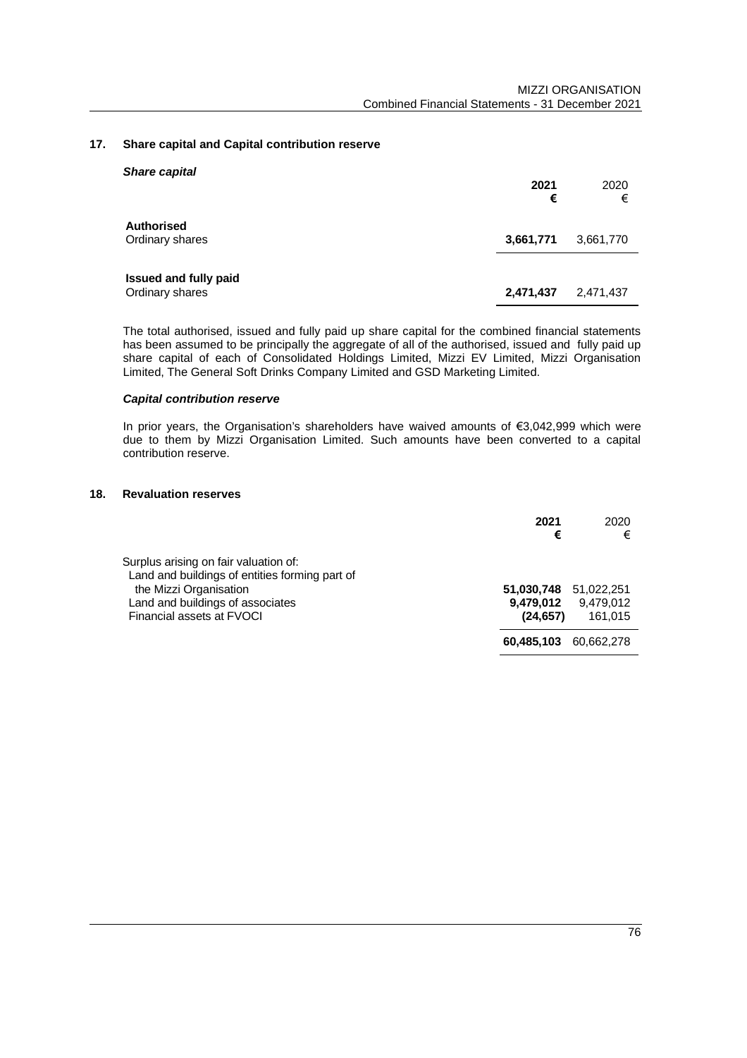## 17. Share capital and Capital contribution reserve

***Share capital***

| | 2021 € | 2020 € |
|---|---|---|
| **Authorised** | | |
| Ordinary shares | **3,661,771** | 3,661,770 |
| **Issued and fully paid** | | |
| Ordinary shares | **2,471,437** | 2,471,437 |

The total authorised, issued and fully paid up share capital for the combined financial statements has been assumed to be principally the aggregate of all of the authorised, issued and fully paid up share capital of each of Consolidated Holdings Limited, Mizzi EV Limited, Mizzi Organisation Limited, The General Soft Drinks Company Limited and GSD Marketing Limited.

***Capital contribution reserve***

In prior years, the Organisation's shareholders have waived amounts of €3,042,999 which were due to them by Mizzi Organisation Limited. Such amounts have been converted to a capital contribution reserve.

## 18. Revaluation reserves

| | 2021 € | 2020 € |
|---|---|---|
| Surplus arising on fair valuation of: | | |
| Land and buildings of entities forming part of the Mizzi Organisation | **51,030,748** | 51,022,251 |
| Land and buildings of associates | **9,479,012** | 9,479,012 |
| Financial assets at FVOCI | **(24,657)** | 161,015 |
| | **60,485,103** | 60,662,278 |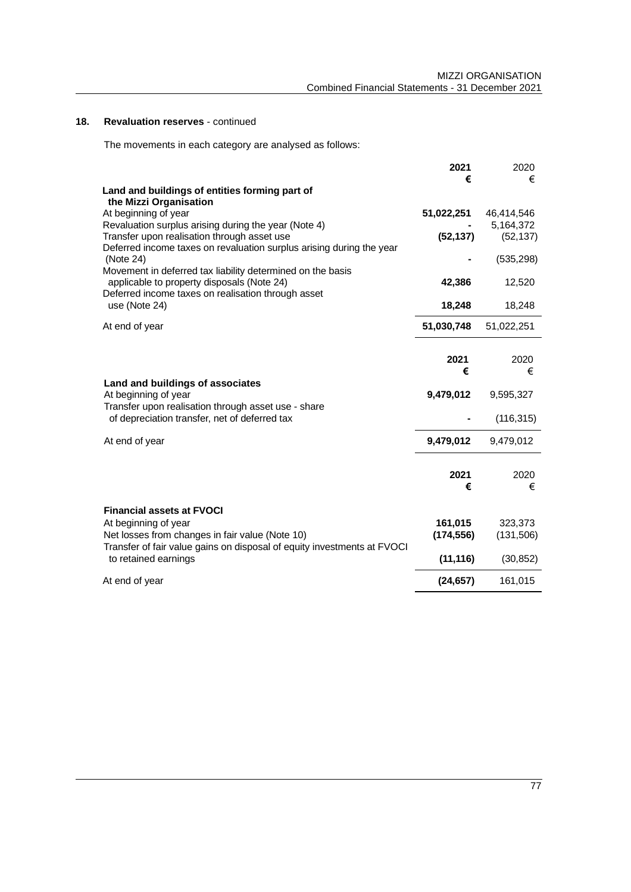## 18. Revaluation reserves - continued

The movements in each category are analysed as follows:

| | 2021 € | 2020 € |
|---|---|---|
| **Land and buildings of entities forming part of the Mizzi Organisation** | | |
| At beginning of year | **51,022,251** | 46,414,546 |
| Revaluation surplus arising during the year (Note 4) | **-** | 5,164,372 |
| Transfer upon realisation through asset use | **(52,137)** | (52,137) |
| Deferred income taxes on revaluation surplus arising during the year (Note 24) | **-** | (535,298) |
| Movement in deferred tax liability determined on the basis applicable to property disposals (Note 24) | **42,386** | 12,520 |
| Deferred income taxes on realisation through asset use (Note 24) | **18,248** | 18,248 |
| At end of year | **51,030,748** | 51,022,251 |

| | 2021 € | 2020 € |
|---|---|---|
| **Land and buildings of associates** | | |
| At beginning of year | **9,479,012** | 9,595,327 |
| Transfer upon realisation through asset use - share of depreciation transfer, net of deferred tax | **-** | (116,315) |
| At end of year | **9,479,012** | 9,479,012 |

| | 2021 € | 2020 € |
|---|---|---|
| **Financial assets at FVOCI** | | |
| At beginning of year | **161,015** | 323,373 |
| Net losses from changes in fair value (Note 10) | **(174,556)** | (131,506) |
| Transfer of fair value gains on disposal of equity investments at FVOCI to retained earnings | **(11,116)** | (30,852) |
| At end of year | **(24,657)** | 161,015 |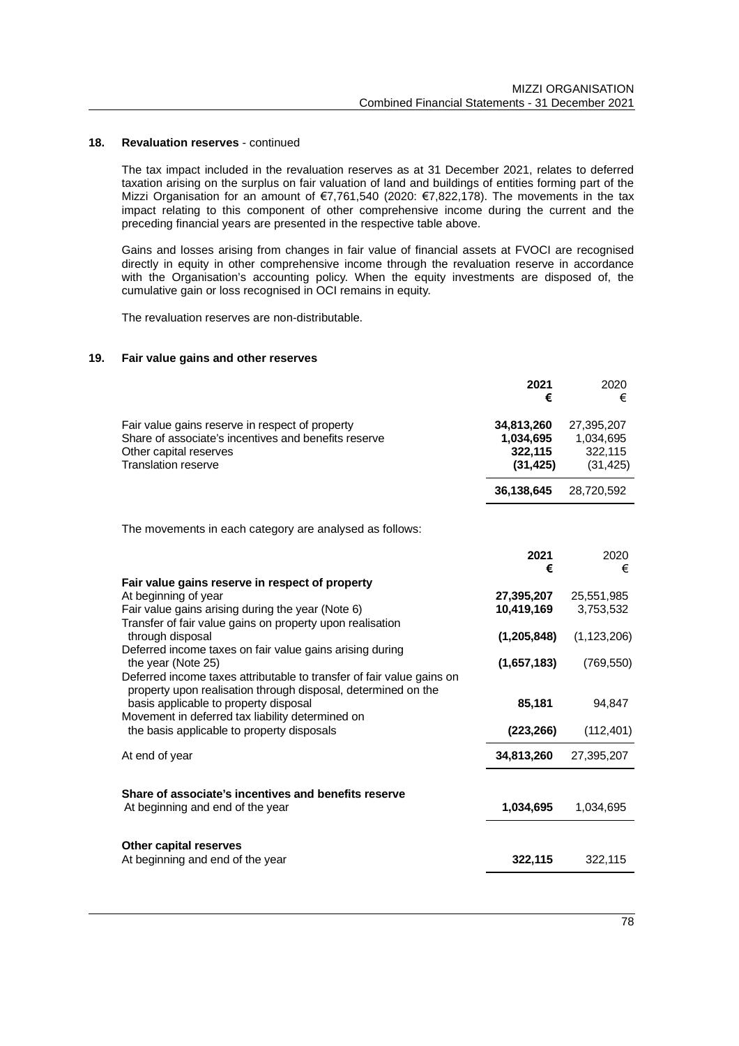## 18. Revaluation reserves - continued

The tax impact included in the revaluation reserves as at 31 December 2021, relates to deferred taxation arising on the surplus on fair valuation of land and buildings of entities forming part of the Mizzi Organisation for an amount of €7,761,540 (2020: €7,822,178). The movements in the tax impact relating to this component of other comprehensive income during the current and the preceding financial years are presented in the respective table above.

Gains and losses arising from changes in fair value of financial assets at FVOCI are recognised directly in equity in other comprehensive income through the revaluation reserve in accordance with the Organisation's accounting policy. When the equity investments are disposed of, the cumulative gain or loss recognised in OCI remains in equity.

The revaluation reserves are non-distributable.

## 19. Fair value gains and other reserves

| | **2021 €** | 2020 € |
|---|---|---|
| Fair value gains reserve in respect of property | **34,813,260** | 27,395,207 |
| Share of associate's incentives and benefits reserve | **1,034,695** | 1,034,695 |
| Other capital reserves | **322,115** | 322,115 |
| Translation reserve | **(31,425)** | (31,425) |
| | **36,138,645** | 28,720,592 |

The movements in each category are analysed as follows:

| | **2021 €** | 2020 € |
|---|---|---|
| **Fair value gains reserve in respect of property** | | |
| At beginning of year | **27,395,207** | 25,551,985 |
| Fair value gains arising during the year (Note 6) | **10,419,169** | 3,753,532 |
| Transfer of fair value gains on property upon realisation through disposal | **(1,205,848)** | (1,123,206) |
| Deferred income taxes on fair value gains arising during the year (Note 25) | **(1,657,183)** | (769,550) |
| Deferred income taxes attributable to transfer of fair value gains on property upon realisation through disposal, determined on the basis applicable to property disposal | **85,181** | 94,847 |
| Movement in deferred tax liability determined on the basis applicable to property disposals | **(223,266)** | (112,401) |
| At end of year | **34,813,260** | 27,395,207 |
| | | |
| **Share of associate's incentives and benefits reserve** | | |
| At beginning and end of the year | **1,034,695** | 1,034,695 |
| | | |
| **Other capital reserves** | | |
| At beginning and end of the year | **322,115** | 322,115 |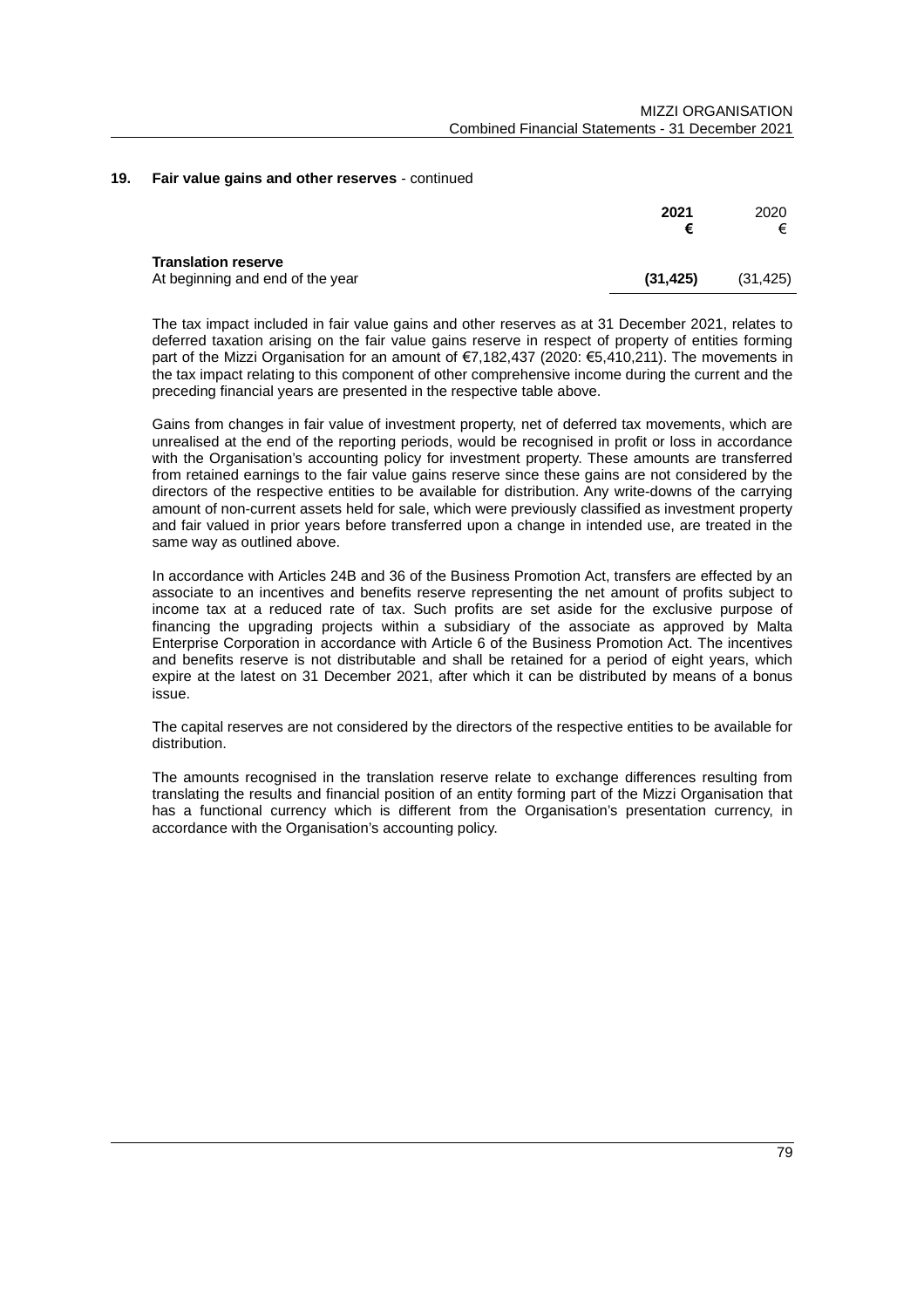## 19. Fair value gains and other reserves - continued

| | **2021 €** | 2020 € |
|---|---|---|
| **Translation reserve** | | |
| At beginning and end of the year | **(31,425)** | (31,425) |

The tax impact included in fair value gains and other reserves as at 31 December 2021, relates to deferred taxation arising on the fair value gains reserve in respect of property of entities forming part of the Mizzi Organisation for an amount of €7,182,437 (2020: €5,410,211). The movements in the tax impact relating to this component of other comprehensive income during the current and the preceding financial years are presented in the respective table above.

Gains from changes in fair value of investment property, net of deferred tax movements, which are unrealised at the end of the reporting periods, would be recognised in profit or loss in accordance with the Organisation's accounting policy for investment property. These amounts are transferred from retained earnings to the fair value gains reserve since these gains are not considered by the directors of the respective entities to be available for distribution. Any write-downs of the carrying amount of non-current assets held for sale, which were previously classified as investment property and fair valued in prior years before transferred upon a change in intended use, are treated in the same way as outlined above.

In accordance with Articles 24B and 36 of the Business Promotion Act, transfers are effected by an associate to an incentives and benefits reserve representing the net amount of profits subject to income tax at a reduced rate of tax. Such profits are set aside for the exclusive purpose of financing the upgrading projects within a subsidiary of the associate as approved by Malta Enterprise Corporation in accordance with Article 6 of the Business Promotion Act. The incentives and benefits reserve is not distributable and shall be retained for a period of eight years, which expire at the latest on 31 December 2021, after which it can be distributed by means of a bonus issue.

The capital reserves are not considered by the directors of the respective entities to be available for distribution.

The amounts recognised in the translation reserve relate to exchange differences resulting from translating the results and financial position of an entity forming part of the Mizzi Organisation that has a functional currency which is different from the Organisation's presentation currency, in accordance with the Organisation's accounting policy.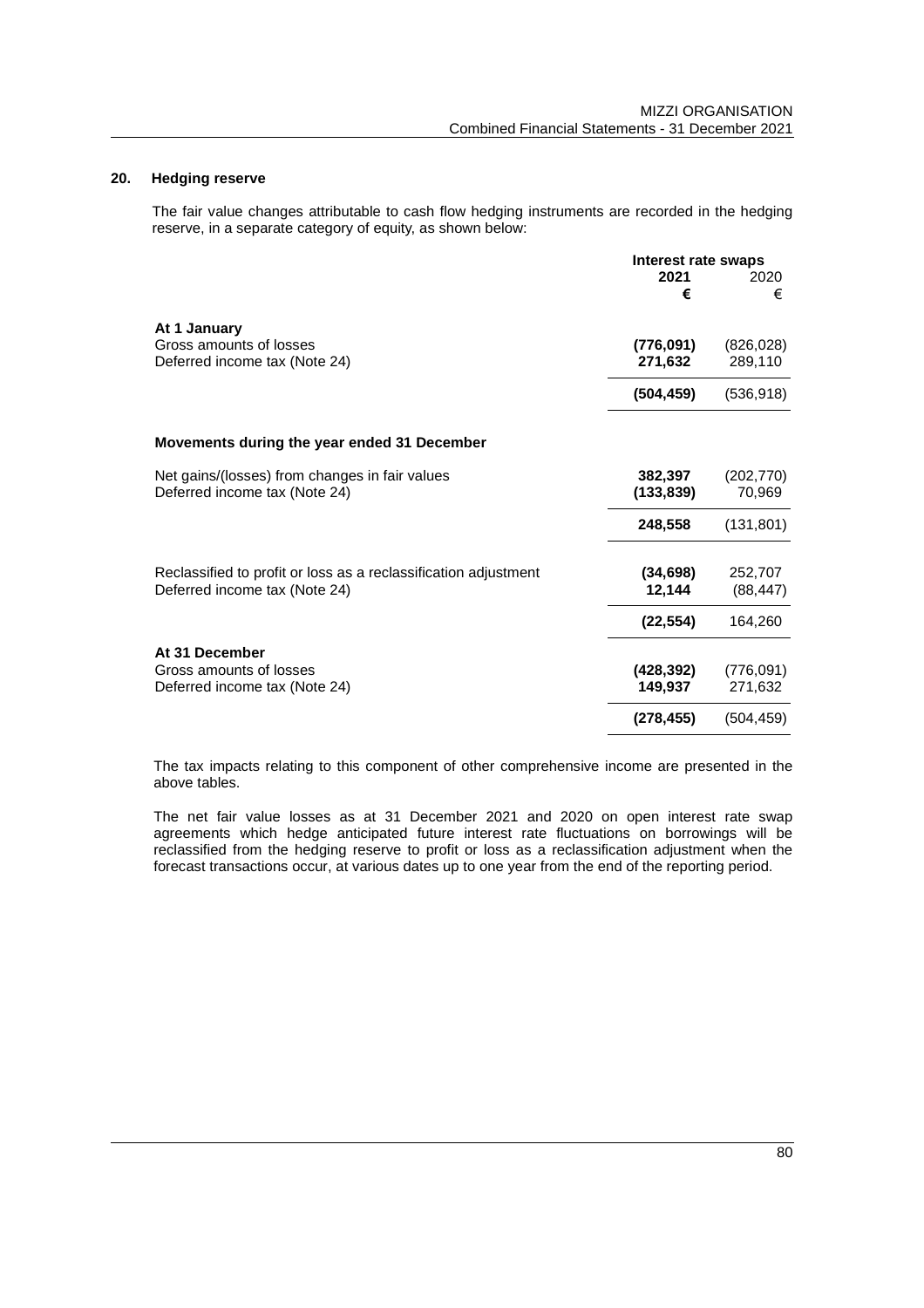## 20. Hedging reserve

The fair value changes attributable to cash flow hedging instruments are recorded in the hedging reserve, in a separate category of equity, as shown below:

| | Interest rate swaps | |
|---|---|---|
| | **2021** | 2020 |
| | **€** | € |
| **At 1 January** | | |
| Gross amounts of losses | **(776,091)** | (826,028) |
| Deferred income tax (Note 24) | **271,632** | 289,110 |
| | **(504,459)** | (536,918) |
| **Movements during the year ended 31 December** | | |
| Net gains/(losses) from changes in fair values | **382,397** | (202,770) |
| Deferred income tax (Note 24) | **(133,839)** | 70,969 |
| | **248,558** | (131,801) |
| Reclassified to profit or loss as a reclassification adjustment | **(34,698)** | 252,707 |
| Deferred income tax (Note 24) | **12,144** | (88,447) |
| | **(22,554)** | 164,260 |
| **At 31 December** | | |
| Gross amounts of losses | **(428,392)** | (776,091) |
| Deferred income tax (Note 24) | **149,937** | 271,632 |
| | **(278,455)** | (504,459) |

The tax impacts relating to this component of other comprehensive income are presented in the above tables.

The net fair value losses as at 31 December 2021 and 2020 on open interest rate swap agreements which hedge anticipated future interest rate fluctuations on borrowings will be reclassified from the hedging reserve to profit or loss as a reclassification adjustment when the forecast transactions occur, at various dates up to one year from the end of the reporting period.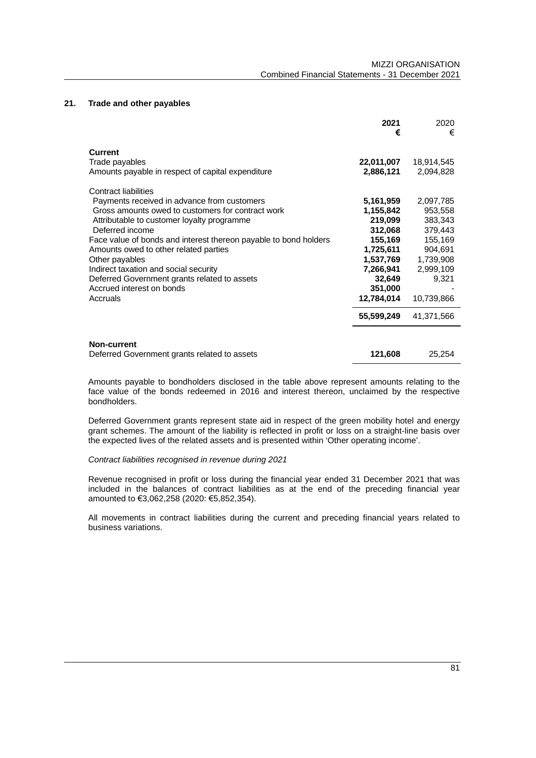## 21. Trade and other payables

| | 2021 € | 2020 € |
|---|---|---|
| **Current** | | |
| Trade payables | **22,011,007** | 18,914,545 |
| Amounts payable in respect of capital expenditure | **2,886,121** | 2,094,828 |
| Contract liabilities | | |
| Payments received in advance from customers | **5,161,959** | 2,097,785 |
| Gross amounts owed to customers for contract work | **1,155,842** | 953,558 |
| Attributable to customer loyalty programme | **219,099** | 383,343 |
| Deferred income | **312,068** | 379,443 |
| Face value of bonds and interest thereon payable to bond holders | **155,169** | 155,169 |
| Amounts owed to other related parties | **1,725,611** | 904,691 |
| Other payables | **1,537,769** | 1,739,908 |
| Indirect taxation and social security | **7,266,941** | 2,999,109 |
| Deferred Government grants related to assets | **32,649** | 9,321 |
| Accrued interest on bonds | **351,000** | - |
| Accruals | **12,784,014** | 10,739,866 |
| | **55,599,249** | 41,371,566 |
| **Non-current** | | |
| Deferred Government grants related to assets | **121,608** | 25,254 |

Amounts payable to bondholders disclosed in the table above represent amounts relating to the face value of the bonds redeemed in 2016 and interest thereon, unclaimed by the respective bondholders.

Deferred Government grants represent state aid in respect of the green mobility hotel and energy grant schemes. The amount of the liability is reflected in profit or loss on a straight-line basis over the expected lives of the related assets and is presented within 'Other operating income'.

*Contract liabilities recognised in revenue during 2021*

Revenue recognised in profit or loss during the financial year ended 31 December 2021 that was included in the balances of contract liabilities as at the end of the preceding financial year amounted to €3,062,258 (2020: €5,852,354).

All movements in contract liabilities during the current and preceding financial years related to business variations.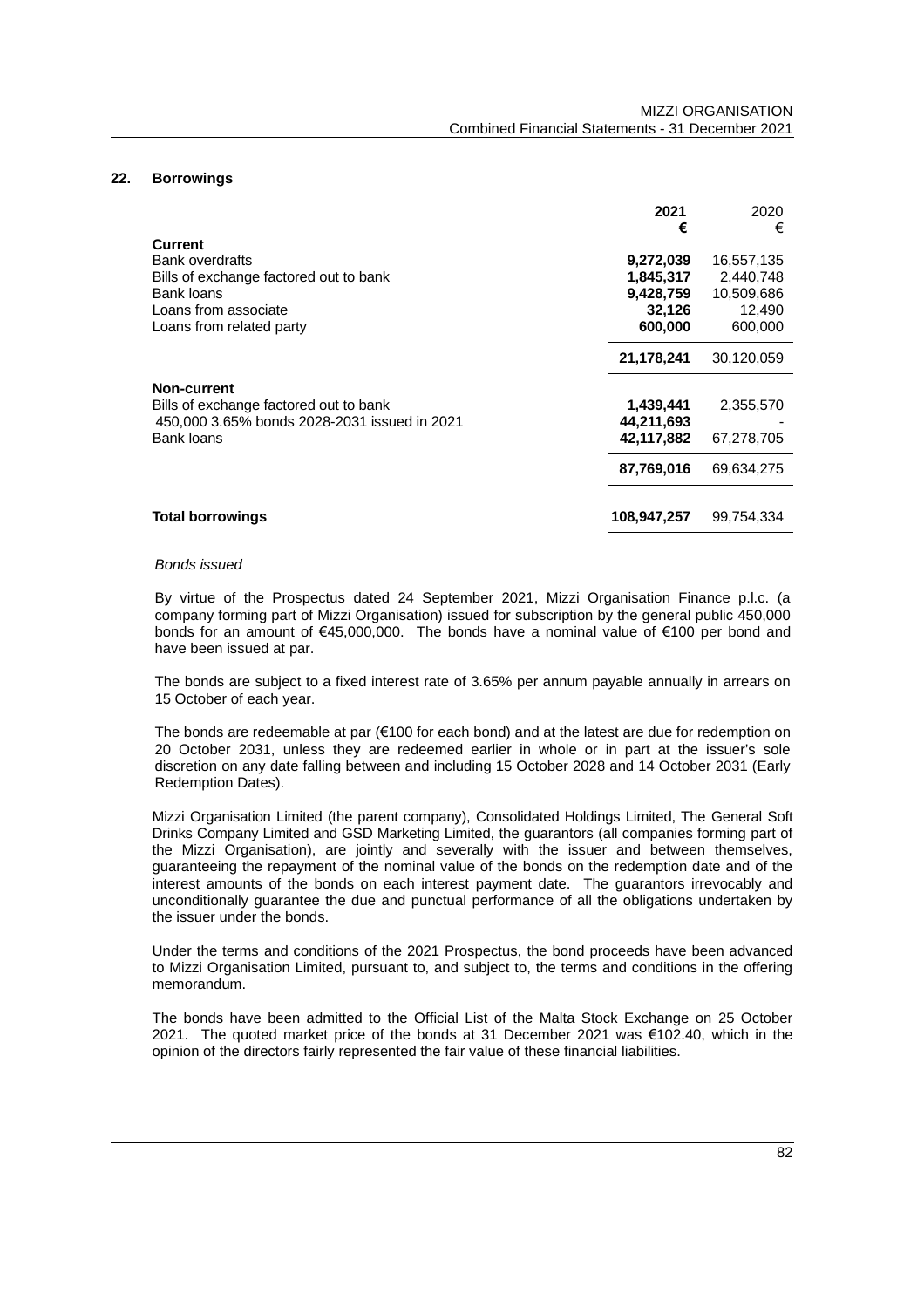## 22. Borrowings

| | 2021 € | 2020 € |
|---|---|---|
| **Current** | | |
| Bank overdrafts | **9,272,039** | 16,557,135 |
| Bills of exchange factored out to bank | **1,845,317** | 2,440,748 |
| Bank loans | **9,428,759** | 10,509,686 |
| Loans from associate | **32,126** | 12,490 |
| Loans from related party | **600,000** | 600,000 |
| | **21,178,241** | 30,120,059 |
| **Non-current** | | |
| Bills of exchange factored out to bank | **1,439,441** | 2,355,570 |
| 450,000 3.65% bonds 2028-2031 issued in 2021 | **44,211,693** | - |
| Bank loans | **42,117,882** | 67,278,705 |
| | **87,769,016** | 69,634,275 |
| **Total borrowings** | **108,947,257** | 99,754,334 |

*Bonds issued*

By virtue of the Prospectus dated 24 September 2021, Mizzi Organisation Finance p.l.c. (a company forming part of Mizzi Organisation) issued for subscription by the general public 450,000 bonds for an amount of €45,000,000. The bonds have a nominal value of €100 per bond and have been issued at par.

The bonds are subject to a fixed interest rate of 3.65% per annum payable annually in arrears on 15 October of each year.

The bonds are redeemable at par (€100 for each bond) and at the latest are due for redemption on 20 October 2031, unless they are redeemed earlier in whole or in part at the issuer's sole discretion on any date falling between and including 15 October 2028 and 14 October 2031 (Early Redemption Dates).

Mizzi Organisation Limited (the parent company), Consolidated Holdings Limited, The General Soft Drinks Company Limited and GSD Marketing Limited, the guarantors (all companies forming part of the Mizzi Organisation), are jointly and severally with the issuer and between themselves, guaranteeing the repayment of the nominal value of the bonds on the redemption date and of the interest amounts of the bonds on each interest payment date. The guarantors irrevocably and unconditionally guarantee the due and punctual performance of all the obligations undertaken by the issuer under the bonds.

Under the terms and conditions of the 2021 Prospectus, the bond proceeds have been advanced to Mizzi Organisation Limited, pursuant to, and subject to, the terms and conditions in the offering memorandum.

The bonds have been admitted to the Official List of the Malta Stock Exchange on 25 October 2021. The quoted market price of the bonds at 31 December 2021 was €102.40, which in the opinion of the directors fairly represented the fair value of these financial liabilities.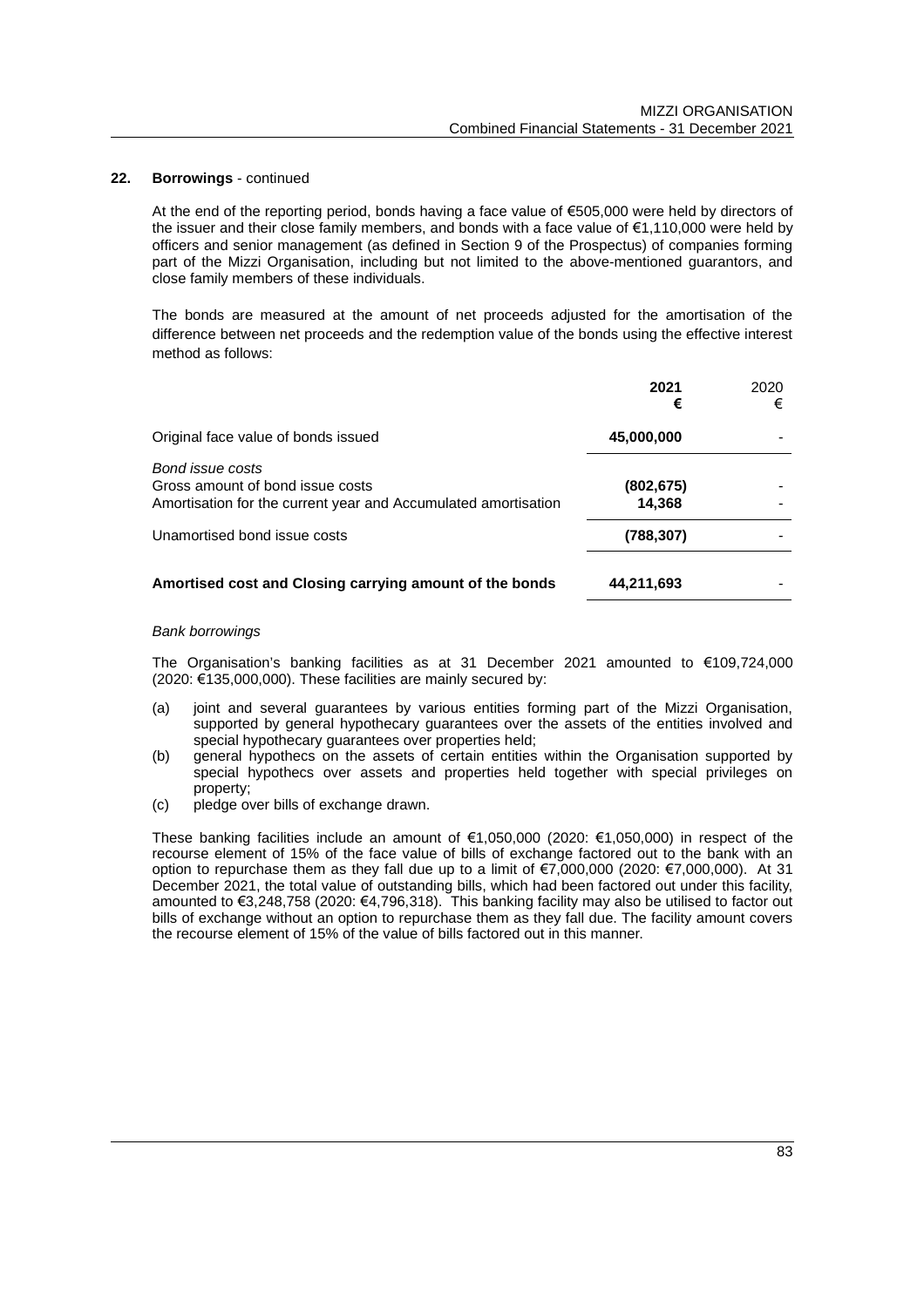## 22. Borrowings - continued

At the end of the reporting period, bonds having a face value of €505,000 were held by directors of the issuer and their close family members, and bonds with a face value of €1,110,000 were held by officers and senior management (as defined in Section 9 of the Prospectus) of companies forming part of the Mizzi Organisation, including but not limited to the above-mentioned guarantors, and close family members of these individuals.

The bonds are measured at the amount of net proceeds adjusted for the amortisation of the difference between net proceeds and the redemption value of the bonds using the effective interest method as follows:

| | **2021**<br>**€** | 2020<br>€ |
|---|---|---|
| Original face value of bonds issued | **45,000,000** | - |
| *Bond issue costs* | | |
| Gross amount of bond issue costs | **(802,675)** | - |
| Amortisation for the current year and Accumulated amortisation | **14,368** | - |
| Unamortised bond issue costs | **(788,307)** | - |
| **Amortised cost and Closing carrying amount of the bonds** | **44,211,693** | - |

*Bank borrowings*

The Organisation's banking facilities as at 31 December 2021 amounted to €109,724,000 (2020: €135,000,000). These facilities are mainly secured by:

(a) joint and several guarantees by various entities forming part of the Mizzi Organisation, supported by general hypothecary guarantees over the assets of the entities involved and special hypothecary guarantees over properties held;

(b) general hypothecs on the assets of certain entities within the Organisation supported by special hypothecs over assets and properties held together with special privileges on property;

(c) pledge over bills of exchange drawn.

These banking facilities include an amount of €1,050,000 (2020: €1,050,000) in respect of the recourse element of 15% of the face value of bills of exchange factored out to the bank with an option to repurchase them as they fall due up to a limit of €7,000,000 (2020: €7,000,000). At 31 December 2021, the total value of outstanding bills, which had been factored out under this facility, amounted to €3,248,758 (2020: €4,796,318). This banking facility may also be utilised to factor out bills of exchange without an option to repurchase them as they fall due. The facility amount covers the recourse element of 15% of the value of bills factored out in this manner.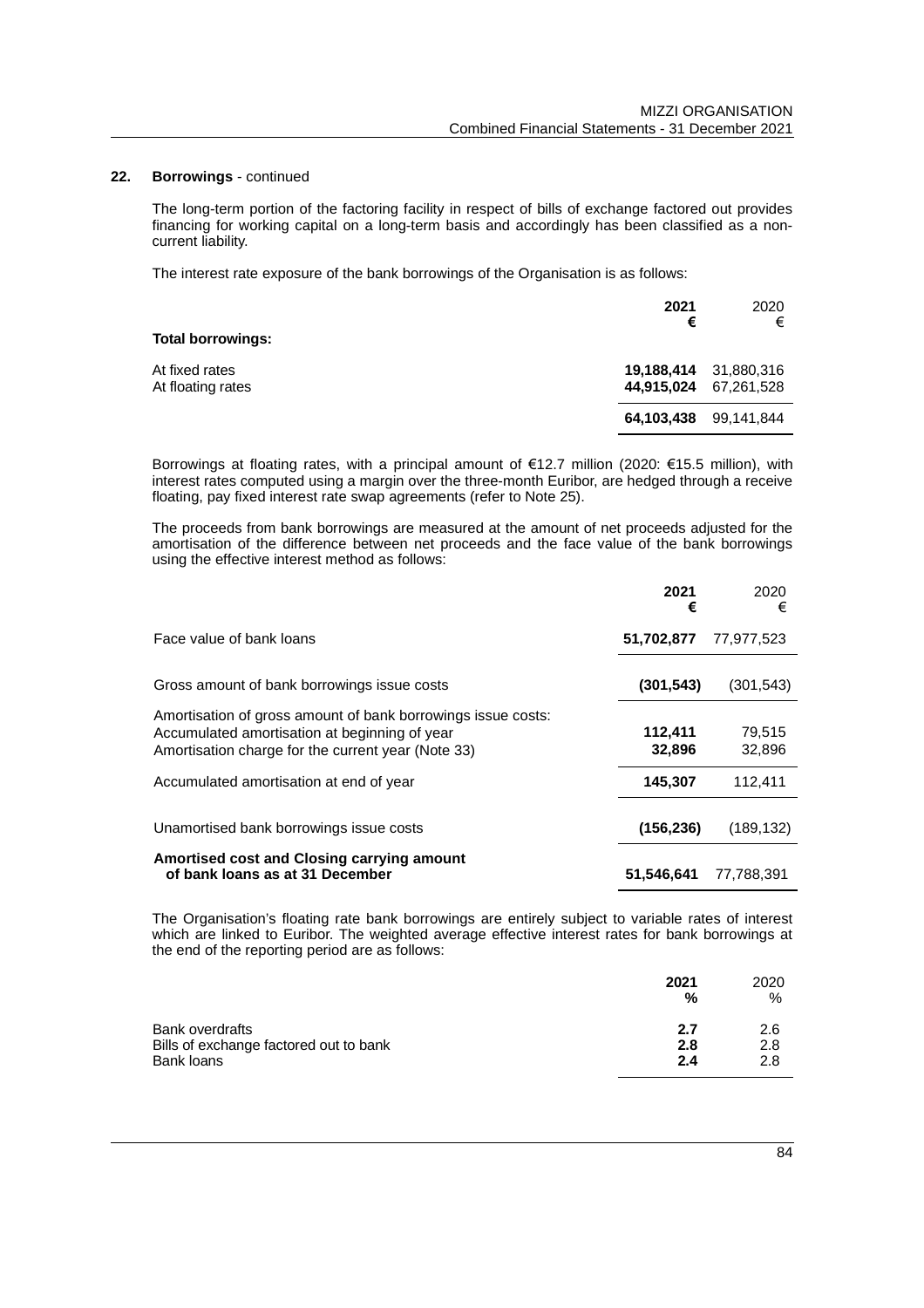## 22. Borrowings - continued

The long-term portion of the factoring facility in respect of bills of exchange factored out provides financing for working capital on a long-term basis and accordingly has been classified as a non-current liability.

The interest rate exposure of the bank borrowings of the Organisation is as follows:

| | **2021** | 2020 |
|---|---|---|
| | **€** | € |
| **Total borrowings:** | | |
| At fixed rates | **19,188,414** | 31,880,316 |
| At floating rates | **44,915,024** | 67,261,528 |
| | **64,103,438** | 99,141,844 |

Borrowings at floating rates, with a principal amount of €12.7 million (2020: €15.5 million), with interest rates computed using a margin over the three-month Euribor, are hedged through a receive floating, pay fixed interest rate swap agreements (refer to Note 25).

The proceeds from bank borrowings are measured at the amount of net proceeds adjusted for the amortisation of the difference between net proceeds and the face value of the bank borrowings using the effective interest method as follows:

| | **2021** | 2020 |
|---|---|---|
| | **€** | € |
| Face value of bank loans | **51,702,877** | 77,977,523 |
| Gross amount of bank borrowings issue costs | **(301,543)** | (301,543) |
| Amortisation of gross amount of bank borrowings issue costs: | | |
| Accumulated amortisation at beginning of year | **112,411** | 79,515 |
| Amortisation charge for the current year (Note 33) | **32,896** | 32,896 |
| Accumulated amortisation at end of year | **145,307** | 112,411 |
| Unamortised bank borrowings issue costs | **(156,236)** | (189,132) |
| **Amortised cost and Closing carrying amount of bank loans as at 31 December** | **51,546,641** | 77,788,391 |

The Organisation's floating rate bank borrowings are entirely subject to variable rates of interest which are linked to Euribor. The weighted average effective interest rates for bank borrowings at the end of the reporting period are as follows:

| | **2021** | 2020 |
|---|---|---|
| | **%** | % |
| Bank overdrafts | **2.7** | 2.6 |
| Bills of exchange factored out to bank | **2.8** | 2.8 |
| Bank loans | **2.4** | 2.8 |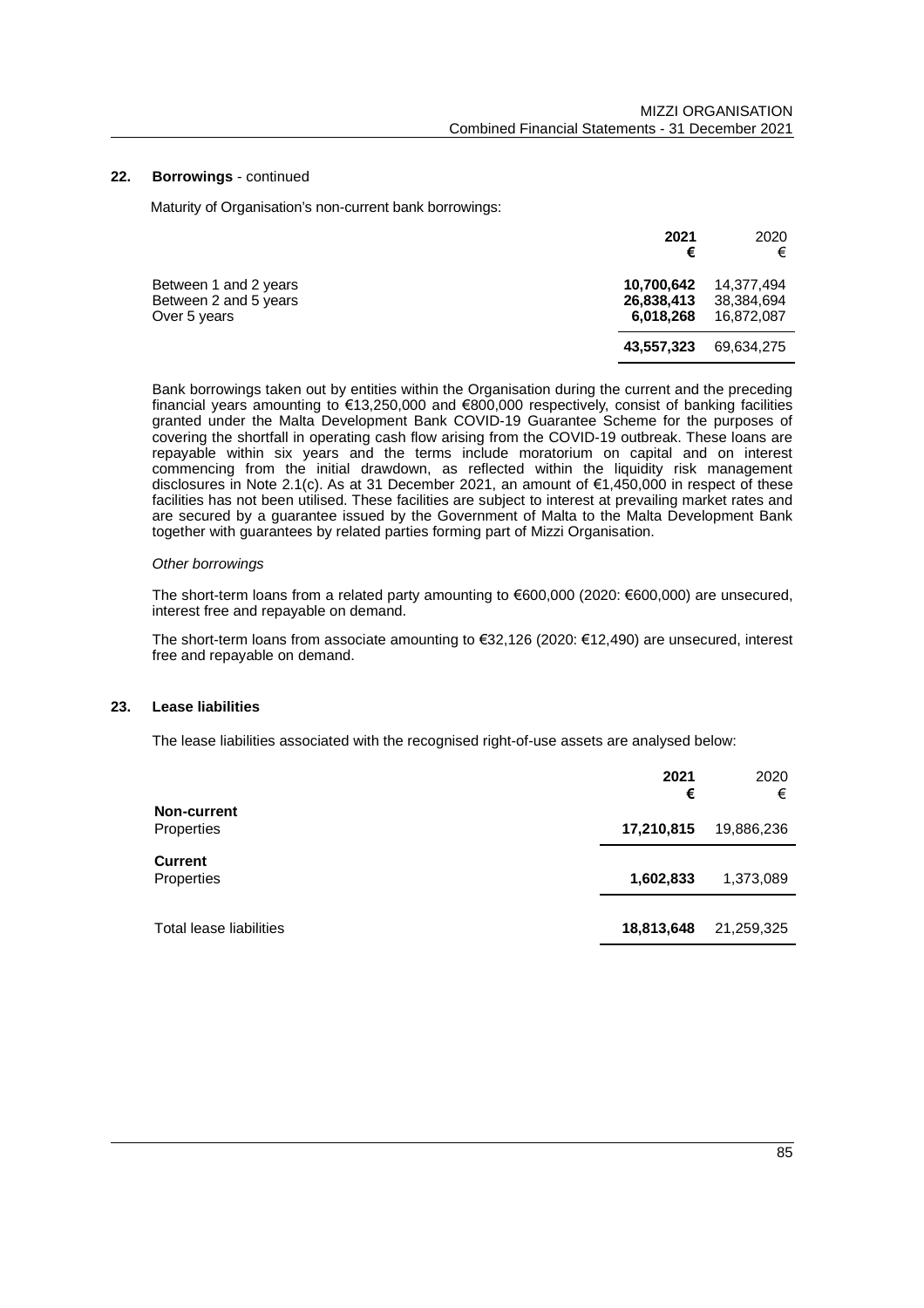## 22. Borrowings - continued

Maturity of Organisation's non-current bank borrowings:

| | **2021** | 2020 |
|---|---|---|
| | **€** | € |
| Between 1 and 2 years | **10,700,642** | 14,377,494 |
| Between 2 and 5 years | **26,838,413** | 38,384,694 |
| Over 5 years | **6,018,268** | 16,872,087 |
| | **43,557,323** | 69,634,275 |

Bank borrowings taken out by entities within the Organisation during the current and the preceding financial years amounting to €13,250,000 and €800,000 respectively, consist of banking facilities granted under the Malta Development Bank COVID-19 Guarantee Scheme for the purposes of covering the shortfall in operating cash flow arising from the COVID-19 outbreak. These loans are repayable within six years and the terms include moratorium on capital and on interest commencing from the initial drawdown, as reflected within the liquidity risk management disclosures in Note 2.1(c). As at 31 December 2021, an amount of €1,450,000 in respect of these facilities has not been utilised. These facilities are subject to interest at prevailing market rates and are secured by a guarantee issued by the Government of Malta to the Malta Development Bank together with guarantees by related parties forming part of Mizzi Organisation.

*Other borrowings*

The short-term loans from a related party amounting to €600,000 (2020: €600,000) are unsecured, interest free and repayable on demand.

The short-term loans from associate amounting to €32,126 (2020: €12,490) are unsecured, interest free and repayable on demand.

## 23. Lease liabilities

The lease liabilities associated with the recognised right-of-use assets are analysed below:

| | **2021** | 2020 |
|---|---|---|
| | **€** | € |
| **Non-current** | | |
| Properties | **17,210,815** | 19,886,236 |
| **Current** | | |
| Properties | **1,602,833** | 1,373,089 |
| Total lease liabilities | **18,813,648** | 21,259,325 |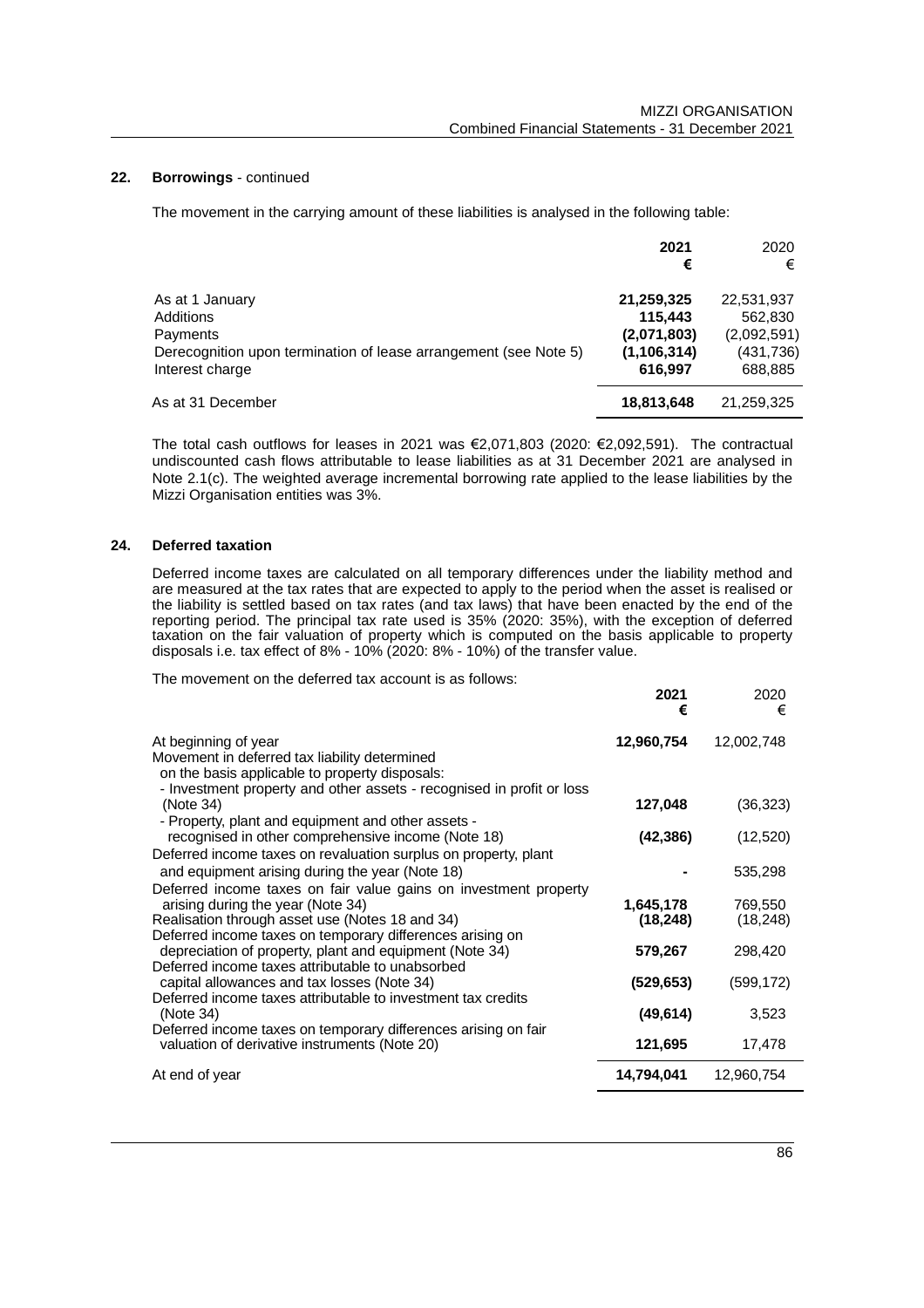## 22. Borrowings - continued

The movement in the carrying amount of these liabilities is analysed in the following table:

| | 2021 € | 2020 € |
|---|---|---|
| As at 1 January | **21,259,325** | 22,531,937 |
| Additions | **115,443** | 562,830 |
| Payments | **(2,071,803)** | (2,092,591) |
| Derecognition upon termination of lease arrangement (see Note 5) | **(1,106,314)** | (431,736) |
| Interest charge | **616,997** | 688,885 |
| As at 31 December | **18,813,648** | 21,259,325 |

The total cash outflows for leases in 2021 was €2,071,803 (2020: €2,092,591). The contractual undiscounted cash flows attributable to lease liabilities as at 31 December 2021 are analysed in Note 2.1(c). The weighted average incremental borrowing rate applied to the lease liabilities by the Mizzi Organisation entities was 3%.

## 24. Deferred taxation

Deferred income taxes are calculated on all temporary differences under the liability method and are measured at the tax rates that are expected to apply to the period when the asset is realised or the liability is settled based on tax rates (and tax laws) that have been enacted by the end of the reporting period. The principal tax rate used is 35% (2020: 35%), with the exception of deferred taxation on the fair valuation of property which is computed on the basis applicable to property disposals i.e. tax effect of 8% - 10% (2020: 8% - 10%) of the transfer value.

The movement on the deferred tax account is as follows:

| | 2021 € | 2020 € |
|---|---|---|
| At beginning of year | **12,960,754** | 12,002,748 |
| Movement in deferred tax liability determined on the basis applicable to property disposals: | | |
| - Investment property and other assets - recognised in profit or loss (Note 34) | **127,048** | (36,323) |
| - Property, plant and equipment and other assets - recognised in other comprehensive income (Note 18) | **(42,386)** | (12,520) |
| Deferred income taxes on revaluation surplus on property, plant and equipment arising during the year (Note 18) | **-** | 535,298 |
| Deferred income taxes on fair value gains on investment property arising during the year (Note 34) | **1,645,178** | 769,550 |
| Realisation through asset use (Notes 18 and 34) | **(18,248)** | (18,248) |
| Deferred income taxes on temporary differences arising on depreciation of property, plant and equipment (Note 34) | **579,267** | 298,420 |
| Deferred income taxes attributable to unabsorbed capital allowances and tax losses (Note 34) | **(529,653)** | (599,172) |
| Deferred income taxes attributable to investment tax credits (Note 34) | **(49,614)** | 3,523 |
| Deferred income taxes on temporary differences arising on fair valuation of derivative instruments (Note 20) | **121,695** | 17,478 |
| At end of year | **14,794,041** | 12,960,754 |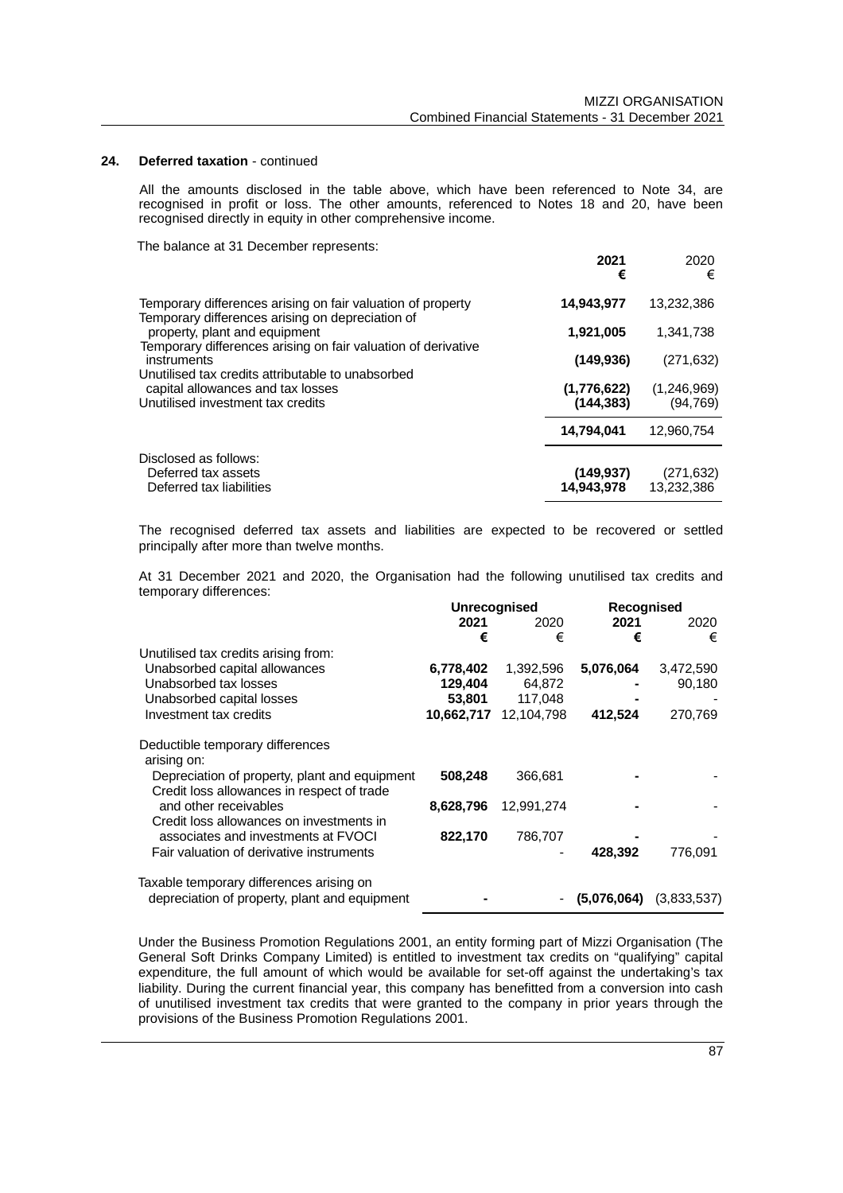## 24. Deferred taxation - continued

All the amounts disclosed in the table above, which have been referenced to Note 34, are recognised in profit or loss. The other amounts, referenced to Notes 18 and 20, have been recognised directly in equity in other comprehensive income.

The balance at 31 December represents:

| | 2021 € | 2020 € |
|---|---|---|
| Temporary differences arising on fair valuation of property | **14,943,977** | 13,232,386 |
| Temporary differences arising on depreciation of property, plant and equipment | **1,921,005** | 1,341,738 |
| Temporary differences arising on fair valuation of derivative instruments | **(149,936)** | (271,632) |
| Unutilised tax credits attributable to unabsorbed capital allowances and tax losses | **(1,776,622)** | (1,246,969) |
| Unutilised investment tax credits | **(144,383)** | (94,769) |
| | **14,794,041** | 12,960,754 |
| Disclosed as follows: | | |
| Deferred tax assets | **(149,937)** | (271,632) |
| Deferred tax liabilities | **14,943,978** | 13,232,386 |

The recognised deferred tax assets and liabilities are expected to be recovered or settled principally after more than twelve months.

At 31 December 2021 and 2020, the Organisation had the following unutilised tax credits and temporary differences:

| | Unrecognised | | Recognised | |
|---|---|---|---|---|
| | 2021 € | 2020 € | 2021 € | 2020 € |
| Unutilised tax credits arising from: | | | | |
| Unabsorbed capital allowances | **6,778,402** | 1,392,596 | **5,076,064** | 3,472,590 |
| Unabsorbed tax losses | **129,404** | 64,872 | **-** | 90,180 |
| Unabsorbed capital losses | **53,801** | 117,048 | **-** | - |
| Investment tax credits | **10,662,717** | 12,104,798 | **412,524** | 270,769 |
| Deductible temporary differences arising on: | | | | |
| Depreciation of property, plant and equipment | **508,248** | 366,681 | **-** | - |
| Credit loss allowances in respect of trade and other receivables | **8,628,796** | 12,991,274 | **-** | - |
| Credit loss allowances on investments in associates and investments at FVOCI | **822,170** | 786,707 | **-** | - |
| Fair valuation of derivative instruments | | - | **428,392** | 776,091 |
| Taxable temporary differences arising on depreciation of property, plant and equipment | **-** | - | **(5,076,064)** | (3,833,537) |

Under the Business Promotion Regulations 2001, an entity forming part of Mizzi Organisation (The General Soft Drinks Company Limited) is entitled to investment tax credits on "qualifying" capital expenditure, the full amount of which would be available for set-off against the undertaking's tax liability. During the current financial year, this company has benefitted from a conversion into cash of unutilised investment tax credits that were granted to the company in prior years through the provisions of the Business Promotion Regulations 2001.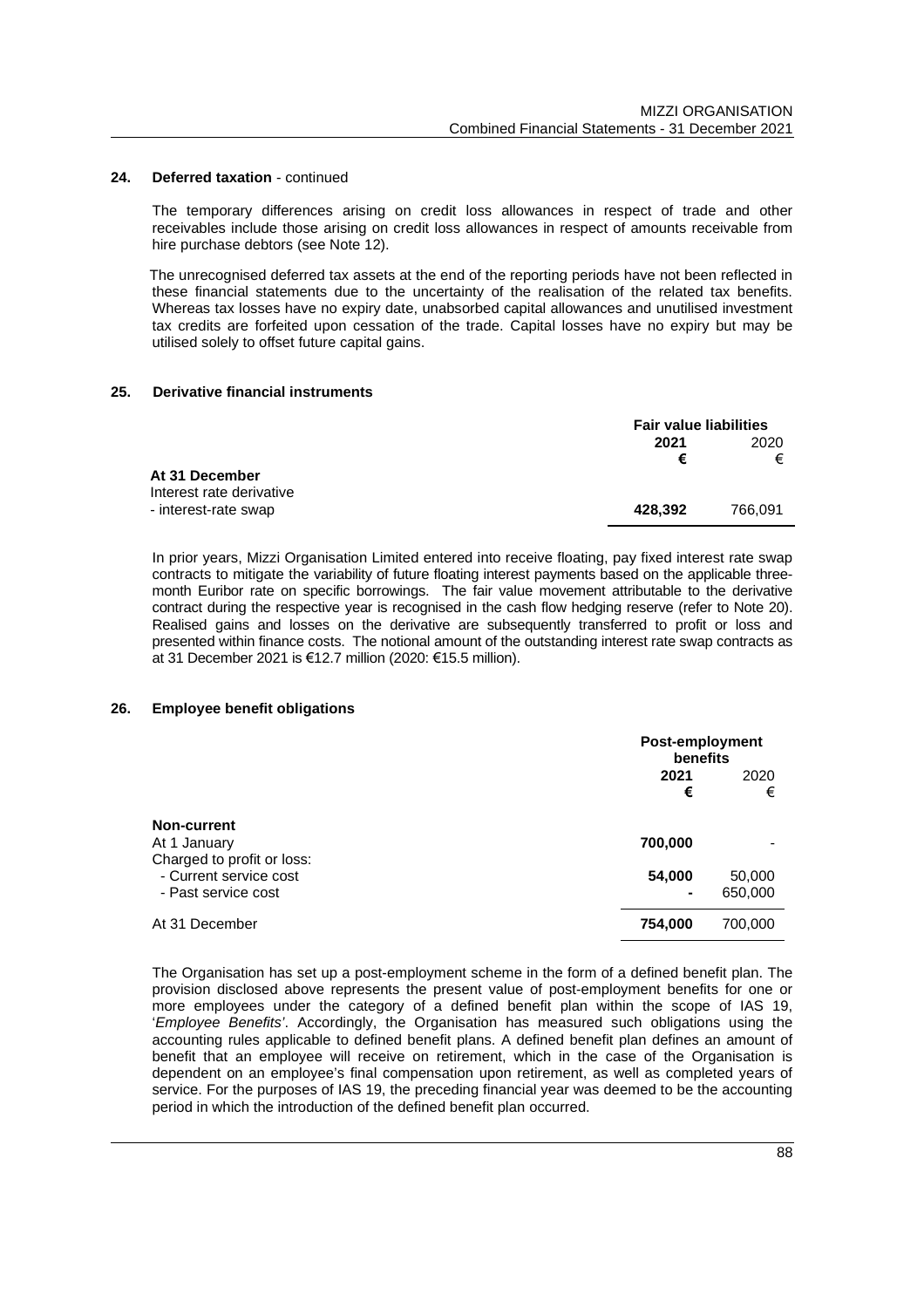## 24. Deferred taxation - continued

The temporary differences arising on credit loss allowances in respect of trade and other receivables include those arising on credit loss allowances in respect of amounts receivable from hire purchase debtors (see Note 12).

The unrecognised deferred tax assets at the end of the reporting periods have not been reflected in these financial statements due to the uncertainty of the realisation of the related tax benefits. Whereas tax losses have no expiry date, unabsorbed capital allowances and unutilised investment tax credits are forfeited upon cessation of the trade. Capital losses have no expiry but may be utilised solely to offset future capital gains.

## 25. Derivative financial instruments

| | Fair value liabilities | |
|---|---|---|
| | **2021** | 2020 |
| | **€** | € |
| **At 31 December** | | |
| Interest rate derivative | | |
| - interest-rate swap | **428,392** | 766,091 |

In prior years, Mizzi Organisation Limited entered into receive floating, pay fixed interest rate swap contracts to mitigate the variability of future floating interest payments based on the applicable three-month Euribor rate on specific borrowings. The fair value movement attributable to the derivative contract during the respective year is recognised in the cash flow hedging reserve (refer to Note 20). Realised gains and losses on the derivative are subsequently transferred to profit or loss and presented within finance costs. The notional amount of the outstanding interest rate swap contracts as at 31 December 2021 is €12.7 million (2020: €15.5 million).

## 26. Employee benefit obligations

| | Post-employment benefits | |
|---|---|---|
| | **2021** | 2020 |
| | **€** | € |
| **Non-current** | | |
| At 1 January | **700,000** | - |
| Charged to profit or loss: | | |
| - Current service cost | **54,000** | 50,000 |
| - Past service cost | **-** | 650,000 |
| At 31 December | **754,000** | 700,000 |

The Organisation has set up a post-employment scheme in the form of a defined benefit plan. The provision disclosed above represents the present value of post-employment benefits for one or more employees under the category of a defined benefit plan within the scope of IAS 19, '*Employee Benefits*'. Accordingly, the Organisation has measured such obligations using the accounting rules applicable to defined benefit plans. A defined benefit plan defines an amount of benefit that an employee will receive on retirement, which in the case of the Organisation is dependent on an employee's final compensation upon retirement, as well as completed years of service. For the purposes of IAS 19, the preceding financial year was deemed to be the accounting period in which the introduction of the defined benefit plan occurred.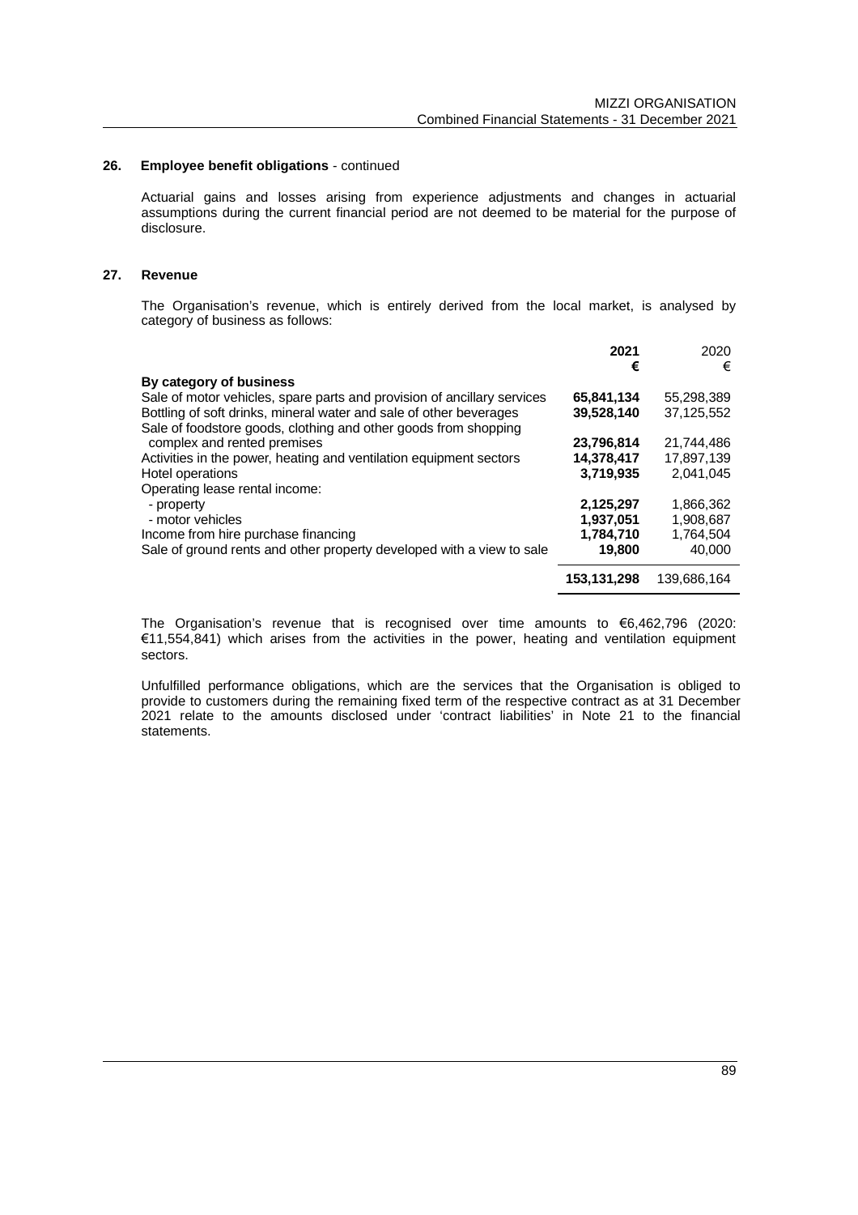## 26. Employee benefit obligations - continued

Actuarial gains and losses arising from experience adjustments and changes in actuarial assumptions during the current financial period are not deemed to be material for the purpose of disclosure.

## 27. Revenue

The Organisation's revenue, which is entirely derived from the local market, is analysed by category of business as follows:

| | **2021** | 2020 |
|---|---|---|
| | **€** | € |
| **By category of business** | | |
| Sale of motor vehicles, spare parts and provision of ancillary services | **65,841,134** | 55,298,389 |
| Bottling of soft drinks, mineral water and sale of other beverages | **39,528,140** | 37,125,552 |
| Sale of foodstore goods, clothing and other goods from shopping complex and rented premises | **23,796,814** | 21,744,486 |
| Activities in the power, heating and ventilation equipment sectors | **14,378,417** | 17,897,139 |
| Hotel operations | **3,719,935** | 2,041,045 |
| Operating lease rental income: | | |
| - property | **2,125,297** | 1,866,362 |
| - motor vehicles | **1,937,051** | 1,908,687 |
| Income from hire purchase financing | **1,784,710** | 1,764,504 |
| Sale of ground rents and other property developed with a view to sale | **19,800** | 40,000 |
| | **153,131,298** | 139,686,164 |

The Organisation's revenue that is recognised over time amounts to €6,462,796 (2020: €11,554,841) which arises from the activities in the power, heating and ventilation equipment sectors.

Unfulfilled performance obligations, which are the services that the Organisation is obliged to provide to customers during the remaining fixed term of the respective contract as at 31 December 2021 relate to the amounts disclosed under 'contract liabilities' in Note 21 to the financial statements.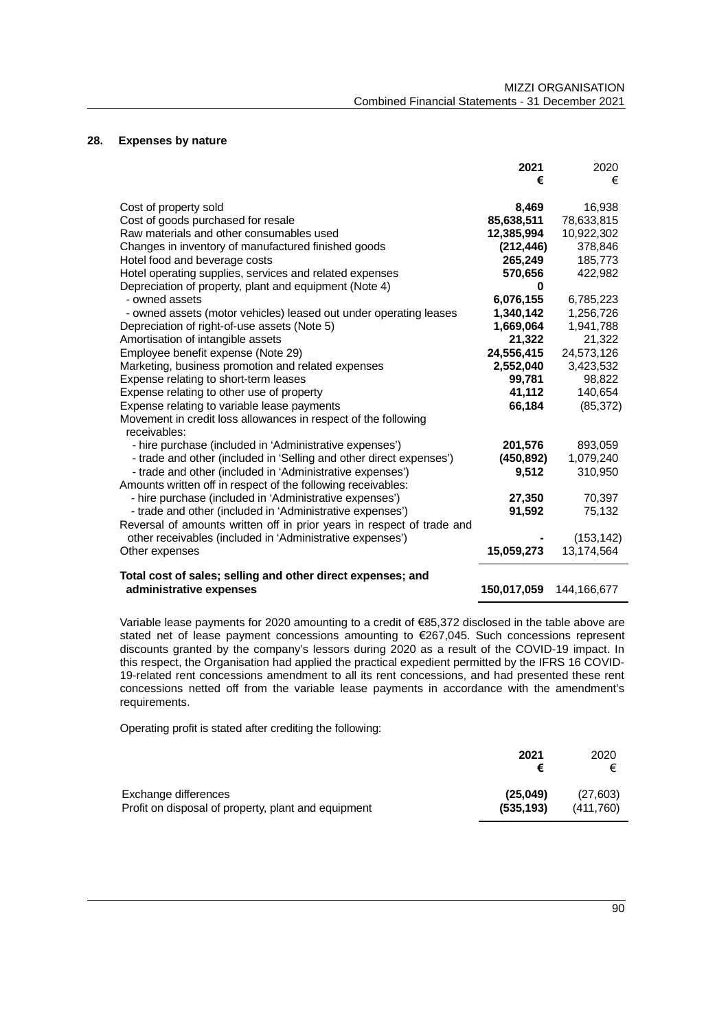## 28. Expenses by nature

| | **2021** **€** | 2020 € |
|---|---|---|
| Cost of property sold | **8,469** | 16,938 |
| Cost of goods purchased for resale | **85,638,511** | 78,633,815 |
| Raw materials and other consumables used | **12,385,994** | 10,922,302 |
| Changes in inventory of manufactured finished goods | **(212,446)** | 378,846 |
| Hotel food and beverage costs | **265,249** | 185,773 |
| Hotel operating supplies, services and related expenses | **570,656** | 422,982 |
| Depreciation of property, plant and equipment (Note 4) | **0** | |
| - owned assets | **6,076,155** | 6,785,223 |
| - owned assets (motor vehicles) leased out under operating leases | **1,340,142** | 1,256,726 |
| Depreciation of right-of-use assets (Note 5) | **1,669,064** | 1,941,788 |
| Amortisation of intangible assets | **21,322** | 21,322 |
| Employee benefit expense (Note 29) | **24,556,415** | 24,573,126 |
| Marketing, business promotion and related expenses | **2,552,040** | 3,423,532 |
| Expense relating to short-term leases | **99,781** | 98,822 |
| Expense relating to other use of property | **41,112** | 140,654 |
| Expense relating to variable lease payments | **66,184** | (85,372) |
| Movement in credit loss allowances in respect of the following receivables: | | |
| - hire purchase (included in 'Administrative expenses') | **201,576** | 893,059 |
| - trade and other (included in 'Selling and other direct expenses') | **(450,892)** | 1,079,240 |
| - trade and other (included in 'Administrative expenses') | **9,512** | 310,950 |
| Amounts written off in respect of the following receivables: | | |
| - hire purchase (included in 'Administrative expenses') | **27,350** | 70,397 |
| - trade and other (included in 'Administrative expenses') | **91,592** | 75,132 |
| Reversal of amounts written off in prior years in respect of trade and other receivables (included in 'Administrative expenses') | **-** | (153,142) |
| Other expenses | **15,059,273** | 13,174,564 |
| **Total cost of sales; selling and other direct expenses; and administrative expenses** | **150,017,059** | 144,166,677 |

Variable lease payments for 2020 amounting to a credit of €85,372 disclosed in the table above are stated net of lease payment concessions amounting to €267,045. Such concessions represent discounts granted by the company's lessors during 2020 as a result of the COVID-19 impact. In this respect, the Organisation had applied the practical expedient permitted by the IFRS 16 COVID-19-related rent concessions amendment to all its rent concessions, and had presented these rent concessions netted off from the variable lease payments in accordance with the amendment's requirements.

Operating profit is stated after crediting the following:

| | **2021** **€** | 2020 € |
|---|---|---|
| Exchange differences | **(25,049)** | (27,603) |
| Profit on disposal of property, plant and equipment | **(535,193)** | (411,760) |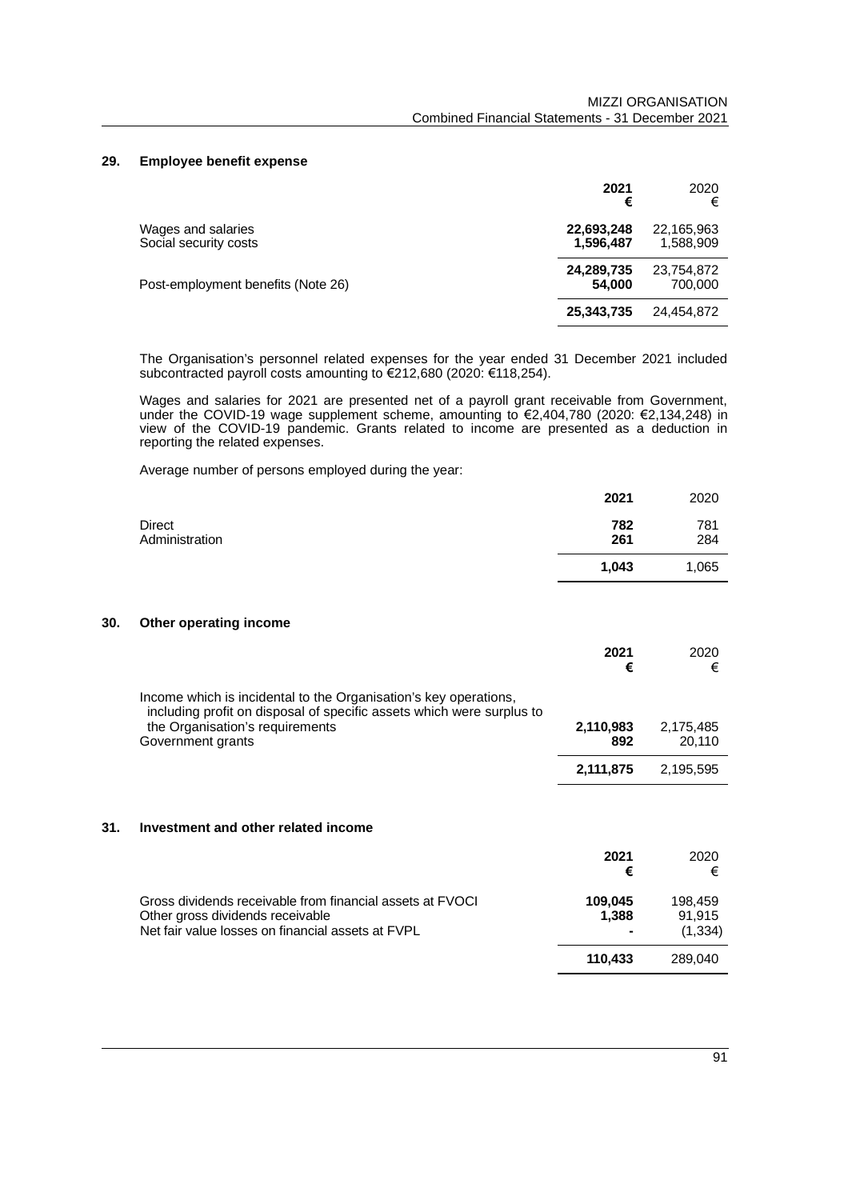## 29. Employee benefit expense

| | **2021 €** | 2020 € |
|---|---|---|
| Wages and salaries | **22,693,248** | 22,165,963 |
| Social security costs | **1,596,487** | 1,588,909 |
| | **24,289,735** | 23,754,872 |
| Post-employment benefits (Note 26) | **54,000** | 700,000 |
| | **25,343,735** | 24,454,872 |

The Organisation's personnel related expenses for the year ended 31 December 2021 included subcontracted payroll costs amounting to €212,680 (2020: €118,254).

Wages and salaries for 2021 are presented net of a payroll grant receivable from Government, under the COVID-19 wage supplement scheme, amounting to €2,404,780 (2020: €2,134,248) in view of the COVID-19 pandemic. Grants related to income are presented as a deduction in reporting the related expenses.

Average number of persons employed during the year:

| | **2021** | 2020 |
|---|---|---|
| Direct | **782** | 781 |
| Administration | **261** | 284 |
| | **1,043** | 1,065 |

## 30. Other operating income

| | **2021 €** | 2020 € |
|---|---|---|
| Income which is incidental to the Organisation's key operations, including profit on disposal of specific assets which were surplus to the Organisation's requirements | **2,110,983** | 2,175,485 |
| Government grants | **892** | 20,110 |
| | **2,111,875** | 2,195,595 |

## 31. Investment and other related income

| | **2021 €** | 2020 € |
|---|---|---|
| Gross dividends receivable from financial assets at FVOCI | **109,045** | 198,459 |
| Other gross dividends receivable | **1,388** | 91,915 |
| Net fair value losses on financial assets at FVPL | **-** | (1,334) |
| | **110,433** | 289,040 |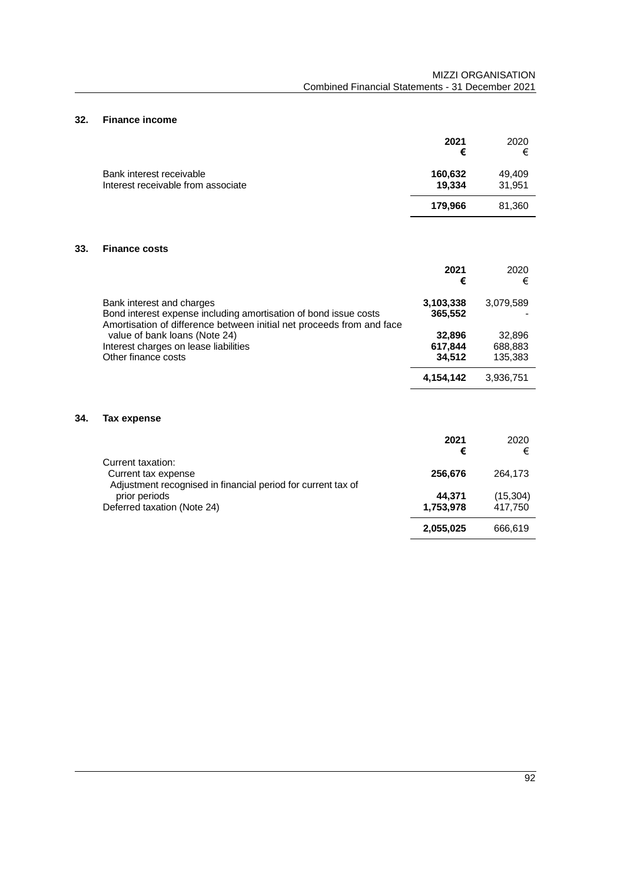## 32. Finance income

| | **2021** | 2020 |
|---|---|---|
| | **€** | € |
| Bank interest receivable | **160,632** | 49,409 |
| Interest receivable from associate | **19,334** | 31,951 |
| | **179,966** | 81,360 |

## 33. Finance costs

| | **2021** | 2020 |
|---|---|---|
| | **€** | € |
| Bank interest and charges | **3,103,338** | 3,079,589 |
| Bond interest expense including amortisation of bond issue costs | **365,552** | - |
| Amortisation of difference between initial net proceeds from and face value of bank loans (Note 24) | **32,896** | 32,896 |
| Interest charges on lease liabilities | **617,844** | 688,883 |
| Other finance costs | **34,512** | 135,383 |
| | **4,154,142** | 3,936,751 |

## 34. Tax expense

| | **2021** | 2020 |
|---|---|---|
| | **€** | € |
| Current taxation: | | |
| Current tax expense | **256,676** | 264,173 |
| Adjustment recognised in financial period for current tax of prior periods | **44,371** | (15,304) |
| Deferred taxation (Note 24) | **1,753,978** | 417,750 |
| | **2,055,025** | 666,619 |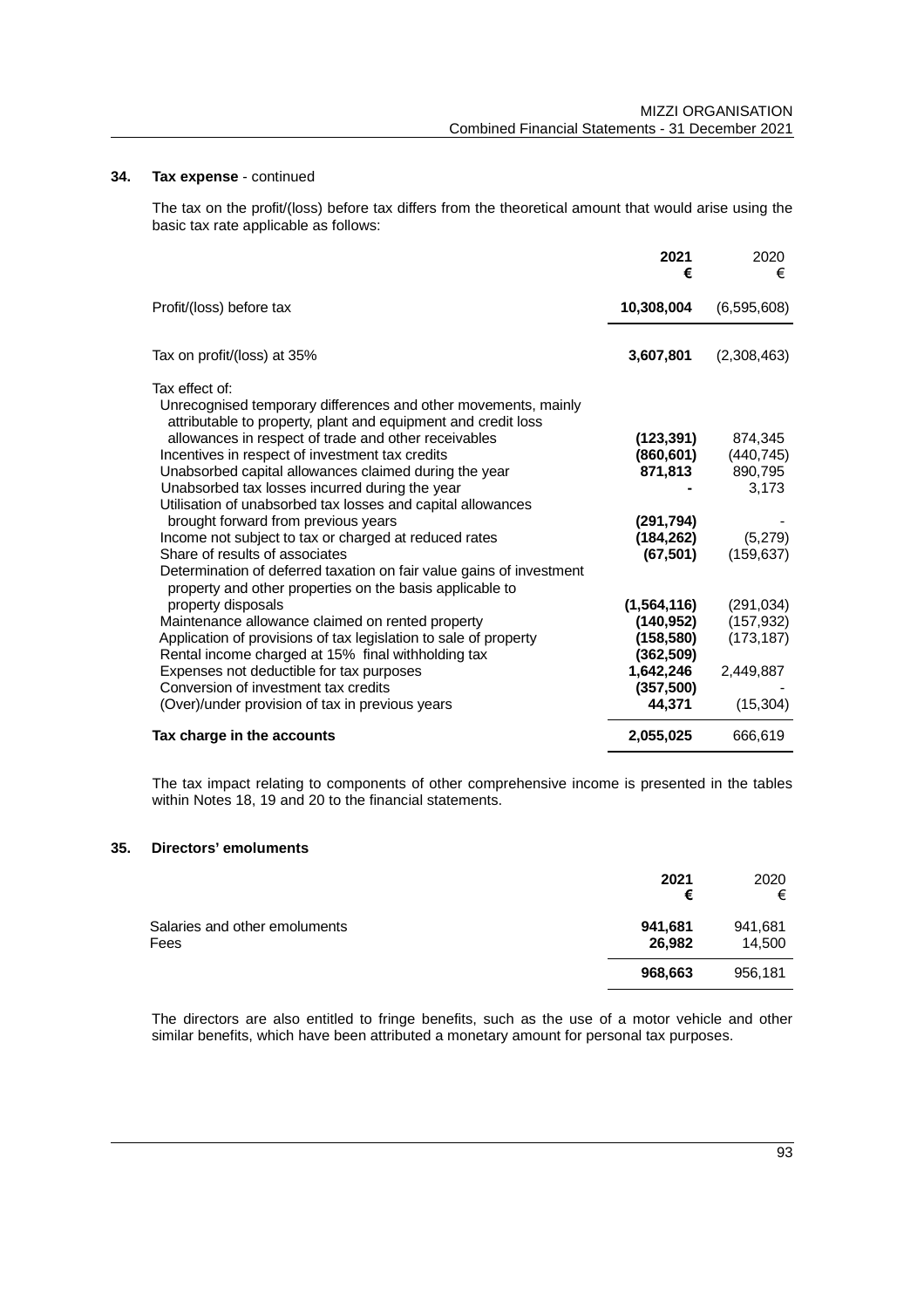### 34. Tax expense - continued

The tax on the profit/(loss) before tax differs from the theoretical amount that would arise using the basic tax rate applicable as follows:

| | **2021** **€** | 2020 € |
|---|---|---|
| Profit/(loss) before tax | **10,308,004** | (6,595,608) |
| Tax on profit/(loss) at 35% | **3,607,801** | (2,308,463) |
| Tax effect of: | | |
| Unrecognised temporary differences and other movements, mainly attributable to property, plant and equipment and credit loss allowances in respect of trade and other receivables | **(123,391)** | 874,345 |
| Incentives in respect of investment tax credits | **(860,601)** | (440,745) |
| Unabsorbed capital allowances claimed during the year | **871,813** | 890,795 |
| Unabsorbed tax losses incurred during the year | **-** | 3,173 |
| Utilisation of unabsorbed tax losses and capital allowances brought forward from previous years | **(291,794)** | - |
| Income not subject to tax or charged at reduced rates | **(184,262)** | (5,279) |
| Share of results of associates | **(67,501)** | (159,637) |
| Determination of deferred taxation on fair value gains of investment property and other properties on the basis applicable to property disposals | **(1,564,116)** | (291,034) |
| Maintenance allowance claimed on rented property | **(140,952)** | (157,932) |
| Application of provisions of tax legislation to sale of property | **(158,580)** | (173,187) |
| Rental income charged at 15% final withholding tax | **(362,509)** | |
| Expenses not deductible for tax purposes | **1,642,246** | 2,449,887 |
| Conversion of investment tax credits | **(357,500)** | - |
| (Over)/under provision of tax in previous years | **44,371** | (15,304) |
| **Tax charge in the accounts** | **2,055,025** | 666,619 |

The tax impact relating to components of other comprehensive income is presented in the tables within Notes 18, 19 and 20 to the financial statements.

### 35. Directors' emoluments

| | **2021** **€** | 2020 € |
|---|---|---|
| Salaries and other emoluments | **941,681** | 941,681 |
| Fees | **26,982** | 14,500 |
| | **968,663** | 956,181 |

The directors are also entitled to fringe benefits, such as the use of a motor vehicle and other similar benefits, which have been attributed a monetary amount for personal tax purposes.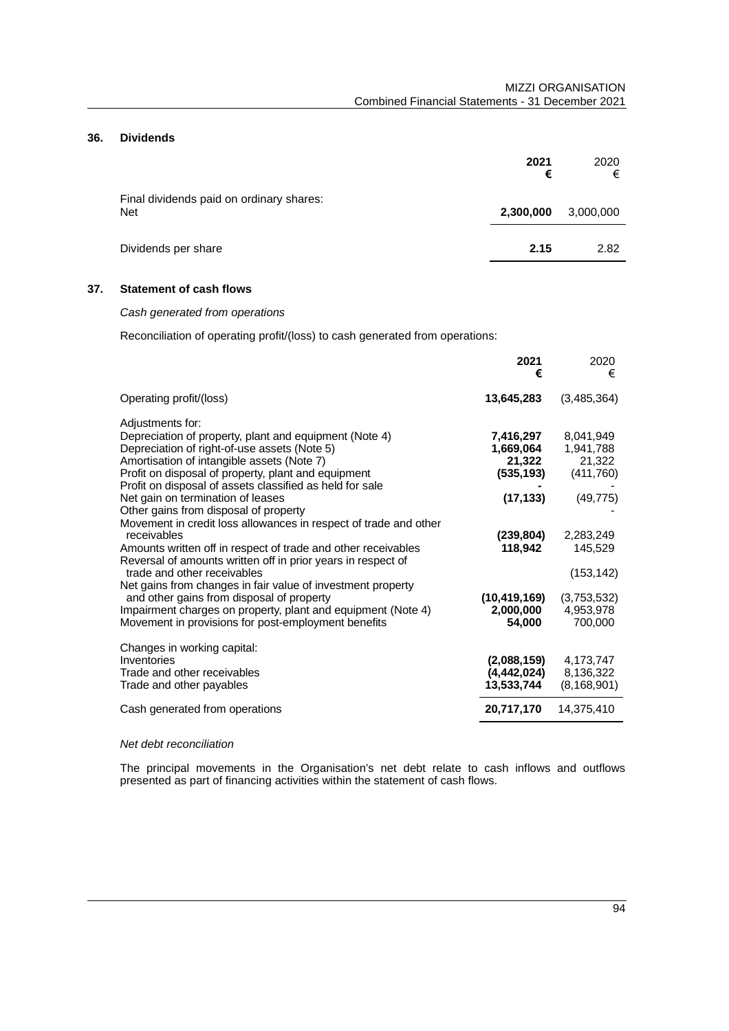## 36. Dividends

| | 2021 € | 2020 € |
|---|---|---|
| Final dividends paid on ordinary shares: | | |
| Net | **2,300,000** | 3,000,000 |
| Dividends per share | **2.15** | 2.82 |

## 37. Statement of cash flows

*Cash generated from operations*

Reconciliation of operating profit/(loss) to cash generated from operations:

| | 2021 € | 2020 € |
|---|---|---|
| Operating profit/(loss) | **13,645,283** | (3,485,364) |
| Adjustments for: | | |
| Depreciation of property, plant and equipment (Note 4) | **7,416,297** | 8,041,949 |
| Depreciation of right-of-use assets (Note 5) | **1,669,064** | 1,941,788 |
| Amortisation of intangible assets (Note 7) | **21,322** | 21,322 |
| Profit on disposal of property, plant and equipment | **(535,193)** | (411,760) |
| Profit on disposal of assets classified as held for sale | **-** | - |
| Net gain on termination of leases | **(17,133)** | (49,775) |
| Other gains from disposal of property | | - |
| Movement in credit loss allowances in respect of trade and other receivables | **(239,804)** | 2,283,249 |
| Amounts written off in respect of trade and other receivables | **118,942** | 145,529 |
| Reversal of amounts written off in prior years in respect of trade and other receivables | | (153,142) |
| Net gains from changes in fair value of investment property and other gains from disposal of property | **(10,419,169)** | (3,753,532) |
| Impairment charges on property, plant and equipment (Note 4) | **2,000,000** | 4,953,978 |
| Movement in provisions for post-employment benefits | **54,000** | 700,000 |
| Changes in working capital: | | |
| Inventories | **(2,088,159)** | 4,173,747 |
| Trade and other receivables | **(4,442,024)** | 8,136,322 |
| Trade and other payables | **13,533,744** | (8,168,901) |
| Cash generated from operations | **20,717,170** | 14,375,410 |

*Net debt reconciliation*

The principal movements in the Organisation's net debt relate to cash inflows and outflows presented as part of financing activities within the statement of cash flows.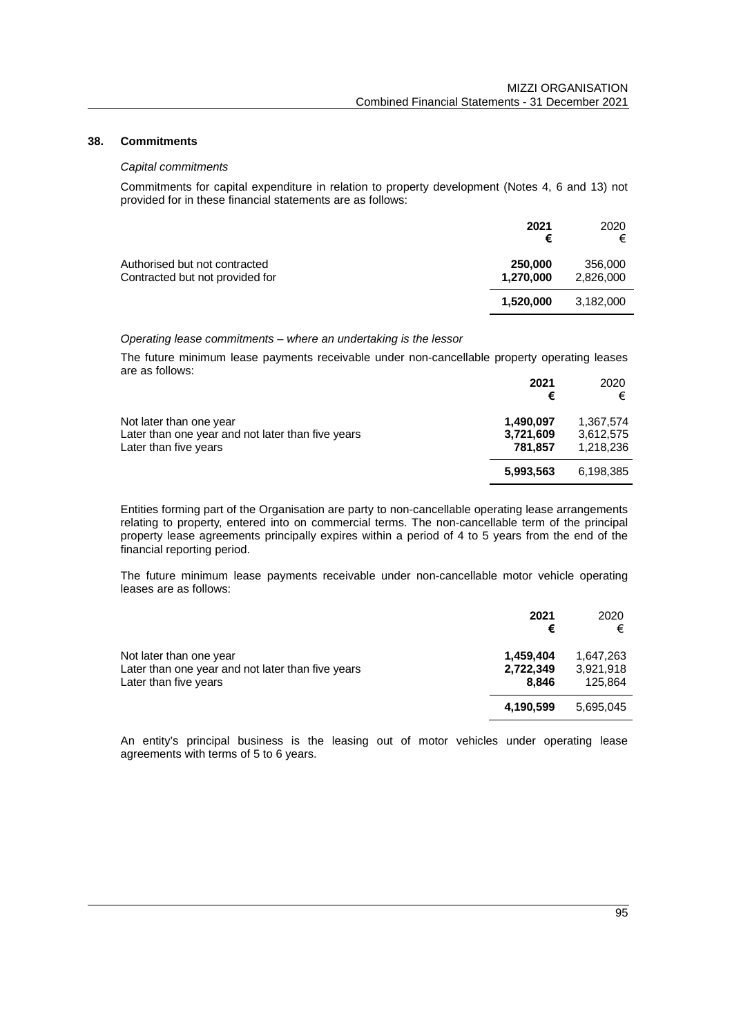## 38. Commitments

*Capital commitments*

Commitments for capital expenditure in relation to property development (Notes 4, 6 and 13) not provided for in these financial statements are as follows:

| | **2021** **€** | 2020 € |
|---|---|---|
| Authorised but not contracted | **250,000** | 356,000 |
| Contracted but not provided for | **1,270,000** | 2,826,000 |
| | **1,520,000** | 3,182,000 |

*Operating lease commitments – where an undertaking is the lessor*

The future minimum lease payments receivable under non-cancellable property operating leases are as follows:

| | **2021** **€** | 2020 € |
|---|---|---|
| Not later than one year | **1,490,097** | 1,367,574 |
| Later than one year and not later than five years | **3,721,609** | 3,612,575 |
| Later than five years | **781,857** | 1,218,236 |
| | **5,993,563** | 6,198,385 |

Entities forming part of the Organisation are party to non-cancellable operating lease arrangements relating to property, entered into on commercial terms. The non-cancellable term of the principal property lease agreements principally expires within a period of 4 to 5 years from the end of the financial reporting period.

The future minimum lease payments receivable under non-cancellable motor vehicle operating leases are as follows:

| | **2021** **€** | 2020 € |
|---|---|---|
| Not later than one year | **1,459,404** | 1,647,263 |
| Later than one year and not later than five years | **2,722,349** | 3,921,918 |
| Later than five years | **8,846** | 125,864 |
| | **4,190,599** | 5,695,045 |

An entity's principal business is the leasing out of motor vehicles under operating lease agreements with terms of 5 to 6 years.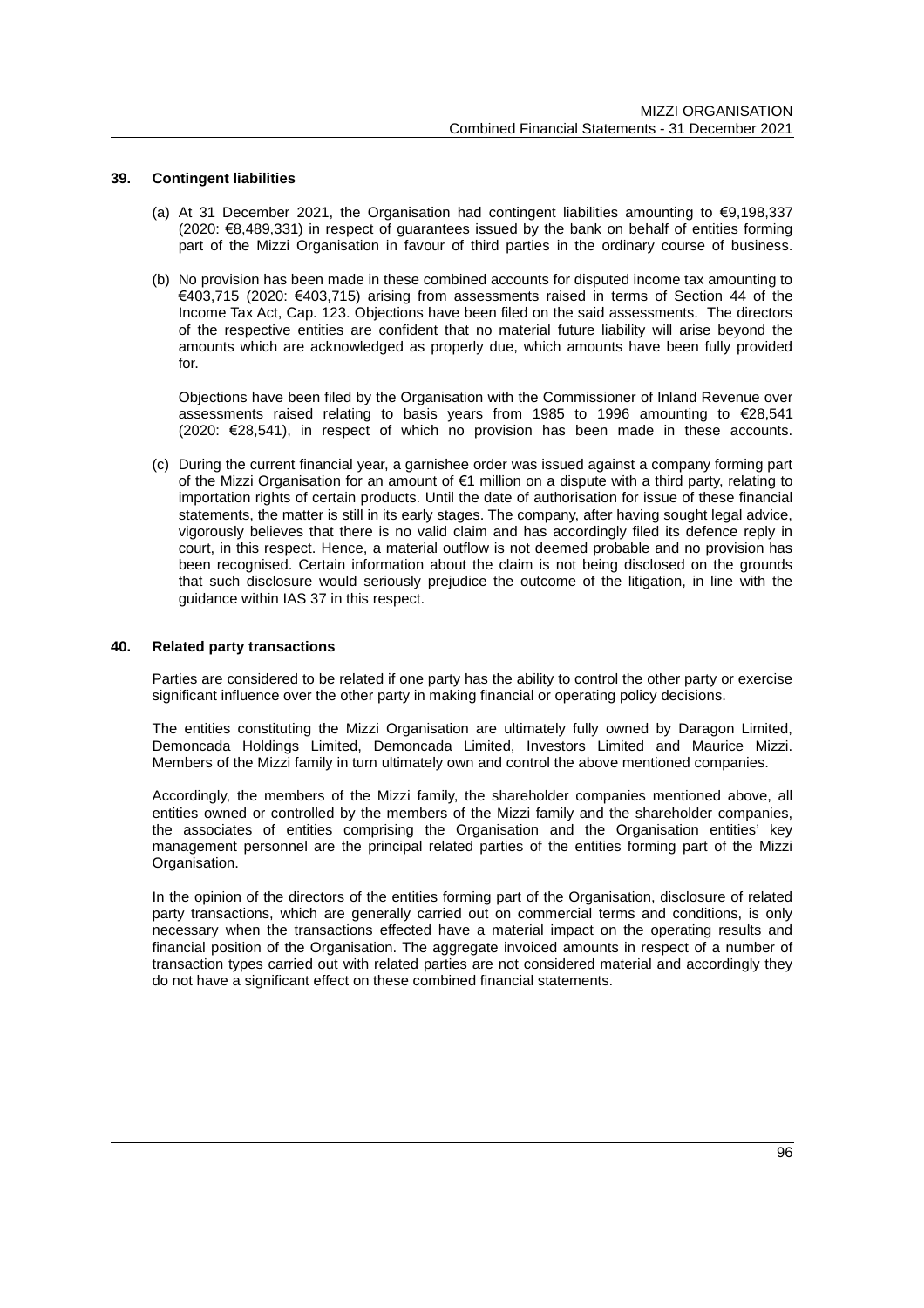## 39. Contingent liabilities

(a) At 31 December 2021, the Organisation had contingent liabilities amounting to €9,198,337 (2020: €8,489,331) in respect of guarantees issued by the bank on behalf of entities forming part of the Mizzi Organisation in favour of third parties in the ordinary course of business.

(b) No provision has been made in these combined accounts for disputed income tax amounting to €403,715 (2020: €403,715) arising from assessments raised in terms of Section 44 of the Income Tax Act, Cap. 123. Objections have been filed on the said assessments. The directors of the respective entities are confident that no material future liability will arise beyond the amounts which are acknowledged as properly due, which amounts have been fully provided for.

Objections have been filed by the Organisation with the Commissioner of Inland Revenue over assessments raised relating to basis years from 1985 to 1996 amounting to €28,541 (2020: €28,541), in respect of which no provision has been made in these accounts.

(c) During the current financial year, a garnishee order was issued against a company forming part of the Mizzi Organisation for an amount of €1 million on a dispute with a third party, relating to importation rights of certain products. Until the date of authorisation for issue of these financial statements, the matter is still in its early stages. The company, after having sought legal advice, vigorously believes that there is no valid claim and has accordingly filed its defence reply in court, in this respect. Hence, a material outflow is not deemed probable and no provision has been recognised. Certain information about the claim is not being disclosed on the grounds that such disclosure would seriously prejudice the outcome of the litigation, in line with the guidance within IAS 37 in this respect.

## 40. Related party transactions

Parties are considered to be related if one party has the ability to control the other party or exercise significant influence over the other party in making financial or operating policy decisions.

The entities constituting the Mizzi Organisation are ultimately fully owned by Daragon Limited, Demoncada Holdings Limited, Demoncada Limited, Investors Limited and Maurice Mizzi. Members of the Mizzi family in turn ultimately own and control the above mentioned companies.

Accordingly, the members of the Mizzi family, the shareholder companies mentioned above, all entities owned or controlled by the members of the Mizzi family and the shareholder companies, the associates of entities comprising the Organisation and the Organisation entities' key management personnel are the principal related parties of the entities forming part of the Mizzi Organisation.

In the opinion of the directors of the entities forming part of the Organisation, disclosure of related party transactions, which are generally carried out on commercial terms and conditions, is only necessary when the transactions effected have a material impact on the operating results and financial position of the Organisation. The aggregate invoiced amounts in respect of a number of transaction types carried out with related parties are not considered material and accordingly they do not have a significant effect on these combined financial statements.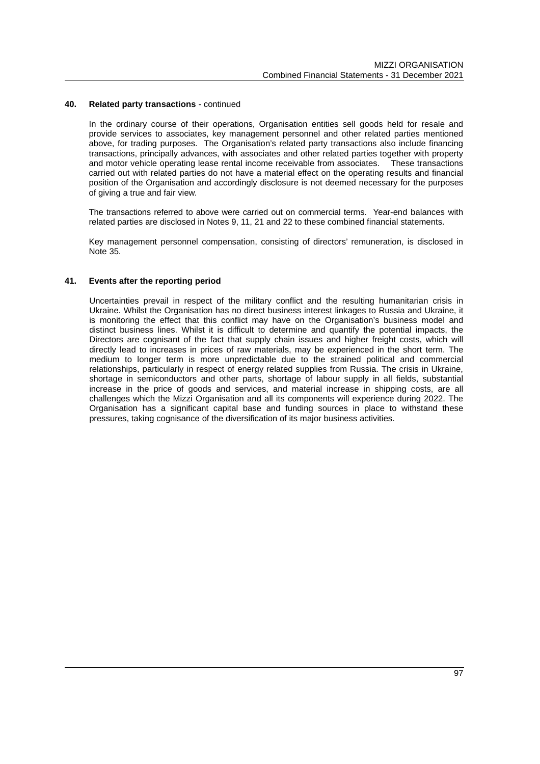### 40. Related party transactions - continued

In the ordinary course of their operations, Organisation entities sell goods held for resale and provide services to associates, key management personnel and other related parties mentioned above, for trading purposes. The Organisation's related party transactions also include financing transactions, principally advances, with associates and other related parties together with property and motor vehicle operating lease rental income receivable from associates. These transactions carried out with related parties do not have a material effect on the operating results and financial position of the Organisation and accordingly disclosure is not deemed necessary for the purposes of giving a true and fair view.

The transactions referred to above were carried out on commercial terms. Year-end balances with related parties are disclosed in Notes 9, 11, 21 and 22 to these combined financial statements.

Key management personnel compensation, consisting of directors' remuneration, is disclosed in Note 35.

### 41. Events after the reporting period

Uncertainties prevail in respect of the military conflict and the resulting humanitarian crisis in Ukraine. Whilst the Organisation has no direct business interest linkages to Russia and Ukraine, it is monitoring the effect that this conflict may have on the Organisation's business model and distinct business lines. Whilst it is difficult to determine and quantify the potential impacts, the Directors are cognisant of the fact that supply chain issues and higher freight costs, which will directly lead to increases in prices of raw materials, may be experienced in the short term. The medium to longer term is more unpredictable due to the strained political and commercial relationships, particularly in respect of energy related supplies from Russia. The crisis in Ukraine, shortage in semiconductors and other parts, shortage of labour supply in all fields, substantial increase in the price of goods and services, and material increase in shipping costs, are all challenges which the Mizzi Organisation and all its components will experience during 2022. The Organisation has a significant capital base and funding sources in place to withstand these pressures, taking cognisance of the diversification of its major business activities.